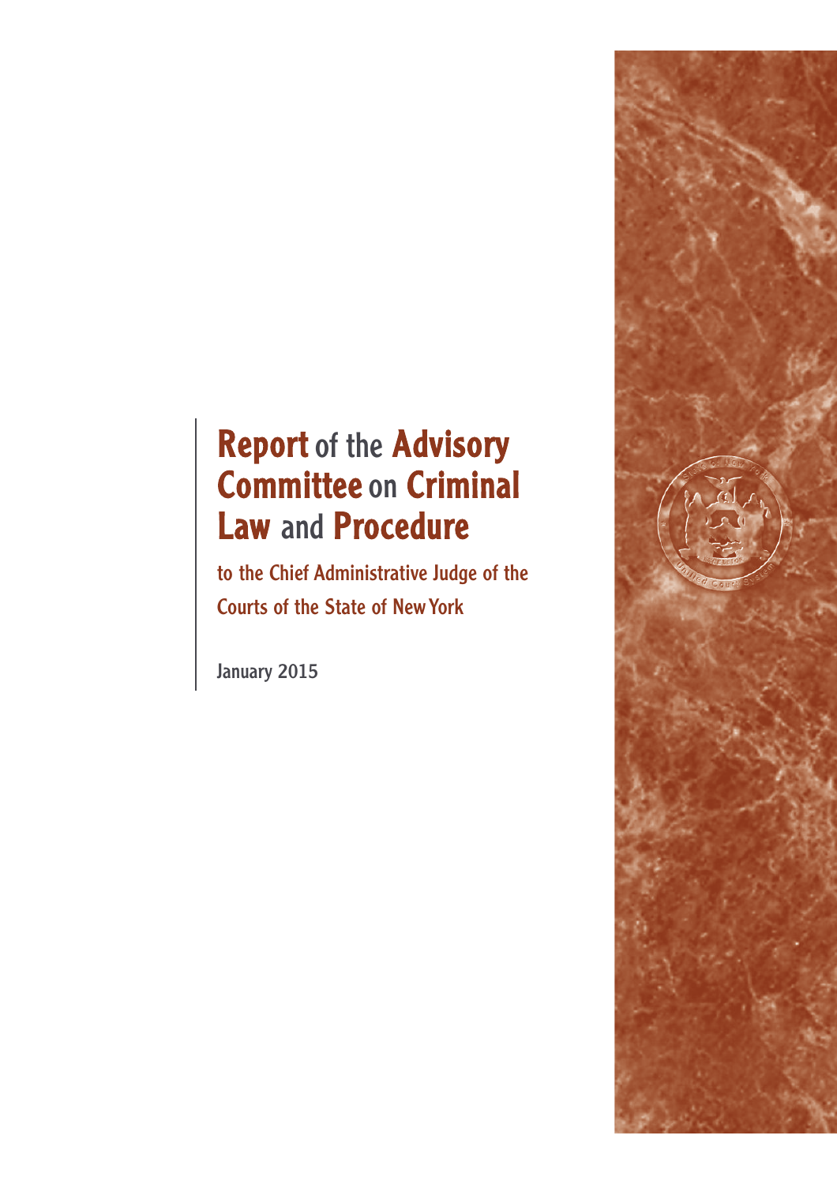# Report of the Advisory Committee on Criminal Law and Procedure

## to the Chief Administrative Judge of the Courts of the State of New York

January 2015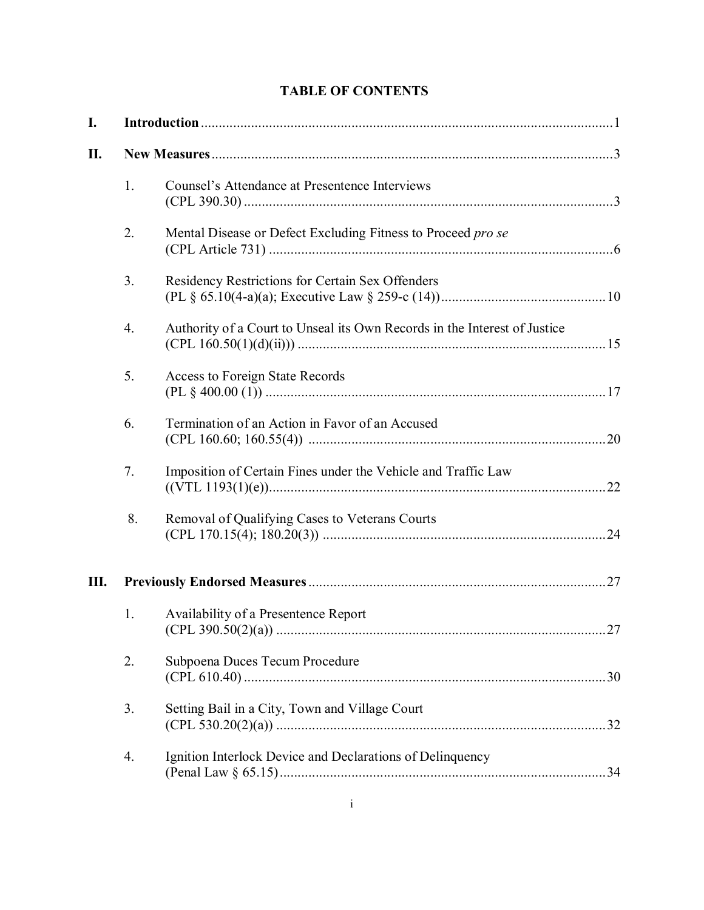# TABLE OF CONTENTS

**I. Introduction** ... 1

**II. New Measures** ... 3

1. Counsel's Attendance at Presentence Interviews (CPL 390.30) ... 3
2. Mental Disease or Defect Excluding Fitness to Proceed *pro se* (CPL Article 731) ... 6
3. Residency Restrictions for Certain Sex Offenders (PL § 65.10(4-a)(a); Executive Law § 259-c (14)) ... 10
4. Authority of a Court to Unseal its Own Records in the Interest of Justice (CPL 160.50(1)(d)(ii))) ... 15
5. Access to Foreign State Records (PL § 400.00 (1)) ... 17
6. Termination of an Action in Favor of an Accused (CPL 160.60; 160.55(4)) ... 20
7. Imposition of Certain Fines under the Vehicle and Traffic Law ((VTL 1193(1)(e)) ... 22
8. Removal of Qualifying Cases to Veterans Courts (CPL 170.15(4); 180.20(3)) ... 24

**III. Previously Endorsed Measures** ... 27

1. Availability of a Presentence Report (CPL 390.50(2)(a)) ... 27
2. Subpoena Duces Tecum Procedure (CPL 610.40) ... 30
3. Setting Bail in a City, Town and Village Court (CPL 530.20(2)(a)) ... 32
4. Ignition Interlock Device and Declarations of Delinquency (Penal Law § 65.15) ... 34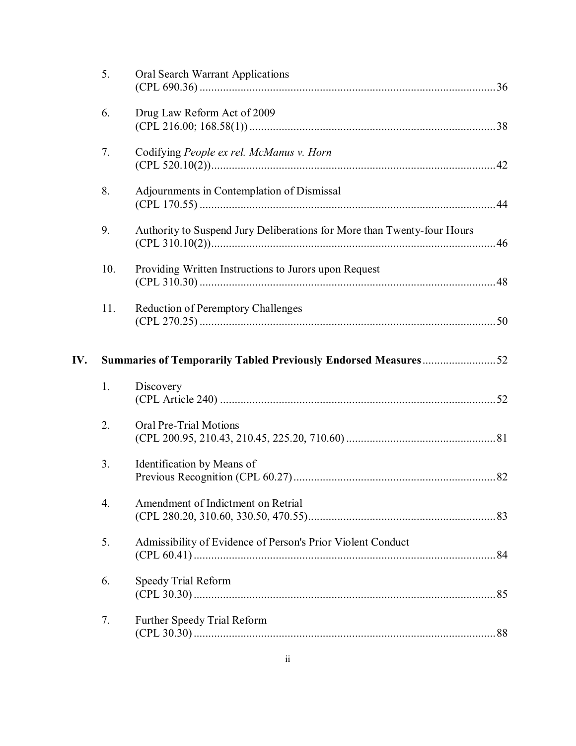5. Oral Search Warrant Applications
   (CPL 690.36) .......................................................................................... 36

6. Drug Law Reform Act of 2009
   (CPL 216.00; 168.58(1)) ........................................................................... 38

7. Codifying *People ex rel. McManus v. Horn*
   (CPL 520.10(2)) ........................................................................................ 42

8. Adjournments in Contemplation of Dismissal
   (CPL 170.55) .......................................................................................... 44

9. Authority to Suspend Jury Deliberations for More than Twenty-four Hours
   (CPL 310.10(2)) ........................................................................................ 46

10. Providing Written Instructions to Jurors upon Request
    (CPL 310.30) .......................................................................................... 48

11. Reduction of Peremptory Challenges
    (CPL 270.25) .......................................................................................... 50

**IV. Summaries of Temporarily Tabled Previously Endorsed Measures** ........................ 52

1. Discovery
   (CPL Article 240) ..................................................................................... 52

2. Oral Pre-Trial Motions
   (CPL 200.95, 210.43, 210.45, 225.20, 710.60) ............................................. 81

3. Identification by Means of
   Previous Recognition (CPL 60.27) ............................................................. 82

4. Amendment of Indictment on Retrial
   (CPL 280.20, 310.60, 330.50, 470.55) ........................................................ 83

5. Admissibility of Evidence of Person's Prior Violent Conduct
   (CPL 60.41) ............................................................................................ 84

6. Speedy Trial Reform
   (CPL 30.30) ............................................................................................ 85

7. Further Speedy Trial Reform
   (CPL 30.30) ............................................................................................ 88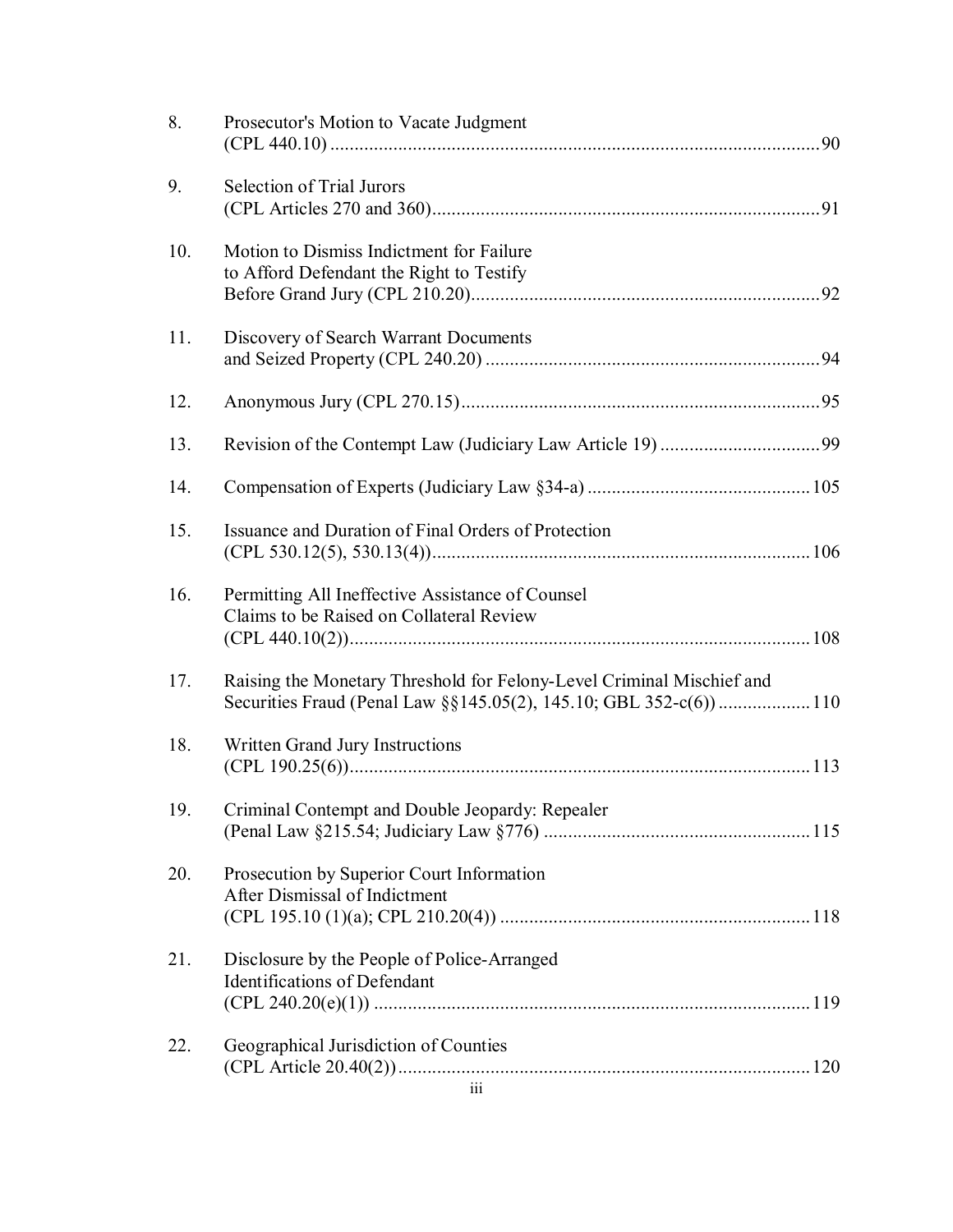8. Prosecutor's Motion to Vacate Judgment (CPL 440.10) ........ 90

9. Selection of Trial Jurors (CPL Articles 270 and 360) ........ 91

10. Motion to Dismiss Indictment for Failure to Afford Defendant the Right to Testify Before Grand Jury (CPL 210.20) ........ 92

11. Discovery of Search Warrant Documents and Seized Property (CPL 240.20) ........ 94

12. Anonymous Jury (CPL 270.15) ........ 95

13. Revision of the Contempt Law (Judiciary Law Article 19) ........ 99

14. Compensation of Experts (Judiciary Law §34-a) ........ 105

15. Issuance and Duration of Final Orders of Protection (CPL 530.12(5), 530.13(4)) ........ 106

16. Permitting All Ineffective Assistance of Counsel Claims to be Raised on Collateral Review (CPL 440.10(2)) ........ 108

17. Raising the Monetary Threshold for Felony-Level Criminal Mischief and Securities Fraud (Penal Law §§145.05(2), 145.10; GBL 352-c(6)) ........ 110

18. Written Grand Jury Instructions (CPL 190.25(6)) ........ 113

19. Criminal Contempt and Double Jeopardy: Repealer (Penal Law §215.54; Judiciary Law §776) ........ 115

20. Prosecution by Superior Court Information After Dismissal of Indictment (CPL 195.10 (1)(a); CPL 210.20(4)) ........ 118

21. Disclosure by the People of Police-Arranged Identifications of Defendant (CPL 240.20(e)(1)) ........ 119

22. Geographical Jurisdiction of Counties (CPL Article 20.40(2)) ........ 120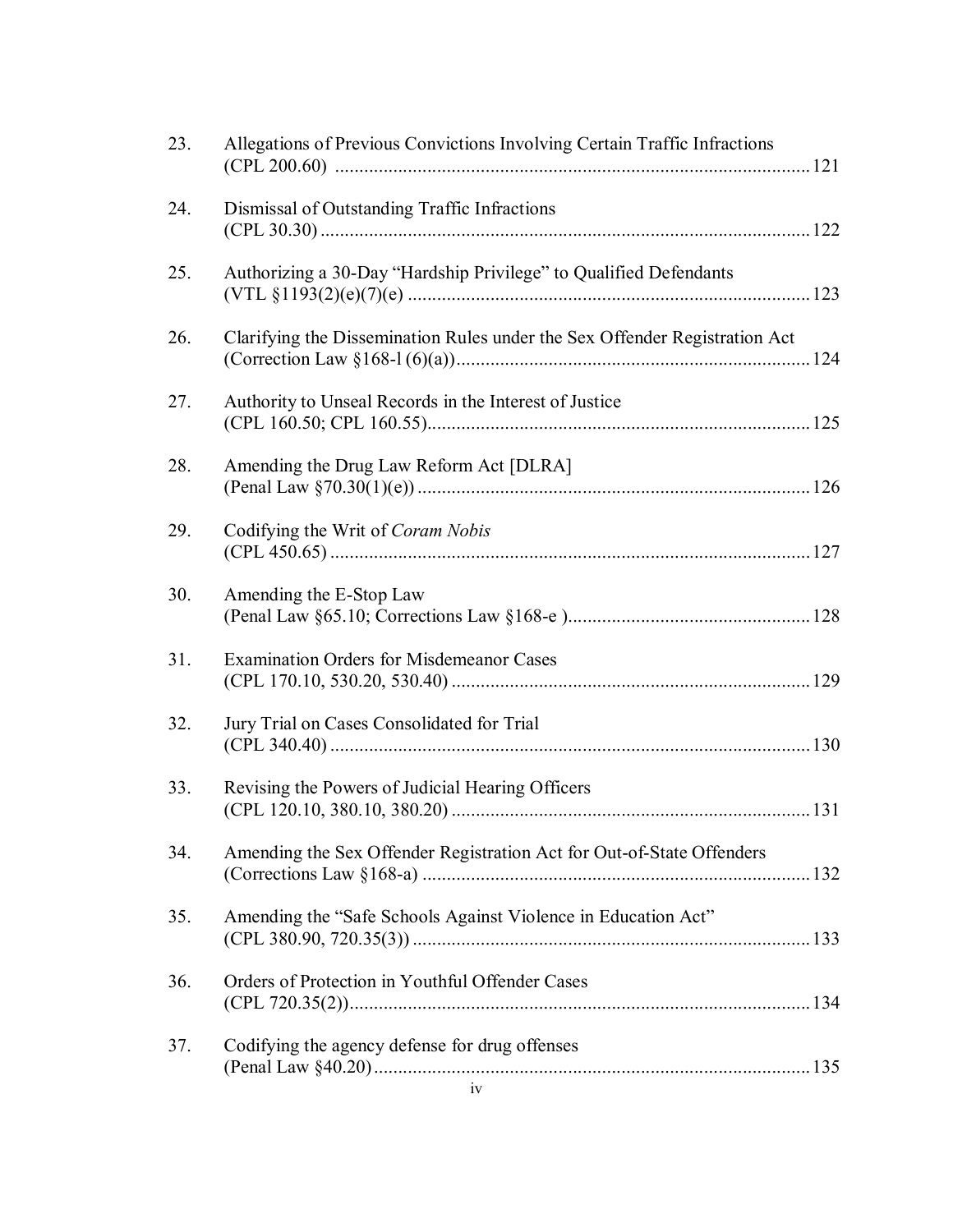23. Allegations of Previous Convictions Involving Certain Traffic Infractions (CPL 200.60) ........ 121

24. Dismissal of Outstanding Traffic Infractions (CPL 30.30) ........ 122

25. Authorizing a 30-Day "Hardship Privilege" to Qualified Defendants (VTL §1193(2)(e)(7)(e) ........ 123

26. Clarifying the Dissemination Rules under the Sex Offender Registration Act (Correction Law §168-l (6)(a)) ........ 124

27. Authority to Unseal Records in the Interest of Justice (CPL 160.50; CPL 160.55) ........ 125

28. Amending the Drug Law Reform Act [DLRA] (Penal Law §70.30(1)(e)) ........ 126

29. Codifying the Writ of *Coram Nobis* (CPL 450.65) ........ 127

30. Amending the E-Stop Law (Penal Law §65.10; Corrections Law §168-e ) ........ 128

31. Examination Orders for Misdemeanor Cases (CPL 170.10, 530.20, 530.40) ........ 129

32. Jury Trial on Cases Consolidated for Trial (CPL 340.40) ........ 130

33. Revising the Powers of Judicial Hearing Officers (CPL 120.10, 380.10, 380.20) ........ 131

34. Amending the Sex Offender Registration Act for Out-of-State Offenders (Corrections Law §168-a) ........ 132

35. Amending the "Safe Schools Against Violence in Education Act" (CPL 380.90, 720.35(3)) ........ 133

36. Orders of Protection in Youthful Offender Cases (CPL 720.35(2)) ........ 134

37. Codifying the agency defense for drug offenses (Penal Law §40.20) ........ 135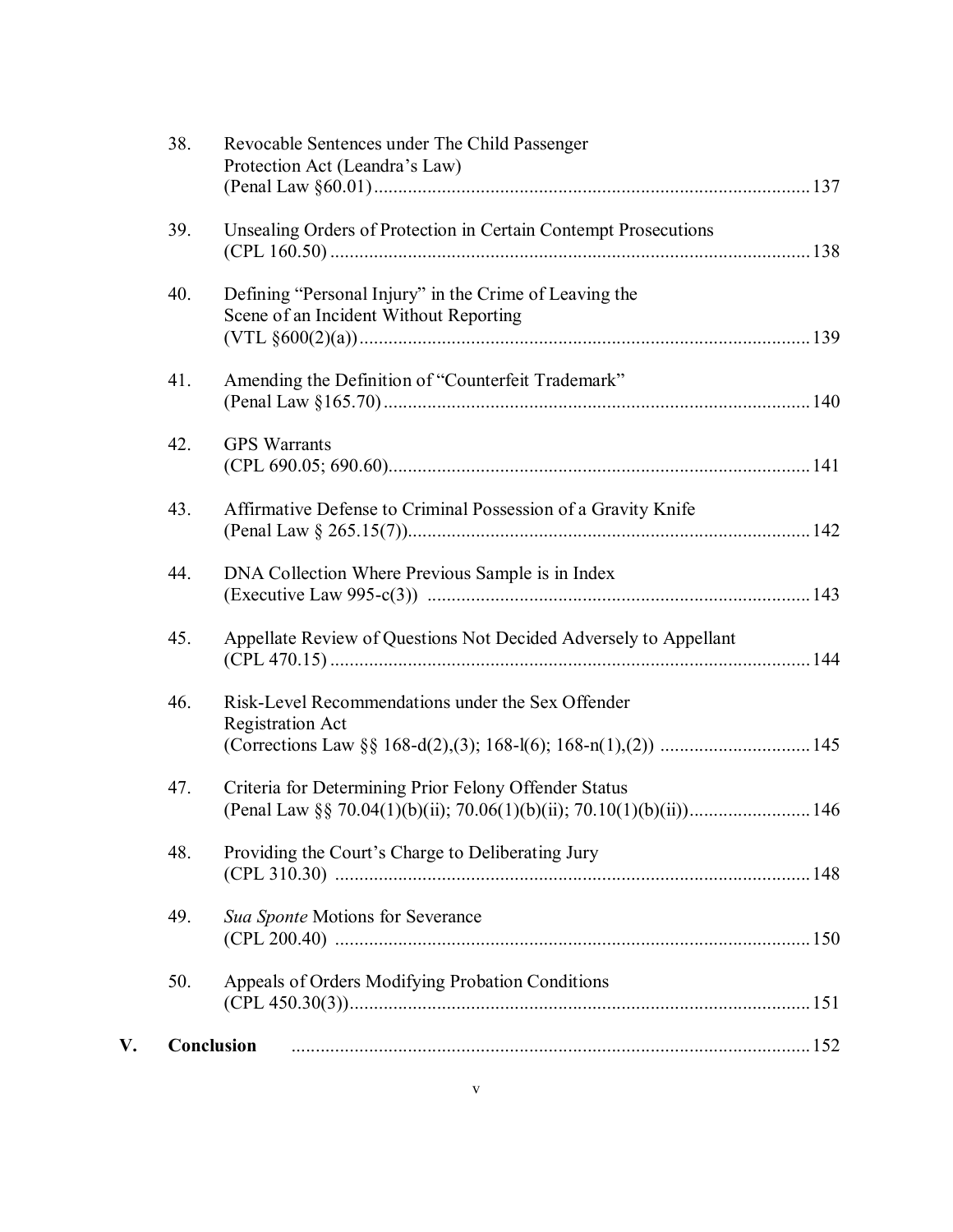38. Revocable Sentences under The Child Passenger Protection Act (Leandra's Law) (Penal Law §60.01) .......... 137

39. Unsealing Orders of Protection in Certain Contempt Prosecutions (CPL 160.50) .......... 138

40. Defining "Personal Injury" in the Crime of Leaving the Scene of an Incident Without Reporting (VTL §600(2)(a)) .......... 139

41. Amending the Definition of "Counterfeit Trademark" (Penal Law §165.70) .......... 140

42. GPS Warrants (CPL 690.05; 690.60) .......... 141

43. Affirmative Defense to Criminal Possession of a Gravity Knife (Penal Law § 265.15(7)) .......... 142

44. DNA Collection Where Previous Sample is in Index (Executive Law 995-c(3)) .......... 143

45. Appellate Review of Questions Not Decided Adversely to Appellant (CPL 470.15) .......... 144

46. Risk-Level Recommendations under the Sex Offender Registration Act (Corrections Law §§ 168-d(2),(3); 168-l(6); 168-n(1),(2)) .......... 145

47. Criteria for Determining Prior Felony Offender Status (Penal Law §§ 70.04(1)(b)(ii); 70.06(1)(b)(ii); 70.10(1)(b)(ii)) .......... 146

48. Providing the Court's Charge to Deliberating Jury (CPL 310.30) .......... 148

49. *Sua Sponte* Motions for Severance (CPL 200.40) .......... 150

50. Appeals of Orders Modifying Probation Conditions (CPL 450.30(3)) .......... 151

**V. Conclusion** .......... 152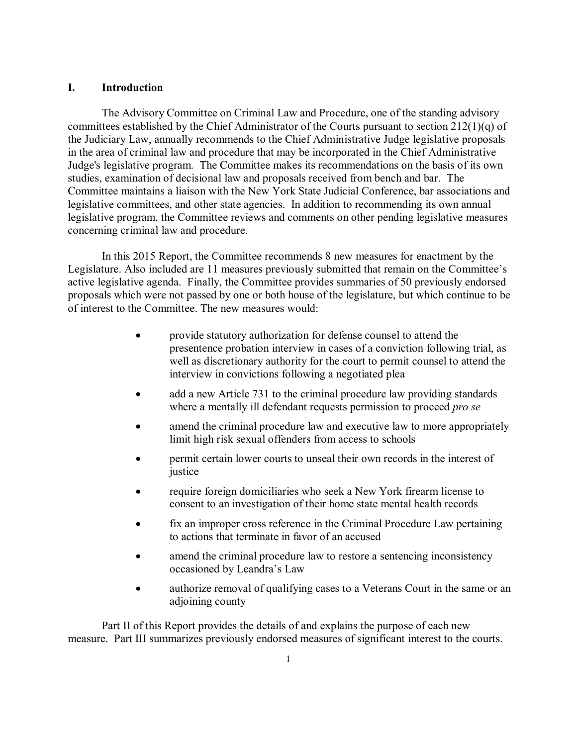## I. Introduction

The Advisory Committee on Criminal Law and Procedure, one of the standing advisory committees established by the Chief Administrator of the Courts pursuant to section 212(1)(q) of the Judiciary Law, annually recommends to the Chief Administrative Judge legislative proposals in the area of criminal law and procedure that may be incorporated in the Chief Administrative Judge's legislative program. The Committee makes its recommendations on the basis of its own studies, examination of decisional law and proposals received from bench and bar. The Committee maintains a liaison with the New York State Judicial Conference, bar associations and legislative committees, and other state agencies. In addition to recommending its own annual legislative program, the Committee reviews and comments on other pending legislative measures concerning criminal law and procedure.

In this 2015 Report, the Committee recommends 8 new measures for enactment by the Legislature. Also included are 11 measures previously submitted that remain on the Committee's active legislative agenda. Finally, the Committee provides summaries of 50 previously endorsed proposals which were not passed by one or both house of the legislature, but which continue to be of interest to the Committee. The new measures would:

- provide statutory authorization for defense counsel to attend the presentence probation interview in cases of a conviction following trial, as well as discretionary authority for the court to permit counsel to attend the interview in convictions following a negotiated plea
- add a new Article 731 to the criminal procedure law providing standards where a mentally ill defendant requests permission to proceed *pro se*
- amend the criminal procedure law and executive law to more appropriately limit high risk sexual offenders from access to schools
- permit certain lower courts to unseal their own records in the interest of justice
- require foreign domiciliaries who seek a New York firearm license to consent to an investigation of their home state mental health records
- fix an improper cross reference in the Criminal Procedure Law pertaining to actions that terminate in favor of an accused
- amend the criminal procedure law to restore a sentencing inconsistency occasioned by Leandra's Law
- authorize removal of qualifying cases to a Veterans Court in the same or an adjoining county

Part II of this Report provides the details of and explains the purpose of each new measure. Part III summarizes previously endorsed measures of significant interest to the courts.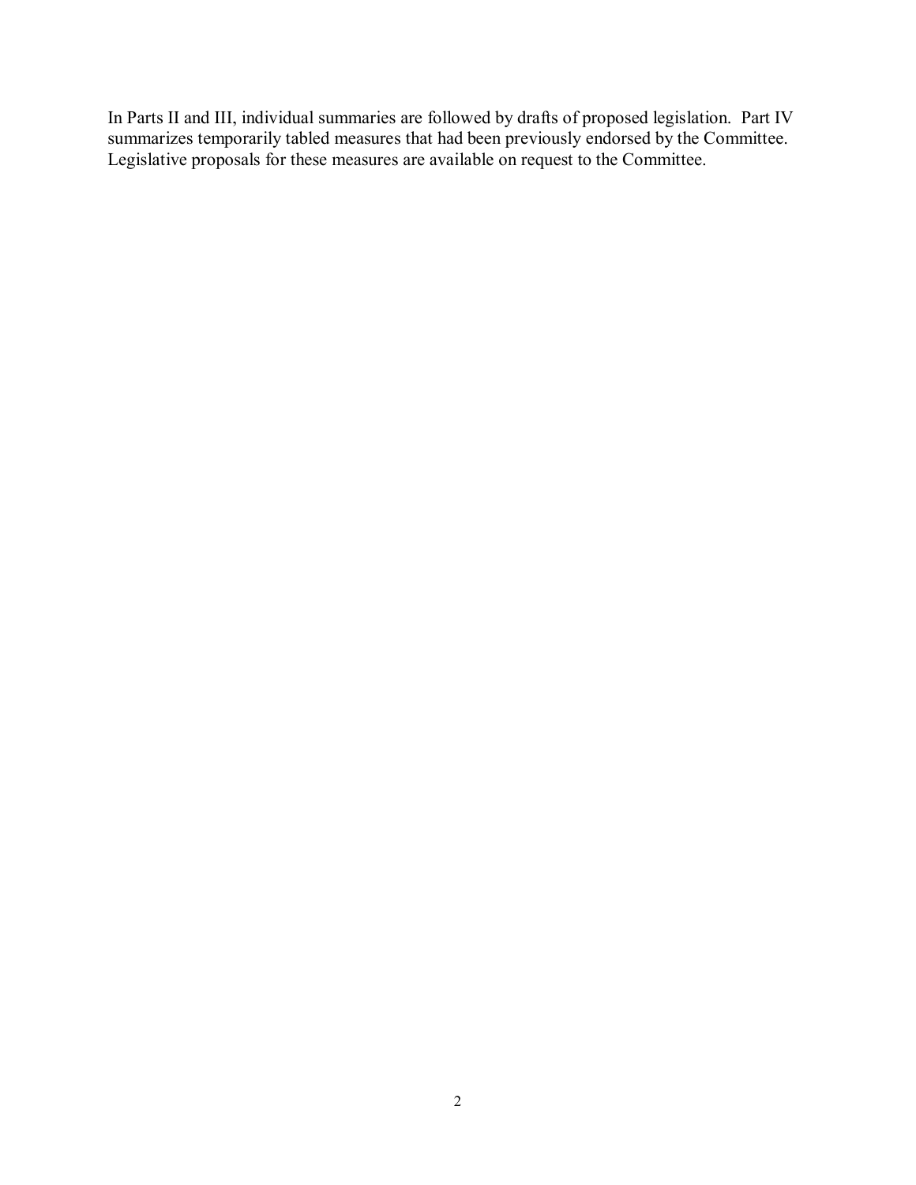In Parts II and III, individual summaries are followed by drafts of proposed legislation. Part IV summarizes temporarily tabled measures that had been previously endorsed by the Committee. Legislative proposals for these measures are available on request to the Committee.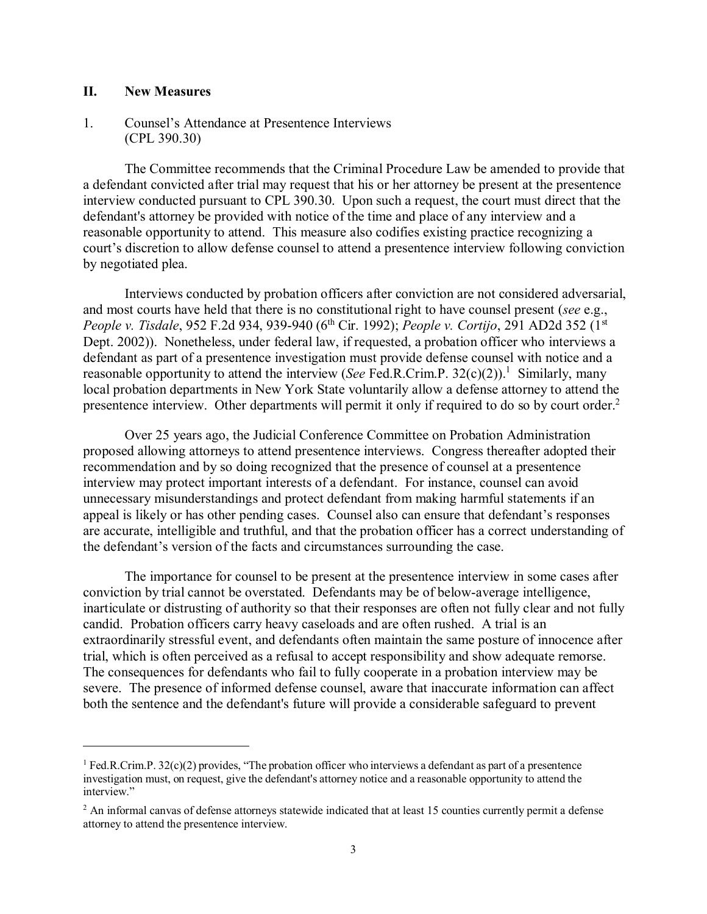## II. New Measures

### 1. Counsel's Attendance at Presentence Interviews (CPL 390.30)

The Committee recommends that the Criminal Procedure Law be amended to provide that a defendant convicted after trial may request that his or her attorney be present at the presentence interview conducted pursuant to CPL 390.30. Upon such a request, the court must direct that the defendant's attorney be provided with notice of the time and place of any interview and a reasonable opportunity to attend. This measure also codifies existing practice recognizing a court's discretion to allow defense counsel to attend a presentence interview following conviction by negotiated plea.

Interviews conducted by probation officers after conviction are not considered adversarial, and most courts have held that there is no constitutional right to have counsel present (*see* e.g., *People v. Tisdale*, 952 F.2d 934, 939-940 (6th Cir. 1992); *People v. Cortijo*, 291 AD2d 352 (1st Dept. 2002)). Nonetheless, under federal law, if requested, a probation officer who interviews a defendant as part of a presentence investigation must provide defense counsel with notice and a reasonable opportunity to attend the interview (*See* Fed.R.Crim.P. 32(c)(2)).[1] Similarly, many local probation departments in New York State voluntarily allow a defense attorney to attend the presentence interview. Other departments will permit it only if required to do so by court order.[2]

Over 25 years ago, the Judicial Conference Committee on Probation Administration proposed allowing attorneys to attend presentence interviews. Congress thereafter adopted their recommendation and by so doing recognized that the presence of counsel at a presentence interview may protect important interests of a defendant. For instance, counsel can avoid unnecessary misunderstandings and protect defendant from making harmful statements if an appeal is likely or has other pending cases. Counsel also can ensure that defendant's responses are accurate, intelligible and truthful, and that the probation officer has a correct understanding of the defendant's version of the facts and circumstances surrounding the case.

The importance for counsel to be present at the presentence interview in some cases after conviction by trial cannot be overstated. Defendants may be of below-average intelligence, inarticulate or distrusting of authority so that their responses are often not fully clear and not fully candid. Probation officers carry heavy caseloads and are often rushed. A trial is an extraordinarily stressful event, and defendants often maintain the same posture of innocence after trial, which is often perceived as a refusal to accept responsibility and show adequate remorse. The consequences for defendants who fail to fully cooperate in a probation interview may be severe. The presence of informed defense counsel, aware that inaccurate information can affect both the sentence and the defendant's future will provide a considerable safeguard to prevent

---

[1] Fed.R.Crim.P. 32(c)(2) provides, "The probation officer who interviews a defendant as part of a presentence investigation must, on request, give the defendant's attorney notice and a reasonable opportunity to attend the interview."

[2] An informal canvas of defense attorneys statewide indicated that at least 15 counties currently permit a defense attorney to attend the presentence interview.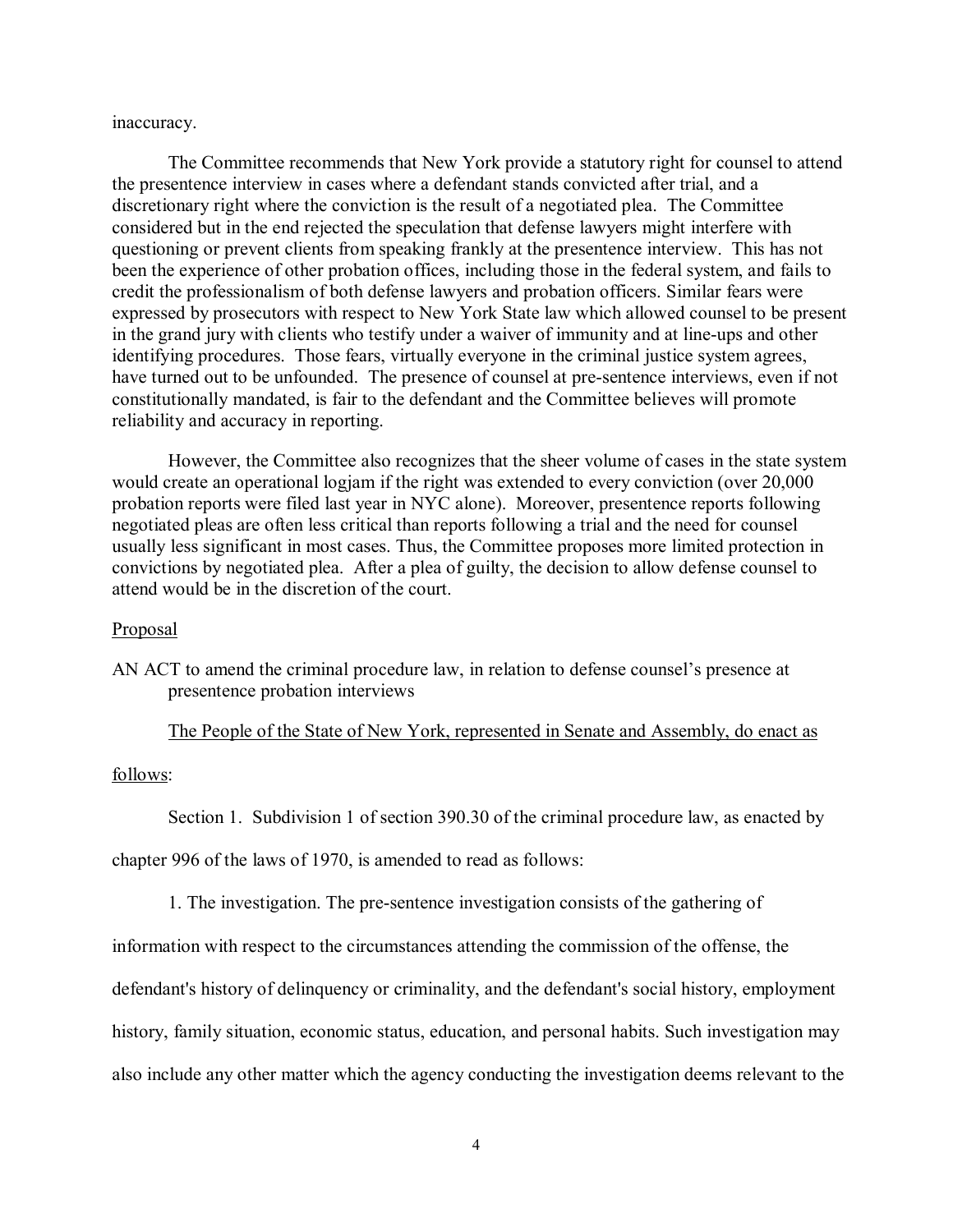inaccuracy.

The Committee recommends that New York provide a statutory right for counsel to attend the presentence interview in cases where a defendant stands convicted after trial, and a discretionary right where the conviction is the result of a negotiated plea. The Committee considered but in the end rejected the speculation that defense lawyers might interfere with questioning or prevent clients from speaking frankly at the presentence interview. This has not been the experience of other probation offices, including those in the federal system, and fails to credit the professionalism of both defense lawyers and probation officers. Similar fears were expressed by prosecutors with respect to New York State law which allowed counsel to be present in the grand jury with clients who testify under a waiver of immunity and at line-ups and other identifying procedures. Those fears, virtually everyone in the criminal justice system agrees, have turned out to be unfounded. The presence of counsel at pre-sentence interviews, even if not constitutionally mandated, is fair to the defendant and the Committee believes will promote reliability and accuracy in reporting.

However, the Committee also recognizes that the sheer volume of cases in the state system would create an operational logjam if the right was extended to every conviction (over 20,000 probation reports were filed last year in NYC alone). Moreover, presentence reports following negotiated pleas are often less critical than reports following a trial and the need for counsel usually less significant in most cases. Thus, the Committee proposes more limited protection in convictions by negotiated plea. After a plea of guilty, the decision to allow defense counsel to attend would be in the discretion of the court.

Proposal

AN ACT to amend the criminal procedure law, in relation to defense counsel's presence at presentence probation interviews

The People of the State of New York, represented in Senate and Assembly, do enact as follows:

Section 1. Subdivision 1 of section 390.30 of the criminal procedure law, as enacted by chapter 996 of the laws of 1970, is amended to read as follows:

1. The investigation. The pre-sentence investigation consists of the gathering of information with respect to the circumstances attending the commission of the offense, the defendant's history of delinquency or criminality, and the defendant's social history, employment history, family situation, economic status, education, and personal habits. Such investigation may also include any other matter which the agency conducting the investigation deems relevant to the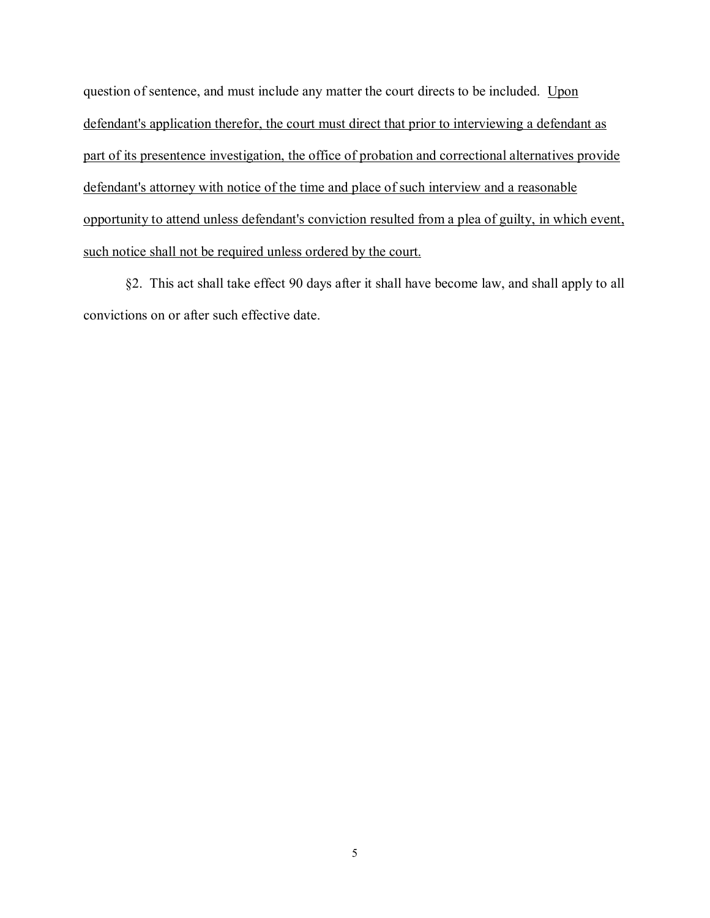question of sentence, and must include any matter the court directs to be included. <u>Upon defendant's application therefor, the court must direct that prior to interviewing a defendant as part of its presentence investigation, the office of probation and correctional alternatives provide defendant's attorney with notice of the time and place of such interview and a reasonable opportunity to attend unless defendant's conviction resulted from a plea of guilty, in which event, such notice shall not be required unless ordered by the court.</u>

§2. This act shall take effect 90 days after it shall have become law, and shall apply to all convictions on or after such effective date.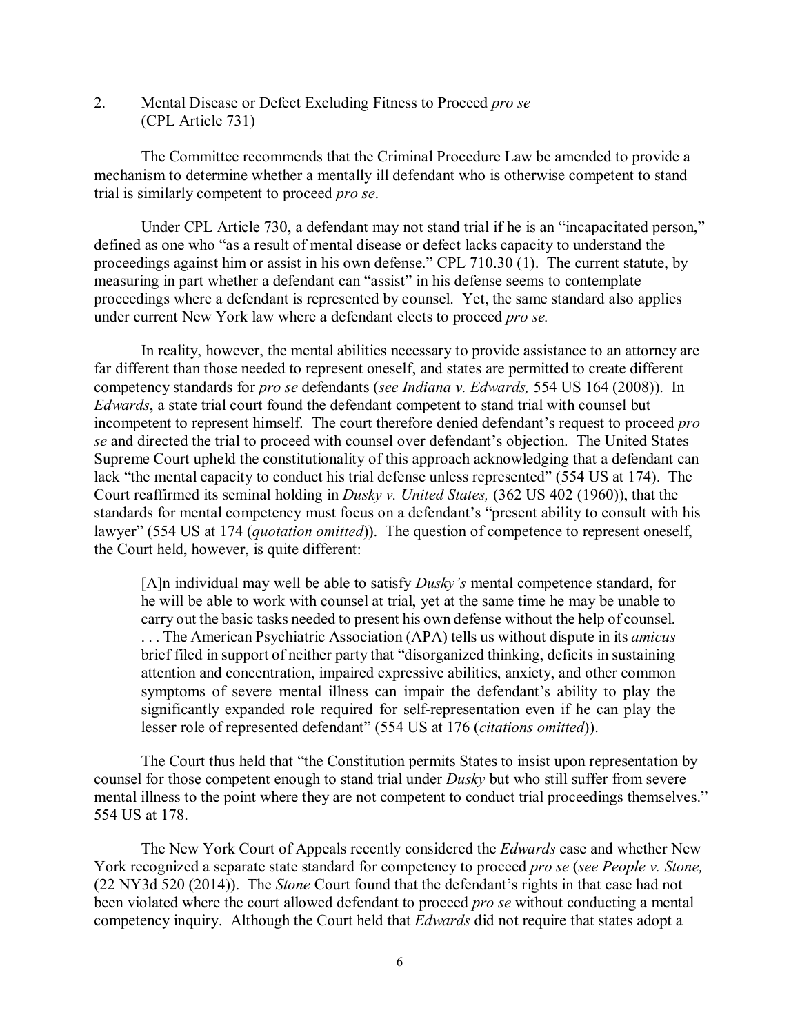## 2. Mental Disease or Defect Excluding Fitness to Proceed *pro se* (CPL Article 731)

The Committee recommends that the Criminal Procedure Law be amended to provide a mechanism to determine whether a mentally ill defendant who is otherwise competent to stand trial is similarly competent to proceed *pro se*.

Under CPL Article 730, a defendant may not stand trial if he is an "incapacitated person," defined as one who "as a result of mental disease or defect lacks capacity to understand the proceedings against him or assist in his own defense." CPL 710.30 (1). The current statute, by measuring in part whether a defendant can "assist" in his defense seems to contemplate proceedings where a defendant is represented by counsel. Yet, the same standard also applies under current New York law where a defendant elects to proceed *pro se.*

In reality, however, the mental abilities necessary to provide assistance to an attorney are far different than those needed to represent oneself, and states are permitted to create different competency standards for *pro se* defendants (*see Indiana v. Edwards,* 554 US 164 (2008)). In *Edwards*, a state trial court found the defendant competent to stand trial with counsel but incompetent to represent himself. The court therefore denied defendant's request to proceed *pro se* and directed the trial to proceed with counsel over defendant's objection. The United States Supreme Court upheld the constitutionality of this approach acknowledging that a defendant can lack "the mental capacity to conduct his trial defense unless represented" (554 US at 174). The Court reaffirmed its seminal holding in *Dusky v. United States,* (362 US 402 (1960)), that the standards for mental competency must focus on a defendant's "present ability to consult with his lawyer" (554 US at 174 (*quotation omitted*)). The question of competence to represent oneself, the Court held, however, is quite different:

> [A]n individual may well be able to satisfy *Dusky's* mental competence standard, for he will be able to work with counsel at trial, yet at the same time he may be unable to carry out the basic tasks needed to present his own defense without the help of counsel. . . . The American Psychiatric Association (APA) tells us without dispute in its *amicus* brief filed in support of neither party that "disorganized thinking, deficits in sustaining attention and concentration, impaired expressive abilities, anxiety, and other common symptoms of severe mental illness can impair the defendant's ability to play the significantly expanded role required for self-representation even if he can play the lesser role of represented defendant" (554 US at 176 (*citations omitted*)).

The Court thus held that "the Constitution permits States to insist upon representation by counsel for those competent enough to stand trial under *Dusky* but who still suffer from severe mental illness to the point where they are not competent to conduct trial proceedings themselves." 554 US at 178.

The New York Court of Appeals recently considered the *Edwards* case and whether New York recognized a separate state standard for competency to proceed *pro se* (*see People v. Stone,* (22 NY3d 520 (2014)). The *Stone* Court found that the defendant's rights in that case had not been violated where the court allowed defendant to proceed *pro se* without conducting a mental competency inquiry. Although the Court held that *Edwards* did not require that states adopt a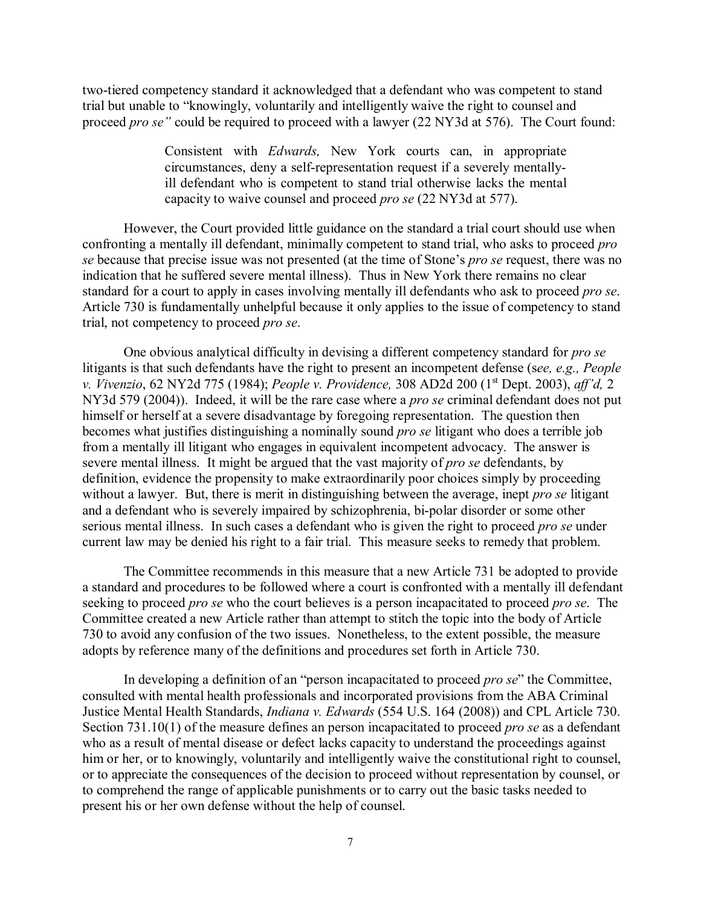two-tiered competency standard it acknowledged that a defendant who was competent to stand trial but unable to "knowingly, voluntarily and intelligently waive the right to counsel and proceed *pro se"* could be required to proceed with a lawyer (22 NY3d at 576). The Court found:

> Consistent with *Edwards,* New York courts can, in appropriate circumstances, deny a self-representation request if a severely mentally-ill defendant who is competent to stand trial otherwise lacks the mental capacity to waive counsel and proceed *pro se* (22 NY3d at 577).

However, the Court provided little guidance on the standard a trial court should use when confronting a mentally ill defendant, minimally competent to stand trial, who asks to proceed *pro se* because that precise issue was not presented (at the time of Stone's *pro se* request, there was no indication that he suffered severe mental illness). Thus in New York there remains no clear standard for a court to apply in cases involving mentally ill defendants who ask to proceed *pro se*. Article 730 is fundamentally unhelpful because it only applies to the issue of competency to stand trial, not competency to proceed *pro se*.

One obvious analytical difficulty in devising a different competency standard for *pro se* litigants is that such defendants have the right to present an incompetent defense (s*ee, e.g., People v. Vivenzio*, 62 NY2d 775 (1984); *People v. Providence,* 308 AD2d 200 (1st Dept. 2003), *aff'd,* 2 NY3d 579 (2004)). Indeed, it will be the rare case where a *pro se* criminal defendant does not put himself or herself at a severe disadvantage by foregoing representation. The question then becomes what justifies distinguishing a nominally sound *pro se* litigant who does a terrible job from a mentally ill litigant who engages in equivalent incompetent advocacy. The answer is severe mental illness. It might be argued that the vast majority of *pro se* defendants, by definition, evidence the propensity to make extraordinarily poor choices simply by proceeding without a lawyer. But, there is merit in distinguishing between the average, inept *pro se* litigant and a defendant who is severely impaired by schizophrenia, bi-polar disorder or some other serious mental illness. In such cases a defendant who is given the right to proceed *pro se* under current law may be denied his right to a fair trial. This measure seeks to remedy that problem.

The Committee recommends in this measure that a new Article 731 be adopted to provide a standard and procedures to be followed where a court is confronted with a mentally ill defendant seeking to proceed *pro se* who the court believes is a person incapacitated to proceed *pro se*. The Committee created a new Article rather than attempt to stitch the topic into the body of Article 730 to avoid any confusion of the two issues. Nonetheless, to the extent possible, the measure adopts by reference many of the definitions and procedures set forth in Article 730.

In developing a definition of an "person incapacitated to proceed *pro se*" the Committee, consulted with mental health professionals and incorporated provisions from the ABA Criminal Justice Mental Health Standards, *Indiana v. Edwards* (554 U.S. 164 (2008)) and CPL Article 730. Section 731.10(1) of the measure defines an person incapacitated to proceed *pro se* as a defendant who as a result of mental disease or defect lacks capacity to understand the proceedings against him or her, or to knowingly, voluntarily and intelligently waive the constitutional right to counsel, or to appreciate the consequences of the decision to proceed without representation by counsel, or to comprehend the range of applicable punishments or to carry out the basic tasks needed to present his or her own defense without the help of counsel.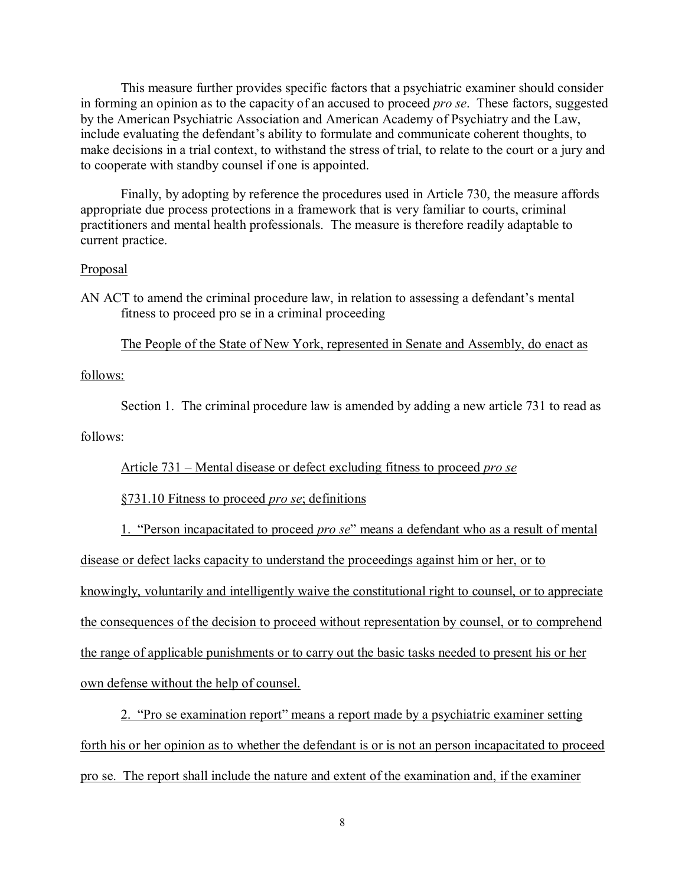This measure further provides specific factors that a psychiatric examiner should consider in forming an opinion as to the capacity of an accused to proceed *pro se*. These factors, suggested by the American Psychiatric Association and American Academy of Psychiatry and the Law, include evaluating the defendant's ability to formulate and communicate coherent thoughts, to make decisions in a trial context, to withstand the stress of trial, to relate to the court or a jury and to cooperate with standby counsel if one is appointed.

Finally, by adopting by reference the procedures used in Article 730, the measure affords appropriate due process protections in a framework that is very familiar to courts, criminal practitioners and mental health professionals. The measure is therefore readily adaptable to current practice.

Proposal

AN ACT to amend the criminal procedure law, in relation to assessing a defendant's mental fitness to proceed pro se in a criminal proceeding

The People of the State of New York, represented in Senate and Assembly, do enact as follows:

Section 1. The criminal procedure law is amended by adding a new article 731 to read as follows:

Article 731 – Mental disease or defect excluding fitness to proceed *pro se*

§731.10 Fitness to proceed *pro se*; definitions

1. "Person incapacitated to proceed *pro se*" means a defendant who as a result of mental disease or defect lacks capacity to understand the proceedings against him or her, or to knowingly, voluntarily and intelligently waive the constitutional right to counsel, or to appreciate the consequences of the decision to proceed without representation by counsel, or to comprehend the range of applicable punishments or to carry out the basic tasks needed to present his or her own defense without the help of counsel.

2. "Pro se examination report" means a report made by a psychiatric examiner setting forth his or her opinion as to whether the defendant is or is not an person incapacitated to proceed pro se. The report shall include the nature and extent of the examination and, if the examiner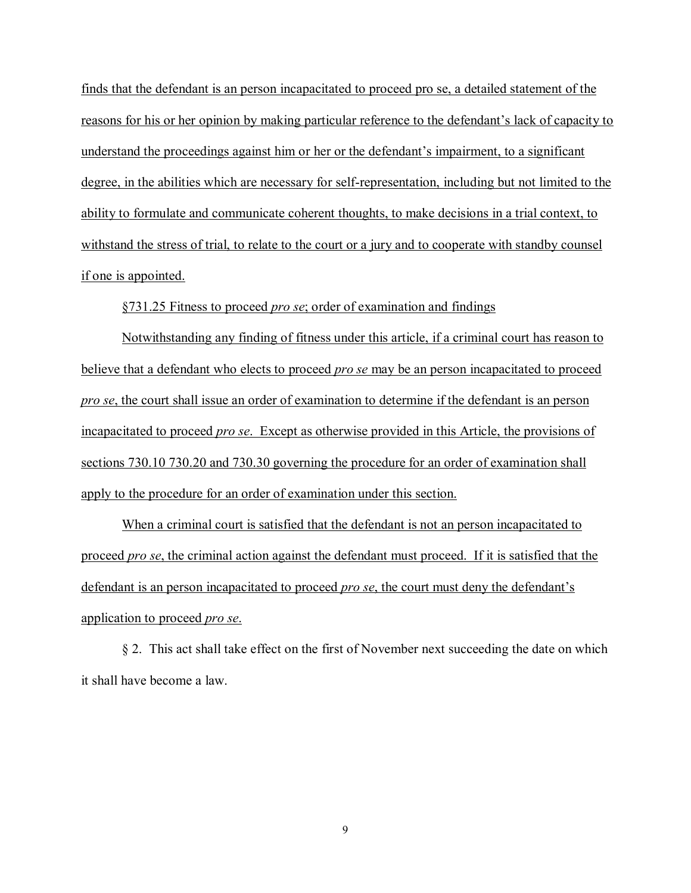finds that the defendant is an person incapacitated to proceed pro se, a detailed statement of the reasons for his or her opinion by making particular reference to the defendant's lack of capacity to understand the proceedings against him or her or the defendant's impairment, to a significant degree, in the abilities which are necessary for self-representation, including but not limited to the ability to formulate and communicate coherent thoughts, to make decisions in a trial context, to withstand the stress of trial, to relate to the court or a jury and to cooperate with standby counsel if one is appointed.

§731.25 Fitness to proceed *pro se*; order of examination and findings

Notwithstanding any finding of fitness under this article, if a criminal court has reason to believe that a defendant who elects to proceed *pro se* may be an person incapacitated to proceed *pro se*, the court shall issue an order of examination to determine if the defendant is an person incapacitated to proceed *pro se*. Except as otherwise provided in this Article, the provisions of sections 730.10 730.20 and 730.30 governing the procedure for an order of examination shall apply to the procedure for an order of examination under this section.

When a criminal court is satisfied that the defendant is not an person incapacitated to proceed *pro se*, the criminal action against the defendant must proceed. If it is satisfied that the defendant is an person incapacitated to proceed *pro se*, the court must deny the defendant's application to proceed *pro se*.

§ 2. This act shall take effect on the first of November next succeeding the date on which it shall have become a law.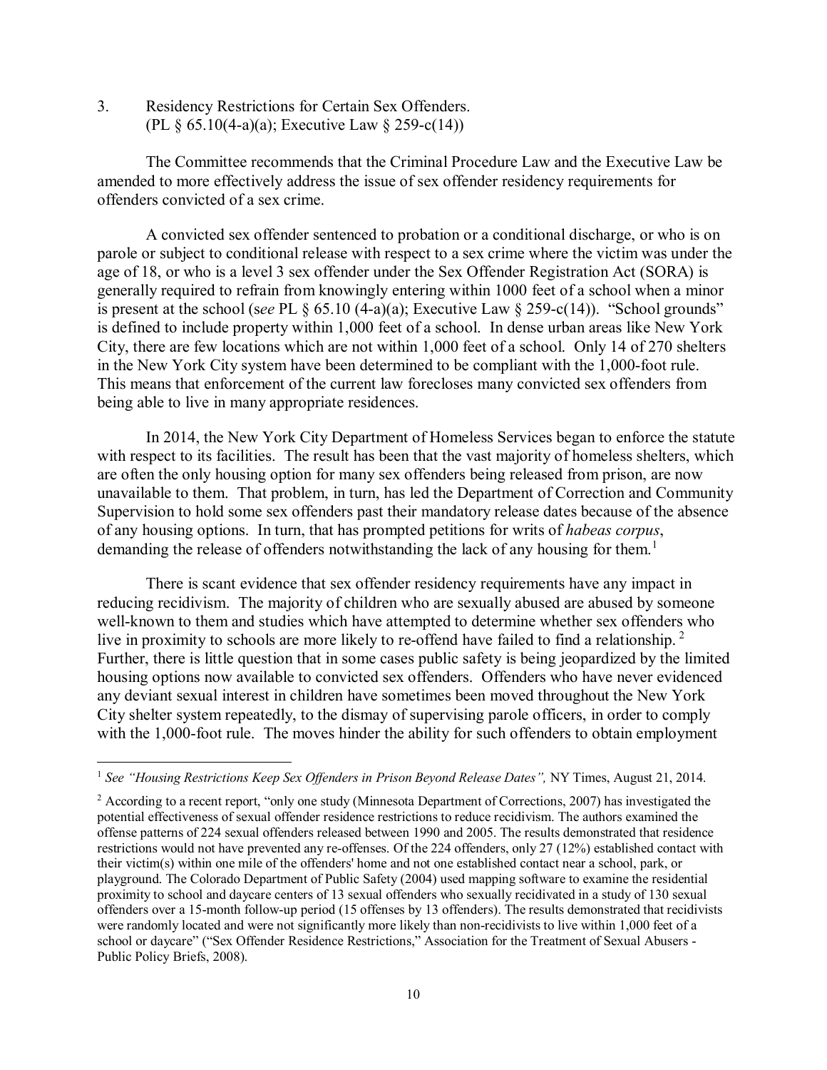3. Residency Restrictions for Certain Sex Offenders.
(PL § 65.10(4-a)(a); Executive Law § 259-c(14))

The Committee recommends that the Criminal Procedure Law and the Executive Law be amended to more effectively address the issue of sex offender residency requirements for offenders convicted of a sex crime.

A convicted sex offender sentenced to probation or a conditional discharge, or who is on parole or subject to conditional release with respect to a sex crime where the victim was under the age of 18, or who is a level 3 sex offender under the Sex Offender Registration Act (SORA) is generally required to refrain from knowingly entering within 1000 feet of a school when a minor is present at the school (s*ee* PL § 65.10 (4-a)(a); Executive Law § 259-c(14)). "School grounds" is defined to include property within 1,000 feet of a school. In dense urban areas like New York City, there are few locations which are not within 1,000 feet of a school. Only 14 of 270 shelters in the New York City system have been determined to be compliant with the 1,000-foot rule. This means that enforcement of the current law forecloses many convicted sex offenders from being able to live in many appropriate residences.

In 2014, the New York City Department of Homeless Services began to enforce the statute with respect to its facilities. The result has been that the vast majority of homeless shelters, which are often the only housing option for many sex offenders being released from prison, are now unavailable to them. That problem, in turn, has led the Department of Correction and Community Supervision to hold some sex offenders past their mandatory release dates because of the absence of any housing options. In turn, that has prompted petitions for writs of *habeas corpus*, demanding the release of offenders notwithstanding the lack of any housing for them.[1]

There is scant evidence that sex offender residency requirements have any impact in reducing recidivism. The majority of children who are sexually abused are abused by someone well-known to them and studies which have attempted to determine whether sex offenders who live in proximity to schools are more likely to re-offend have failed to find a relationship.[2] Further, there is little question that in some cases public safety is being jeopardized by the limited housing options now available to convicted sex offenders. Offenders who have never evidenced any deviant sexual interest in children have sometimes been moved throughout the New York City shelter system repeatedly, to the dismay of supervising parole officers, in order to comply with the 1,000-foot rule. The moves hinder the ability for such offenders to obtain employment

---

[1] *See "Housing Restrictions Keep Sex Offenders in Prison Beyond Release Dates",* NY Times, August 21, 2014.

[2] According to a recent report, "only one study (Minnesota Department of Corrections, 2007) has investigated the potential effectiveness of sexual offender residence restrictions to reduce recidivism. The authors examined the offense patterns of 224 sexual offenders released between 1990 and 2005. The results demonstrated that residence restrictions would not have prevented any re-offenses. Of the 224 offenders, only 27 (12%) established contact with their victim(s) within one mile of the offenders' home and not one established contact near a school, park, or playground. The Colorado Department of Public Safety (2004) used mapping software to examine the residential proximity to school and daycare centers of 13 sexual offenders who sexually recidivated in a study of 130 sexual offenders over a 15-month follow-up period (15 offenses by 13 offenders). The results demonstrated that recidivists were randomly located and were not significantly more likely than non-recidivists to live within 1,000 feet of a school or daycare" ("Sex Offender Residence Restrictions," Association for the Treatment of Sexual Abusers - Public Policy Briefs, 2008).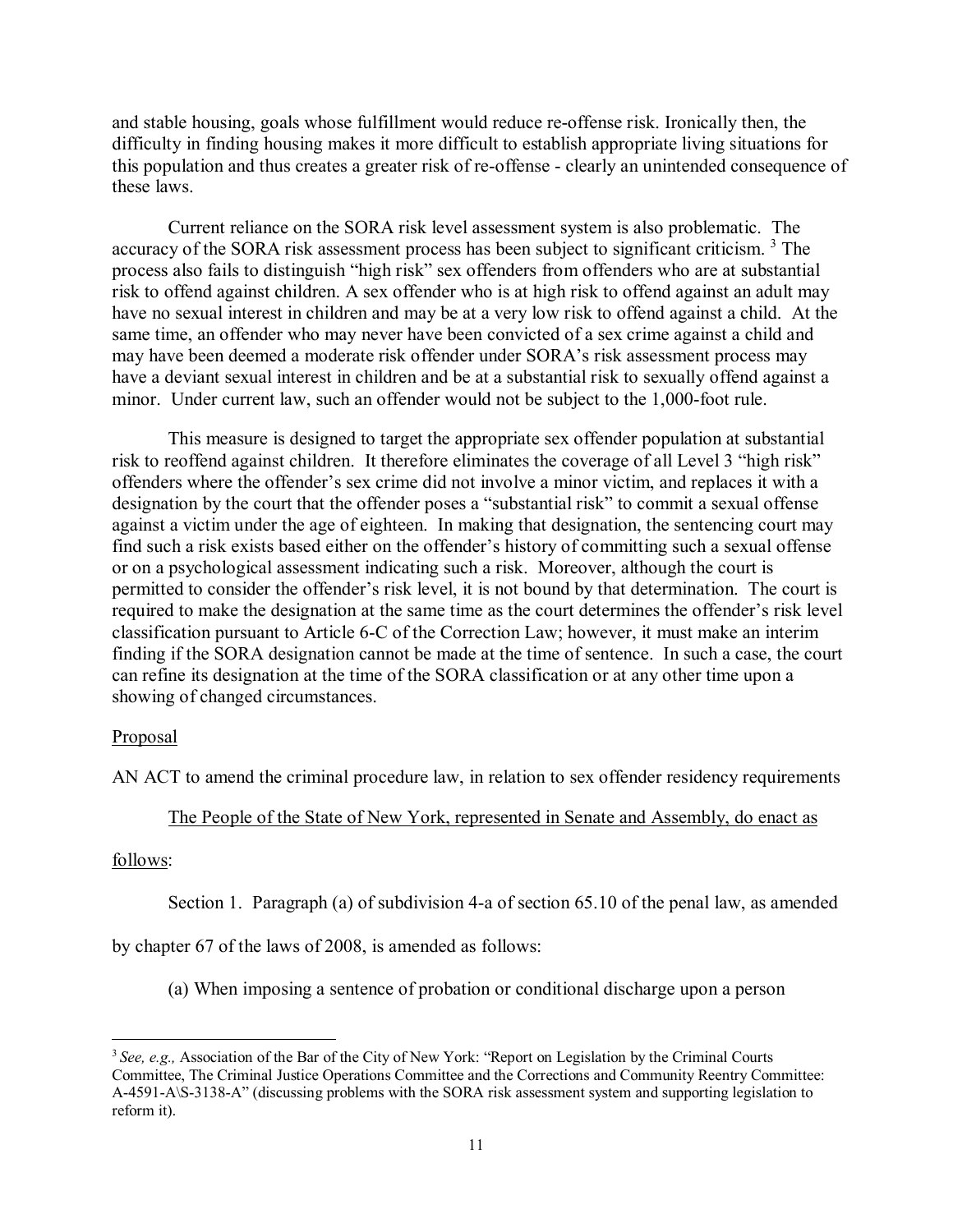and stable housing, goals whose fulfillment would reduce re-offense risk. Ironically then, the difficulty in finding housing makes it more difficult to establish appropriate living situations for this population and thus creates a greater risk of re-offense - clearly an unintended consequence of these laws.

Current reliance on the SORA risk level assessment system is also problematic. The accuracy of the SORA risk assessment process has been subject to significant criticism. [3] The process also fails to distinguish "high risk" sex offenders from offenders who are at substantial risk to offend against children. A sex offender who is at high risk to offend against an adult may have no sexual interest in children and may be at a very low risk to offend against a child. At the same time, an offender who may never have been convicted of a sex crime against a child and may have been deemed a moderate risk offender under SORA's risk assessment process may have a deviant sexual interest in children and be at a substantial risk to sexually offend against a minor. Under current law, such an offender would not be subject to the 1,000-foot rule.

This measure is designed to target the appropriate sex offender population at substantial risk to reoffend against children. It therefore eliminates the coverage of all Level 3 "high risk" offenders where the offender's sex crime did not involve a minor victim, and replaces it with a designation by the court that the offender poses a "substantial risk" to commit a sexual offense against a victim under the age of eighteen. In making that designation, the sentencing court may find such a risk exists based either on the offender's history of committing such a sexual offense or on a psychological assessment indicating such a risk. Moreover, although the court is permitted to consider the offender's risk level, it is not bound by that determination. The court is required to make the designation at the same time as the court determines the offender's risk level classification pursuant to Article 6-C of the Correction Law; however, it must make an interim finding if the SORA designation cannot be made at the time of sentence. In such a case, the court can refine its designation at the time of the SORA classification or at any other time upon a showing of changed circumstances.

<u>Proposal</u>

AN ACT to amend the criminal procedure law, in relation to sex offender residency requirements

<u>The People of the State of New York, represented in Senate and Assembly, do enact as follows</u>:

Section 1. Paragraph (a) of subdivision 4-a of section 65.10 of the penal law, as amended by chapter 67 of the laws of 2008, is amended as follows:

(a) When imposing a sentence of probation or conditional discharge upon a person

---

[3] *See, e.g.,* Association of the Bar of the City of New York: "Report on Legislation by the Criminal Courts Committee, The Criminal Justice Operations Committee and the Corrections and Community Reentry Committee: A-4591-A\S-3138-A" (discussing problems with the SORA risk assessment system and supporting legislation to reform it).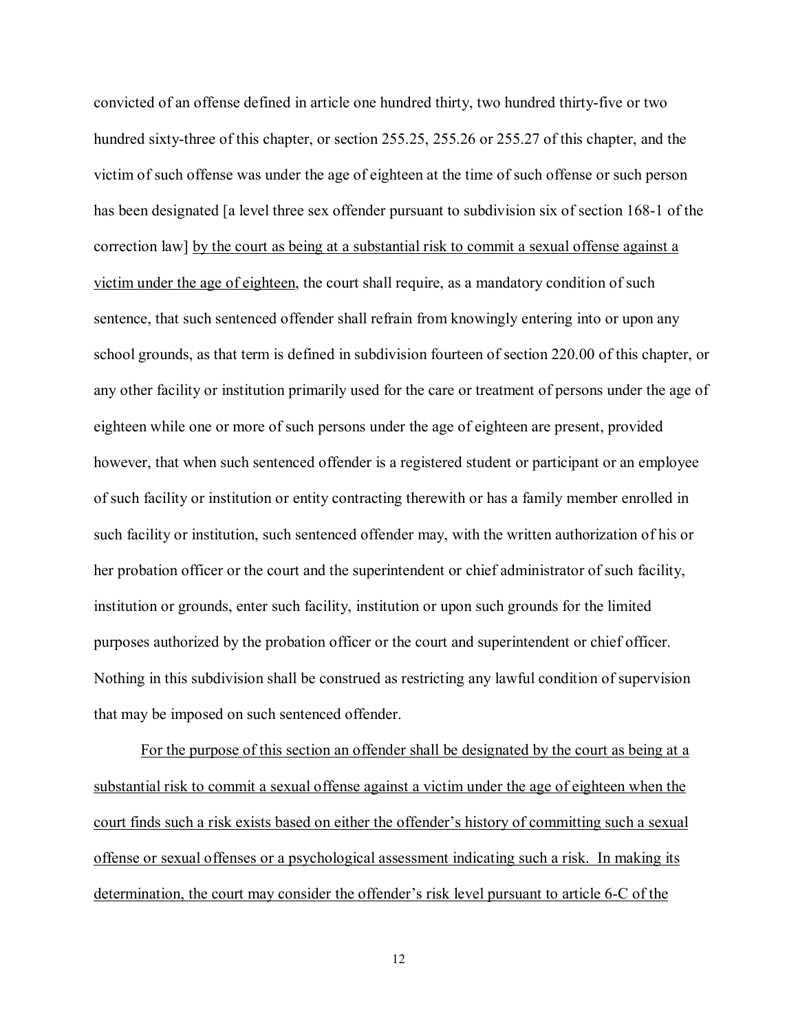convicted of an offense defined in article one hundred thirty, two hundred thirty-five or two hundred sixty-three of this chapter, or section 255.25, 255.26 or 255.27 of this chapter, and the victim of such offense was under the age of eighteen at the time of such offense or such person has been designated [a level three sex offender pursuant to subdivision six of section 168-1 of the correction law] <u>by the court as being at a substantial risk to commit a sexual offense against a victim under the age of eighteen</u>, the court shall require, as a mandatory condition of such sentence, that such sentenced offender shall refrain from knowingly entering into or upon any school grounds, as that term is defined in subdivision fourteen of section 220.00 of this chapter, or any other facility or institution primarily used for the care or treatment of persons under the age of eighteen while one or more of such persons under the age of eighteen are present, provided however, that when such sentenced offender is a registered student or participant or an employee of such facility or institution or entity contracting therewith or has a family member enrolled in such facility or institution, such sentenced offender may, with the written authorization of his or her probation officer or the court and the superintendent or chief administrator of such facility, institution or grounds, enter such facility, institution or upon such grounds for the limited purposes authorized by the probation officer or the court and superintendent or chief officer. Nothing in this subdivision shall be construed as restricting any lawful condition of supervision that may be imposed on such sentenced offender.

<u>For the purpose of this section an offender shall be designated by the court as being at a substantial risk to commit a sexual offense against a victim under the age of eighteen when the court finds such a risk exists based on either the offender's history of committing such a sexual offense or sexual offenses or a psychological assessment indicating such a risk. In making its determination, the court may consider the offender's risk level pursuant to article 6-C of the</u>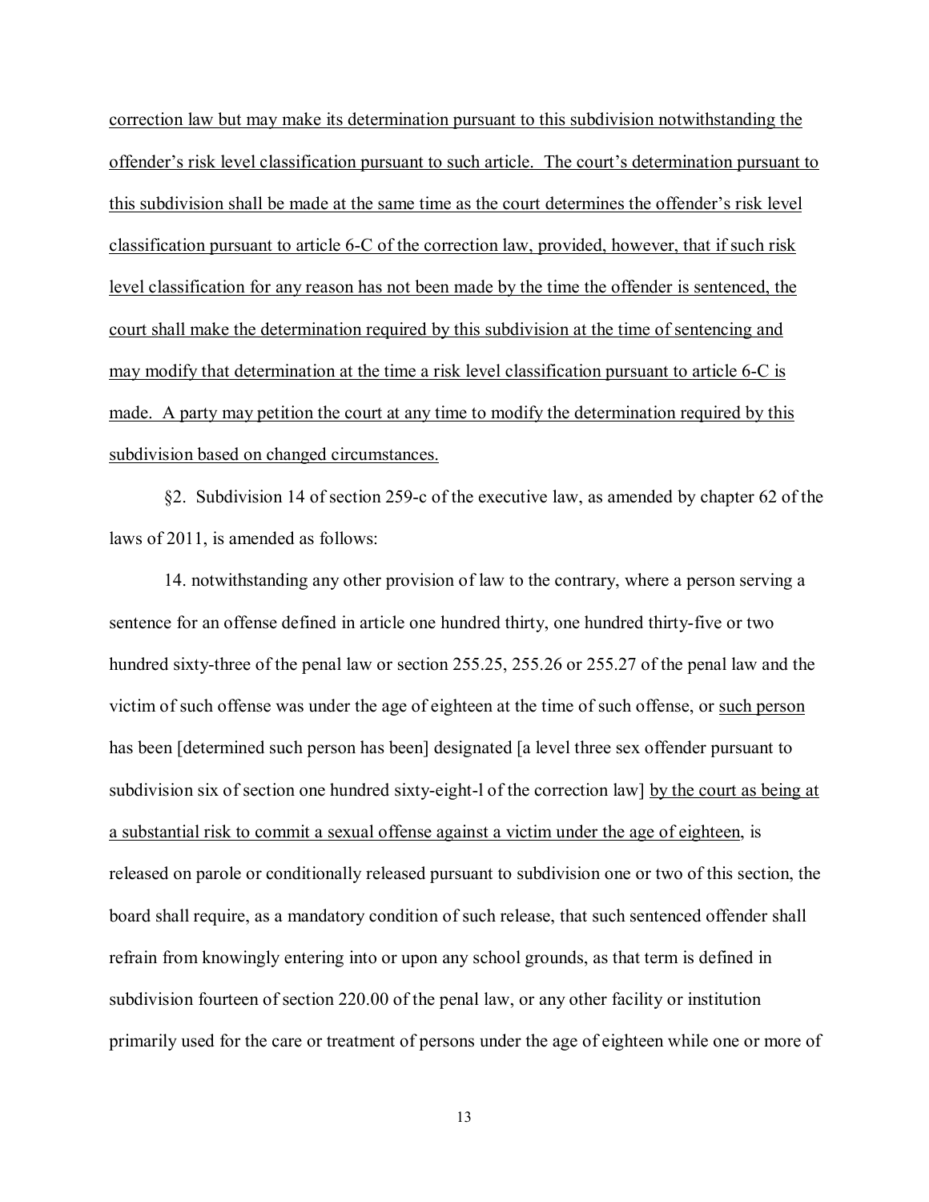correction law but may make its determination pursuant to this subdivision notwithstanding the offender's risk level classification pursuant to such article. The court's determination pursuant to this subdivision shall be made at the same time as the court determines the offender's risk level classification pursuant to article 6-C of the correction law, provided, however, that if such risk level classification for any reason has not been made by the time the offender is sentenced, the court shall make the determination required by this subdivision at the time of sentencing and may modify that determination at the time a risk level classification pursuant to article 6-C is made. A party may petition the court at any time to modify the determination required by this subdivision based on changed circumstances.

§2. Subdivision 14 of section 259-c of the executive law, as amended by chapter 62 of the laws of 2011, is amended as follows:

14. notwithstanding any other provision of law to the contrary, where a person serving a sentence for an offense defined in article one hundred thirty, one hundred thirty-five or two hundred sixty-three of the penal law or section 255.25, 255.26 or 255.27 of the penal law and the victim of such offense was under the age of eighteen at the time of such offense, or such person has been [determined such person has been] designated [a level three sex offender pursuant to subdivision six of section one hundred sixty-eight-l of the correction law] by the court as being at a substantial risk to commit a sexual offense against a victim under the age of eighteen, is released on parole or conditionally released pursuant to subdivision one or two of this section, the board shall require, as a mandatory condition of such release, that such sentenced offender shall refrain from knowingly entering into or upon any school grounds, as that term is defined in subdivision fourteen of section 220.00 of the penal law, or any other facility or institution primarily used for the care or treatment of persons under the age of eighteen while one or more of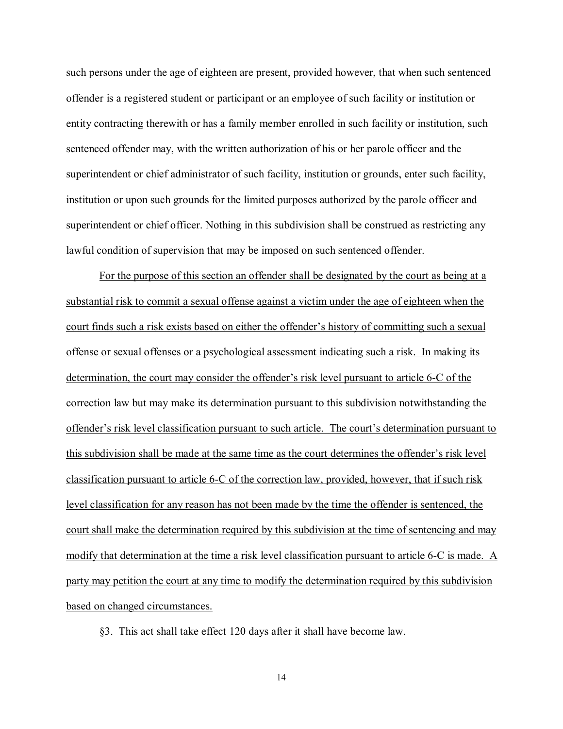such persons under the age of eighteen are present, provided however, that when such sentenced offender is a registered student or participant or an employee of such facility or institution or entity contracting therewith or has a family member enrolled in such facility or institution, such sentenced offender may, with the written authorization of his or her parole officer and the superintendent or chief administrator of such facility, institution or grounds, enter such facility, institution or upon such grounds for the limited purposes authorized by the parole officer and superintendent or chief officer. Nothing in this subdivision shall be construed as restricting any lawful condition of supervision that may be imposed on such sentenced offender.

<u>For the purpose of this section an offender shall be designated by the court as being at a substantial risk to commit a sexual offense against a victim under the age of eighteen when the court finds such a risk exists based on either the offender's history of committing such a sexual offense or sexual offenses or a psychological assessment indicating such a risk. In making its determination, the court may consider the offender's risk level pursuant to article 6-C of the correction law but may make its determination pursuant to this subdivision notwithstanding the offender's risk level classification pursuant to such article. The court's determination pursuant to this subdivision shall be made at the same time as the court determines the offender's risk level classification pursuant to article 6-C of the correction law, provided, however, that if such risk level classification for any reason has not been made by the time the offender is sentenced, the court shall make the determination required by this subdivision at the time of sentencing and may modify that determination at the time a risk level classification pursuant to article 6-C is made. A party may petition the court at any time to modify the determination required by this subdivision based on changed circumstances.</u>

§3. This act shall take effect 120 days after it shall have become law.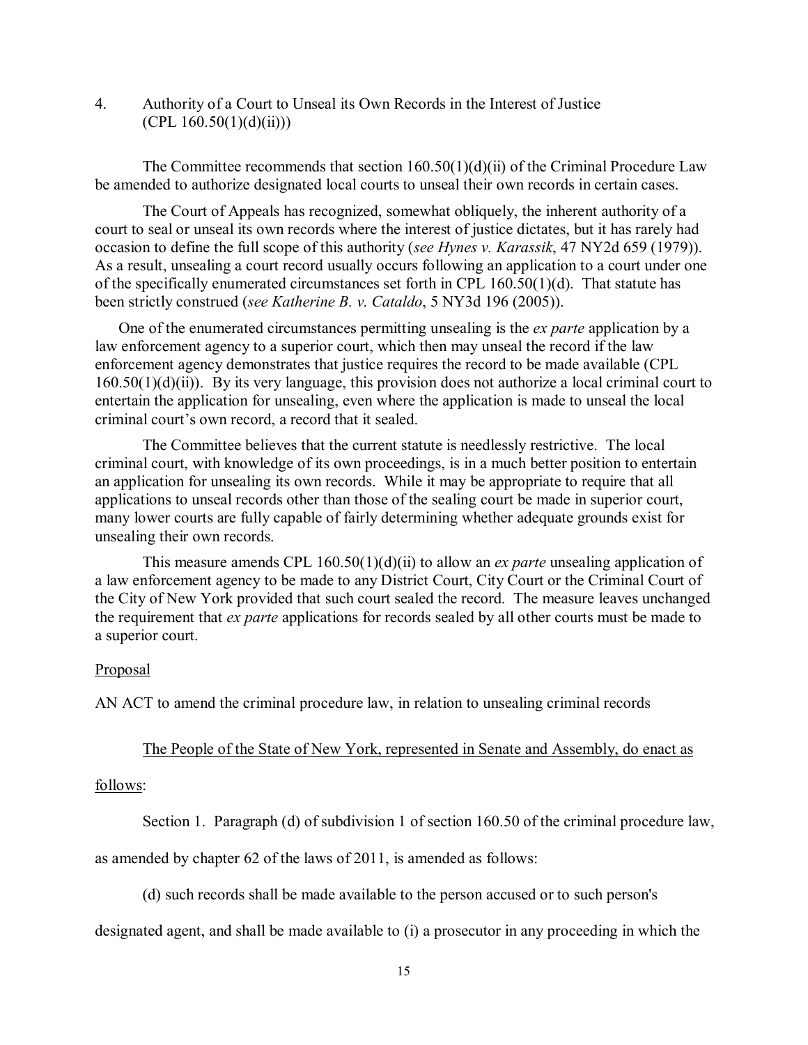4. Authority of a Court to Unseal its Own Records in the Interest of Justice (CPL 160.50(1)(d)(ii))

The Committee recommends that section 160.50(1)(d)(ii) of the Criminal Procedure Law be amended to authorize designated local courts to unseal their own records in certain cases.

The Court of Appeals has recognized, somewhat obliquely, the inherent authority of a court to seal or unseal its own records where the interest of justice dictates, but it has rarely had occasion to define the full scope of this authority (*see Hynes v. Karassik*, 47 NY2d 659 (1979)). As a result, unsealing a court record usually occurs following an application to a court under one of the specifically enumerated circumstances set forth in CPL 160.50(1)(d). That statute has been strictly construed (*see Katherine B. v. Cataldo*, 5 NY3d 196 (2005)).

One of the enumerated circumstances permitting unsealing is the *ex parte* application by a law enforcement agency to a superior court, which then may unseal the record if the law enforcement agency demonstrates that justice requires the record to be made available (CPL 160.50(1)(d)(ii)). By its very language, this provision does not authorize a local criminal court to entertain the application for unsealing, even where the application is made to unseal the local criminal court's own record, a record that it sealed.

The Committee believes that the current statute is needlessly restrictive. The local criminal court, with knowledge of its own proceedings, is in a much better position to entertain an application for unsealing its own records. While it may be appropriate to require that all applications to unseal records other than those of the sealing court be made in superior court, many lower courts are fully capable of fairly determining whether adequate grounds exist for unsealing their own records.

This measure amends CPL 160.50(1)(d)(ii) to allow an *ex parte* unsealing application of a law enforcement agency to be made to any District Court, City Court or the Criminal Court of the City of New York provided that such court sealed the record. The measure leaves unchanged the requirement that *ex parte* applications for records sealed by all other courts must be made to a superior court.

<u>Proposal</u>

AN ACT to amend the criminal procedure law, in relation to unsealing criminal records

<u>The People of the State of New York, represented in Senate and Assembly, do enact as follows</u>:

Section 1. Paragraph (d) of subdivision 1 of section 160.50 of the criminal procedure law, as amended by chapter 62 of the laws of 2011, is amended as follows:

(d) such records shall be made available to the person accused or to such person's designated agent, and shall be made available to (i) a prosecutor in any proceeding in which the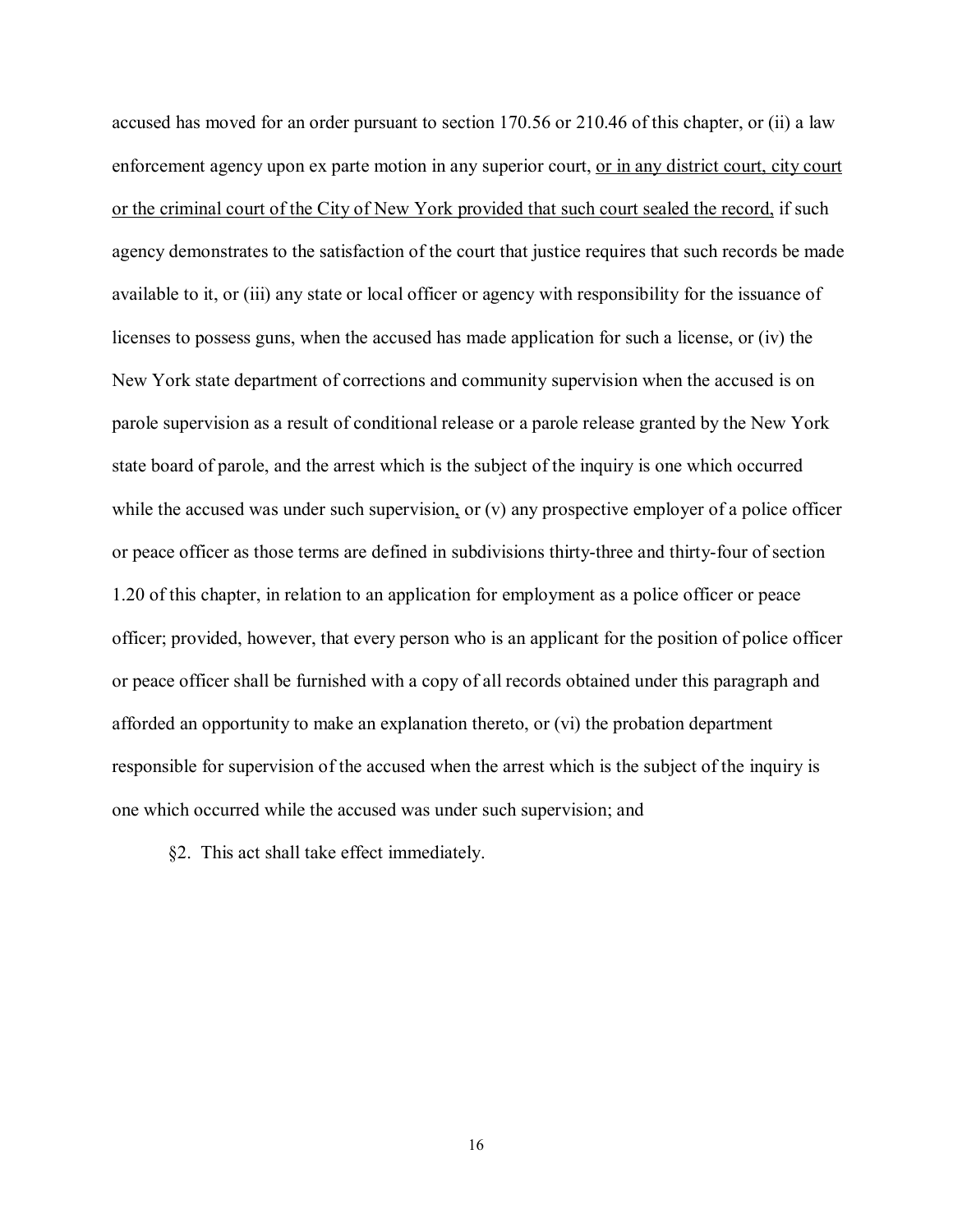accused has moved for an order pursuant to section 170.56 or 210.46 of this chapter, or (ii) a law enforcement agency upon ex parte motion in any superior court, <u>or in any district court, city court or the criminal court of the City of New York provided that such court sealed the record,</u> if such agency demonstrates to the satisfaction of the court that justice requires that such records be made available to it, or (iii) any state or local officer or agency with responsibility for the issuance of licenses to possess guns, when the accused has made application for such a license, or (iv) the New York state department of corrections and community supervision when the accused is on parole supervision as a result of conditional release or a parole release granted by the New York state board of parole, and the arrest which is the subject of the inquiry is one which occurred while the accused was under such supervision, or (v) any prospective employer of a police officer or peace officer as those terms are defined in subdivisions thirty-three and thirty-four of section 1.20 of this chapter, in relation to an application for employment as a police officer or peace officer; provided, however, that every person who is an applicant for the position of police officer or peace officer shall be furnished with a copy of all records obtained under this paragraph and afforded an opportunity to make an explanation thereto, or (vi) the probation department responsible for supervision of the accused when the arrest which is the subject of the inquiry is one which occurred while the accused was under such supervision; and

§2. This act shall take effect immediately.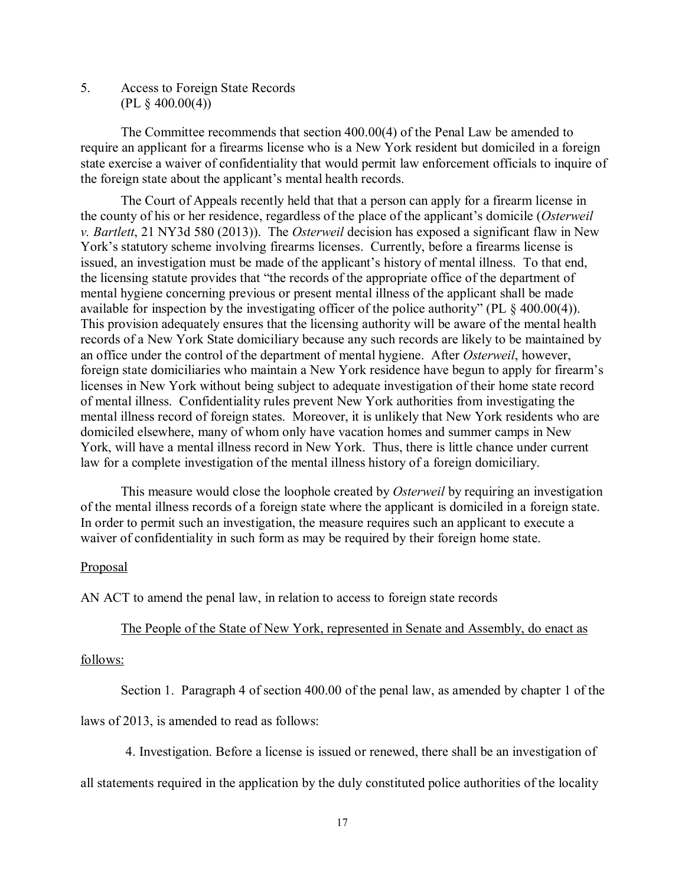5. Access to Foreign State Records
(PL § 400.00(4))

The Committee recommends that section 400.00(4) of the Penal Law be amended to require an applicant for a firearms license who is a New York resident but domiciled in a foreign state exercise a waiver of confidentiality that would permit law enforcement officials to inquire of the foreign state about the applicant's mental health records.

The Court of Appeals recently held that that a person can apply for a firearm license in the county of his or her residence, regardless of the place of the applicant's domicile (*Osterweil v. Bartlett*, 21 NY3d 580 (2013)). The *Osterweil* decision has exposed a significant flaw in New York's statutory scheme involving firearms licenses. Currently, before a firearms license is issued, an investigation must be made of the applicant's history of mental illness. To that end, the licensing statute provides that "the records of the appropriate office of the department of mental hygiene concerning previous or present mental illness of the applicant shall be made available for inspection by the investigating officer of the police authority" (PL § 400.00(4)). This provision adequately ensures that the licensing authority will be aware of the mental health records of a New York State domiciliary because any such records are likely to be maintained by an office under the control of the department of mental hygiene. After *Osterweil*, however, foreign state domiciliaries who maintain a New York residence have begun to apply for firearm's licenses in New York without being subject to adequate investigation of their home state record of mental illness. Confidentiality rules prevent New York authorities from investigating the mental illness record of foreign states. Moreover, it is unlikely that New York residents who are domiciled elsewhere, many of whom only have vacation homes and summer camps in New York, will have a mental illness record in New York. Thus, there is little chance under current law for a complete investigation of the mental illness history of a foreign domiciliary.

This measure would close the loophole created by *Osterweil* by requiring an investigation of the mental illness records of a foreign state where the applicant is domiciled in a foreign state. In order to permit such an investigation, the measure requires such an applicant to execute a waiver of confidentiality in such form as may be required by their foreign home state.

Proposal

AN ACT to amend the penal law, in relation to access to foreign state records

The People of the State of New York, represented in Senate and Assembly, do enact as follows:

Section 1. Paragraph 4 of section 400.00 of the penal law, as amended by chapter 1 of the laws of 2013, is amended to read as follows:

4. Investigation. Before a license is issued or renewed, there shall be an investigation of all statements required in the application by the duly constituted police authorities of the locality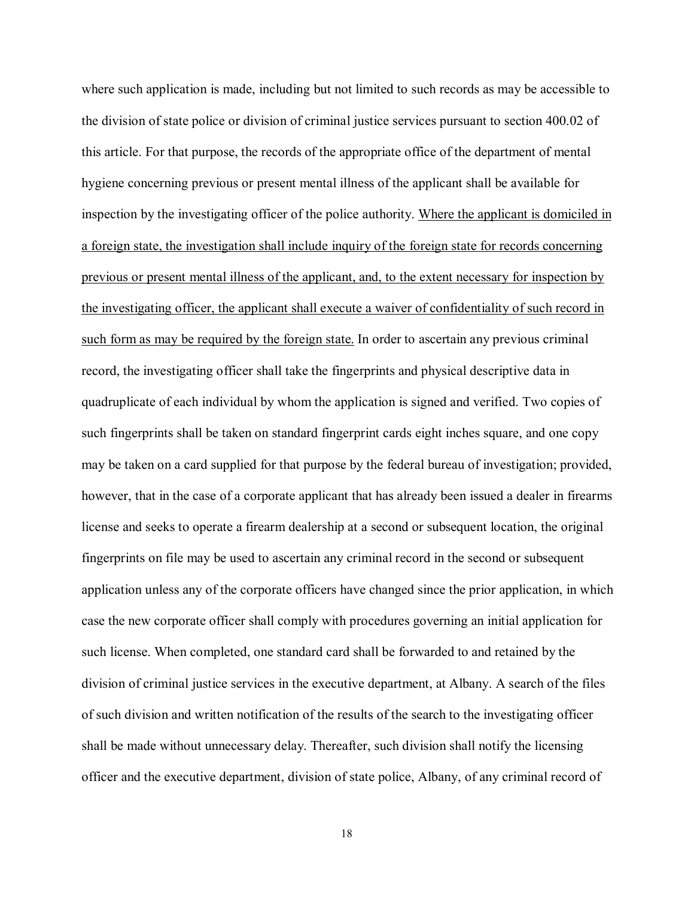where such application is made, including but not limited to such records as may be accessible to the division of state police or division of criminal justice services pursuant to section 400.02 of this article. For that purpose, the records of the appropriate office of the department of mental hygiene concerning previous or present mental illness of the applicant shall be available for inspection by the investigating officer of the police authority. <u>Where the applicant is domiciled in a foreign state, the investigation shall include inquiry of the foreign state for records concerning previous or present mental illness of the applicant, and, to the extent necessary for inspection by the investigating officer, the applicant shall execute a waiver of confidentiality of such record in such form as may be required by the foreign state.</u> In order to ascertain any previous criminal record, the investigating officer shall take the fingerprints and physical descriptive data in quadruplicate of each individual by whom the application is signed and verified. Two copies of such fingerprints shall be taken on standard fingerprint cards eight inches square, and one copy may be taken on a card supplied for that purpose by the federal bureau of investigation; provided, however, that in the case of a corporate applicant that has already been issued a dealer in firearms license and seeks to operate a firearm dealership at a second or subsequent location, the original fingerprints on file may be used to ascertain any criminal record in the second or subsequent application unless any of the corporate officers have changed since the prior application, in which case the new corporate officer shall comply with procedures governing an initial application for such license. When completed, one standard card shall be forwarded to and retained by the division of criminal justice services in the executive department, at Albany. A search of the files of such division and written notification of the results of the search to the investigating officer shall be made without unnecessary delay. Thereafter, such division shall notify the licensing officer and the executive department, division of state police, Albany, of any criminal record of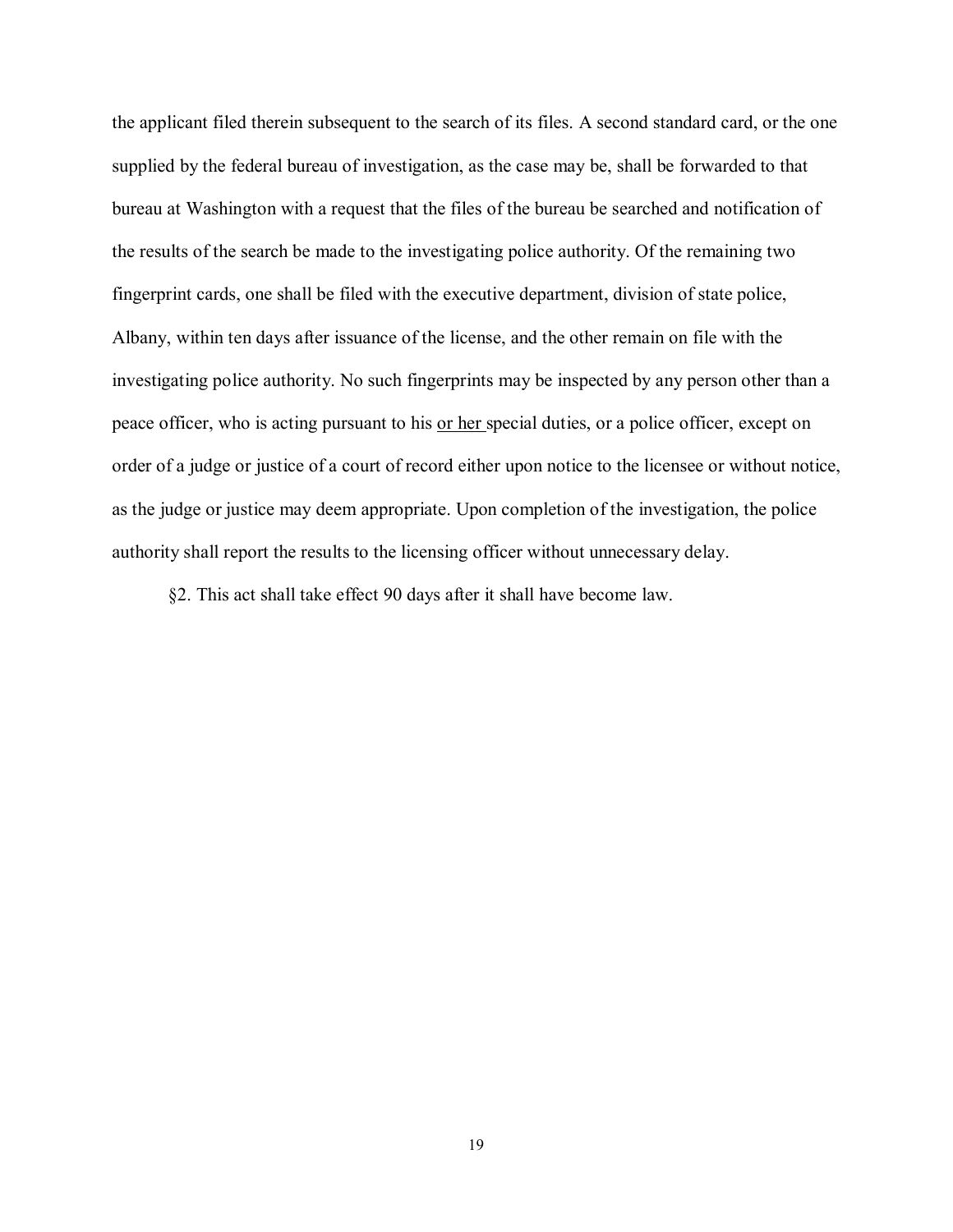the applicant filed therein subsequent to the search of its files. A second standard card, or the one supplied by the federal bureau of investigation, as the case may be, shall be forwarded to that bureau at Washington with a request that the files of the bureau be searched and notification of the results of the search be made to the investigating police authority. Of the remaining two fingerprint cards, one shall be filed with the executive department, division of state police, Albany, within ten days after issuance of the license, and the other remain on file with the investigating police authority. No such fingerprints may be inspected by any person other than a peace officer, who is acting pursuant to his <u>or her</u> special duties, or a police officer, except on order of a judge or justice of a court of record either upon notice to the licensee or without notice, as the judge or justice may deem appropriate. Upon completion of the investigation, the police authority shall report the results to the licensing officer without unnecessary delay.

§2. This act shall take effect 90 days after it shall have become law.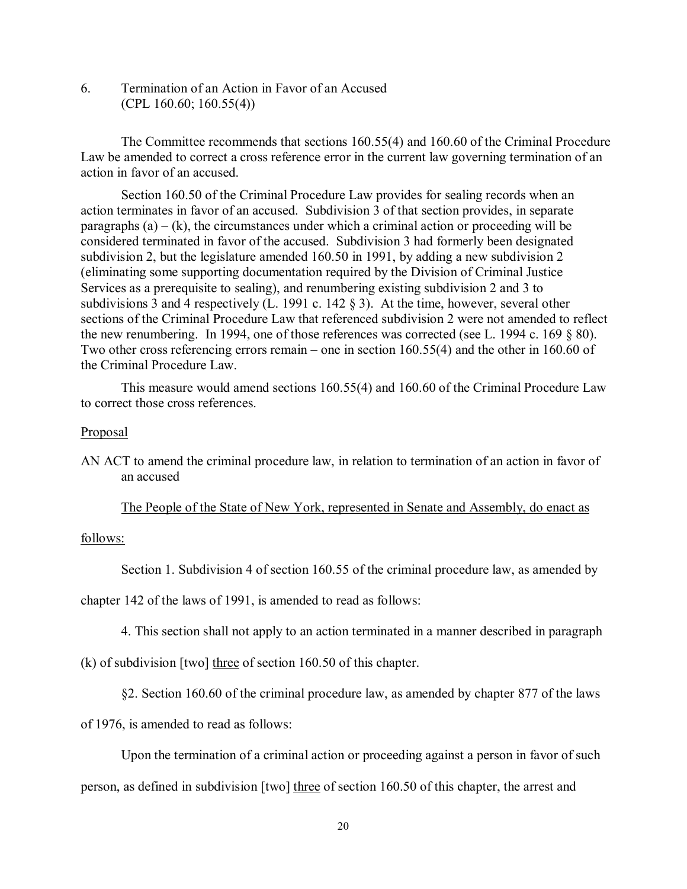6. Termination of an Action in Favor of an Accused
(CPL 160.60; 160.55(4))

The Committee recommends that sections 160.55(4) and 160.60 of the Criminal Procedure Law be amended to correct a cross reference error in the current law governing termination of an action in favor of an accused.

Section 160.50 of the Criminal Procedure Law provides for sealing records when an action terminates in favor of an accused. Subdivision 3 of that section provides, in separate paragraphs (a) – (k), the circumstances under which a criminal action or proceeding will be considered terminated in favor of the accused. Subdivision 3 had formerly been designated subdivision 2, but the legislature amended 160.50 in 1991, by adding a new subdivision 2 (eliminating some supporting documentation required by the Division of Criminal Justice Services as a prerequisite to sealing), and renumbering existing subdivision 2 and 3 to subdivisions 3 and 4 respectively (L. 1991 c. 142 § 3). At the time, however, several other sections of the Criminal Procedure Law that referenced subdivision 2 were not amended to reflect the new renumbering. In 1994, one of those references was corrected (see L. 1994 c. 169 § 80). Two other cross referencing errors remain – one in section 160.55(4) and the other in 160.60 of the Criminal Procedure Law.

This measure would amend sections 160.55(4) and 160.60 of the Criminal Procedure Law to correct those cross references.

<u>Proposal</u>

AN ACT to amend the criminal procedure law, in relation to termination of an action in favor of an accused

<u>The People of the State of New York, represented in Senate and Assembly, do enact as follows:</u>

Section 1. Subdivision 4 of section 160.55 of the criminal procedure law, as amended by chapter 142 of the laws of 1991, is amended to read as follows:

4. This section shall not apply to an action terminated in a manner described in paragraph (k) of subdivision [two] <u>three</u> of section 160.50 of this chapter.

§2. Section 160.60 of the criminal procedure law, as amended by chapter 877 of the laws of 1976, is amended to read as follows:

Upon the termination of a criminal action or proceeding against a person in favor of such person, as defined in subdivision [two] <u>three</u> of section 160.50 of this chapter, the arrest and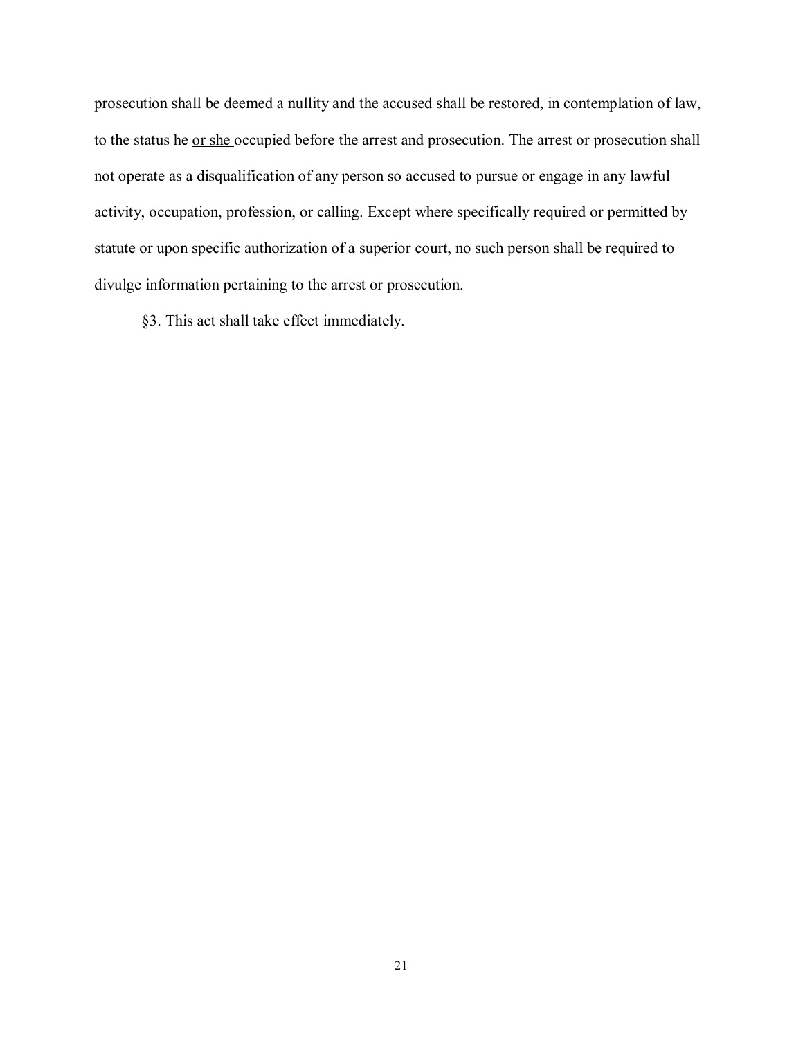prosecution shall be deemed a nullity and the accused shall be restored, in contemplation of law, to the status he <u>or she</u> occupied before the arrest and prosecution. The arrest or prosecution shall not operate as a disqualification of any person so accused to pursue or engage in any lawful activity, occupation, profession, or calling. Except where specifically required or permitted by statute or upon specific authorization of a superior court, no such person shall be required to divulge information pertaining to the arrest or prosecution.

§3. This act shall take effect immediately.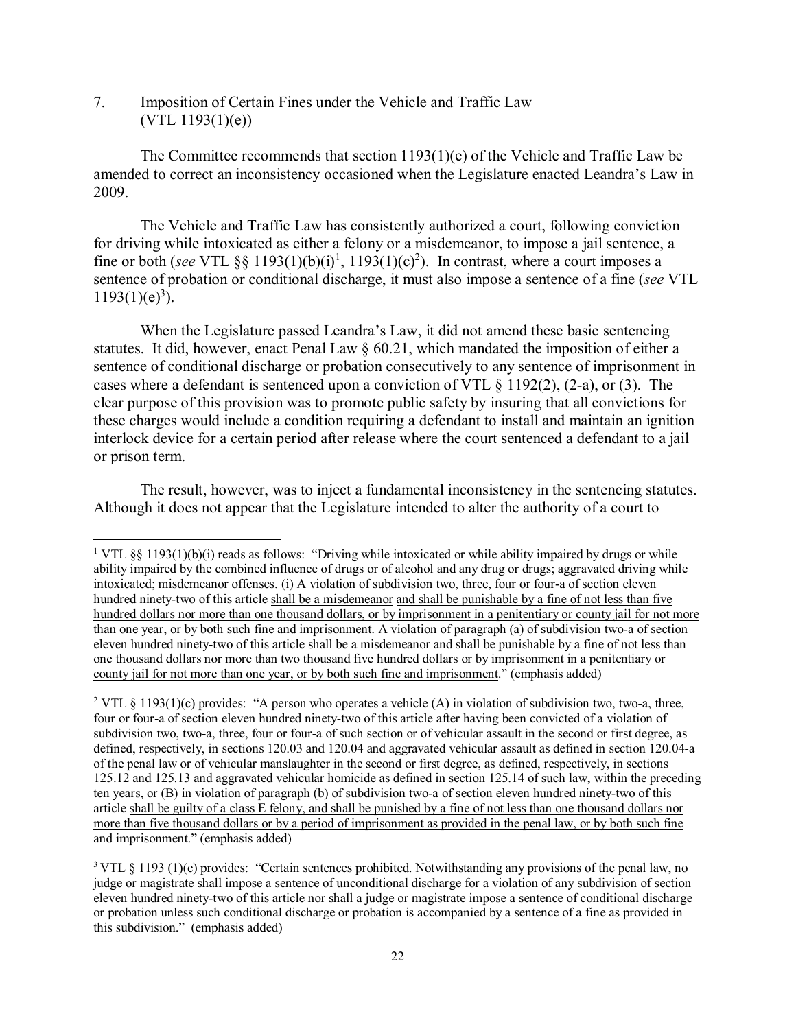7. Imposition of Certain Fines under the Vehicle and Traffic Law (VTL 1193(1)(e))

The Committee recommends that section 1193(1)(e) of the Vehicle and Traffic Law be amended to correct an inconsistency occasioned when the Legislature enacted Leandra's Law in 2009.

The Vehicle and Traffic Law has consistently authorized a court, following conviction for driving while intoxicated as either a felony or a misdemeanor, to impose a jail sentence, a fine or both (*see* VTL §§ 1193(1)(b)(i)[1], 1193(1)(c)[2]). In contrast, where a court imposes a sentence of probation or conditional discharge, it must also impose a sentence of a fine (*see* VTL 1193(1)(e)[3]).

When the Legislature passed Leandra's Law, it did not amend these basic sentencing statutes. It did, however, enact Penal Law § 60.21, which mandated the imposition of either a sentence of conditional discharge or probation consecutively to any sentence of imprisonment in cases where a defendant is sentenced upon a conviction of VTL § 1192(2), (2-a), or (3). The clear purpose of this provision was to promote public safety by insuring that all convictions for these charges would include a condition requiring a defendant to install and maintain an ignition interlock device for a certain period after release where the court sentenced a defendant to a jail or prison term.

The result, however, was to inject a fundamental inconsistency in the sentencing statutes. Although it does not appear that the Legislature intended to alter the authority of a court to

---

[1] VTL §§ 1193(1)(b)(i) reads as follows: "Driving while intoxicated or while ability impaired by drugs or while ability impaired by the combined influence of drugs or of alcohol and any drug or drugs; aggravated driving while intoxicated; misdemeanor offenses. (i) A violation of subdivision two, three, four or four-a of section eleven hundred ninety-two of this article <u>shall be a misdemeanor</u> <u>and shall be punishable by a fine of not less than five hundred dollars nor more than one thousand dollars, or by imprisonment in a penitentiary or county jail for not more than one year, or by both such fine and imprisonment</u>. A violation of paragraph (a) of subdivision two-a of section eleven hundred ninety-two of this <u>article shall be a misdemeanor and shall be punishable by a fine of not less than one thousand dollars nor more than two thousand five hundred dollars or by imprisonment in a penitentiary or county jail for not more than one year, or by both such fine and imprisonment</u>." (emphasis added)

[2] VTL § 1193(1)(c) provides: "A person who operates a vehicle (A) in violation of subdivision two, two-a, three, four or four-a of section eleven hundred ninety-two of this article after having been convicted of a violation of subdivision two, two-a, three, four or four-a of such section or of vehicular assault in the second or first degree, as defined, respectively, in sections 120.03 and 120.04 and aggravated vehicular assault as defined in section 120.04-a of the penal law or of vehicular manslaughter in the second or first degree, as defined, respectively, in sections 125.12 and 125.13 and aggravated vehicular homicide as defined in section 125.14 of such law, within the preceding ten years, or (B) in violation of paragraph (b) of subdivision two-a of section eleven hundred ninety-two of this article <u>shall be guilty of a class E felony, and shall be punished by a fine of not less than one thousand dollars nor more than five thousand dollars or by a period of imprisonment as provided in the penal law, or by both such fine and imprisonment</u>." (emphasis added)

[3] VTL § 1193 (1)(e) provides: "Certain sentences prohibited. Notwithstanding any provisions of the penal law, no judge or magistrate shall impose a sentence of unconditional discharge for a violation of any subdivision of section eleven hundred ninety-two of this article nor shall a judge or magistrate impose a sentence of conditional discharge or probation <u>unless such conditional discharge or probation is accompanied by a sentence of a fine as provided in this subdivision</u>." (emphasis added)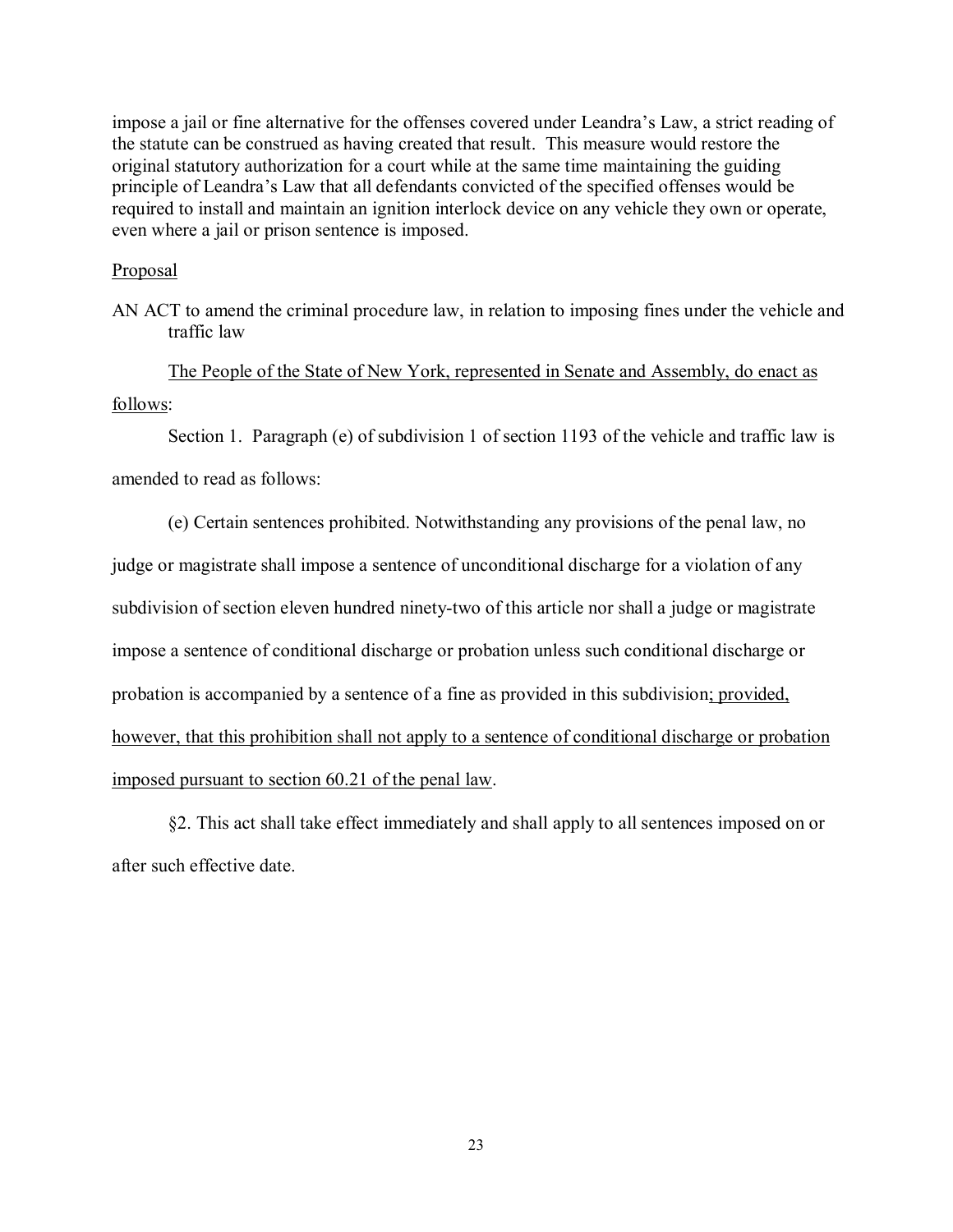impose a jail or fine alternative for the offenses covered under Leandra's Law, a strict reading of the statute can be construed as having created that result. This measure would restore the original statutory authorization for a court while at the same time maintaining the guiding principle of Leandra's Law that all defendants convicted of the specified offenses would be required to install and maintain an ignition interlock device on any vehicle they own or operate, even where a jail or prison sentence is imposed.

<u>Proposal</u>

AN ACT to amend the criminal procedure law, in relation to imposing fines under the vehicle and traffic law

<u>The People of the State of New York, represented in Senate and Assembly, do enact as follows</u>:

Section 1. Paragraph (e) of subdivision 1 of section 1193 of the vehicle and traffic law is amended to read as follows:

(e) Certain sentences prohibited. Notwithstanding any provisions of the penal law, no judge or magistrate shall impose a sentence of unconditional discharge for a violation of any subdivision of section eleven hundred ninety-two of this article nor shall a judge or magistrate impose a sentence of conditional discharge or probation unless such conditional discharge or probation is accompanied by a sentence of a fine as provided in this subdivision<u>; provided, however, that this prohibition shall not apply to a sentence of conditional discharge or probation imposed pursuant to section 60.21 of the penal law</u>.

§2. This act shall take effect immediately and shall apply to all sentences imposed on or after such effective date.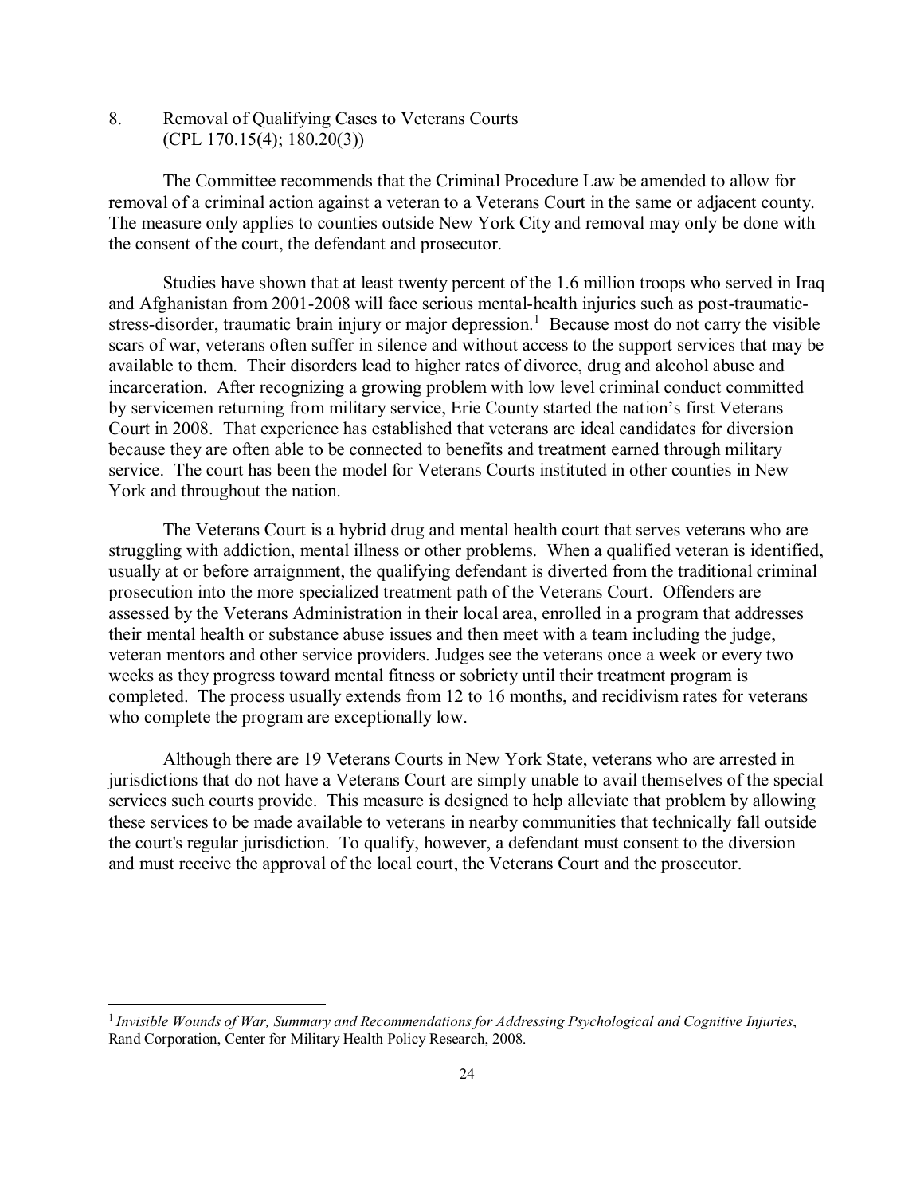## 8. Removal of Qualifying Cases to Veterans Courts (CPL 170.15(4); 180.20(3))

The Committee recommends that the Criminal Procedure Law be amended to allow for removal of a criminal action against a veteran to a Veterans Court in the same or adjacent county. The measure only applies to counties outside New York City and removal may only be done with the consent of the court, the defendant and prosecutor.

Studies have shown that at least twenty percent of the 1.6 million troops who served in Iraq and Afghanistan from 2001-2008 will face serious mental-health injuries such as post-traumatic-stress-disorder, traumatic brain injury or major depression.[1] Because most do not carry the visible scars of war, veterans often suffer in silence and without access to the support services that may be available to them. Their disorders lead to higher rates of divorce, drug and alcohol abuse and incarceration. After recognizing a growing problem with low level criminal conduct committed by servicemen returning from military service, Erie County started the nation's first Veterans Court in 2008. That experience has established that veterans are ideal candidates for diversion because they are often able to be connected to benefits and treatment earned through military service. The court has been the model for Veterans Courts instituted in other counties in New York and throughout the nation.

The Veterans Court is a hybrid drug and mental health court that serves veterans who are struggling with addiction, mental illness or other problems. When a qualified veteran is identified, usually at or before arraignment, the qualifying defendant is diverted from the traditional criminal prosecution into the more specialized treatment path of the Veterans Court. Offenders are assessed by the Veterans Administration in their local area, enrolled in a program that addresses their mental health or substance abuse issues and then meet with a team including the judge, veteran mentors and other service providers. Judges see the veterans once a week or every two weeks as they progress toward mental fitness or sobriety until their treatment program is completed. The process usually extends from 12 to 16 months, and recidivism rates for veterans who complete the program are exceptionally low.

Although there are 19 Veterans Courts in New York State, veterans who are arrested in jurisdictions that do not have a Veterans Court are simply unable to avail themselves of the special services such courts provide. This measure is designed to help alleviate that problem by allowing these services to be made available to veterans in nearby communities that technically fall outside the court's regular jurisdiction. To qualify, however, a defendant must consent to the diversion and must receive the approval of the local court, the Veterans Court and the prosecutor.

---

[1] *Invisible Wounds of War, Summary and Recommendations for Addressing Psychological and Cognitive Injuries*, Rand Corporation, Center for Military Health Policy Research, 2008.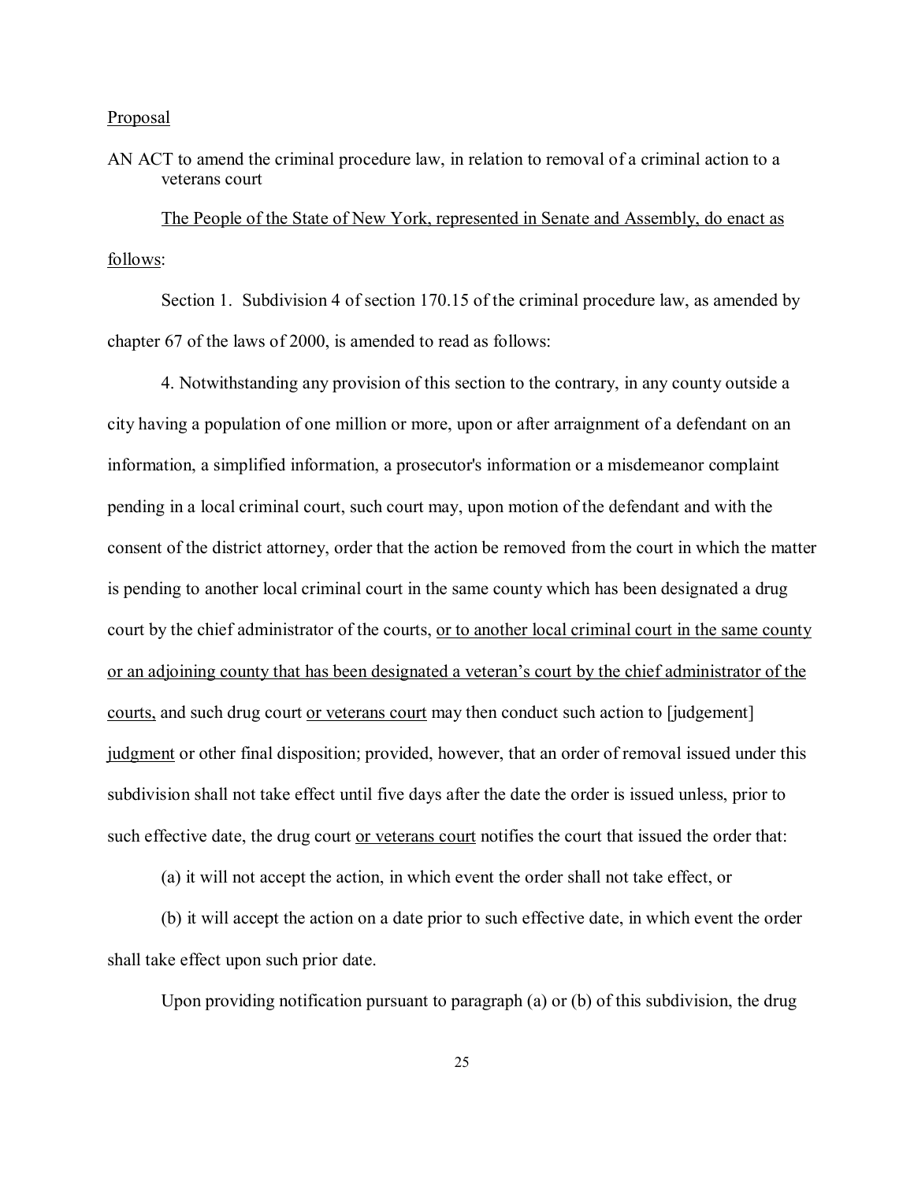Proposal

AN ACT to amend the criminal procedure law, in relation to removal of a criminal action to a veterans court

The People of the State of New York, represented in Senate and Assembly, do enact as follows:

Section 1. Subdivision 4 of section 170.15 of the criminal procedure law, as amended by chapter 67 of the laws of 2000, is amended to read as follows:

4. Notwithstanding any provision of this section to the contrary, in any county outside a city having a population of one million or more, upon or after arraignment of a defendant on an information, a simplified information, a prosecutor's information or a misdemeanor complaint pending in a local criminal court, such court may, upon motion of the defendant and with the consent of the district attorney, order that the action be removed from the court in which the matter is pending to another local criminal court in the same county which has been designated a drug court by the chief administrator of the courts, <u>or to another local criminal court in the same county or an adjoining county that has been designated a veteran's court by the chief administrator of the courts,</u> and such drug court <u>or veterans court</u> may then conduct such action to [judgement] <u>judgment</u> or other final disposition; provided, however, that an order of removal issued under this subdivision shall not take effect until five days after the date the order is issued unless, prior to such effective date, the drug court <u>or veterans court</u> notifies the court that issued the order that:

(a) it will not accept the action, in which event the order shall not take effect, or

(b) it will accept the action on a date prior to such effective date, in which event the order shall take effect upon such prior date.

Upon providing notification pursuant to paragraph (a) or (b) of this subdivision, the drug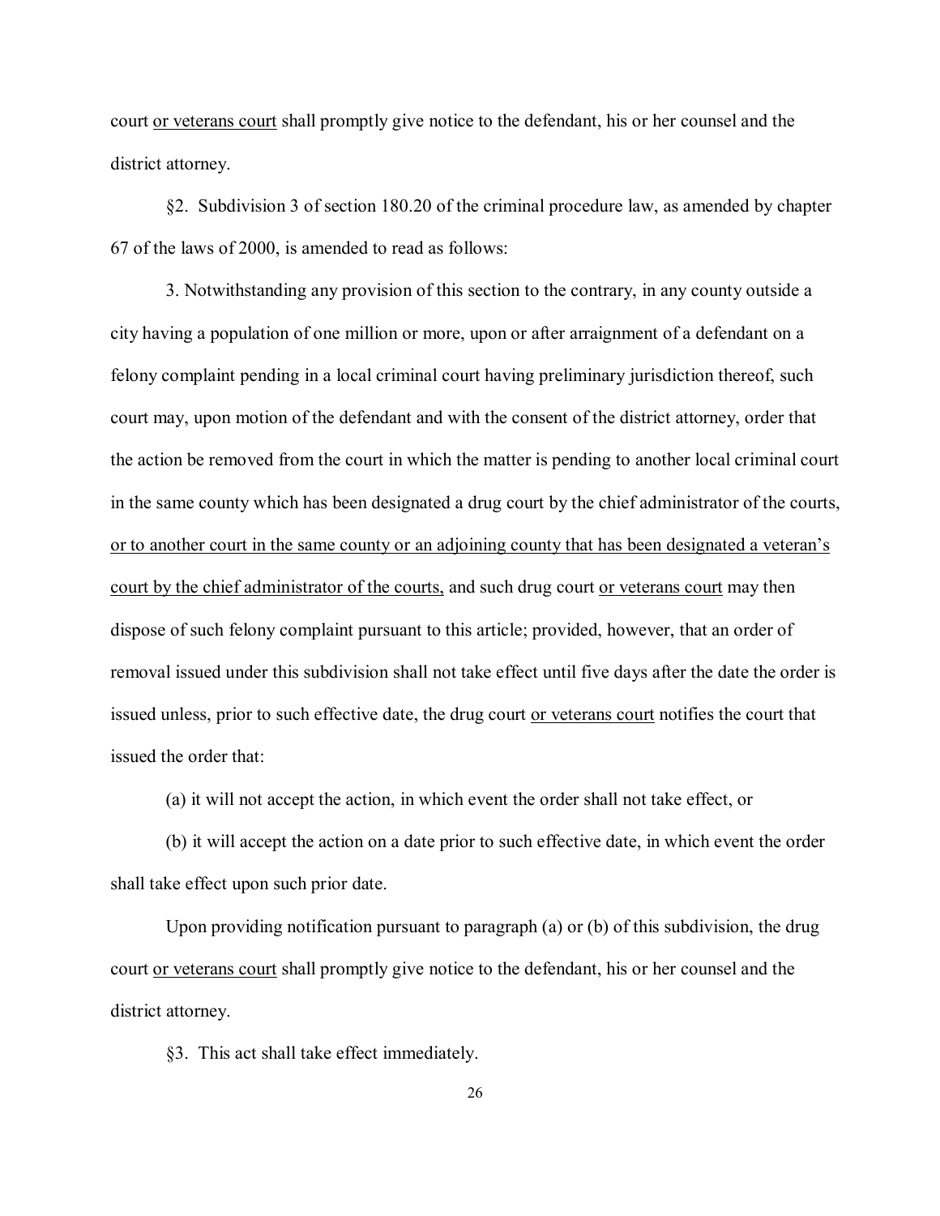court <u>or veterans court</u> shall promptly give notice to the defendant, his or her counsel and the district attorney.

§2. Subdivision 3 of section 180.20 of the criminal procedure law, as amended by chapter 67 of the laws of 2000, is amended to read as follows:

3. Notwithstanding any provision of this section to the contrary, in any county outside a city having a population of one million or more, upon or after arraignment of a defendant on a felony complaint pending in a local criminal court having preliminary jurisdiction thereof, such court may, upon motion of the defendant and with the consent of the district attorney, order that the action be removed from the court in which the matter is pending to another local criminal court in the same county which has been designated a drug court by the chief administrator of the courts, <u>or to another court in the same county or an adjoining county that has been designated a veteran's court by the chief administrator of the courts,</u> and such drug court <u>or veterans court</u> may then dispose of such felony complaint pursuant to this article; provided, however, that an order of removal issued under this subdivision shall not take effect until five days after the date the order is issued unless, prior to such effective date, the drug court <u>or veterans court</u> notifies the court that issued the order that:

(a) it will not accept the action, in which event the order shall not take effect, or

(b) it will accept the action on a date prior to such effective date, in which event the order shall take effect upon such prior date.

Upon providing notification pursuant to paragraph (a) or (b) of this subdivision, the drug court <u>or veterans court</u> shall promptly give notice to the defendant, his or her counsel and the district attorney.

§3. This act shall take effect immediately.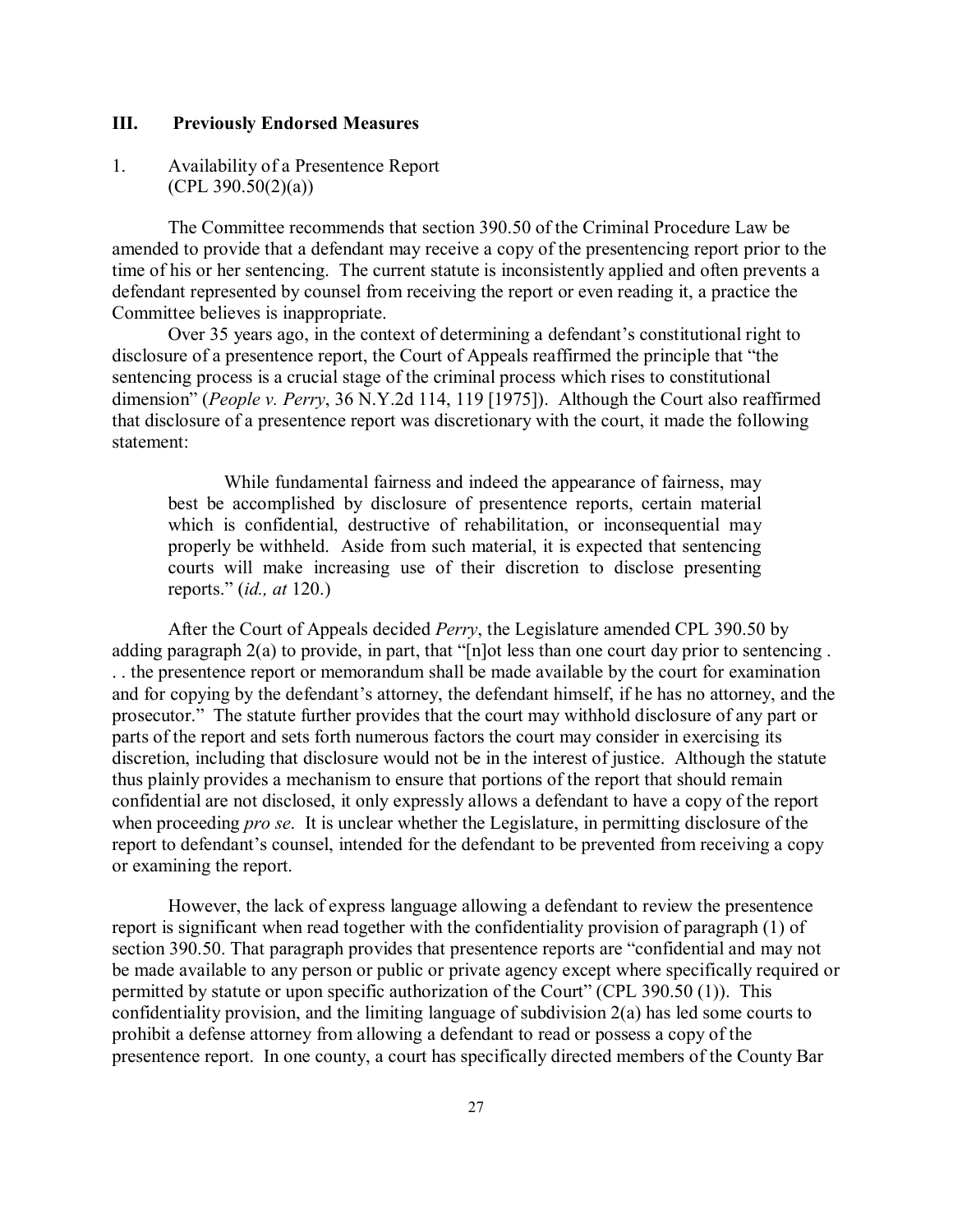## III. Previously Endorsed Measures

### 1. Availability of a Presentence Report (CPL 390.50(2)(a))

The Committee recommends that section 390.50 of the Criminal Procedure Law be amended to provide that a defendant may receive a copy of the presentencing report prior to the time of his or her sentencing. The current statute is inconsistently applied and often prevents a defendant represented by counsel from receiving the report or even reading it, a practice the Committee believes is inappropriate.

Over 35 years ago, in the context of determining a defendant's constitutional right to disclosure of a presentence report, the Court of Appeals reaffirmed the principle that "the sentencing process is a crucial stage of the criminal process which rises to constitutional dimension" (*People v. Perry*, 36 N.Y.2d 114, 119 [1975]). Although the Court also reaffirmed that disclosure of a presentence report was discretionary with the court, it made the following statement:

> While fundamental fairness and indeed the appearance of fairness, may best be accomplished by disclosure of presentence reports, certain material which is confidential, destructive of rehabilitation, or inconsequential may properly be withheld. Aside from such material, it is expected that sentencing courts will make increasing use of their discretion to disclose presenting reports." (*id., at* 120.)

After the Court of Appeals decided *Perry*, the Legislature amended CPL 390.50 by adding paragraph 2(a) to provide, in part, that "[n]ot less than one court day prior to sentencing . . . the presentence report or memorandum shall be made available by the court for examination and for copying by the defendant's attorney, the defendant himself, if he has no attorney, and the prosecutor." The statute further provides that the court may withhold disclosure of any part or parts of the report and sets forth numerous factors the court may consider in exercising its discretion, including that disclosure would not be in the interest of justice. Although the statute thus plainly provides a mechanism to ensure that portions of the report that should remain confidential are not disclosed, it only expressly allows a defendant to have a copy of the report when proceeding *pro se*. It is unclear whether the Legislature, in permitting disclosure of the report to defendant's counsel, intended for the defendant to be prevented from receiving a copy or examining the report.

However, the lack of express language allowing a defendant to review the presentence report is significant when read together with the confidentiality provision of paragraph (1) of section 390.50. That paragraph provides that presentence reports are "confidential and may not be made available to any person or public or private agency except where specifically required or permitted by statute or upon specific authorization of the Court" (CPL 390.50 (1)). This confidentiality provision, and the limiting language of subdivision 2(a) has led some courts to prohibit a defense attorney from allowing a defendant to read or possess a copy of the presentence report. In one county, a court has specifically directed members of the County Bar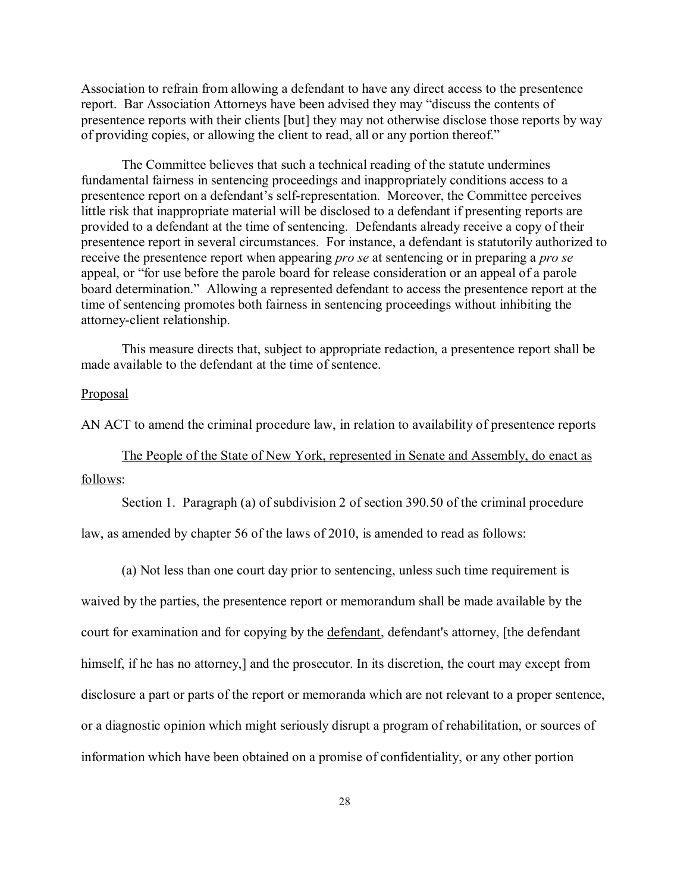Association to refrain from allowing a defendant to have any direct access to the presentence report. Bar Association Attorneys have been advised they may "discuss the contents of presentence reports with their clients [but] they may not otherwise disclose those reports by way of providing copies, or allowing the client to read, all or any portion thereof."

The Committee believes that such a technical reading of the statute undermines fundamental fairness in sentencing proceedings and inappropriately conditions access to a presentence report on a defendant's self-representation. Moreover, the Committee perceives little risk that inappropriate material will be disclosed to a defendant if presenting reports are provided to a defendant at the time of sentencing. Defendants already receive a copy of their presentence report in several circumstances. For instance, a defendant is statutorily authorized to receive the presentence report when appearing *pro se* at sentencing or in preparing a *pro se* appeal, or "for use before the parole board for release consideration or an appeal of a parole board determination." Allowing a represented defendant to access the presentence report at the time of sentencing promotes both fairness in sentencing proceedings without inhibiting the attorney-client relationship.

This measure directs that, subject to appropriate redaction, a presentence report shall be made available to the defendant at the time of sentence.

<u>Proposal</u>

AN ACT to amend the criminal procedure law, in relation to availability of presentence reports

<u>The People of the State of New York, represented in Senate and Assembly, do enact as follows</u>:

Section 1. Paragraph (a) of subdivision 2 of section 390.50 of the criminal procedure law, as amended by chapter 56 of the laws of 2010, is amended to read as follows:

(a) Not less than one court day prior to sentencing, unless such time requirement is waived by the parties, the presentence report or memorandum shall be made available by the court for examination and for copying by the <u>defendant</u>, defendant's attorney, [the defendant himself, if he has no attorney,] and the prosecutor. In its discretion, the court may except from disclosure a part or parts of the report or memoranda which are not relevant to a proper sentence, or a diagnostic opinion which might seriously disrupt a program of rehabilitation, or sources of information which have been obtained on a promise of confidentiality, or any other portion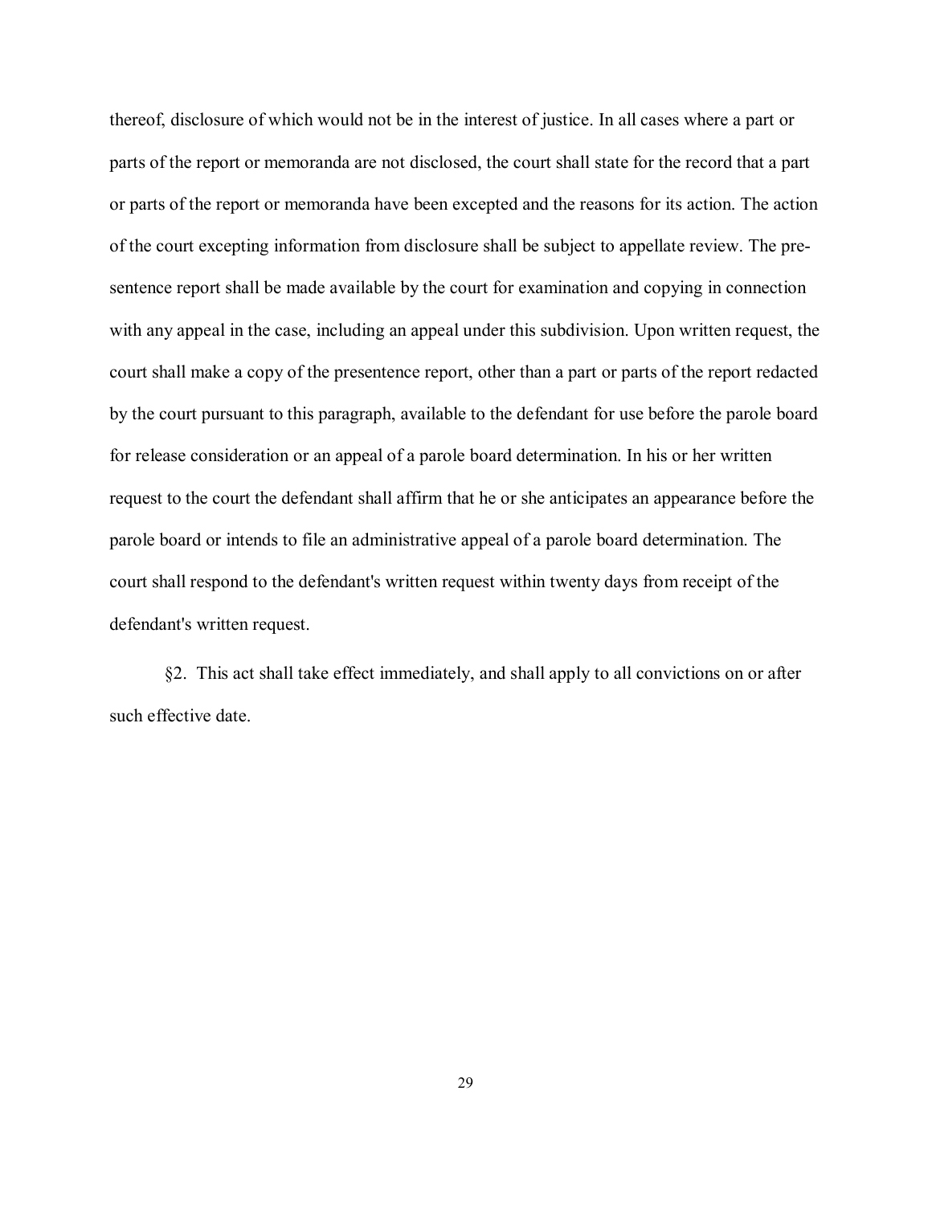thereof, disclosure of which would not be in the interest of justice. In all cases where a part or parts of the report or memoranda are not disclosed, the court shall state for the record that a part or parts of the report or memoranda have been excepted and the reasons for its action. The action of the court excepting information from disclosure shall be subject to appellate review. The presentence report shall be made available by the court for examination and copying in connection with any appeal in the case, including an appeal under this subdivision. Upon written request, the court shall make a copy of the presentence report, other than a part or parts of the report redacted by the court pursuant to this paragraph, available to the defendant for use before the parole board for release consideration or an appeal of a parole board determination. In his or her written request to the court the defendant shall affirm that he or she anticipates an appearance before the parole board or intends to file an administrative appeal of a parole board determination. The court shall respond to the defendant's written request within twenty days from receipt of the defendant's written request.

§2. This act shall take effect immediately, and shall apply to all convictions on or after such effective date.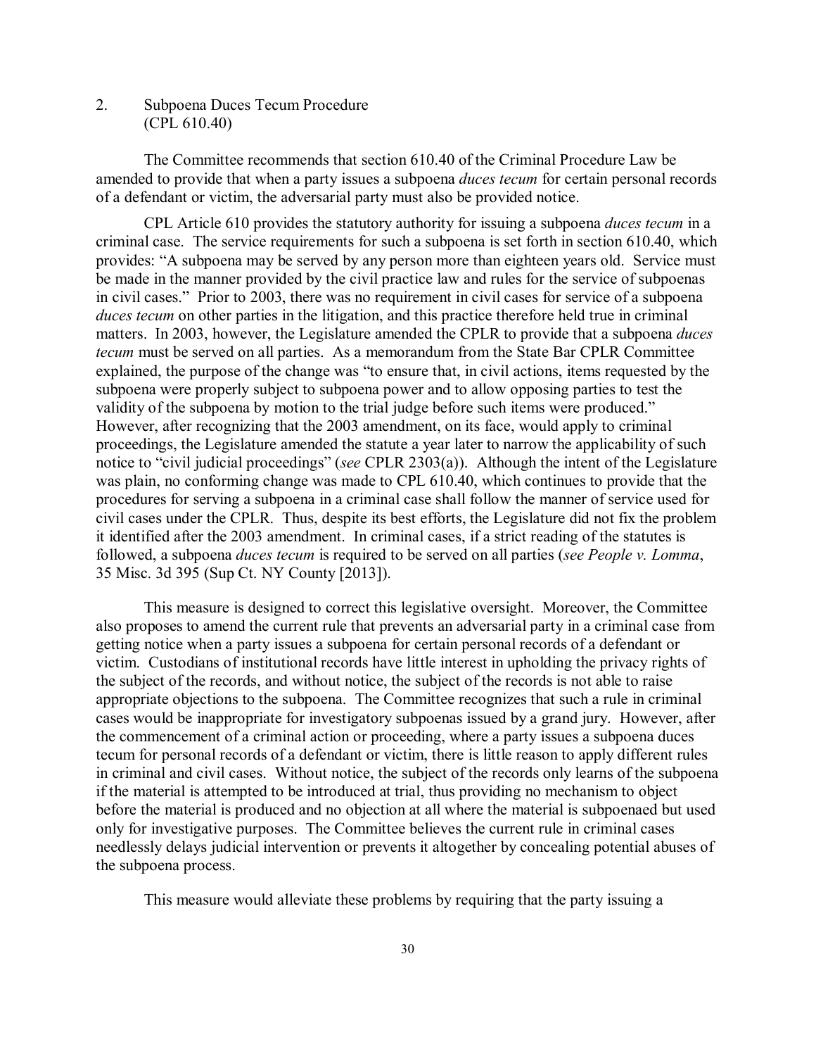## 2. Subpoena Duces Tecum Procedure (CPL 610.40)

The Committee recommends that section 610.40 of the Criminal Procedure Law be amended to provide that when a party issues a subpoena *duces tecum* for certain personal records of a defendant or victim, the adversarial party must also be provided notice.

CPL Article 610 provides the statutory authority for issuing a subpoena *duces tecum* in a criminal case. The service requirements for such a subpoena is set forth in section 610.40, which provides: "A subpoena may be served by any person more than eighteen years old. Service must be made in the manner provided by the civil practice law and rules for the service of subpoenas in civil cases." Prior to 2003, there was no requirement in civil cases for service of a subpoena *duces tecum* on other parties in the litigation, and this practice therefore held true in criminal matters. In 2003, however, the Legislature amended the CPLR to provide that a subpoena *duces tecum* must be served on all parties. As a memorandum from the State Bar CPLR Committee explained, the purpose of the change was "to ensure that, in civil actions, items requested by the subpoena were properly subject to subpoena power and to allow opposing parties to test the validity of the subpoena by motion to the trial judge before such items were produced." However, after recognizing that the 2003 amendment, on its face, would apply to criminal proceedings, the Legislature amended the statute a year later to narrow the applicability of such notice to "civil judicial proceedings" (*see* CPLR 2303(a)). Although the intent of the Legislature was plain, no conforming change was made to CPL 610.40, which continues to provide that the procedures for serving a subpoena in a criminal case shall follow the manner of service used for civil cases under the CPLR. Thus, despite its best efforts, the Legislature did not fix the problem it identified after the 2003 amendment. In criminal cases, if a strict reading of the statutes is followed, a subpoena *duces tecum* is required to be served on all parties (*see People v. Lomma*, 35 Misc. 3d 395 (Sup Ct. NY County [2013]).

This measure is designed to correct this legislative oversight. Moreover, the Committee also proposes to amend the current rule that prevents an adversarial party in a criminal case from getting notice when a party issues a subpoena for certain personal records of a defendant or victim. Custodians of institutional records have little interest in upholding the privacy rights of the subject of the records, and without notice, the subject of the records is not able to raise appropriate objections to the subpoena. The Committee recognizes that such a rule in criminal cases would be inappropriate for investigatory subpoenas issued by a grand jury. However, after the commencement of a criminal action or proceeding, where a party issues a subpoena duces tecum for personal records of a defendant or victim, there is little reason to apply different rules in criminal and civil cases. Without notice, the subject of the records only learns of the subpoena if the material is attempted to be introduced at trial, thus providing no mechanism to object before the material is produced and no objection at all where the material is subpoenaed but used only for investigative purposes. The Committee believes the current rule in criminal cases needlessly delays judicial intervention or prevents it altogether by concealing potential abuses of the subpoena process.

This measure would alleviate these problems by requiring that the party issuing a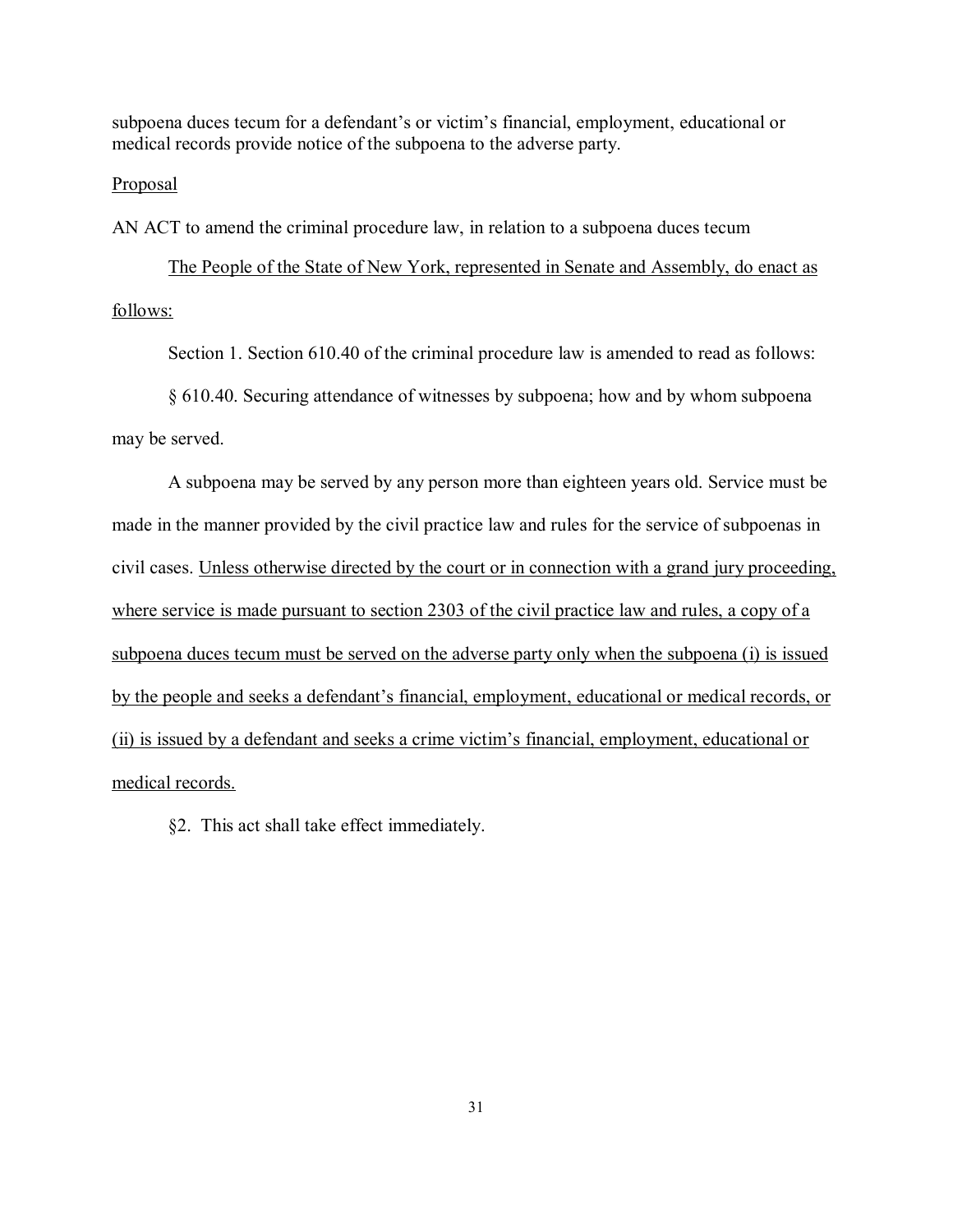subpoena duces tecum for a defendant's or victim's financial, employment, educational or medical records provide notice of the subpoena to the adverse party.

<u>Proposal</u>

AN ACT to amend the criminal procedure law, in relation to a subpoena duces tecum

<u>The People of the State of New York, represented in Senate and Assembly, do enact as follows:</u>

Section 1. Section 610.40 of the criminal procedure law is amended to read as follows:

§ 610.40. Securing attendance of witnesses by subpoena; how and by whom subpoena may be served.

A subpoena may be served by any person more than eighteen years old. Service must be made in the manner provided by the civil practice law and rules for the service of subpoenas in civil cases. <u>Unless otherwise directed by the court or in connection with a grand jury proceeding, where service is made pursuant to section 2303 of the civil practice law and rules, a copy of a subpoena duces tecum must be served on the adverse party only when the subpoena (i) is issued by the people and seeks a defendant's financial, employment, educational or medical records, or (ii) is issued by a defendant and seeks a crime victim's financial, employment, educational or medical records.</u>

§2. This act shall take effect immediately.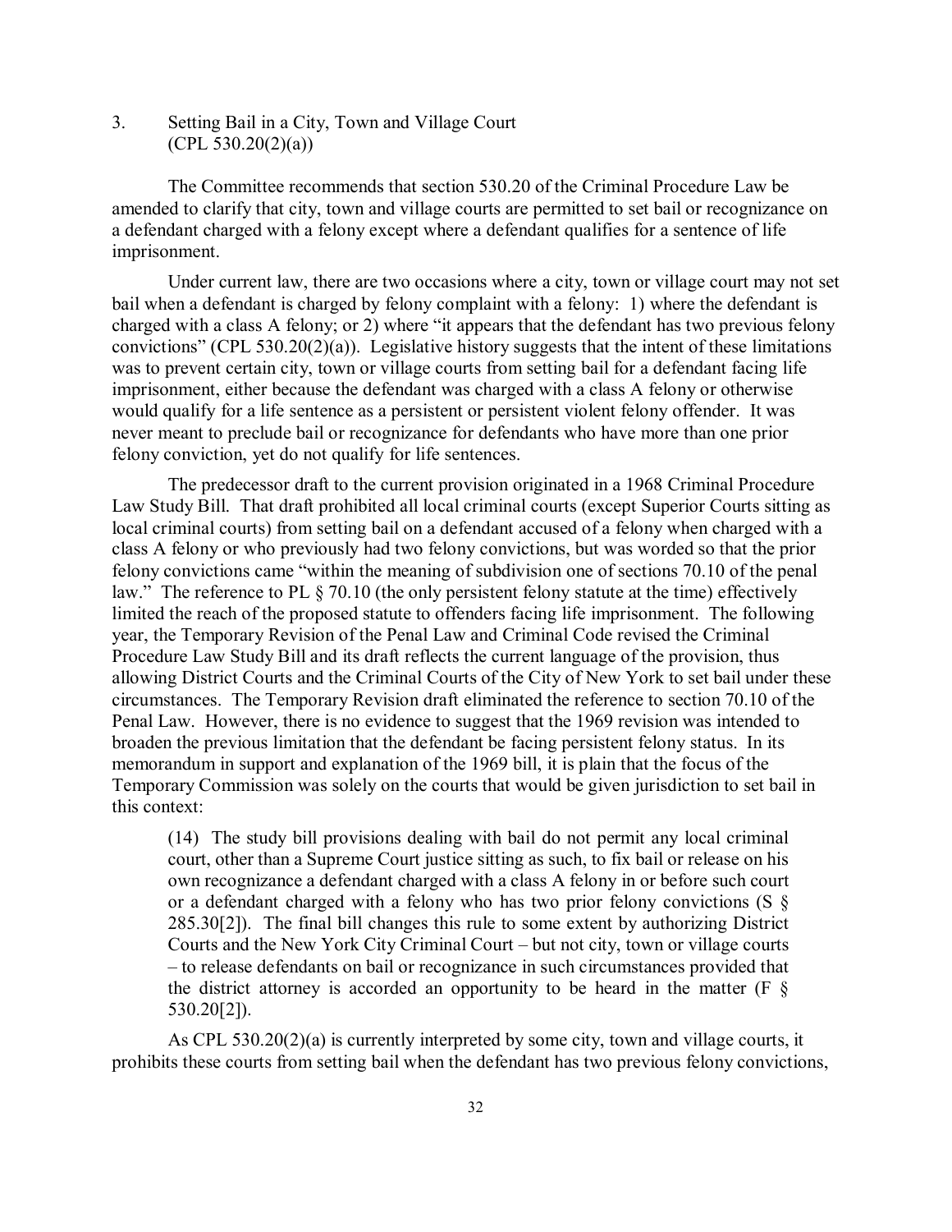### 3. Setting Bail in a City, Town and Village Court (CPL 530.20(2)(a))

The Committee recommends that section 530.20 of the Criminal Procedure Law be amended to clarify that city, town and village courts are permitted to set bail or recognizance on a defendant charged with a felony except where a defendant qualifies for a sentence of life imprisonment.

Under current law, there are two occasions where a city, town or village court may not set bail when a defendant is charged by felony complaint with a felony: 1) where the defendant is charged with a class A felony; or 2) where "it appears that the defendant has two previous felony convictions" (CPL 530.20(2)(a)). Legislative history suggests that the intent of these limitations was to prevent certain city, town or village courts from setting bail for a defendant facing life imprisonment, either because the defendant was charged with a class A felony or otherwise would qualify for a life sentence as a persistent or persistent violent felony offender. It was never meant to preclude bail or recognizance for defendants who have more than one prior felony conviction, yet do not qualify for life sentences.

The predecessor draft to the current provision originated in a 1968 Criminal Procedure Law Study Bill. That draft prohibited all local criminal courts (except Superior Courts sitting as local criminal courts) from setting bail on a defendant accused of a felony when charged with a class A felony or who previously had two felony convictions, but was worded so that the prior felony convictions came "within the meaning of subdivision one of sections 70.10 of the penal law." The reference to PL § 70.10 (the only persistent felony statute at the time) effectively limited the reach of the proposed statute to offenders facing life imprisonment. The following year, the Temporary Revision of the Penal Law and Criminal Code revised the Criminal Procedure Law Study Bill and its draft reflects the current language of the provision, thus allowing District Courts and the Criminal Courts of the City of New York to set bail under these circumstances. The Temporary Revision draft eliminated the reference to section 70.10 of the Penal Law. However, there is no evidence to suggest that the 1969 revision was intended to broaden the previous limitation that the defendant be facing persistent felony status. In its memorandum in support and explanation of the 1969 bill, it is plain that the focus of the Temporary Commission was solely on the courts that would be given jurisdiction to set bail in this context:

> (14) The study bill provisions dealing with bail do not permit any local criminal court, other than a Supreme Court justice sitting as such, to fix bail or release on his own recognizance a defendant charged with a class A felony in or before such court or a defendant charged with a felony who has two prior felony convictions (S § 285.30[2]). The final bill changes this rule to some extent by authorizing District Courts and the New York City Criminal Court – but not city, town or village courts – to release defendants on bail or recognizance in such circumstances provided that the district attorney is accorded an opportunity to be heard in the matter (F § 530.20[2]).

As CPL 530.20(2)(a) is currently interpreted by some city, town and village courts, it prohibits these courts from setting bail when the defendant has two previous felony convictions,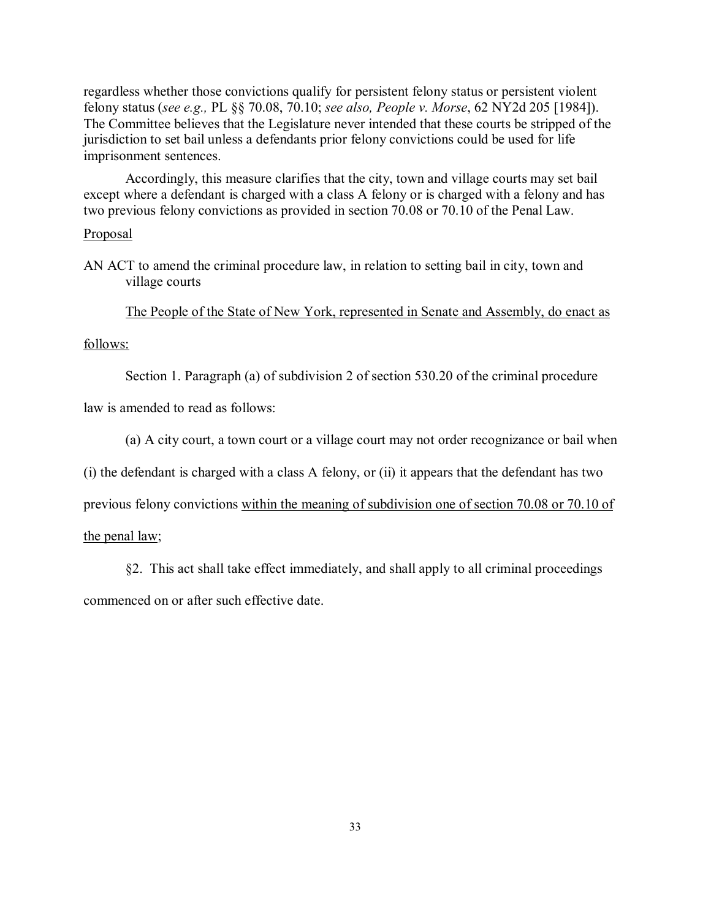regardless whether those convictions qualify for persistent felony status or persistent violent felony status (*see e.g.,* PL §§ 70.08, 70.10; *see also, People v. Morse*, 62 NY2d 205 [1984]). The Committee believes that the Legislature never intended that these courts be stripped of the jurisdiction to set bail unless a defendants prior felony convictions could be used for life imprisonment sentences.

Accordingly, this measure clarifies that the city, town and village courts may set bail except where a defendant is charged with a class A felony or is charged with a felony and has two previous felony convictions as provided in section 70.08 or 70.10 of the Penal Law.

<u>Proposal</u>

AN ACT to amend the criminal procedure law, in relation to setting bail in city, town and village courts

<u>The People of the State of New York, represented in Senate and Assembly, do enact as follows:</u>

Section 1. Paragraph (a) of subdivision 2 of section 530.20 of the criminal procedure law is amended to read as follows:

(a) A city court, a town court or a village court may not order recognizance or bail when (i) the defendant is charged with a class A felony, or (ii) it appears that the defendant has two previous felony convictions <u>within the meaning of subdivision one of section 70.08 or 70.10 of the penal law</u>;

§2. This act shall take effect immediately, and shall apply to all criminal proceedings commenced on or after such effective date.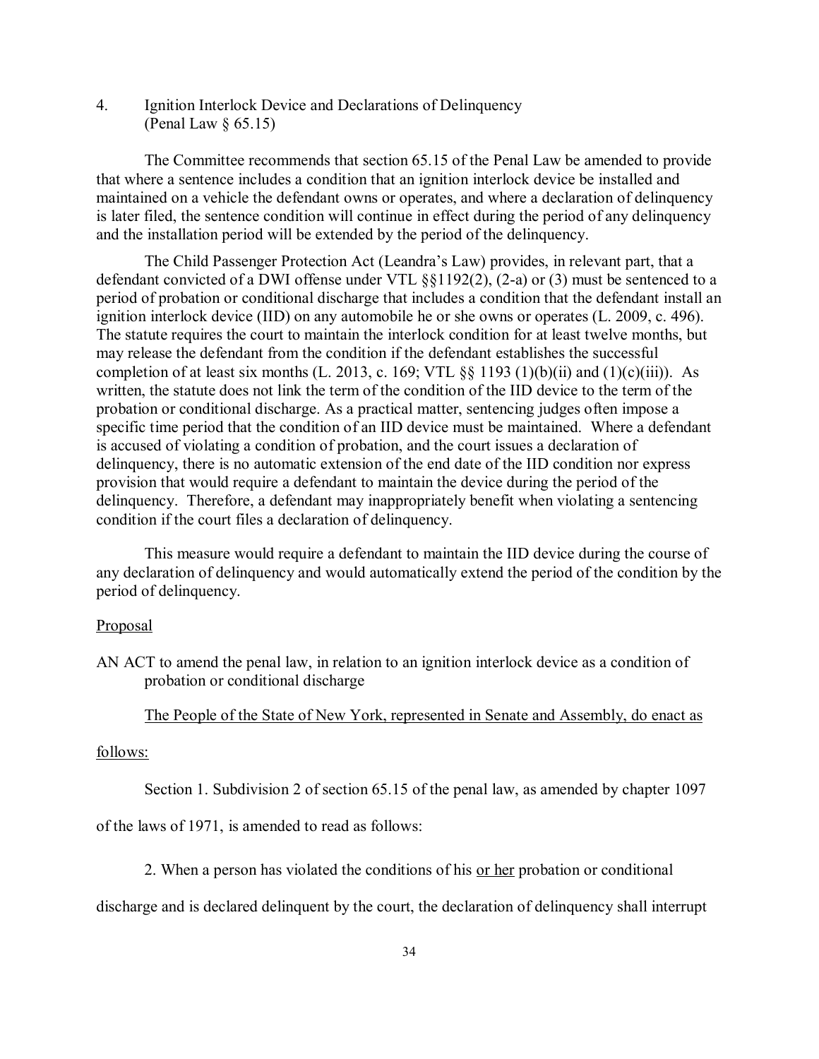4. Ignition Interlock Device and Declarations of Delinquency (Penal Law § 65.15)

The Committee recommends that section 65.15 of the Penal Law be amended to provide that where a sentence includes a condition that an ignition interlock device be installed and maintained on a vehicle the defendant owns or operates, and where a declaration of delinquency is later filed, the sentence condition will continue in effect during the period of any delinquency and the installation period will be extended by the period of the delinquency.

The Child Passenger Protection Act (Leandra's Law) provides, in relevant part, that a defendant convicted of a DWI offense under VTL §§1192(2), (2-a) or (3) must be sentenced to a period of probation or conditional discharge that includes a condition that the defendant install an ignition interlock device (IID) on any automobile he or she owns or operates (L. 2009, c. 496). The statute requires the court to maintain the interlock condition for at least twelve months, but may release the defendant from the condition if the defendant establishes the successful completion of at least six months (L. 2013, c. 169; VTL §§ 1193 (1)(b)(ii) and (1)(c)(iii)). As written, the statute does not link the term of the condition of the IID device to the term of the probation or conditional discharge. As a practical matter, sentencing judges often impose a specific time period that the condition of an IID device must be maintained. Where a defendant is accused of violating a condition of probation, and the court issues a declaration of delinquency, there is no automatic extension of the end date of the IID condition nor express provision that would require a defendant to maintain the device during the period of the delinquency. Therefore, a defendant may inappropriately benefit when violating a sentencing condition if the court files a declaration of delinquency.

This measure would require a defendant to maintain the IID device during the course of any declaration of delinquency and would automatically extend the period of the condition by the period of delinquency.

<u>Proposal</u>

AN ACT to amend the penal law, in relation to an ignition interlock device as a condition of probation or conditional discharge

<u>The People of the State of New York, represented in Senate and Assembly, do enact as follows:</u>

Section 1. Subdivision 2 of section 65.15 of the penal law, as amended by chapter 1097 of the laws of 1971, is amended to read as follows:

2. When a person has violated the conditions of his <u>or her</u> probation or conditional discharge and is declared delinquent by the court, the declaration of delinquency shall interrupt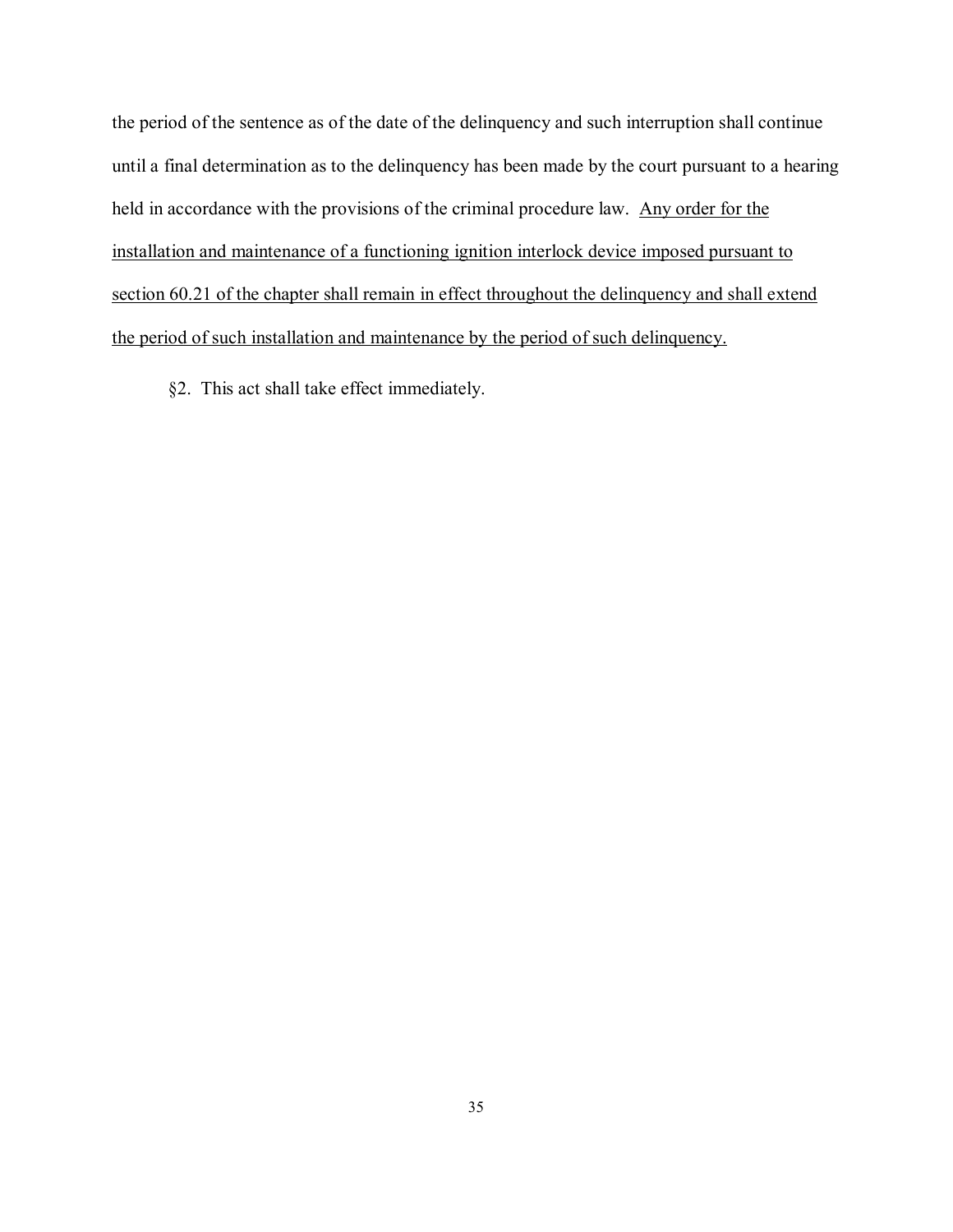the period of the sentence as of the date of the delinquency and such interruption shall continue until a final determination as to the delinquency has been made by the court pursuant to a hearing held in accordance with the provisions of the criminal procedure law. <u>Any order for the installation and maintenance of a functioning ignition interlock device imposed pursuant to section 60.21 of the chapter shall remain in effect throughout the delinquency and shall extend the period of such installation and maintenance by the period of such delinquency.</u>

§2. This act shall take effect immediately.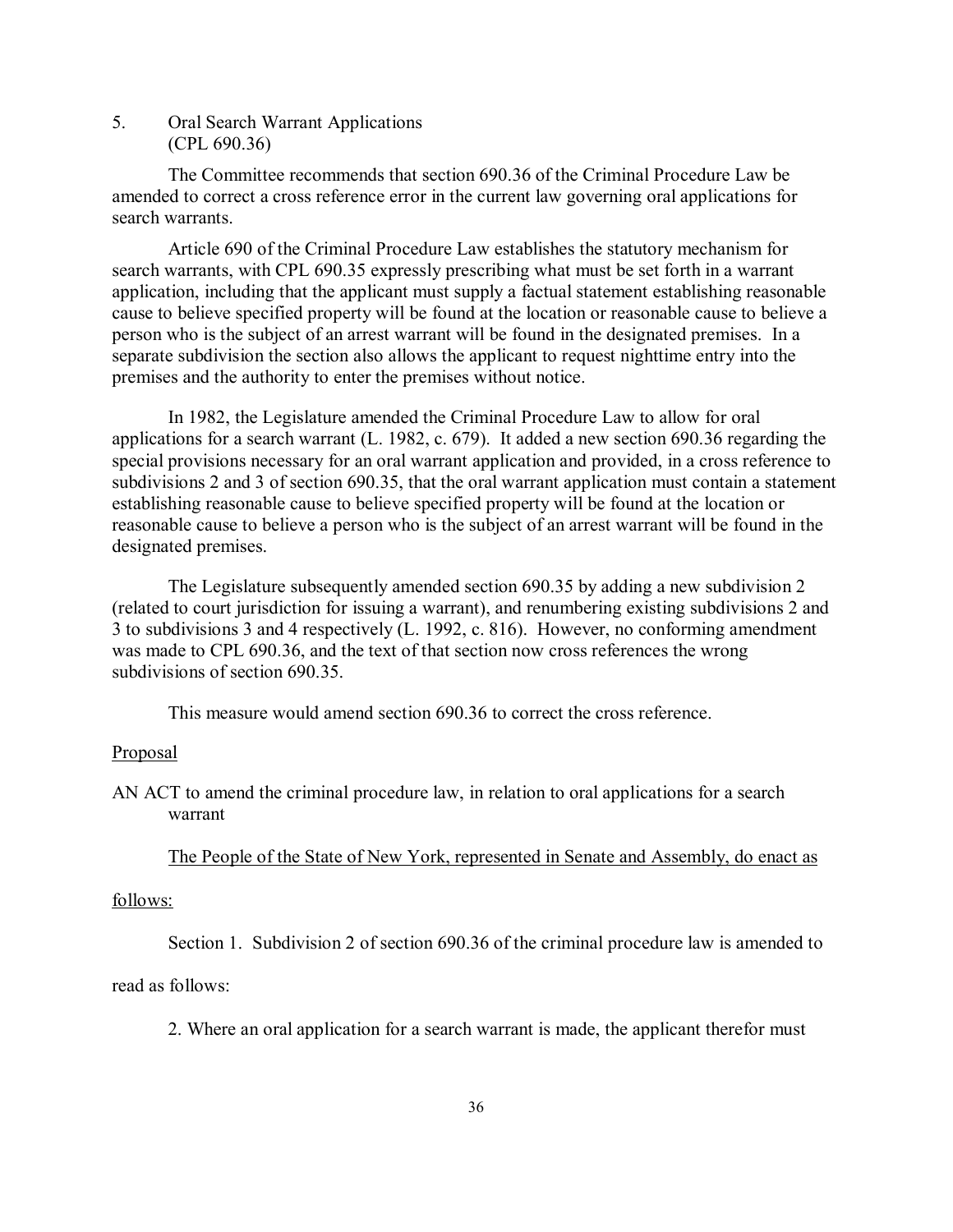5. Oral Search Warrant Applications
(CPL 690.36)

The Committee recommends that section 690.36 of the Criminal Procedure Law be amended to correct a cross reference error in the current law governing oral applications for search warrants.

Article 690 of the Criminal Procedure Law establishes the statutory mechanism for search warrants, with CPL 690.35 expressly prescribing what must be set forth in a warrant application, including that the applicant must supply a factual statement establishing reasonable cause to believe specified property will be found at the location or reasonable cause to believe a person who is the subject of an arrest warrant will be found in the designated premises. In a separate subdivision the section also allows the applicant to request nighttime entry into the premises and the authority to enter the premises without notice.

In 1982, the Legislature amended the Criminal Procedure Law to allow for oral applications for a search warrant (L. 1982, c. 679). It added a new section 690.36 regarding the special provisions necessary for an oral warrant application and provided, in a cross reference to subdivisions 2 and 3 of section 690.35, that the oral warrant application must contain a statement establishing reasonable cause to believe specified property will be found at the location or reasonable cause to believe a person who is the subject of an arrest warrant will be found in the designated premises.

The Legislature subsequently amended section 690.35 by adding a new subdivision 2 (related to court jurisdiction for issuing a warrant), and renumbering existing subdivisions 2 and 3 to subdivisions 3 and 4 respectively (L. 1992, c. 816). However, no conforming amendment was made to CPL 690.36, and the text of that section now cross references the wrong subdivisions of section 690.35.

This measure would amend section 690.36 to correct the cross reference.

Proposal

AN ACT to amend the criminal procedure law, in relation to oral applications for a search warrant

The People of the State of New York, represented in Senate and Assembly, do enact as follows:

Section 1. Subdivision 2 of section 690.36 of the criminal procedure law is amended to read as follows:

2. Where an oral application for a search warrant is made, the applicant therefor must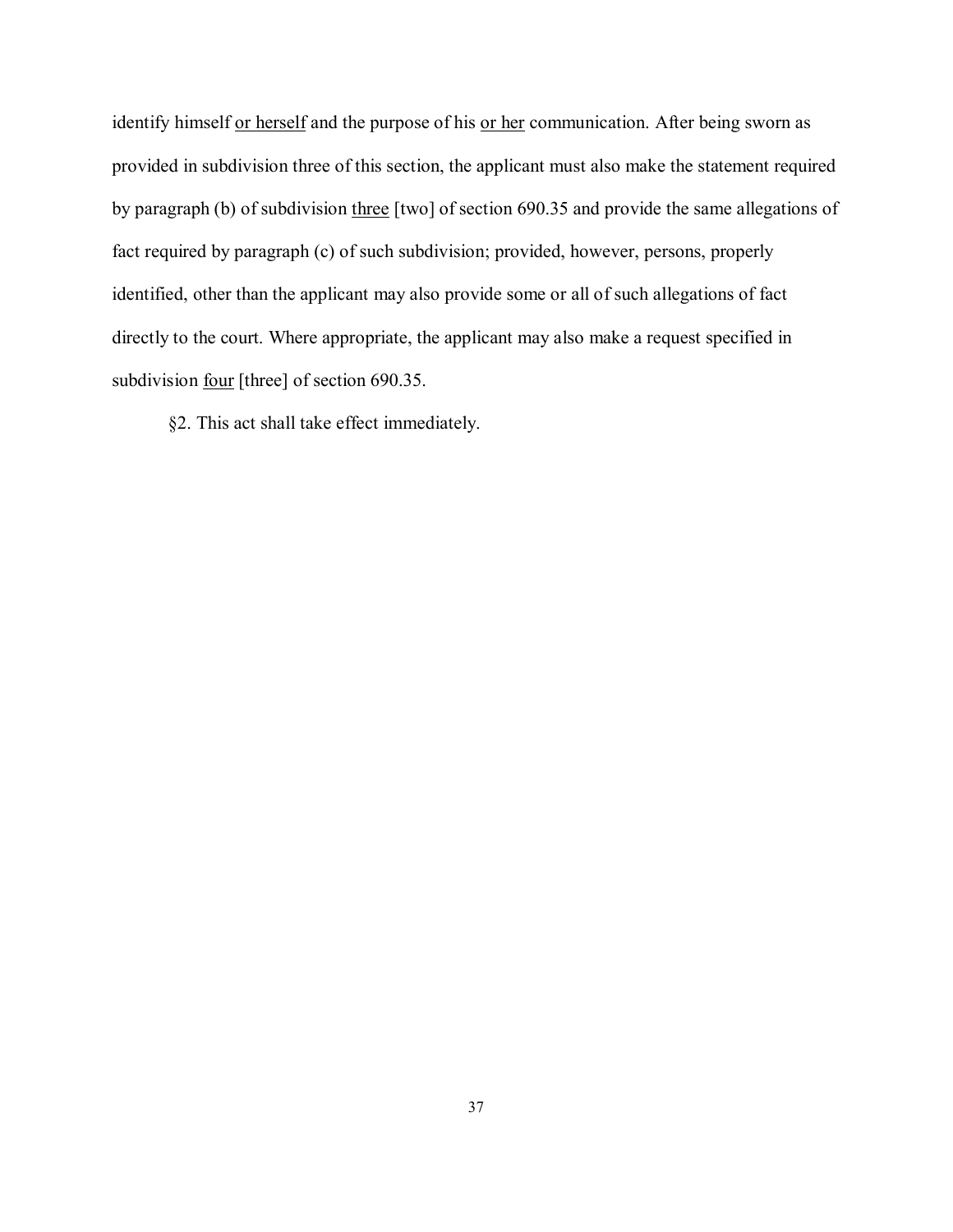identify himself <u>or herself</u> and the purpose of his <u>or her</u> communication. After being sworn as provided in subdivision three of this section, the applicant must also make the statement required by paragraph (b) of subdivision <u>three</u> [two] of section 690.35 and provide the same allegations of fact required by paragraph (c) of such subdivision; provided, however, persons, properly identified, other than the applicant may also provide some or all of such allegations of fact directly to the court. Where appropriate, the applicant may also make a request specified in subdivision <u>four</u> [three] of section 690.35.

§2. This act shall take effect immediately.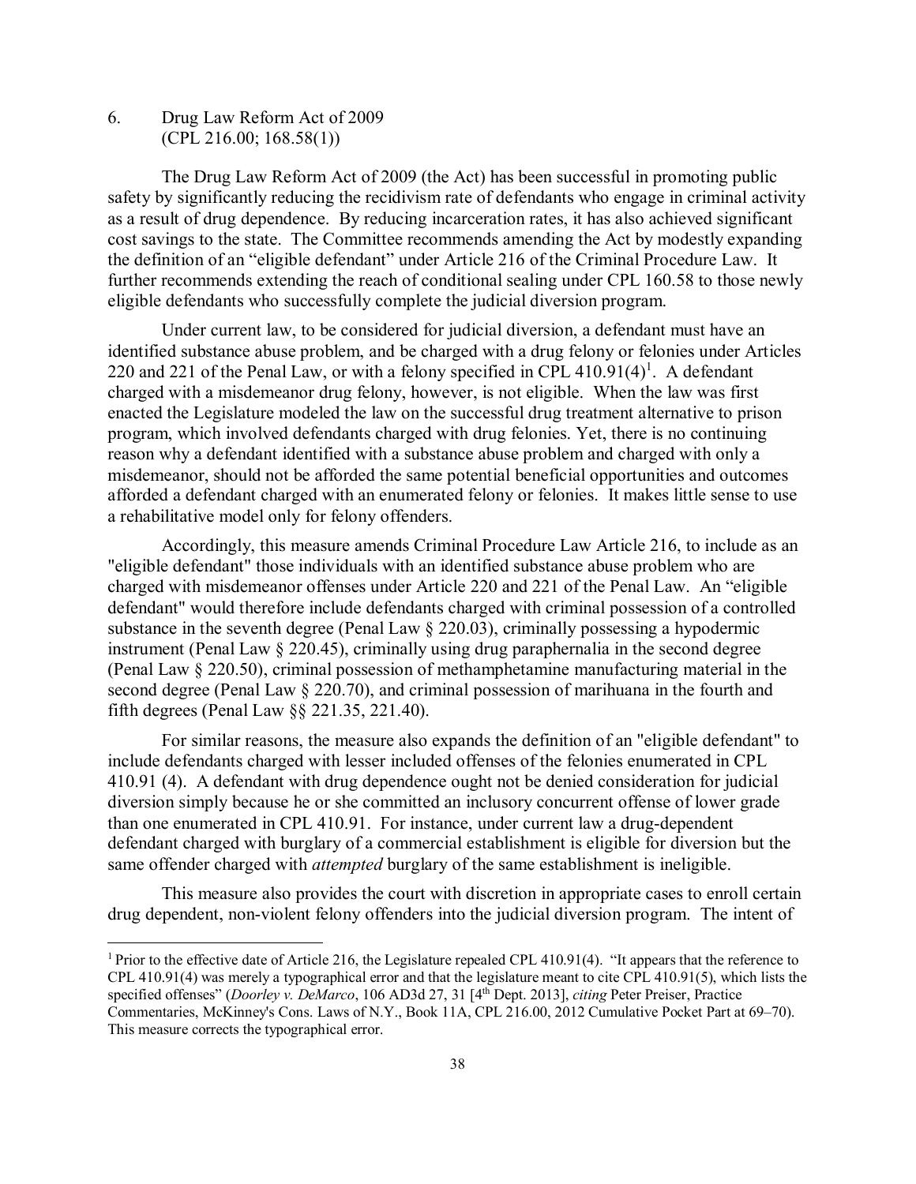6. Drug Law Reform Act of 2009
(CPL 216.00; 168.58(1))

The Drug Law Reform Act of 2009 (the Act) has been successful in promoting public safety by significantly reducing the recidivism rate of defendants who engage in criminal activity as a result of drug dependence. By reducing incarceration rates, it has also achieved significant cost savings to the state. The Committee recommends amending the Act by modestly expanding the definition of an "eligible defendant" under Article 216 of the Criminal Procedure Law. It further recommends extending the reach of conditional sealing under CPL 160.58 to those newly eligible defendants who successfully complete the judicial diversion program.

Under current law, to be considered for judicial diversion, a defendant must have an identified substance abuse problem, and be charged with a drug felony or felonies under Articles 220 and 221 of the Penal Law, or with a felony specified in CPL 410.91(4)[1]. A defendant charged with a misdemeanor drug felony, however, is not eligible. When the law was first enacted the Legislature modeled the law on the successful drug treatment alternative to prison program, which involved defendants charged with drug felonies. Yet, there is no continuing reason why a defendant identified with a substance abuse problem and charged with only a misdemeanor, should not be afforded the same potential beneficial opportunities and outcomes afforded a defendant charged with an enumerated felony or felonies. It makes little sense to use a rehabilitative model only for felony offenders.

Accordingly, this measure amends Criminal Procedure Law Article 216, to include as an "eligible defendant" those individuals with an identified substance abuse problem who are charged with misdemeanor offenses under Article 220 and 221 of the Penal Law. An "eligible defendant" would therefore include defendants charged with criminal possession of a controlled substance in the seventh degree (Penal Law § 220.03), criminally possessing a hypodermic instrument (Penal Law § 220.45), criminally using drug paraphernalia in the second degree (Penal Law § 220.50), criminal possession of methamphetamine manufacturing material in the second degree (Penal Law § 220.70), and criminal possession of marihuana in the fourth and fifth degrees (Penal Law §§ 221.35, 221.40).

For similar reasons, the measure also expands the definition of an "eligible defendant" to include defendants charged with lesser included offenses of the felonies enumerated in CPL 410.91 (4). A defendant with drug dependence ought not be denied consideration for judicial diversion simply because he or she committed an inclusory concurrent offense of lower grade than one enumerated in CPL 410.91. For instance, under current law a drug-dependent defendant charged with burglary of a commercial establishment is eligible for diversion but the same offender charged with *attempted* burglary of the same establishment is ineligible.

This measure also provides the court with discretion in appropriate cases to enroll certain drug dependent, non-violent felony offenders into the judicial diversion program. The intent of

---

[1] Prior to the effective date of Article 216, the Legislature repealed CPL 410.91(4). "It appears that the reference to CPL 410.91(4) was merely a typographical error and that the legislature meant to cite CPL 410.91(5), which lists the specified offenses" (*Doorley v. DeMarco*, 106 AD3d 27, 31 [4th Dept. 2013], *citing* Peter Preiser, Practice Commentaries, McKinney's Cons. Laws of N.Y., Book 11A, CPL 216.00, 2012 Cumulative Pocket Part at 69–70). This measure corrects the typographical error.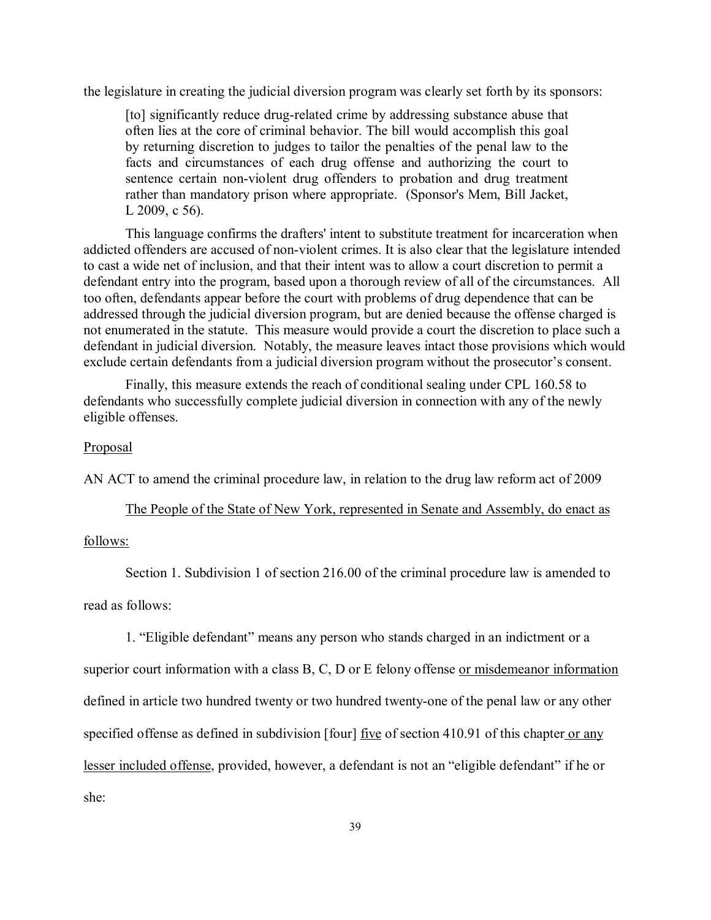the legislature in creating the judicial diversion program was clearly set forth by its sponsors:

> [to] significantly reduce drug-related crime by addressing substance abuse that often lies at the core of criminal behavior. The bill would accomplish this goal by returning discretion to judges to tailor the penalties of the penal law to the facts and circumstances of each drug offense and authorizing the court to sentence certain non-violent drug offenders to probation and drug treatment rather than mandatory prison where appropriate. (Sponsor's Mem, Bill Jacket, L 2009, c 56).

This language confirms the drafters' intent to substitute treatment for incarceration when addicted offenders are accused of non-violent crimes. It is also clear that the legislature intended to cast a wide net of inclusion, and that their intent was to allow a court discretion to permit a defendant entry into the program, based upon a thorough review of all of the circumstances. All too often, defendants appear before the court with problems of drug dependence that can be addressed through the judicial diversion program, but are denied because the offense charged is not enumerated in the statute. This measure would provide a court the discretion to place such a defendant in judicial diversion. Notably, the measure leaves intact those provisions which would exclude certain defendants from a judicial diversion program without the prosecutor's consent.

Finally, this measure extends the reach of conditional sealing under CPL 160.58 to defendants who successfully complete judicial diversion in connection with any of the newly eligible offenses.

<u>Proposal</u>

AN ACT to amend the criminal procedure law, in relation to the drug law reform act of 2009

<u>The People of the State of New York, represented in Senate and Assembly, do enact as follows:</u>

Section 1. Subdivision 1 of section 216.00 of the criminal procedure law is amended to read as follows:

1. "Eligible defendant" means any person who stands charged in an indictment or a superior court information with a class B, C, D or E felony offense <u>or misdemeanor information</u> defined in article two hundred twenty or two hundred twenty-one of the penal law or any other specified offense as defined in subdivision [four] <u>five</u> of section 410.91 of this chapter <u>or any lesser included offense</u>, provided, however, a defendant is not an "eligible defendant" if he or she: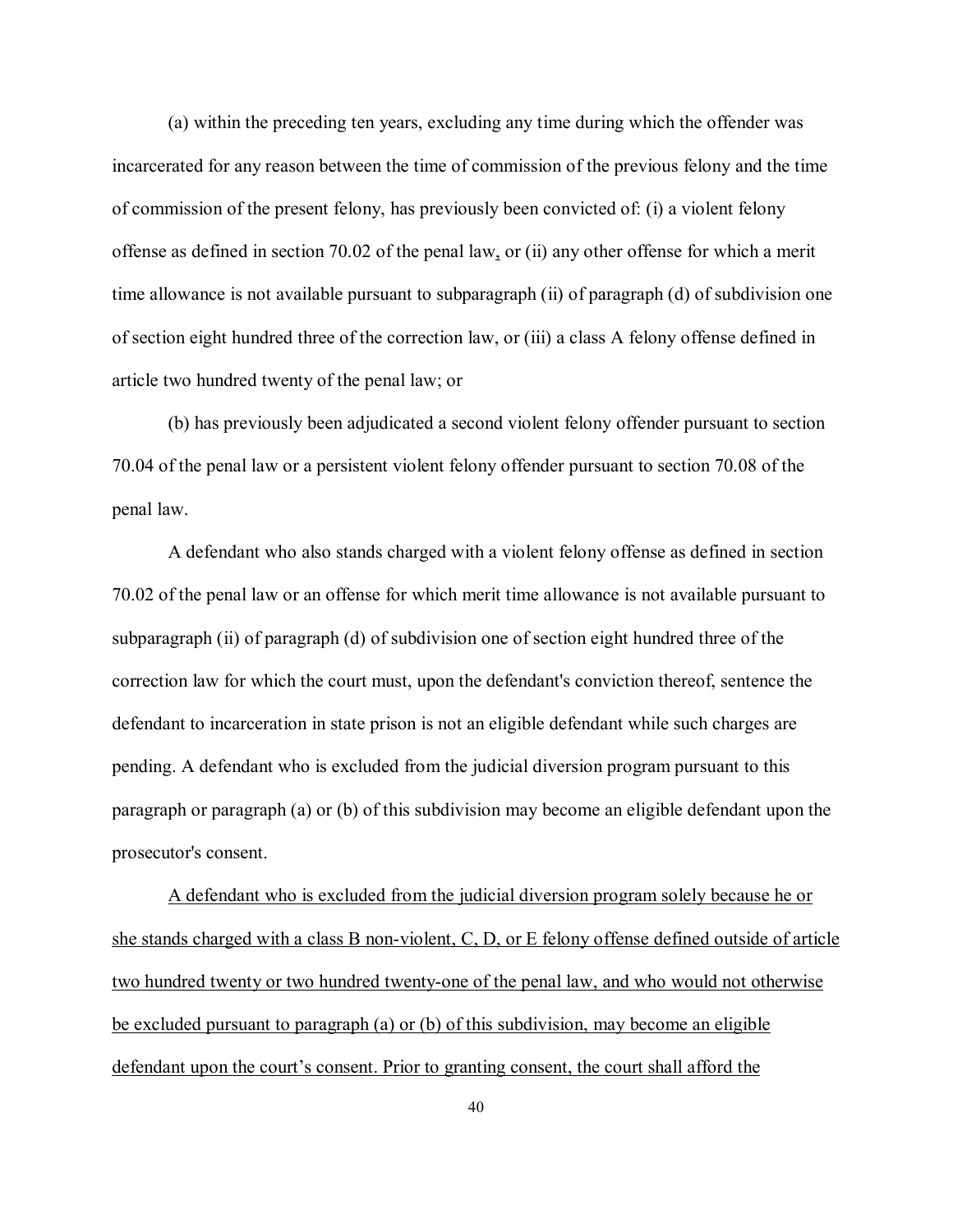(a) within the preceding ten years, excluding any time during which the offender was incarcerated for any reason between the time of commission of the previous felony and the time of commission of the present felony, has previously been convicted of: (i) a violent felony offense as defined in section 70.02 of the penal law, or (ii) any other offense for which a merit time allowance is not available pursuant to subparagraph (ii) of paragraph (d) of subdivision one of section eight hundred three of the correction law, or (iii) a class A felony offense defined in article two hundred twenty of the penal law; or

(b) has previously been adjudicated a second violent felony offender pursuant to section 70.04 of the penal law or a persistent violent felony offender pursuant to section 70.08 of the penal law.

A defendant who also stands charged with a violent felony offense as defined in section 70.02 of the penal law or an offense for which merit time allowance is not available pursuant to subparagraph (ii) of paragraph (d) of subdivision one of section eight hundred three of the correction law for which the court must, upon the defendant's conviction thereof, sentence the defendant to incarceration in state prison is not an eligible defendant while such charges are pending. A defendant who is excluded from the judicial diversion program pursuant to this paragraph or paragraph (a) or (b) of this subdivision may become an eligible defendant upon the prosecutor's consent.

<u>A defendant who is excluded from the judicial diversion program solely because he or she stands charged with a class B non-violent, C, D, or E felony offense defined outside of article two hundred twenty or two hundred twenty-one of the penal law, and who would not otherwise be excluded pursuant to paragraph (a) or (b) of this subdivision, may become an eligible defendant upon the court's consent. Prior to granting consent, the court shall afford the</u>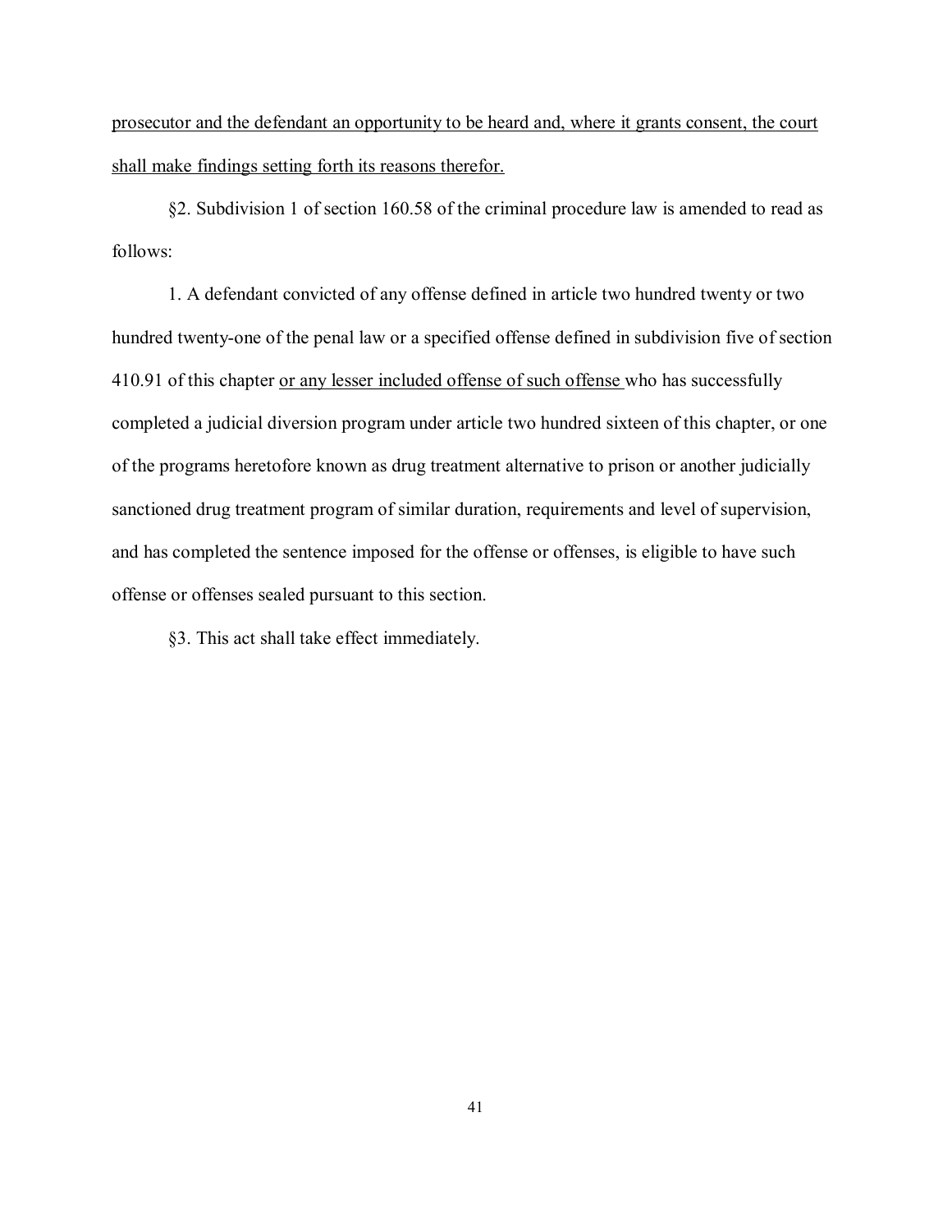<u>prosecutor and the defendant an opportunity to be heard and, where it grants consent, the court shall make findings setting forth its reasons therefor.</u>

§2. Subdivision 1 of section 160.58 of the criminal procedure law is amended to read as follows:

1. A defendant convicted of any offense defined in article two hundred twenty or two hundred twenty-one of the penal law or a specified offense defined in subdivision five of section 410.91 of this chapter <u>or any lesser included offense of such offense</u> who has successfully completed a judicial diversion program under article two hundred sixteen of this chapter, or one of the programs heretofore known as drug treatment alternative to prison or another judicially sanctioned drug treatment program of similar duration, requirements and level of supervision, and has completed the sentence imposed for the offense or offenses, is eligible to have such offense or offenses sealed pursuant to this section.

§3. This act shall take effect immediately.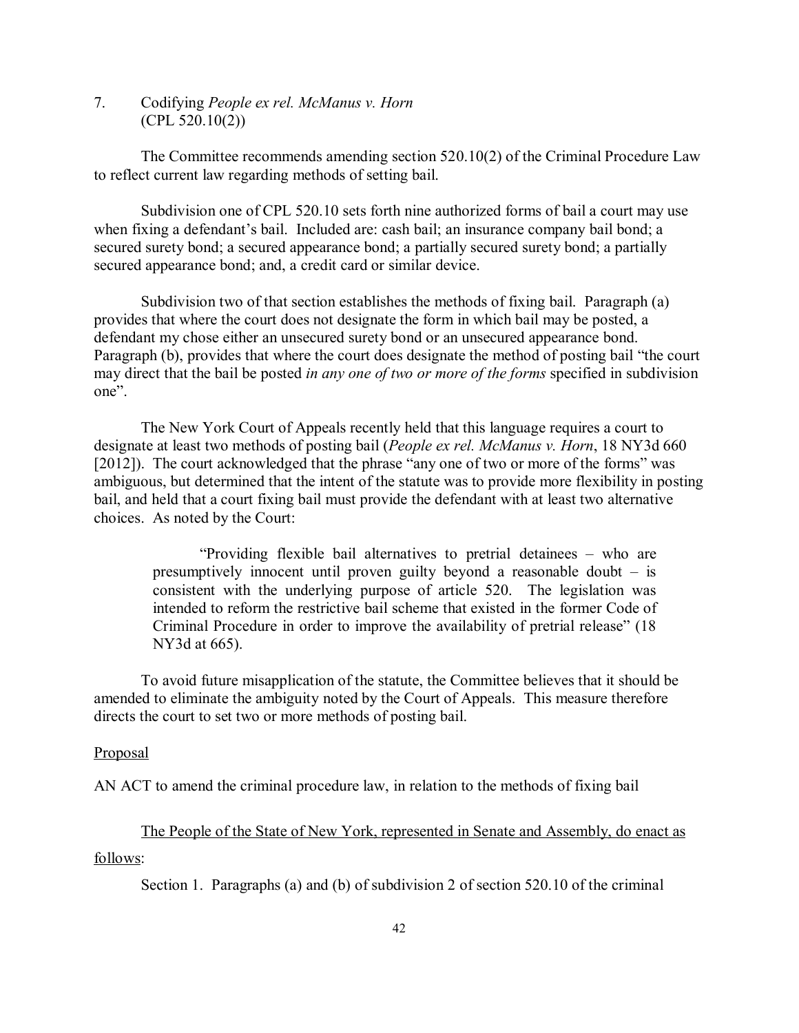7. Codifying *People ex rel. McManus v. Horn* (CPL 520.10(2))

The Committee recommends amending section 520.10(2) of the Criminal Procedure Law to reflect current law regarding methods of setting bail.

Subdivision one of CPL 520.10 sets forth nine authorized forms of bail a court may use when fixing a defendant's bail. Included are: cash bail; an insurance company bail bond; a secured surety bond; a secured appearance bond; a partially secured surety bond; a partially secured appearance bond; and, a credit card or similar device.

Subdivision two of that section establishes the methods of fixing bail. Paragraph (a) provides that where the court does not designate the form in which bail may be posted, a defendant my chose either an unsecured surety bond or an unsecured appearance bond. Paragraph (b), provides that where the court does designate the method of posting bail "the court may direct that the bail be posted *in any one of two or more of the forms* specified in subdivision one".

The New York Court of Appeals recently held that this language requires a court to designate at least two methods of posting bail (*People ex rel. McManus v. Horn*, 18 NY3d 660 [2012]). The court acknowledged that the phrase "any one of two or more of the forms" was ambiguous, but determined that the intent of the statute was to provide more flexibility in posting bail, and held that a court fixing bail must provide the defendant with at least two alternative choices. As noted by the Court:

> "Providing flexible bail alternatives to pretrial detainees – who are presumptively innocent until proven guilty beyond a reasonable doubt – is consistent with the underlying purpose of article 520. The legislation was intended to reform the restrictive bail scheme that existed in the former Code of Criminal Procedure in order to improve the availability of pretrial release" (18 NY3d at 665).

To avoid future misapplication of the statute, the Committee believes that it should be amended to eliminate the ambiguity noted by the Court of Appeals. This measure therefore directs the court to set two or more methods of posting bail.

Proposal

AN ACT to amend the criminal procedure law, in relation to the methods of fixing bail

The People of the State of New York, represented in Senate and Assembly, do enact as follows:

Section 1. Paragraphs (a) and (b) of subdivision 2 of section 520.10 of the criminal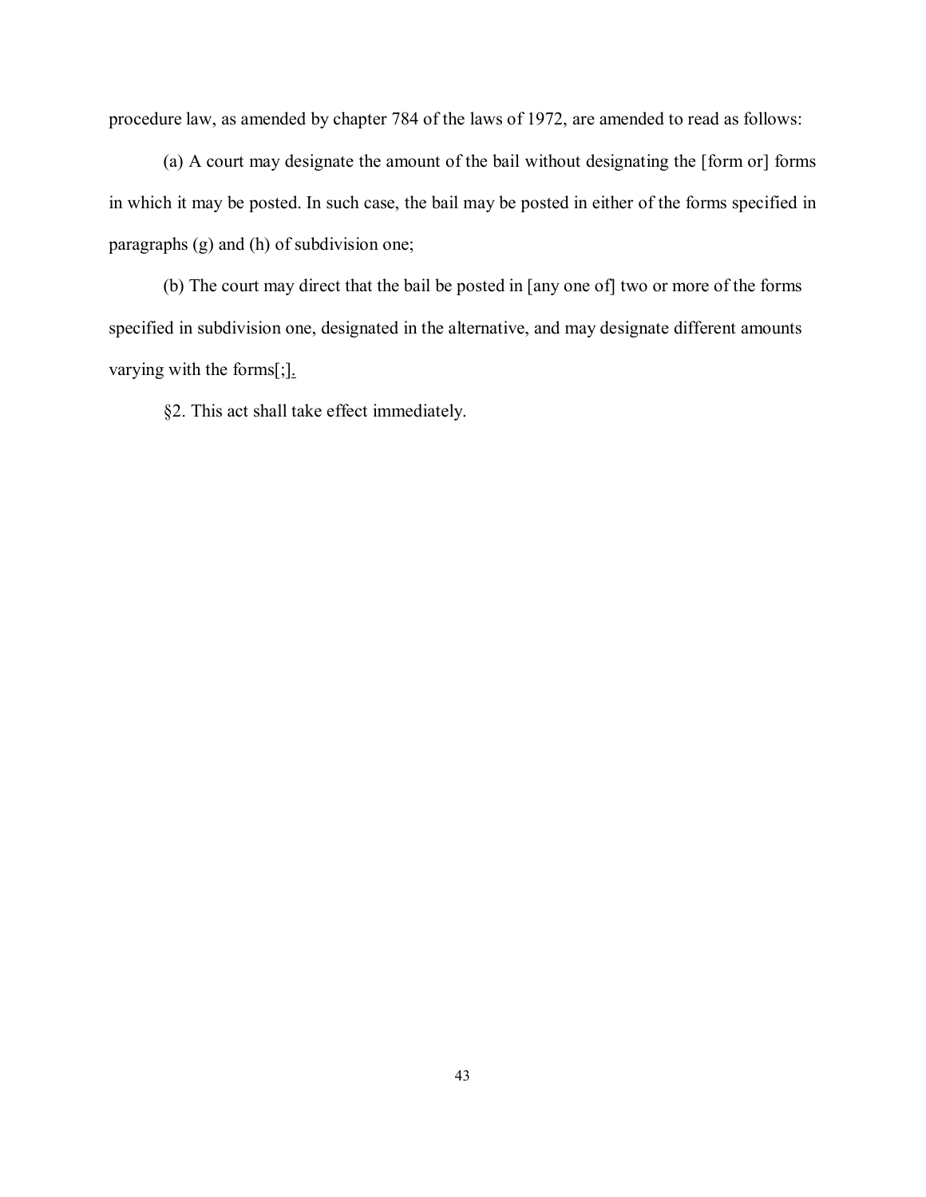procedure law, as amended by chapter 784 of the laws of 1972, are amended to read as follows:

(a) A court may designate the amount of the bail without designating the [form or] forms in which it may be posted. In such case, the bail may be posted in either of the forms specified in paragraphs (g) and (h) of subdivision one;

(b) The court may direct that the bail be posted in [any one of] two or more of the forms specified in subdivision one, designated in the alternative, and may designate different amounts varying with the forms[;].

§2. This act shall take effect immediately.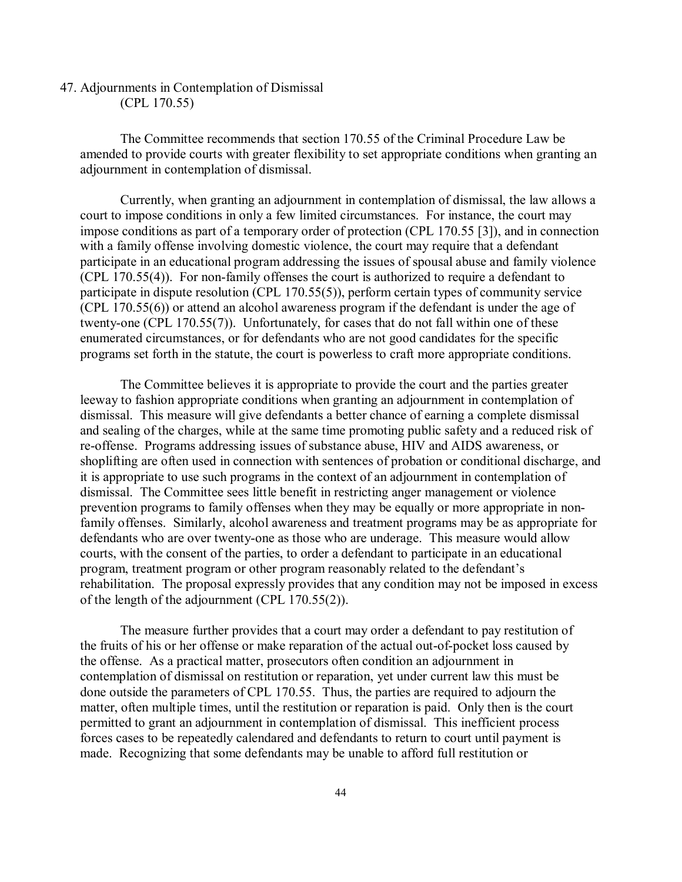## 47. Adjournments in Contemplation of Dismissal (CPL 170.55)

The Committee recommends that section 170.55 of the Criminal Procedure Law be amended to provide courts with greater flexibility to set appropriate conditions when granting an adjournment in contemplation of dismissal.

Currently, when granting an adjournment in contemplation of dismissal, the law allows a court to impose conditions in only a few limited circumstances. For instance, the court may impose conditions as part of a temporary order of protection (CPL 170.55 [3]), and in connection with a family offense involving domestic violence, the court may require that a defendant participate in an educational program addressing the issues of spousal abuse and family violence (CPL 170.55(4)). For non-family offenses the court is authorized to require a defendant to participate in dispute resolution (CPL 170.55(5)), perform certain types of community service (CPL 170.55(6)) or attend an alcohol awareness program if the defendant is under the age of twenty-one (CPL 170.55(7)). Unfortunately, for cases that do not fall within one of these enumerated circumstances, or for defendants who are not good candidates for the specific programs set forth in the statute, the court is powerless to craft more appropriate conditions.

The Committee believes it is appropriate to provide the court and the parties greater leeway to fashion appropriate conditions when granting an adjournment in contemplation of dismissal. This measure will give defendants a better chance of earning a complete dismissal and sealing of the charges, while at the same time promoting public safety and a reduced risk of re-offense. Programs addressing issues of substance abuse, HIV and AIDS awareness, or shoplifting are often used in connection with sentences of probation or conditional discharge, and it is appropriate to use such programs in the context of an adjournment in contemplation of dismissal. The Committee sees little benefit in restricting anger management or violence prevention programs to family offenses when they may be equally or more appropriate in non-family offenses. Similarly, alcohol awareness and treatment programs may be as appropriate for defendants who are over twenty-one as those who are underage. This measure would allow courts, with the consent of the parties, to order a defendant to participate in an educational program, treatment program or other program reasonably related to the defendant's rehabilitation. The proposal expressly provides that any condition may not be imposed in excess of the length of the adjournment (CPL 170.55(2)).

The measure further provides that a court may order a defendant to pay restitution of the fruits of his or her offense or make reparation of the actual out-of-pocket loss caused by the offense. As a practical matter, prosecutors often condition an adjournment in contemplation of dismissal on restitution or reparation, yet under current law this must be done outside the parameters of CPL 170.55. Thus, the parties are required to adjourn the matter, often multiple times, until the restitution or reparation is paid. Only then is the court permitted to grant an adjournment in contemplation of dismissal. This inefficient process forces cases to be repeatedly calendared and defendants to return to court until payment is made. Recognizing that some defendants may be unable to afford full restitution or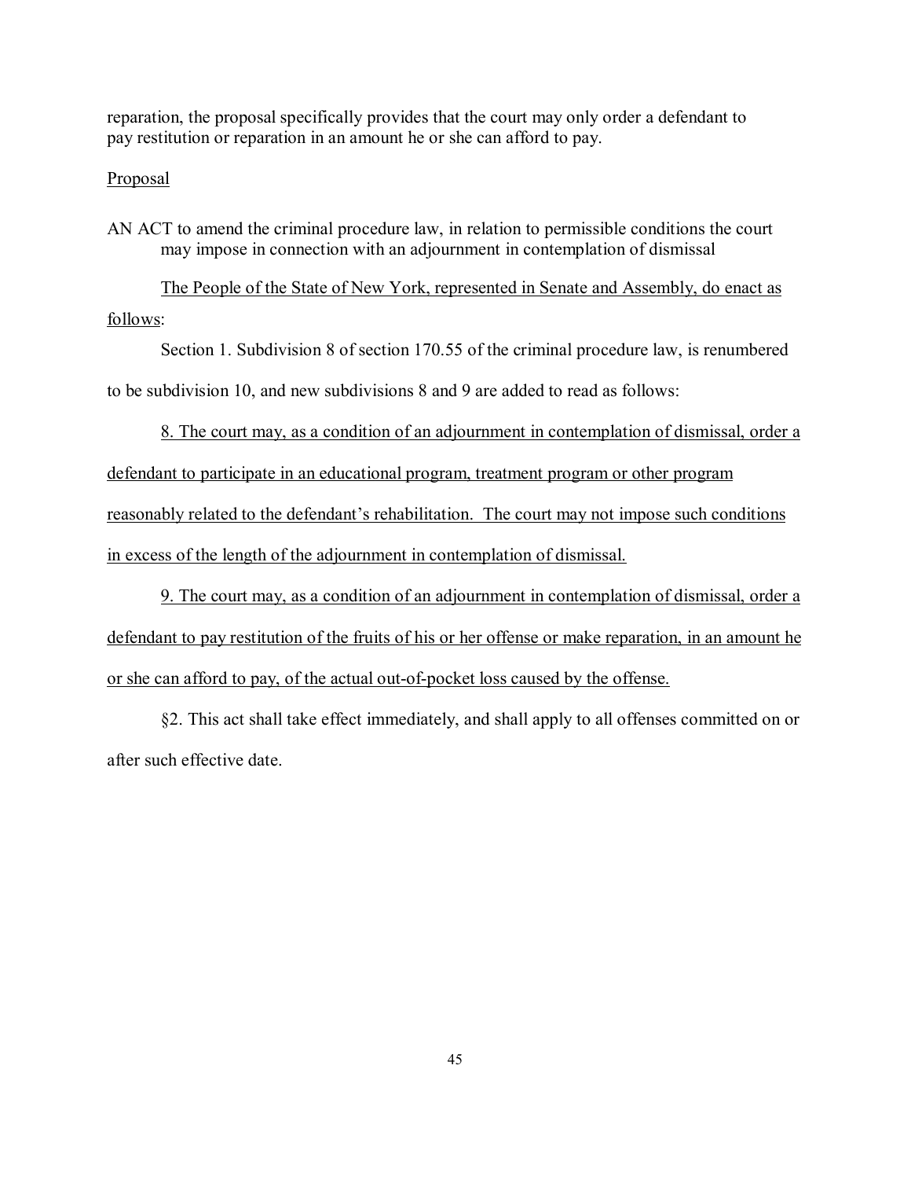reparation, the proposal specifically provides that the court may only order a defendant to pay restitution or reparation in an amount he or she can afford to pay.

Proposal

AN ACT to amend the criminal procedure law, in relation to permissible conditions the court may impose in connection with an adjournment in contemplation of dismissal

The People of the State of New York, represented in Senate and Assembly, do enact as follows:

Section 1. Subdivision 8 of section 170.55 of the criminal procedure law, is renumbered to be subdivision 10, and new subdivisions 8 and 9 are added to read as follows:

8. The court may, as a condition of an adjournment in contemplation of dismissal, order a defendant to participate in an educational program, treatment program or other program reasonably related to the defendant's rehabilitation. The court may not impose such conditions in excess of the length of the adjournment in contemplation of dismissal.

9. The court may, as a condition of an adjournment in contemplation of dismissal, order a defendant to pay restitution of the fruits of his or her offense or make reparation, in an amount he or she can afford to pay, of the actual out-of-pocket loss caused by the offense.

§2. This act shall take effect immediately, and shall apply to all offenses committed on or after such effective date.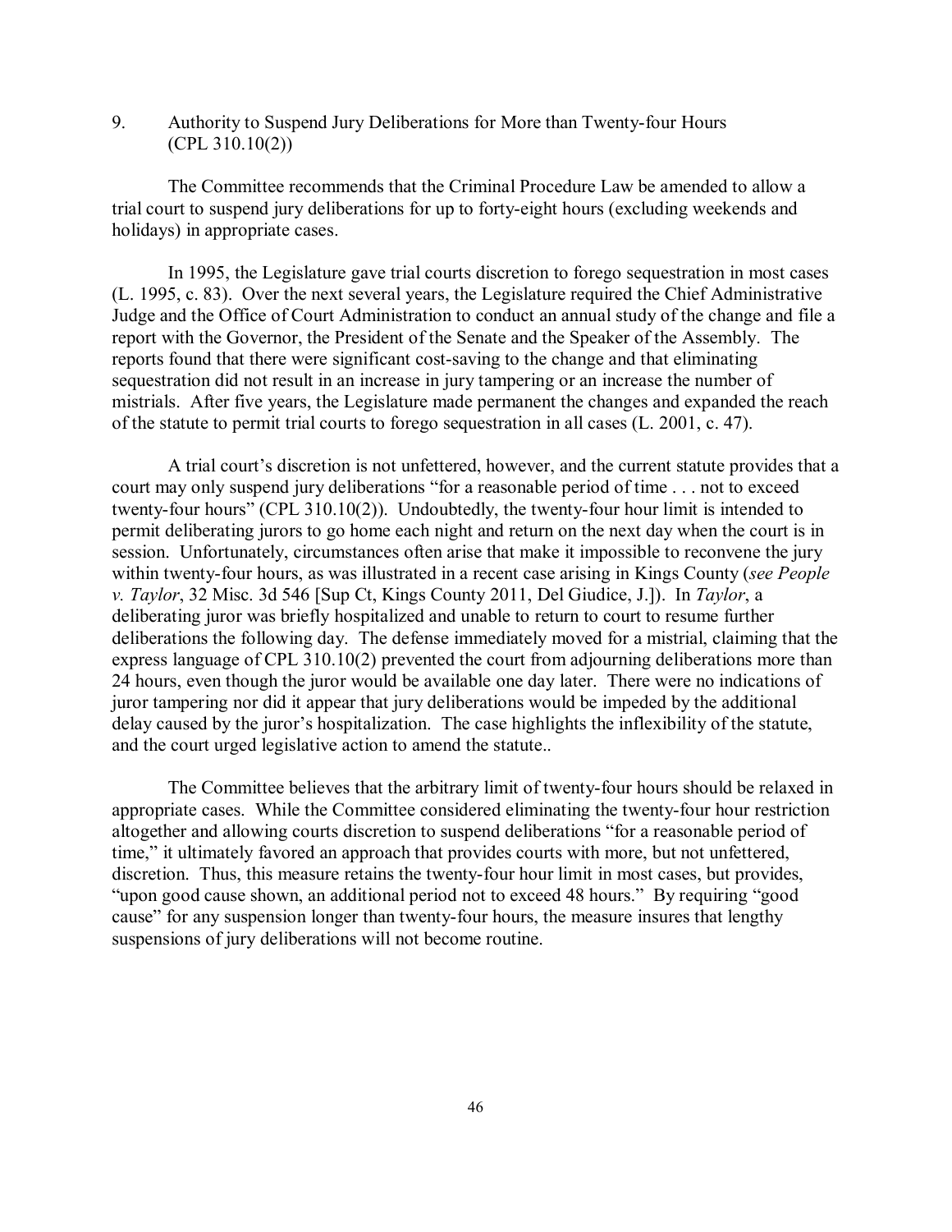9. Authority to Suspend Jury Deliberations for More than Twenty-four Hours (CPL 310.10(2))

The Committee recommends that the Criminal Procedure Law be amended to allow a trial court to suspend jury deliberations for up to forty-eight hours (excluding weekends and holidays) in appropriate cases.

In 1995, the Legislature gave trial courts discretion to forego sequestration in most cases (L. 1995, c. 83). Over the next several years, the Legislature required the Chief Administrative Judge and the Office of Court Administration to conduct an annual study of the change and file a report with the Governor, the President of the Senate and the Speaker of the Assembly. The reports found that there were significant cost-saving to the change and that eliminating sequestration did not result in an increase in jury tampering or an increase the number of mistrials. After five years, the Legislature made permanent the changes and expanded the reach of the statute to permit trial courts to forego sequestration in all cases (L. 2001, c. 47).

A trial court's discretion is not unfettered, however, and the current statute provides that a court may only suspend jury deliberations "for a reasonable period of time . . . not to exceed twenty-four hours" (CPL 310.10(2)). Undoubtedly, the twenty-four hour limit is intended to permit deliberating jurors to go home each night and return on the next day when the court is in session. Unfortunately, circumstances often arise that make it impossible to reconvene the jury within twenty-four hours, as was illustrated in a recent case arising in Kings County (*see People v. Taylor*, 32 Misc. 3d 546 [Sup Ct, Kings County 2011, Del Giudice, J.]). In *Taylor*, a deliberating juror was briefly hospitalized and unable to return to court to resume further deliberations the following day. The defense immediately moved for a mistrial, claiming that the express language of CPL 310.10(2) prevented the court from adjourning deliberations more than 24 hours, even though the juror would be available one day later. There were no indications of juror tampering nor did it appear that jury deliberations would be impeded by the additional delay caused by the juror's hospitalization. The case highlights the inflexibility of the statute, and the court urged legislative action to amend the statute..

The Committee believes that the arbitrary limit of twenty-four hours should be relaxed in appropriate cases. While the Committee considered eliminating the twenty-four hour restriction altogether and allowing courts discretion to suspend deliberations "for a reasonable period of time," it ultimately favored an approach that provides courts with more, but not unfettered, discretion. Thus, this measure retains the twenty-four hour limit in most cases, but provides, "upon good cause shown, an additional period not to exceed 48 hours." By requiring "good cause" for any suspension longer than twenty-four hours, the measure insures that lengthy suspensions of jury deliberations will not become routine.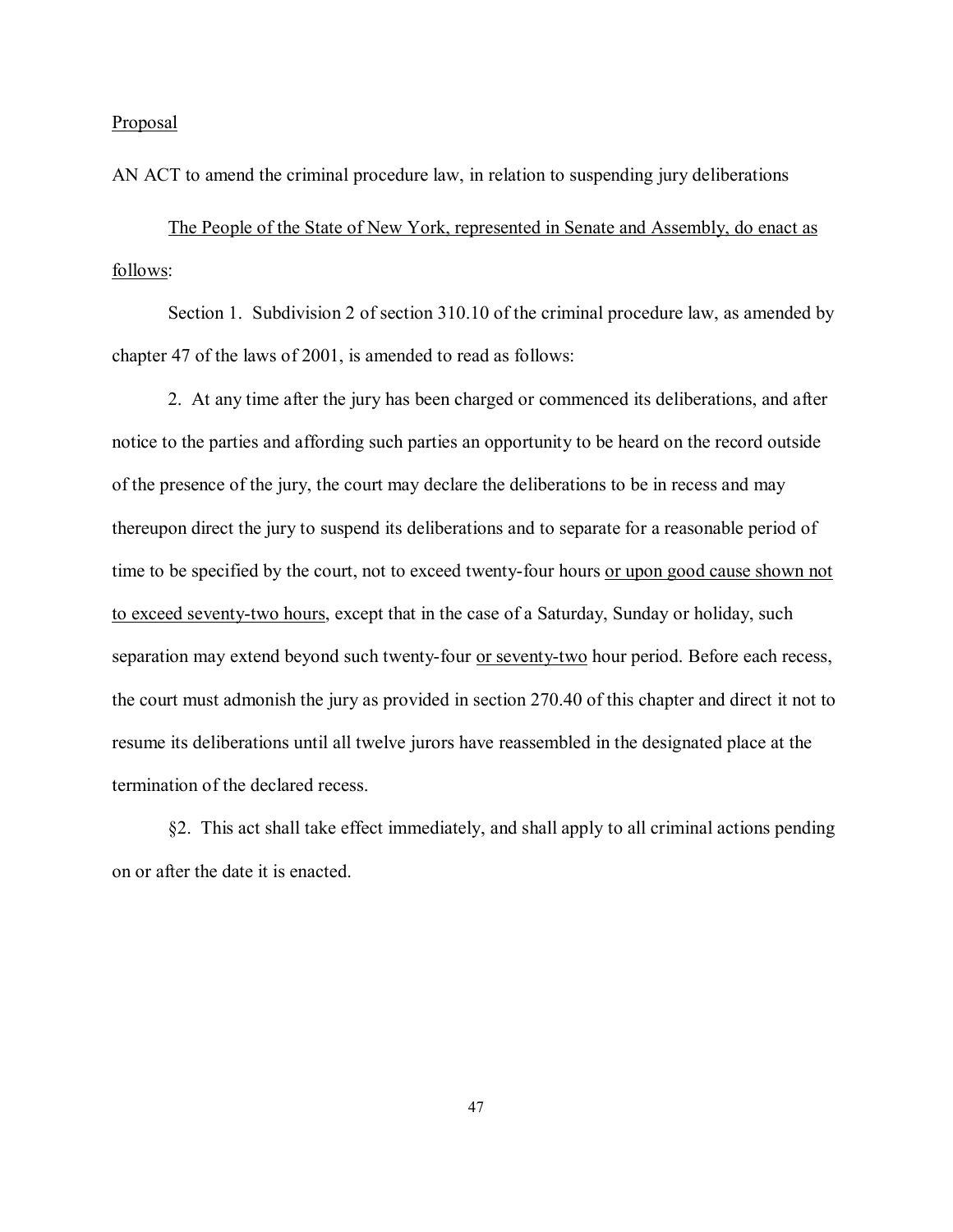<u>Proposal</u>

AN ACT to amend the criminal procedure law, in relation to suspending jury deliberations

<u>The People of the State of New York, represented in Senate and Assembly, do enact as follows</u>:

Section 1. Subdivision 2 of section 310.10 of the criminal procedure law, as amended by chapter 47 of the laws of 2001, is amended to read as follows:

2. At any time after the jury has been charged or commenced its deliberations, and after notice to the parties and affording such parties an opportunity to be heard on the record outside of the presence of the jury, the court may declare the deliberations to be in recess and may thereupon direct the jury to suspend its deliberations and to separate for a reasonable period of time to be specified by the court, not to exceed twenty-four hours <u>or upon good cause shown not to exceed seventy-two hours</u>, except that in the case of a Saturday, Sunday or holiday, such separation may extend beyond such twenty-four <u>or seventy-two</u> hour period. Before each recess, the court must admonish the jury as provided in section 270.40 of this chapter and direct it not to resume its deliberations until all twelve jurors have reassembled in the designated place at the termination of the declared recess.

§2. This act shall take effect immediately, and shall apply to all criminal actions pending on or after the date it is enacted.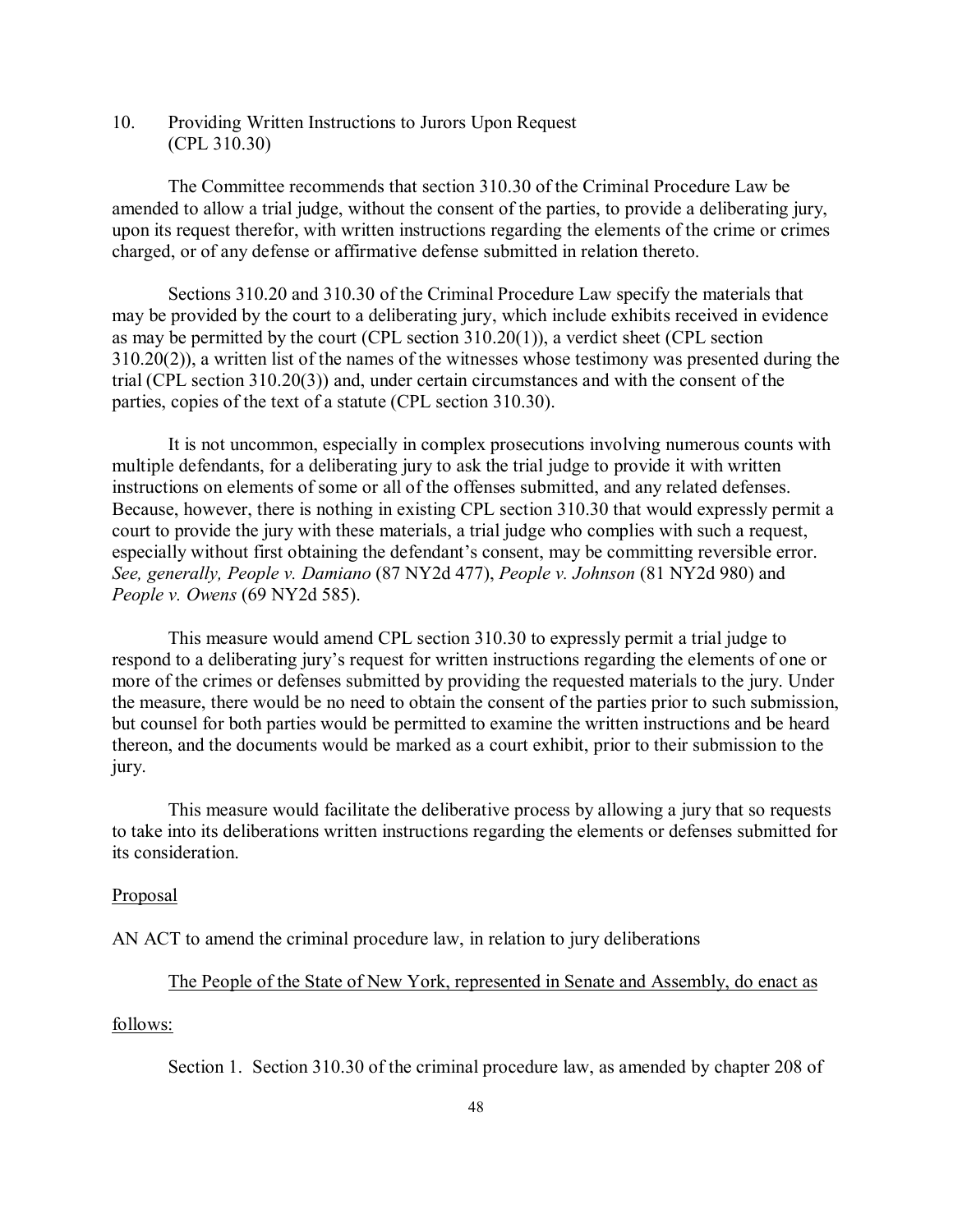10. Providing Written Instructions to Jurors Upon Request (CPL 310.30)

The Committee recommends that section 310.30 of the Criminal Procedure Law be amended to allow a trial judge, without the consent of the parties, to provide a deliberating jury, upon its request therefor, with written instructions regarding the elements of the crime or crimes charged, or of any defense or affirmative defense submitted in relation thereto.

Sections 310.20 and 310.30 of the Criminal Procedure Law specify the materials that may be provided by the court to a deliberating jury, which include exhibits received in evidence as may be permitted by the court (CPL section 310.20(1)), a verdict sheet (CPL section 310.20(2)), a written list of the names of the witnesses whose testimony was presented during the trial (CPL section 310.20(3)) and, under certain circumstances and with the consent of the parties, copies of the text of a statute (CPL section 310.30).

It is not uncommon, especially in complex prosecutions involving numerous counts with multiple defendants, for a deliberating jury to ask the trial judge to provide it with written instructions on elements of some or all of the offenses submitted, and any related defenses. Because, however, there is nothing in existing CPL section 310.30 that would expressly permit a court to provide the jury with these materials, a trial judge who complies with such a request, especially without first obtaining the defendant's consent, may be committing reversible error. *See, generally, People v. Damiano* (87 NY2d 477), *People v. Johnson* (81 NY2d 980) and *People v. Owens* (69 NY2d 585).

This measure would amend CPL section 310.30 to expressly permit a trial judge to respond to a deliberating jury's request for written instructions regarding the elements of one or more of the crimes or defenses submitted by providing the requested materials to the jury. Under the measure, there would be no need to obtain the consent of the parties prior to such submission, but counsel for both parties would be permitted to examine the written instructions and be heard thereon, and the documents would be marked as a court exhibit, prior to their submission to the jury.

This measure would facilitate the deliberative process by allowing a jury that so requests to take into its deliberations written instructions regarding the elements or defenses submitted for its consideration.

<u>Proposal</u>

AN ACT to amend the criminal procedure law, in relation to jury deliberations

<u>The People of the State of New York, represented in Senate and Assembly, do enact as follows:</u>

Section 1. Section 310.30 of the criminal procedure law, as amended by chapter 208 of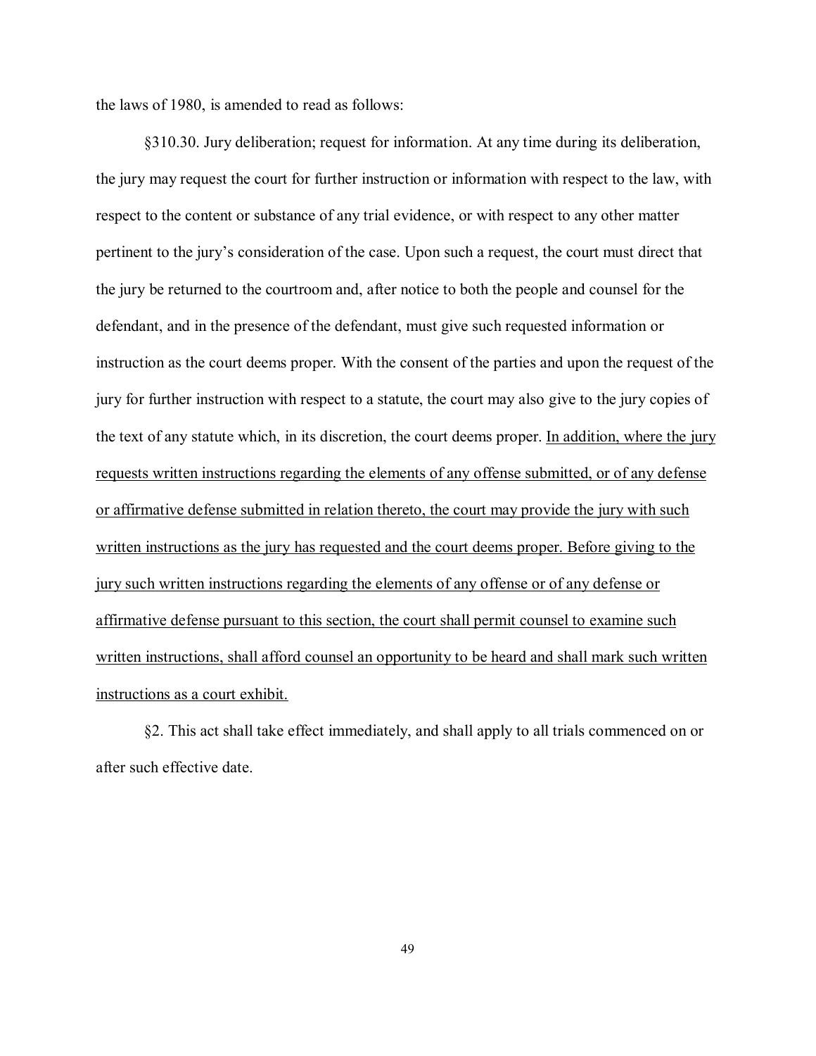the laws of 1980, is amended to read as follows:

§310.30. Jury deliberation; request for information. At any time during its deliberation, the jury may request the court for further instruction or information with respect to the law, with respect to the content or substance of any trial evidence, or with respect to any other matter pertinent to the jury's consideration of the case. Upon such a request, the court must direct that the jury be returned to the courtroom and, after notice to both the people and counsel for the defendant, and in the presence of the defendant, must give such requested information or instruction as the court deems proper. With the consent of the parties and upon the request of the jury for further instruction with respect to a statute, the court may also give to the jury copies of the text of any statute which, in its discretion, the court deems proper. <u>In addition, where the jury requests written instructions regarding the elements of any offense submitted, or of any defense or affirmative defense submitted in relation thereto, the court may provide the jury with such written instructions as the jury has requested and the court deems proper. Before giving to the jury such written instructions regarding the elements of any offense or of any defense or affirmative defense pursuant to this section, the court shall permit counsel to examine such written instructions, shall afford counsel an opportunity to be heard and shall mark such written instructions as a court exhibit.</u>

§2. This act shall take effect immediately, and shall apply to all trials commenced on or after such effective date.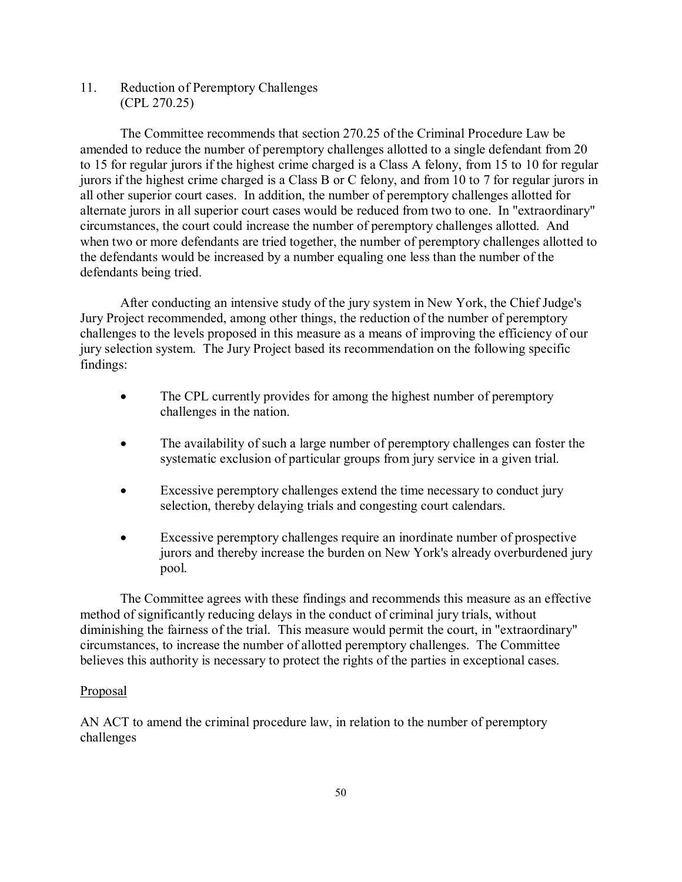## 11. Reduction of Peremptory Challenges (CPL 270.25)

The Committee recommends that section 270.25 of the Criminal Procedure Law be amended to reduce the number of peremptory challenges allotted to a single defendant from 20 to 15 for regular jurors if the highest crime charged is a Class A felony, from 15 to 10 for regular jurors if the highest crime charged is a Class B or C felony, and from 10 to 7 for regular jurors in all other superior court cases. In addition, the number of peremptory challenges allotted for alternate jurors in all superior court cases would be reduced from two to one. In "extraordinary" circumstances, the court could increase the number of peremptory challenges allotted. And when two or more defendants are tried together, the number of peremptory challenges allotted to the defendants would be increased by a number equaling one less than the number of the defendants being tried.

After conducting an intensive study of the jury system in New York, the Chief Judge's Jury Project recommended, among other things, the reduction of the number of peremptory challenges to the levels proposed in this measure as a means of improving the efficiency of our jury selection system. The Jury Project based its recommendation on the following specific findings:

- The CPL currently provides for among the highest number of peremptory challenges in the nation.
- The availability of such a large number of peremptory challenges can foster the systematic exclusion of particular groups from jury service in a given trial.
- Excessive peremptory challenges extend the time necessary to conduct jury selection, thereby delaying trials and congesting court calendars.
- Excessive peremptory challenges require an inordinate number of prospective jurors and thereby increase the burden on New York's already overburdened jury pool.

The Committee agrees with these findings and recommends this measure as an effective method of significantly reducing delays in the conduct of criminal jury trials, without diminishing the fairness of the trial. This measure would permit the court, in "extraordinary" circumstances, to increase the number of allotted peremptory challenges. The Committee believes this authority is necessary to protect the rights of the parties in exceptional cases.

<u>Proposal</u>

AN ACT to amend the criminal procedure law, in relation to the number of peremptory challenges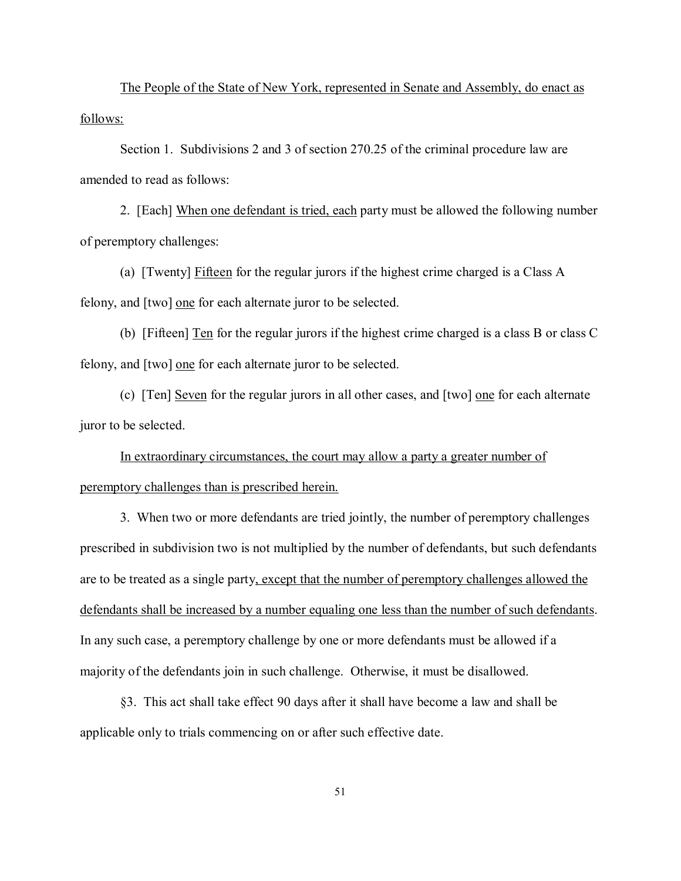The People of the State of New York, represented in Senate and Assembly, do enact as follows:

Section 1. Subdivisions 2 and 3 of section 270.25 of the criminal procedure law are amended to read as follows:

2. [Each] When one defendant is tried, each party must be allowed the following number of peremptory challenges:

(a) [Twenty] Fifteen for the regular jurors if the highest crime charged is a Class A felony, and [two] one for each alternate juror to be selected.

(b) [Fifteen] Ten for the regular jurors if the highest crime charged is a class B or class C felony, and [two] one for each alternate juror to be selected.

(c) [Ten] Seven for the regular jurors in all other cases, and [two] one for each alternate juror to be selected.

In extraordinary circumstances, the court may allow a party a greater number of peremptory challenges than is prescribed herein.

3. When two or more defendants are tried jointly, the number of peremptory challenges prescribed in subdivision two is not multiplied by the number of defendants, but such defendants are to be treated as a single party, except that the number of peremptory challenges allowed the defendants shall be increased by a number equaling one less than the number of such defendants. In any such case, a peremptory challenge by one or more defendants must be allowed if a majority of the defendants join in such challenge. Otherwise, it must be disallowed.

§3. This act shall take effect 90 days after it shall have become a law and shall be applicable only to trials commencing on or after such effective date.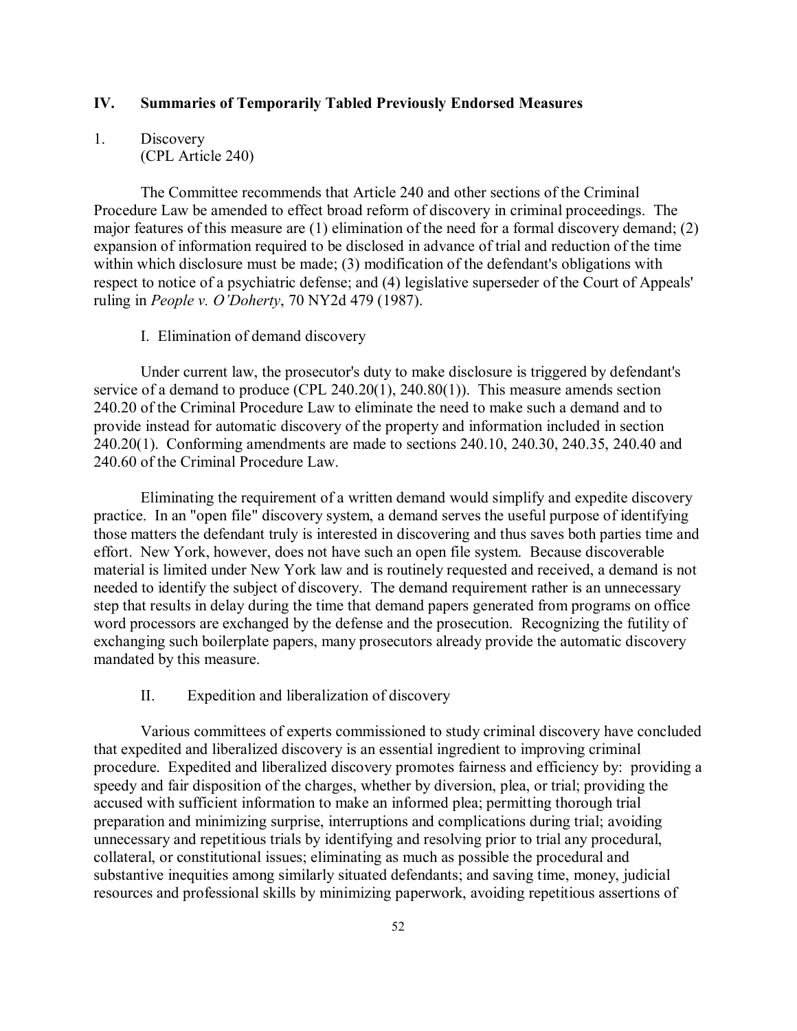## IV. Summaries of Temporarily Tabled Previously Endorsed Measures

### 1. Discovery
(CPL Article 240)

The Committee recommends that Article 240 and other sections of the Criminal Procedure Law be amended to effect broad reform of discovery in criminal proceedings. The major features of this measure are (1) elimination of the need for a formal discovery demand; (2) expansion of information required to be disclosed in advance of trial and reduction of the time within which disclosure must be made; (3) modification of the defendant's obligations with respect to notice of a psychiatric defense; and (4) legislative superseder of the Court of Appeals' ruling in *People v. O'Doherty*, 70 NY2d 479 (1987).

I. Elimination of demand discovery

Under current law, the prosecutor's duty to make disclosure is triggered by defendant's service of a demand to produce (CPL 240.20(1), 240.80(1)). This measure amends section 240.20 of the Criminal Procedure Law to eliminate the need to make such a demand and to provide instead for automatic discovery of the property and information included in section 240.20(1). Conforming amendments are made to sections 240.10, 240.30, 240.35, 240.40 and 240.60 of the Criminal Procedure Law.

Eliminating the requirement of a written demand would simplify and expedite discovery practice. In an "open file" discovery system, a demand serves the useful purpose of identifying those matters the defendant truly is interested in discovering and thus saves both parties time and effort. New York, however, does not have such an open file system. Because discoverable material is limited under New York law and is routinely requested and received, a demand is not needed to identify the subject of discovery. The demand requirement rather is an unnecessary step that results in delay during the time that demand papers generated from programs on office word processors are exchanged by the defense and the prosecution. Recognizing the futility of exchanging such boilerplate papers, many prosecutors already provide the automatic discovery mandated by this measure.

II. Expedition and liberalization of discovery

Various committees of experts commissioned to study criminal discovery have concluded that expedited and liberalized discovery is an essential ingredient to improving criminal procedure. Expedited and liberalized discovery promotes fairness and efficiency by: providing a speedy and fair disposition of the charges, whether by diversion, plea, or trial; providing the accused with sufficient information to make an informed plea; permitting thorough trial preparation and minimizing surprise, interruptions and complications during trial; avoiding unnecessary and repetitious trials by identifying and resolving prior to trial any procedural, collateral, or constitutional issues; eliminating as much as possible the procedural and substantive inequities among similarly situated defendants; and saving time, money, judicial resources and professional skills by minimizing paperwork, avoiding repetitious assertions of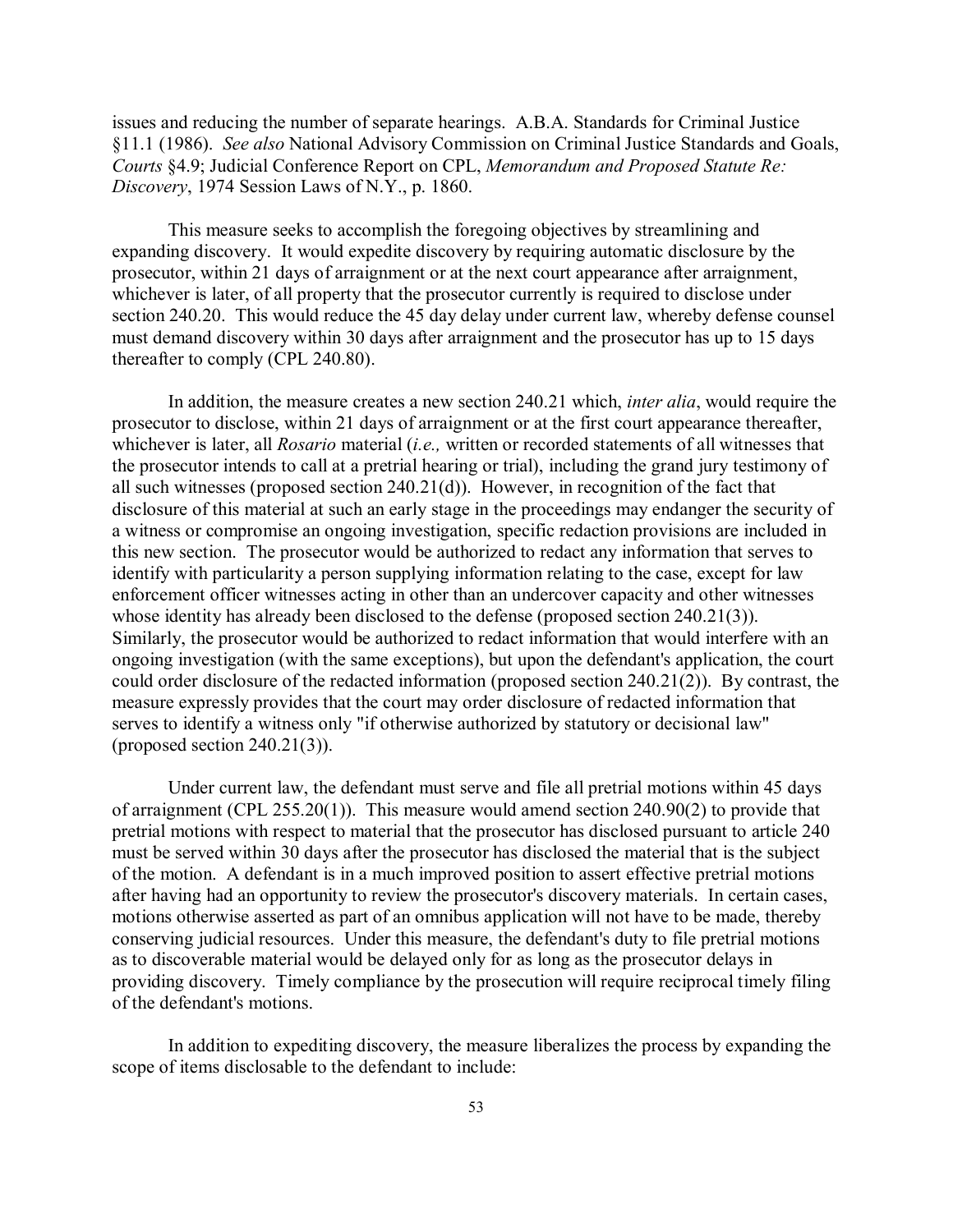issues and reducing the number of separate hearings. A.B.A. Standards for Criminal Justice §11.1 (1986). *See also* National Advisory Commission on Criminal Justice Standards and Goals, *Courts* §4.9; Judicial Conference Report on CPL, *Memorandum and Proposed Statute Re: Discovery*, 1974 Session Laws of N.Y., p. 1860.

This measure seeks to accomplish the foregoing objectives by streamlining and expanding discovery. It would expedite discovery by requiring automatic disclosure by the prosecutor, within 21 days of arraignment or at the next court appearance after arraignment, whichever is later, of all property that the prosecutor currently is required to disclose under section 240.20. This would reduce the 45 day delay under current law, whereby defense counsel must demand discovery within 30 days after arraignment and the prosecutor has up to 15 days thereafter to comply (CPL 240.80).

In addition, the measure creates a new section 240.21 which, *inter alia*, would require the prosecutor to disclose, within 21 days of arraignment or at the first court appearance thereafter, whichever is later, all *Rosario* material (*i.e.,* written or recorded statements of all witnesses that the prosecutor intends to call at a pretrial hearing or trial), including the grand jury testimony of all such witnesses (proposed section 240.21(d)). However, in recognition of the fact that disclosure of this material at such an early stage in the proceedings may endanger the security of a witness or compromise an ongoing investigation, specific redaction provisions are included in this new section. The prosecutor would be authorized to redact any information that serves to identify with particularity a person supplying information relating to the case, except for law enforcement officer witnesses acting in other than an undercover capacity and other witnesses whose identity has already been disclosed to the defense (proposed section 240.21(3)). Similarly, the prosecutor would be authorized to redact information that would interfere with an ongoing investigation (with the same exceptions), but upon the defendant's application, the court could order disclosure of the redacted information (proposed section 240.21(2)). By contrast, the measure expressly provides that the court may order disclosure of redacted information that serves to identify a witness only "if otherwise authorized by statutory or decisional law" (proposed section 240.21(3)).

Under current law, the defendant must serve and file all pretrial motions within 45 days of arraignment (CPL 255.20(1)). This measure would amend section 240.90(2) to provide that pretrial motions with respect to material that the prosecutor has disclosed pursuant to article 240 must be served within 30 days after the prosecutor has disclosed the material that is the subject of the motion. A defendant is in a much improved position to assert effective pretrial motions after having had an opportunity to review the prosecutor's discovery materials. In certain cases, motions otherwise asserted as part of an omnibus application will not have to be made, thereby conserving judicial resources. Under this measure, the defendant's duty to file pretrial motions as to discoverable material would be delayed only for as long as the prosecutor delays in providing discovery. Timely compliance by the prosecution will require reciprocal timely filing of the defendant's motions.

In addition to expediting discovery, the measure liberalizes the process by expanding the scope of items disclosable to the defendant to include: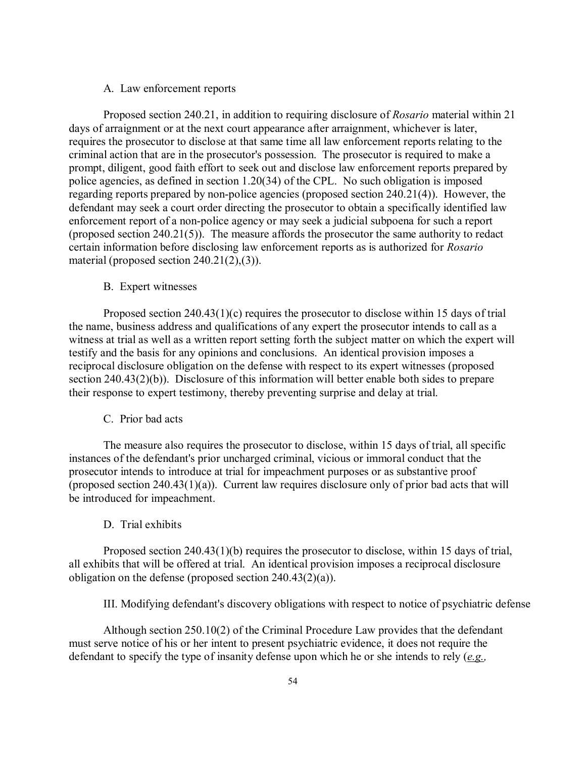### A. Law enforcement reports

Proposed section 240.21, in addition to requiring disclosure of *Rosario* material within 21 days of arraignment or at the next court appearance after arraignment, whichever is later, requires the prosecutor to disclose at that same time all law enforcement reports relating to the criminal action that are in the prosecutor's possession. The prosecutor is required to make a prompt, diligent, good faith effort to seek out and disclose law enforcement reports prepared by police agencies, as defined in section 1.20(34) of the CPL. No such obligation is imposed regarding reports prepared by non-police agencies (proposed section 240.21(4)). However, the defendant may seek a court order directing the prosecutor to obtain a specifically identified law enforcement report of a non-police agency or may seek a judicial subpoena for such a report (proposed section 240.21(5)). The measure affords the prosecutor the same authority to redact certain information before disclosing law enforcement reports as is authorized for *Rosario* material (proposed section 240.21(2),(3)).

### B. Expert witnesses

Proposed section 240.43(1)(c) requires the prosecutor to disclose within 15 days of trial the name, business address and qualifications of any expert the prosecutor intends to call as a witness at trial as well as a written report setting forth the subject matter on which the expert will testify and the basis for any opinions and conclusions. An identical provision imposes a reciprocal disclosure obligation on the defense with respect to its expert witnesses (proposed section 240.43(2)(b)). Disclosure of this information will better enable both sides to prepare their response to expert testimony, thereby preventing surprise and delay at trial.

### C. Prior bad acts

The measure also requires the prosecutor to disclose, within 15 days of trial, all specific instances of the defendant's prior uncharged criminal, vicious or immoral conduct that the prosecutor intends to introduce at trial for impeachment purposes or as substantive proof (proposed section 240.43(1)(a)). Current law requires disclosure only of prior bad acts that will be introduced for impeachment.

### D. Trial exhibits

Proposed section 240.43(1)(b) requires the prosecutor to disclose, within 15 days of trial, all exhibits that will be offered at trial. An identical provision imposes a reciprocal disclosure obligation on the defense (proposed section 240.43(2)(a)).

## III. Modifying defendant's discovery obligations with respect to notice of psychiatric defense

Although section 250.10(2) of the Criminal Procedure Law provides that the defendant must serve notice of his or her intent to present psychiatric evidence, it does not require the defendant to specify the type of insanity defense upon which he or she intends to rely (*e.g.*,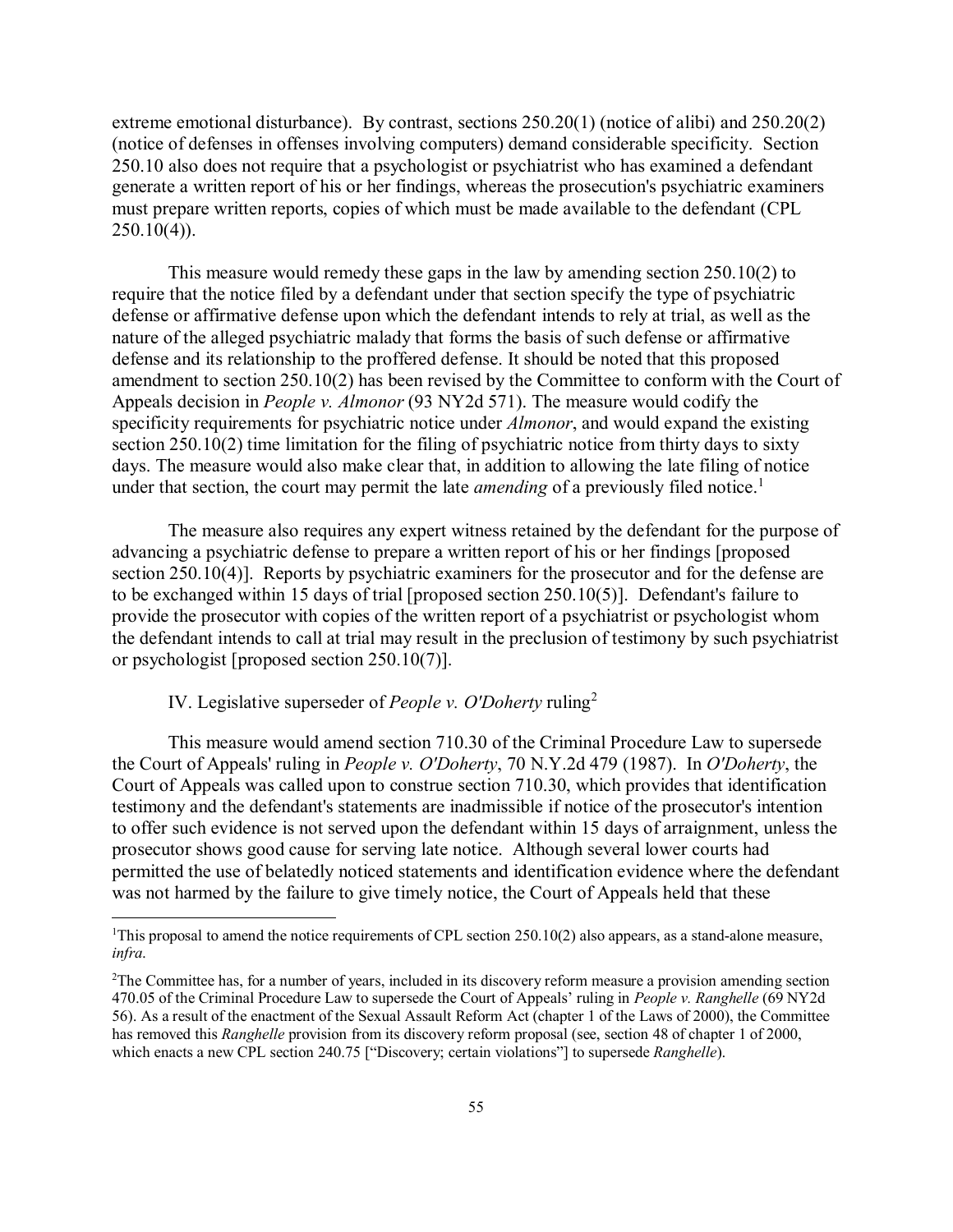extreme emotional disturbance). By contrast, sections 250.20(1) (notice of alibi) and 250.20(2) (notice of defenses in offenses involving computers) demand considerable specificity. Section 250.10 also does not require that a psychologist or psychiatrist who has examined a defendant generate a written report of his or her findings, whereas the prosecution's psychiatric examiners must prepare written reports, copies of which must be made available to the defendant (CPL 250.10(4)).

This measure would remedy these gaps in the law by amending section 250.10(2) to require that the notice filed by a defendant under that section specify the type of psychiatric defense or affirmative defense upon which the defendant intends to rely at trial, as well as the nature of the alleged psychiatric malady that forms the basis of such defense or affirmative defense and its relationship to the proffered defense. It should be noted that this proposed amendment to section 250.10(2) has been revised by the Committee to conform with the Court of Appeals decision in *People v. Almonor* (93 NY2d 571). The measure would codify the specificity requirements for psychiatric notice under *Almonor*, and would expand the existing section 250.10(2) time limitation for the filing of psychiatric notice from thirty days to sixty days. The measure would also make clear that, in addition to allowing the late filing of notice under that section, the court may permit the late *amending* of a previously filed notice.[1]

The measure also requires any expert witness retained by the defendant for the purpose of advancing a psychiatric defense to prepare a written report of his or her findings [proposed section 250.10(4)]. Reports by psychiatric examiners for the prosecutor and for the defense are to be exchanged within 15 days of trial [proposed section 250.10(5)]. Defendant's failure to provide the prosecutor with copies of the written report of a psychiatrist or psychologist whom the defendant intends to call at trial may result in the preclusion of testimony by such psychiatrist or psychologist [proposed section 250.10(7)].

IV. Legislative superseder of *People v. O'Doherty* ruling[2]

This measure would amend section 710.30 of the Criminal Procedure Law to supersede the Court of Appeals' ruling in *People v. O'Doherty*, 70 N.Y.2d 479 (1987). In *O'Doherty*, the Court of Appeals was called upon to construe section 710.30, which provides that identification testimony and the defendant's statements are inadmissible if notice of the prosecutor's intention to offer such evidence is not served upon the defendant within 15 days of arraignment, unless the prosecutor shows good cause for serving late notice. Although several lower courts had permitted the use of belatedly noticed statements and identification evidence where the defendant was not harmed by the failure to give timely notice, the Court of Appeals held that these

---

[1]This proposal to amend the notice requirements of CPL section 250.10(2) also appears, as a stand-alone measure, *infra*.

[2]The Committee has, for a number of years, included in its discovery reform measure a provision amending section 470.05 of the Criminal Procedure Law to supersede the Court of Appeals' ruling in *People v. Ranghelle* (69 NY2d 56). As a result of the enactment of the Sexual Assault Reform Act (chapter 1 of the Laws of 2000), the Committee has removed this *Ranghelle* provision from its discovery reform proposal (see, section 48 of chapter 1 of 2000, which enacts a new CPL section 240.75 ["Discovery; certain violations"] to supersede *Ranghelle*).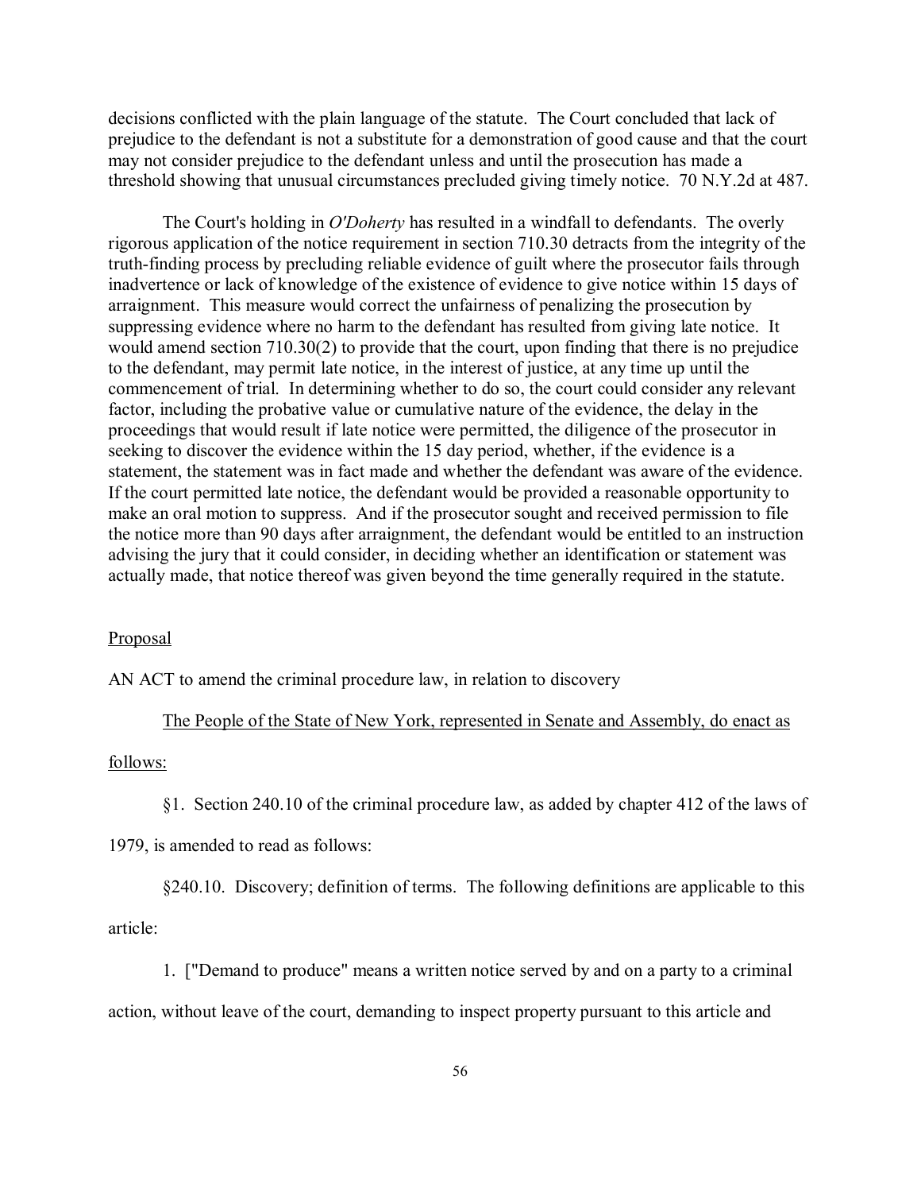decisions conflicted with the plain language of the statute. The Court concluded that lack of prejudice to the defendant is not a substitute for a demonstration of good cause and that the court may not consider prejudice to the defendant unless and until the prosecution has made a threshold showing that unusual circumstances precluded giving timely notice. 70 N.Y.2d at 487.

The Court's holding in *O'Doherty* has resulted in a windfall to defendants. The overly rigorous application of the notice requirement in section 710.30 detracts from the integrity of the truth-finding process by precluding reliable evidence of guilt where the prosecutor fails through inadvertence or lack of knowledge of the existence of evidence to give notice within 15 days of arraignment. This measure would correct the unfairness of penalizing the prosecution by suppressing evidence where no harm to the defendant has resulted from giving late notice. It would amend section 710.30(2) to provide that the court, upon finding that there is no prejudice to the defendant, may permit late notice, in the interest of justice, at any time up until the commencement of trial. In determining whether to do so, the court could consider any relevant factor, including the probative value or cumulative nature of the evidence, the delay in the proceedings that would result if late notice were permitted, the diligence of the prosecutor in seeking to discover the evidence within the 15 day period, whether, if the evidence is a statement, the statement was in fact made and whether the defendant was aware of the evidence. If the court permitted late notice, the defendant would be provided a reasonable opportunity to make an oral motion to suppress. And if the prosecutor sought and received permission to file the notice more than 90 days after arraignment, the defendant would be entitled to an instruction advising the jury that it could consider, in deciding whether an identification or statement was actually made, that notice thereof was given beyond the time generally required in the statute.

Proposal

AN ACT to amend the criminal procedure law, in relation to discovery

The People of the State of New York, represented in Senate and Assembly, do enact as follows:

§1. Section 240.10 of the criminal procedure law, as added by chapter 412 of the laws of 1979, is amended to read as follows:

§240.10. Discovery; definition of terms. The following definitions are applicable to this article:

1. ["Demand to produce" means a written notice served by and on a party to a criminal action, without leave of the court, demanding to inspect property pursuant to this article and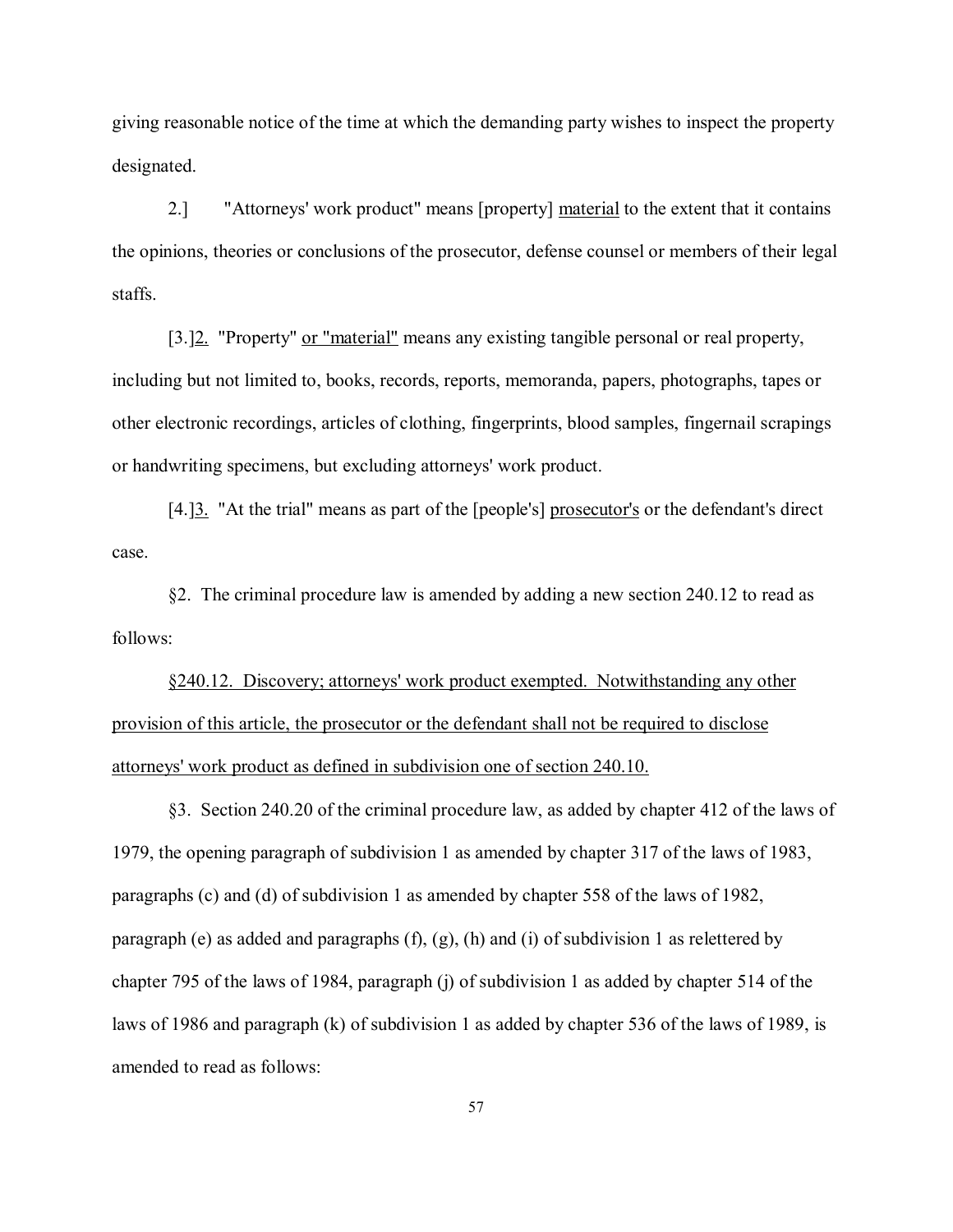giving reasonable notice of the time at which the demanding party wishes to inspect the property designated.

2.] "Attorneys' work product" means [property] <u>material</u> to the extent that it contains the opinions, theories or conclusions of the prosecutor, defense counsel or members of their legal staffs.

[3.]<u>2.</u> "Property" <u>or "material"</u> means any existing tangible personal or real property, including but not limited to, books, records, reports, memoranda, papers, photographs, tapes or other electronic recordings, articles of clothing, fingerprints, blood samples, fingernail scrapings or handwriting specimens, but excluding attorneys' work product.

[4.]<u>3.</u> "At the trial" means as part of the [people's] <u>prosecutor's</u> or the defendant's direct case.

§2. The criminal procedure law is amended by adding a new section 240.12 to read as follows:

<u>§240.12. Discovery; attorneys' work product exempted. Notwithstanding any other provision of this article, the prosecutor or the defendant shall not be required to disclose attorneys' work product as defined in subdivision one of section 240.10.</u>

§3. Section 240.20 of the criminal procedure law, as added by chapter 412 of the laws of 1979, the opening paragraph of subdivision 1 as amended by chapter 317 of the laws of 1983, paragraphs (c) and (d) of subdivision 1 as amended by chapter 558 of the laws of 1982, paragraph (e) as added and paragraphs (f), (g), (h) and (i) of subdivision 1 as relettered by chapter 795 of the laws of 1984, paragraph (j) of subdivision 1 as added by chapter 514 of the laws of 1986 and paragraph (k) of subdivision 1 as added by chapter 536 of the laws of 1989, is amended to read as follows: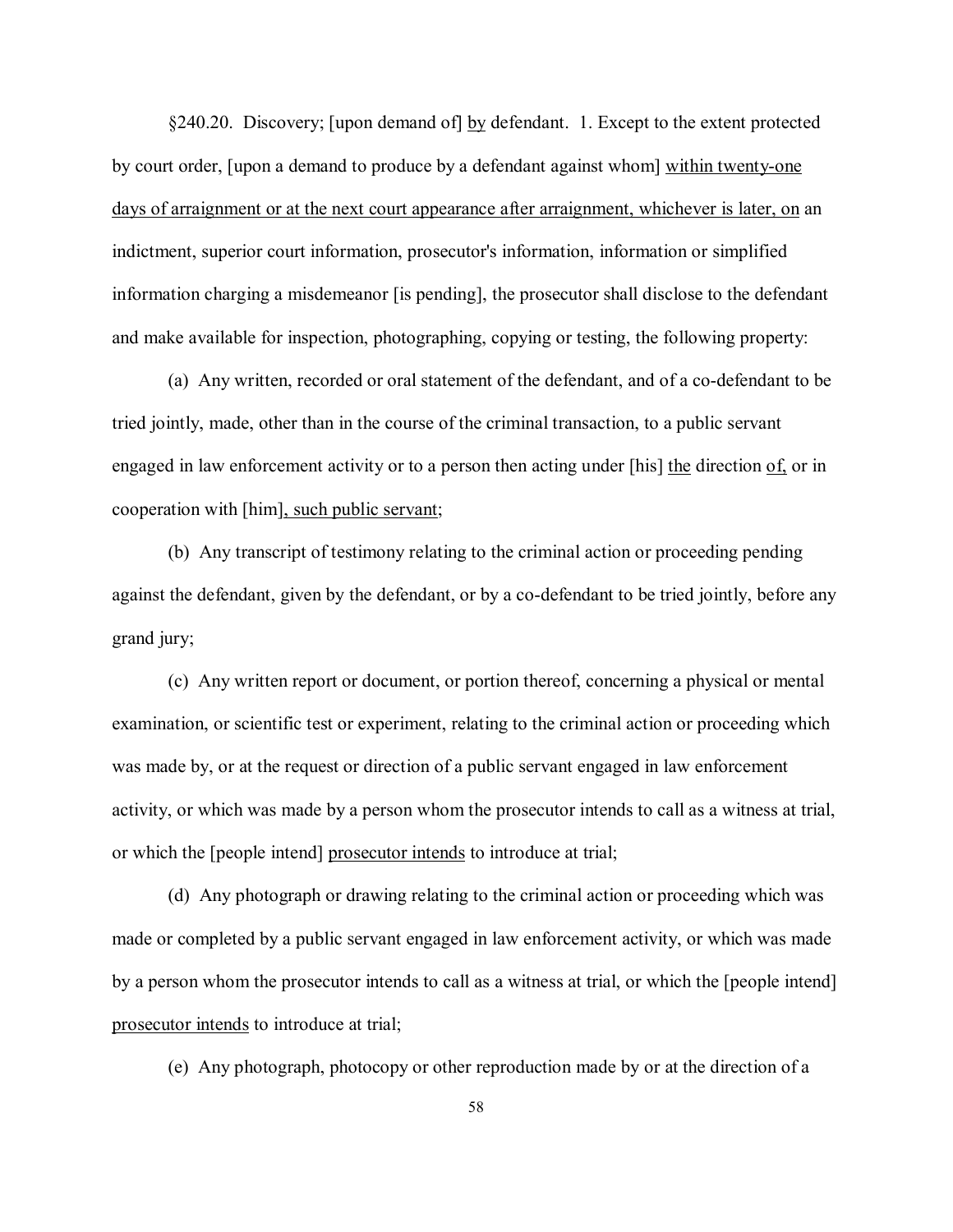§240.20. Discovery; [upon demand of] <u>by</u> defendant. 1. Except to the extent protected by court order, [upon a demand to produce by a defendant against whom] <u>within twenty-one days of arraignment or at the next court appearance after arraignment, whichever is later, on</u> an indictment, superior court information, prosecutor's information, information or simplified information charging a misdemeanor [is pending], the prosecutor shall disclose to the defendant and make available for inspection, photographing, copying or testing, the following property:

(a) Any written, recorded or oral statement of the defendant, and of a co-defendant to be tried jointly, made, other than in the course of the criminal transaction, to a public servant engaged in law enforcement activity or to a person then acting under [his] <u>the</u> direction <u>of,</u> or in cooperation with [him]<u>, such public servant</u>;

(b) Any transcript of testimony relating to the criminal action or proceeding pending against the defendant, given by the defendant, or by a co-defendant to be tried jointly, before any grand jury;

(c) Any written report or document, or portion thereof, concerning a physical or mental examination, or scientific test or experiment, relating to the criminal action or proceeding which was made by, or at the request or direction of a public servant engaged in law enforcement activity, or which was made by a person whom the prosecutor intends to call as a witness at trial, or which the [people intend] <u>prosecutor intends</u> to introduce at trial;

(d) Any photograph or drawing relating to the criminal action or proceeding which was made or completed by a public servant engaged in law enforcement activity, or which was made by a person whom the prosecutor intends to call as a witness at trial, or which the [people intend] <u>prosecutor intends</u> to introduce at trial;

(e) Any photograph, photocopy or other reproduction made by or at the direction of a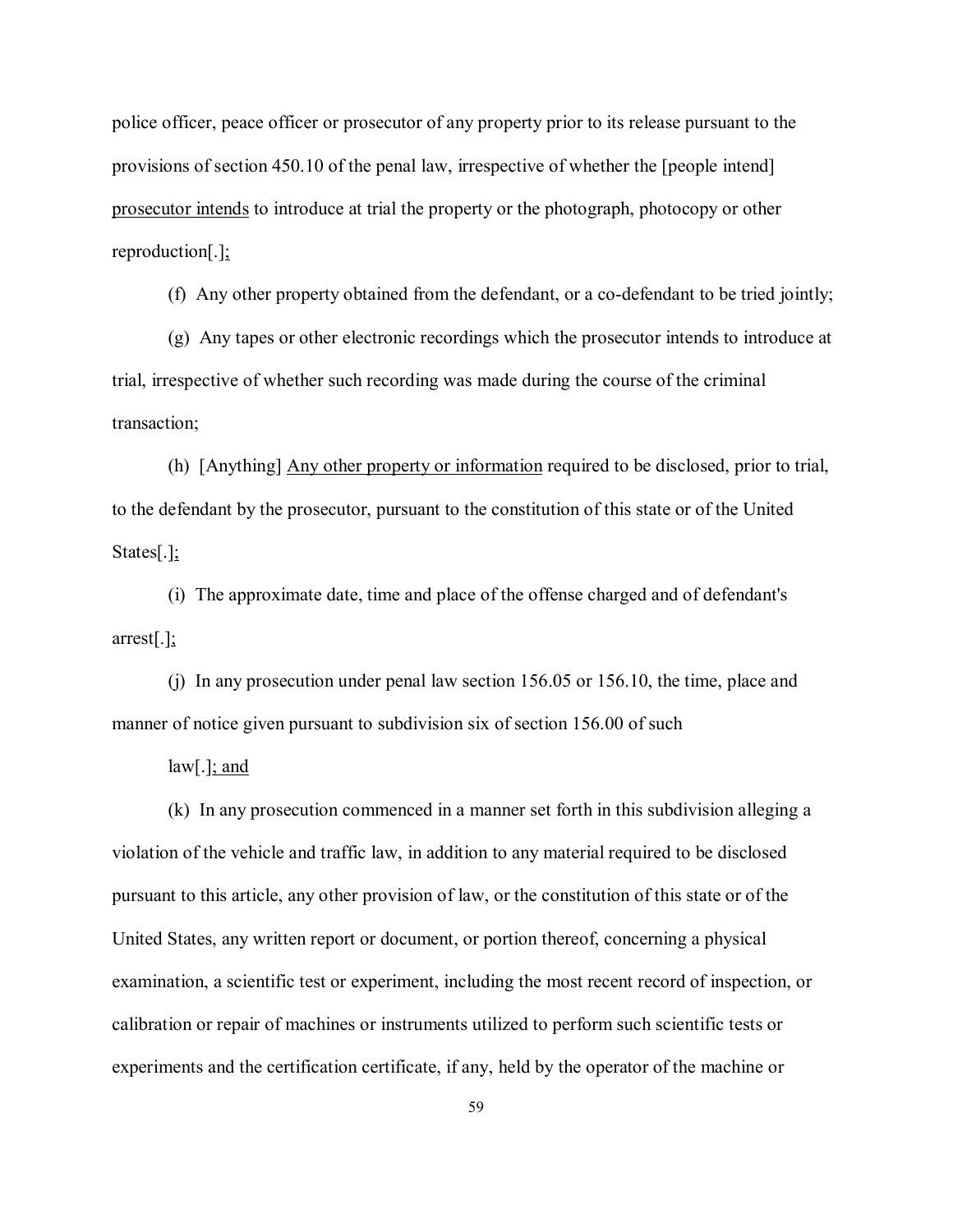police officer, peace officer or prosecutor of any property prior to its release pursuant to the provisions of section 450.10 of the penal law, irrespective of whether the [people intend] <u>prosecutor intends</u> to introduce at trial the property or the photograph, photocopy or other reproduction[.]<u>;</u>

(f) Any other property obtained from the defendant, or a co-defendant to be tried jointly;

(g) Any tapes or other electronic recordings which the prosecutor intends to introduce at trial, irrespective of whether such recording was made during the course of the criminal transaction;

(h) [Anything] <u>Any other property or information</u> required to be disclosed, prior to trial, to the defendant by the prosecutor, pursuant to the constitution of this state or of the United States[.]<u>;</u>

(i) The approximate date, time and place of the offense charged and of defendant's arrest[.]<u>;</u>

(j) In any prosecution under penal law section 156.05 or 156.10, the time, place and manner of notice given pursuant to subdivision six of section 156.00 of such

law[.]<u>; and</u>

(k) In any prosecution commenced in a manner set forth in this subdivision alleging a violation of the vehicle and traffic law, in addition to any material required to be disclosed pursuant to this article, any other provision of law, or the constitution of this state or of the United States, any written report or document, or portion thereof, concerning a physical examination, a scientific test or experiment, including the most recent record of inspection, or calibration or repair of machines or instruments utilized to perform such scientific tests or experiments and the certification certificate, if any, held by the operator of the machine or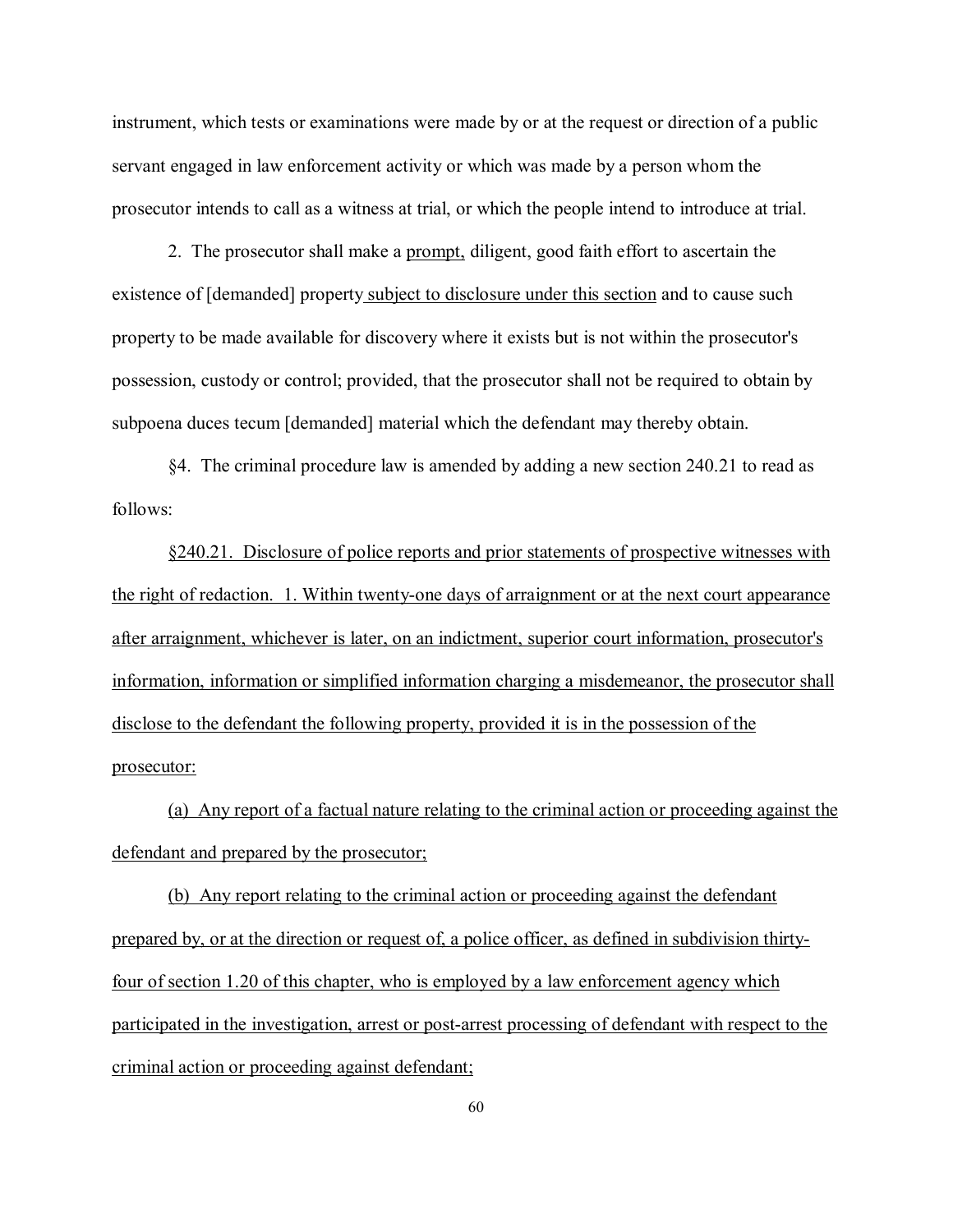instrument, which tests or examinations were made by or at the request or direction of a public servant engaged in law enforcement activity or which was made by a person whom the prosecutor intends to call as a witness at trial, or which the people intend to introduce at trial.

2. The prosecutor shall make a <u>prompt,</u> diligent, good faith effort to ascertain the existence of [demanded] property<u> subject to disclosure under this section</u> and to cause such property to be made available for discovery where it exists but is not within the prosecutor's possession, custody or control; provided, that the prosecutor shall not be required to obtain by subpoena duces tecum [demanded] material which the defendant may thereby obtain.

§4. The criminal procedure law is amended by adding a new section 240.21 to read as follows:

<u>§240.21. Disclosure of police reports and prior statements of prospective witnesses with the right of redaction. 1. Within twenty-one days of arraignment or at the next court appearance after arraignment, whichever is later, on an indictment, superior court information, prosecutor's information, information or simplified information charging a misdemeanor, the prosecutor shall disclose to the defendant the following property, provided it is in the possession of the prosecutor:</u>

<u>(a) Any report of a factual nature relating to the criminal action or proceeding against the defendant and prepared by the prosecutor;</u>

<u>(b) Any report relating to the criminal action or proceeding against the defendant prepared by, or at the direction or request of, a police officer, as defined in subdivision thirty-four of section 1.20 of this chapter, who is employed by a law enforcement agency which participated in the investigation, arrest or post-arrest processing of defendant with respect to the criminal action or proceeding against defendant;</u>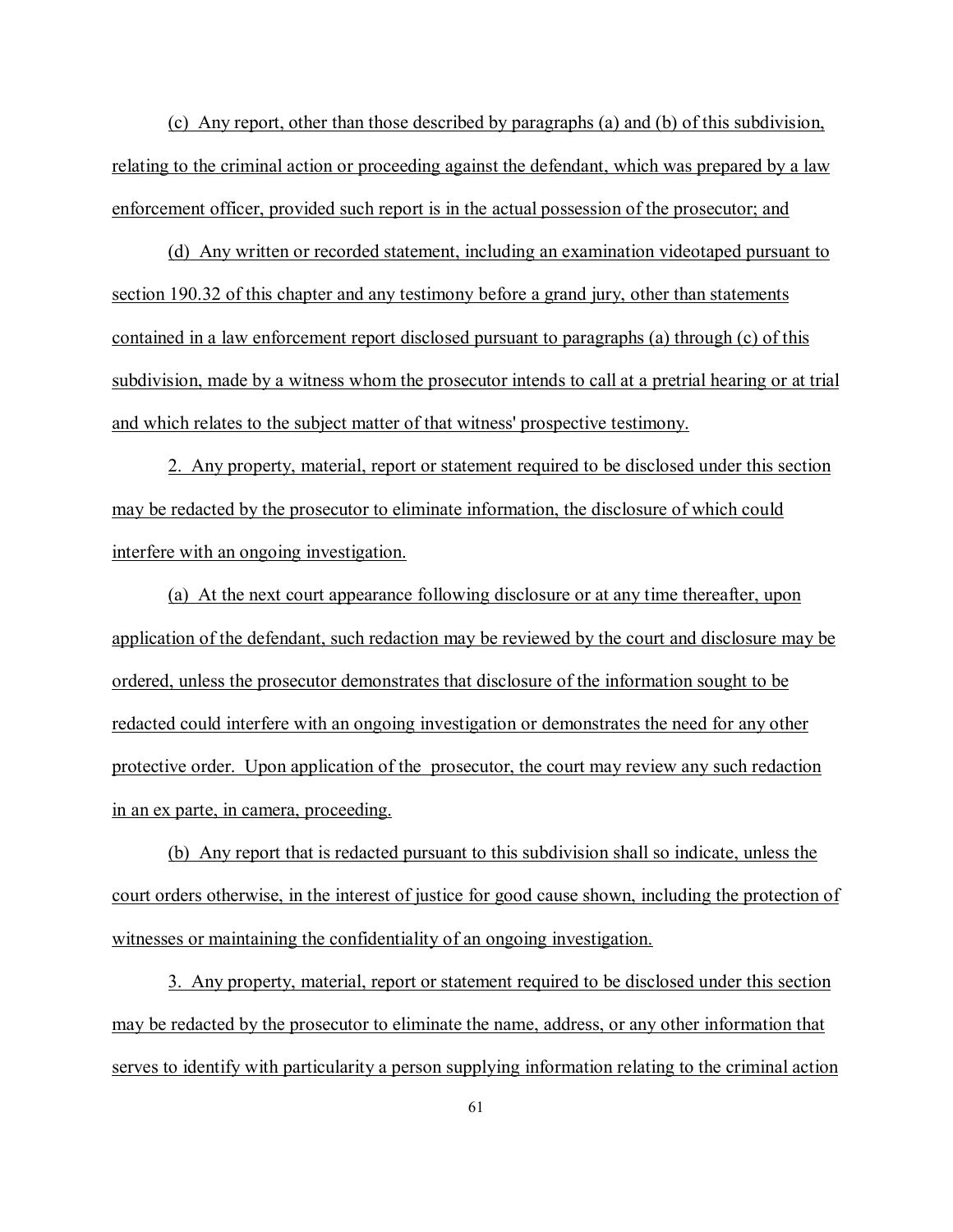(c) Any report, other than those described by paragraphs (a) and (b) of this subdivision, relating to the criminal action or proceeding against the defendant, which was prepared by a law enforcement officer, provided such report is in the actual possession of the prosecutor; and

(d) Any written or recorded statement, including an examination videotaped pursuant to section 190.32 of this chapter and any testimony before a grand jury, other than statements contained in a law enforcement report disclosed pursuant to paragraphs (a) through (c) of this subdivision, made by a witness whom the prosecutor intends to call at a pretrial hearing or at trial and which relates to the subject matter of that witness' prospective testimony.

2. Any property, material, report or statement required to be disclosed under this section may be redacted by the prosecutor to eliminate information, the disclosure of which could interfere with an ongoing investigation.

(a) At the next court appearance following disclosure or at any time thereafter, upon application of the defendant, such redaction may be reviewed by the court and disclosure may be ordered, unless the prosecutor demonstrates that disclosure of the information sought to be redacted could interfere with an ongoing investigation or demonstrates the need for any other protective order. Upon application of the prosecutor, the court may review any such redaction in an ex parte, in camera, proceeding.

(b) Any report that is redacted pursuant to this subdivision shall so indicate, unless the court orders otherwise, in the interest of justice for good cause shown, including the protection of witnesses or maintaining the confidentiality of an ongoing investigation.

3. Any property, material, report or statement required to be disclosed under this section may be redacted by the prosecutor to eliminate the name, address, or any other information that serves to identify with particularity a person supplying information relating to the criminal action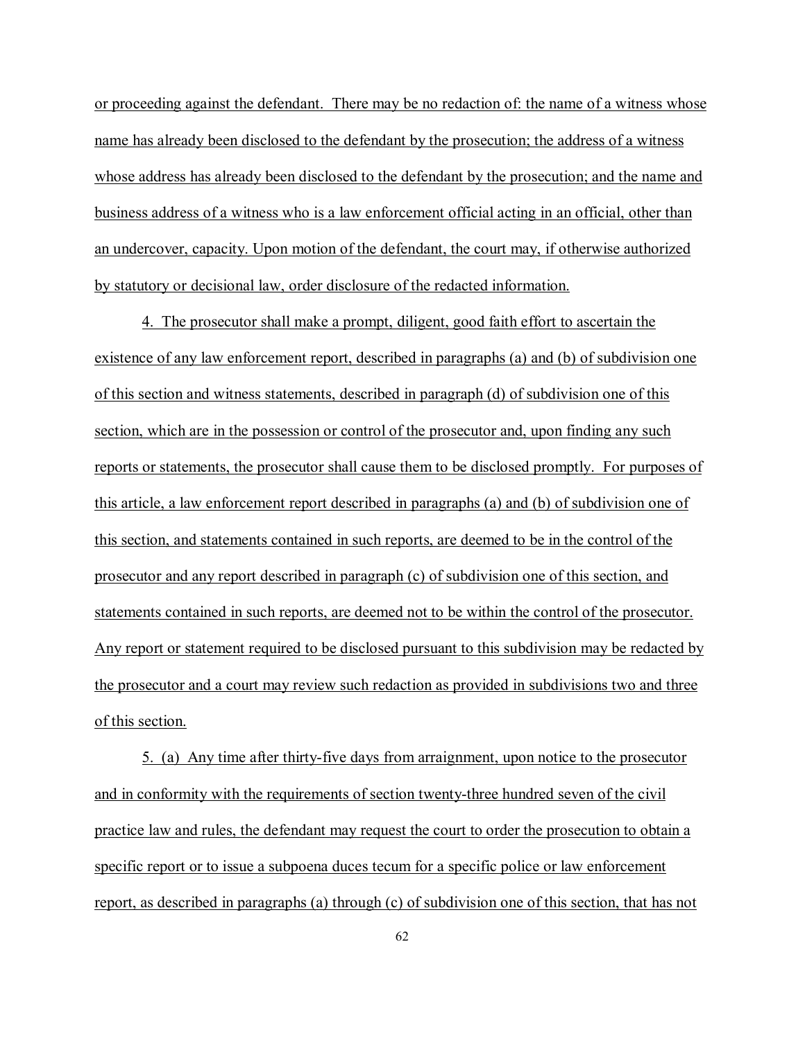or proceeding against the defendant. There may be no redaction of: the name of a witness whose name has already been disclosed to the defendant by the prosecution; the address of a witness whose address has already been disclosed to the defendant by the prosecution; and the name and business address of a witness who is a law enforcement official acting in an official, other than an undercover, capacity. Upon motion of the defendant, the court may, if otherwise authorized by statutory or decisional law, order disclosure of the redacted information.

4. The prosecutor shall make a prompt, diligent, good faith effort to ascertain the existence of any law enforcement report, described in paragraphs (a) and (b) of subdivision one of this section and witness statements, described in paragraph (d) of subdivision one of this section, which are in the possession or control of the prosecutor and, upon finding any such reports or statements, the prosecutor shall cause them to be disclosed promptly. For purposes of this article, a law enforcement report described in paragraphs (a) and (b) of subdivision one of this section, and statements contained in such reports, are deemed to be in the control of the prosecutor and any report described in paragraph (c) of subdivision one of this section, and statements contained in such reports, are deemed not to be within the control of the prosecutor. Any report or statement required to be disclosed pursuant to this subdivision may be redacted by the prosecutor and a court may review such redaction as provided in subdivisions two and three of this section.

5. (a) Any time after thirty-five days from arraignment, upon notice to the prosecutor and in conformity with the requirements of section twenty-three hundred seven of the civil practice law and rules, the defendant may request the court to order the prosecution to obtain a specific report or to issue a subpoena duces tecum for a specific police or law enforcement report, as described in paragraphs (a) through (c) of subdivision one of this section, that has not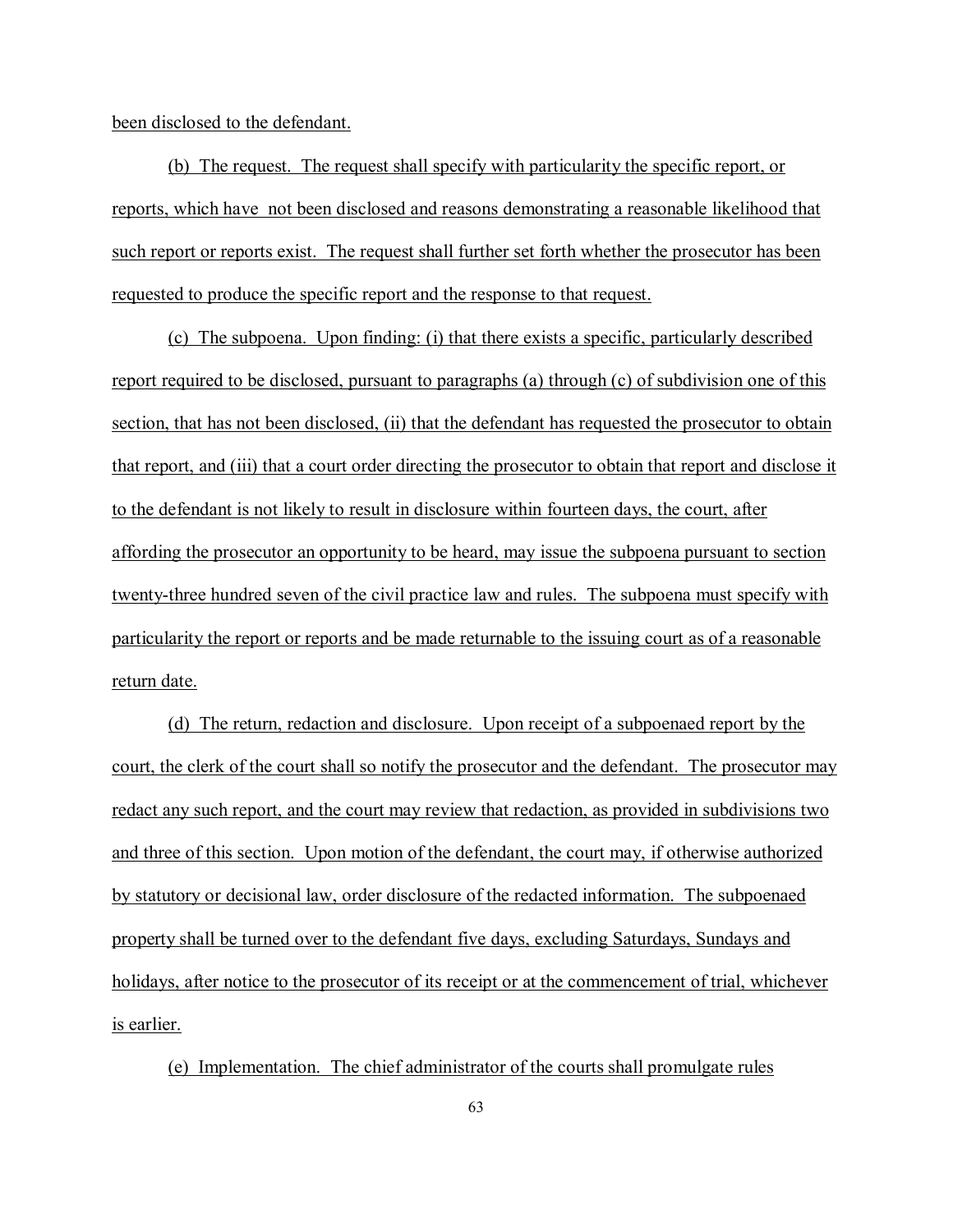been disclosed to the defendant.

(b) The request. The request shall specify with particularity the specific report, or reports, which have not been disclosed and reasons demonstrating a reasonable likelihood that such report or reports exist. The request shall further set forth whether the prosecutor has been requested to produce the specific report and the response to that request.

(c) The subpoena. Upon finding: (i) that there exists a specific, particularly described report required to be disclosed, pursuant to paragraphs (a) through (c) of subdivision one of this section, that has not been disclosed, (ii) that the defendant has requested the prosecutor to obtain that report, and (iii) that a court order directing the prosecutor to obtain that report and disclose it to the defendant is not likely to result in disclosure within fourteen days, the court, after affording the prosecutor an opportunity to be heard, may issue the subpoena pursuant to section twenty-three hundred seven of the civil practice law and rules. The subpoena must specify with particularity the report or reports and be made returnable to the issuing court as of a reasonable return date.

(d) The return, redaction and disclosure. Upon receipt of a subpoenaed report by the court, the clerk of the court shall so notify the prosecutor and the defendant. The prosecutor may redact any such report, and the court may review that redaction, as provided in subdivisions two and three of this section. Upon motion of the defendant, the court may, if otherwise authorized by statutory or decisional law, order disclosure of the redacted information. The subpoenaed property shall be turned over to the defendant five days, excluding Saturdays, Sundays and holidays, after notice to the prosecutor of its receipt or at the commencement of trial, whichever is earlier.

(e) Implementation. The chief administrator of the courts shall promulgate rules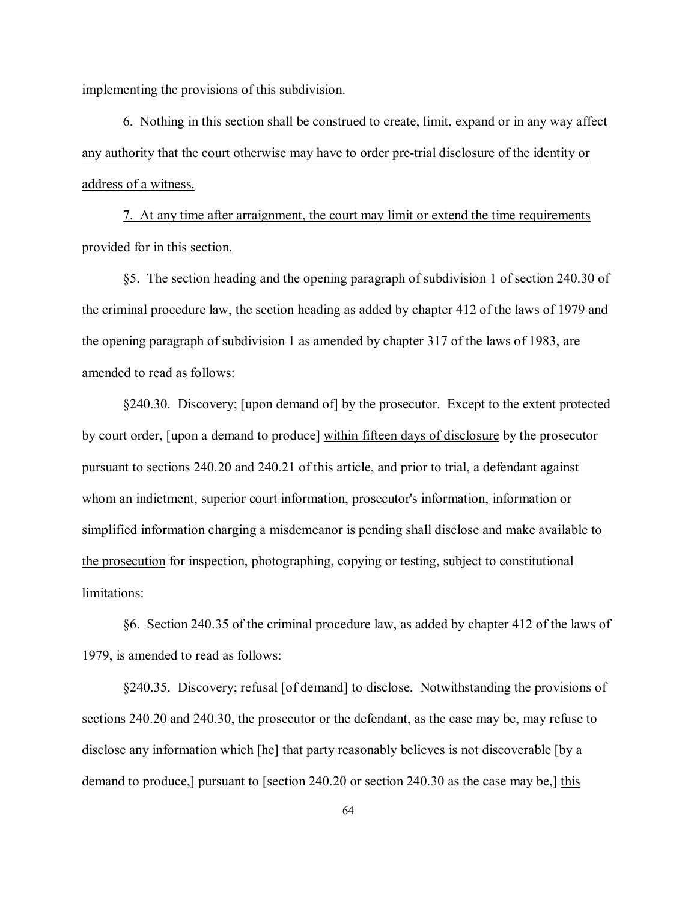implementing the provisions of this subdivision.

6. Nothing in this section shall be construed to create, limit, expand or in any way affect any authority that the court otherwise may have to order pre-trial disclosure of the identity or address of a witness.

7. At any time after arraignment, the court may limit or extend the time requirements provided for in this section.

§5. The section heading and the opening paragraph of subdivision 1 of section 240.30 of the criminal procedure law, the section heading as added by chapter 412 of the laws of 1979 and the opening paragraph of subdivision 1 as amended by chapter 317 of the laws of 1983, are amended to read as follows:

§240.30. Discovery; [upon demand of] by the prosecutor. Except to the extent protected by court order, [upon a demand to produce] within fifteen days of disclosure by the prosecutor pursuant to sections 240.20 and 240.21 of this article, and prior to trial, a defendant against whom an indictment, superior court information, prosecutor's information, information or simplified information charging a misdemeanor is pending shall disclose and make available to the prosecution for inspection, photographing, copying or testing, subject to constitutional limitations:

§6. Section 240.35 of the criminal procedure law, as added by chapter 412 of the laws of 1979, is amended to read as follows:

§240.35. Discovery; refusal [of demand] to disclose. Notwithstanding the provisions of sections 240.20 and 240.30, the prosecutor or the defendant, as the case may be, may refuse to disclose any information which [he] that party reasonably believes is not discoverable [by a demand to produce,] pursuant to [section 240.20 or section 240.30 as the case may be,] this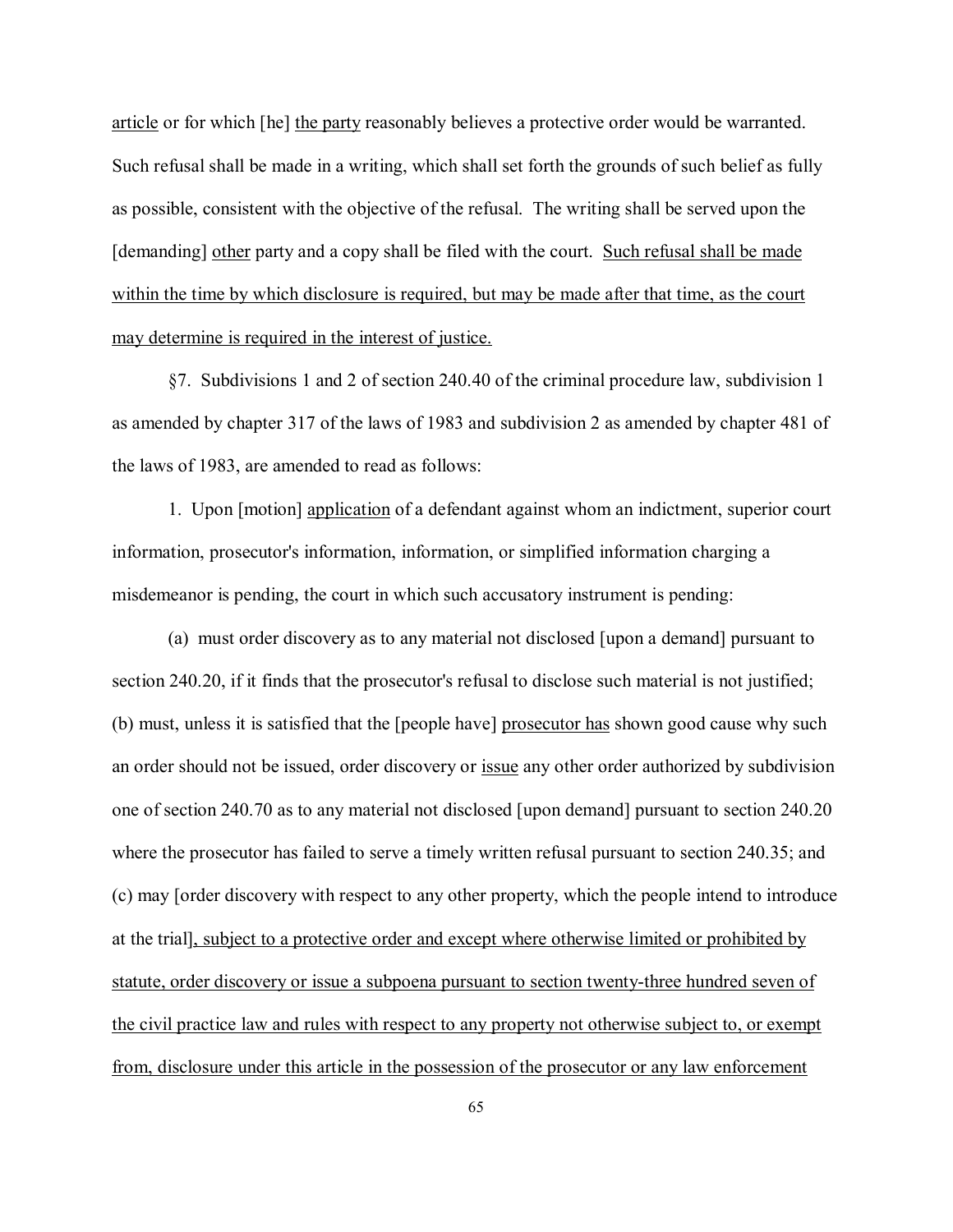article or for which [he] the party reasonably believes a protective order would be warranted. Such refusal shall be made in a writing, which shall set forth the grounds of such belief as fully as possible, consistent with the objective of the refusal. The writing shall be served upon the [demanding] other party and a copy shall be filed with the court. Such refusal shall be made within the time by which disclosure is required, but may be made after that time, as the court may determine is required in the interest of justice.

§7. Subdivisions 1 and 2 of section 240.40 of the criminal procedure law, subdivision 1 as amended by chapter 317 of the laws of 1983 and subdivision 2 as amended by chapter 481 of the laws of 1983, are amended to read as follows:

1. Upon [motion] application of a defendant against whom an indictment, superior court information, prosecutor's information, information, or simplified information charging a misdemeanor is pending, the court in which such accusatory instrument is pending:

(a) must order discovery as to any material not disclosed [upon a demand] pursuant to section 240.20, if it finds that the prosecutor's refusal to disclose such material is not justified; (b) must, unless it is satisfied that the [people have] prosecutor has shown good cause why such an order should not be issued, order discovery or issue any other order authorized by subdivision one of section 240.70 as to any material not disclosed [upon demand] pursuant to section 240.20 where the prosecutor has failed to serve a timely written refusal pursuant to section 240.35; and (c) may [order discovery with respect to any other property, which the people intend to introduce at the trial], subject to a protective order and except where otherwise limited or prohibited by statute, order discovery or issue a subpoena pursuant to section twenty-three hundred seven of the civil practice law and rules with respect to any property not otherwise subject to, or exempt from, disclosure under this article in the possession of the prosecutor or any law enforcement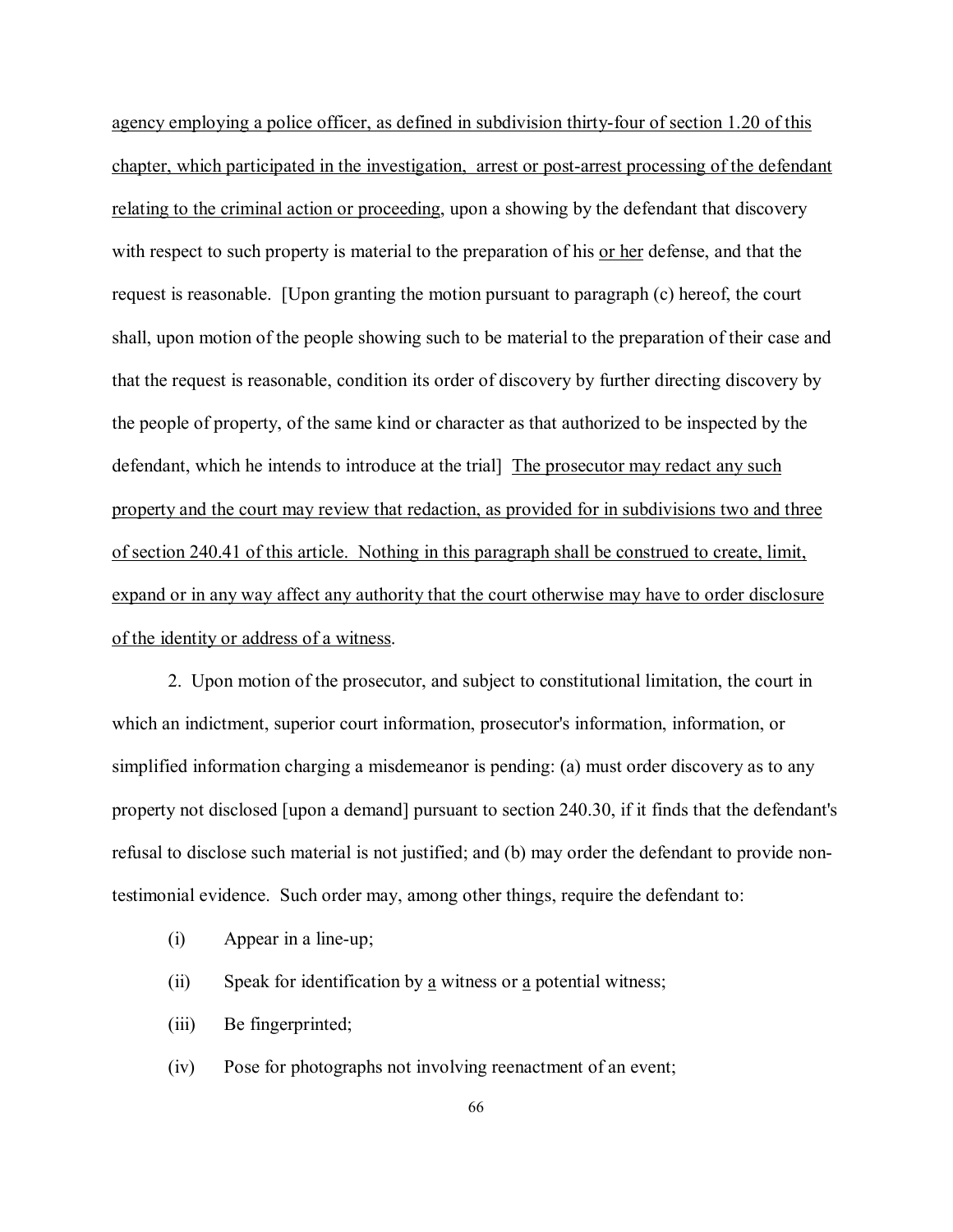agency employing a police officer, as defined in subdivision thirty-four of section 1.20 of this chapter, which participated in the investigation, arrest or post-arrest processing of the defendant relating to the criminal action or proceeding, upon a showing by the defendant that discovery with respect to such property is material to the preparation of his or her defense, and that the request is reasonable. [Upon granting the motion pursuant to paragraph (c) hereof, the court shall, upon motion of the people showing such to be material to the preparation of their case and that the request is reasonable, condition its order of discovery by further directing discovery by the people of property, of the same kind or character as that authorized to be inspected by the defendant, which he intends to introduce at the trial] The prosecutor may redact any such property and the court may review that redaction, as provided for in subdivisions two and three of section 240.41 of this article. Nothing in this paragraph shall be construed to create, limit, expand or in any way affect any authority that the court otherwise may have to order disclosure of the identity or address of a witness.

2. Upon motion of the prosecutor, and subject to constitutional limitation, the court in which an indictment, superior court information, prosecutor's information, information, or simplified information charging a misdemeanor is pending: (a) must order discovery as to any property not disclosed [upon a demand] pursuant to section 240.30, if it finds that the defendant's refusal to disclose such material is not justified; and (b) may order the defendant to provide non-testimonial evidence. Such order may, among other things, require the defendant to:

(i) Appear in a line-up;

(ii) Speak for identification by a witness or a potential witness;

(iii) Be fingerprinted;

(iv) Pose for photographs not involving reenactment of an event;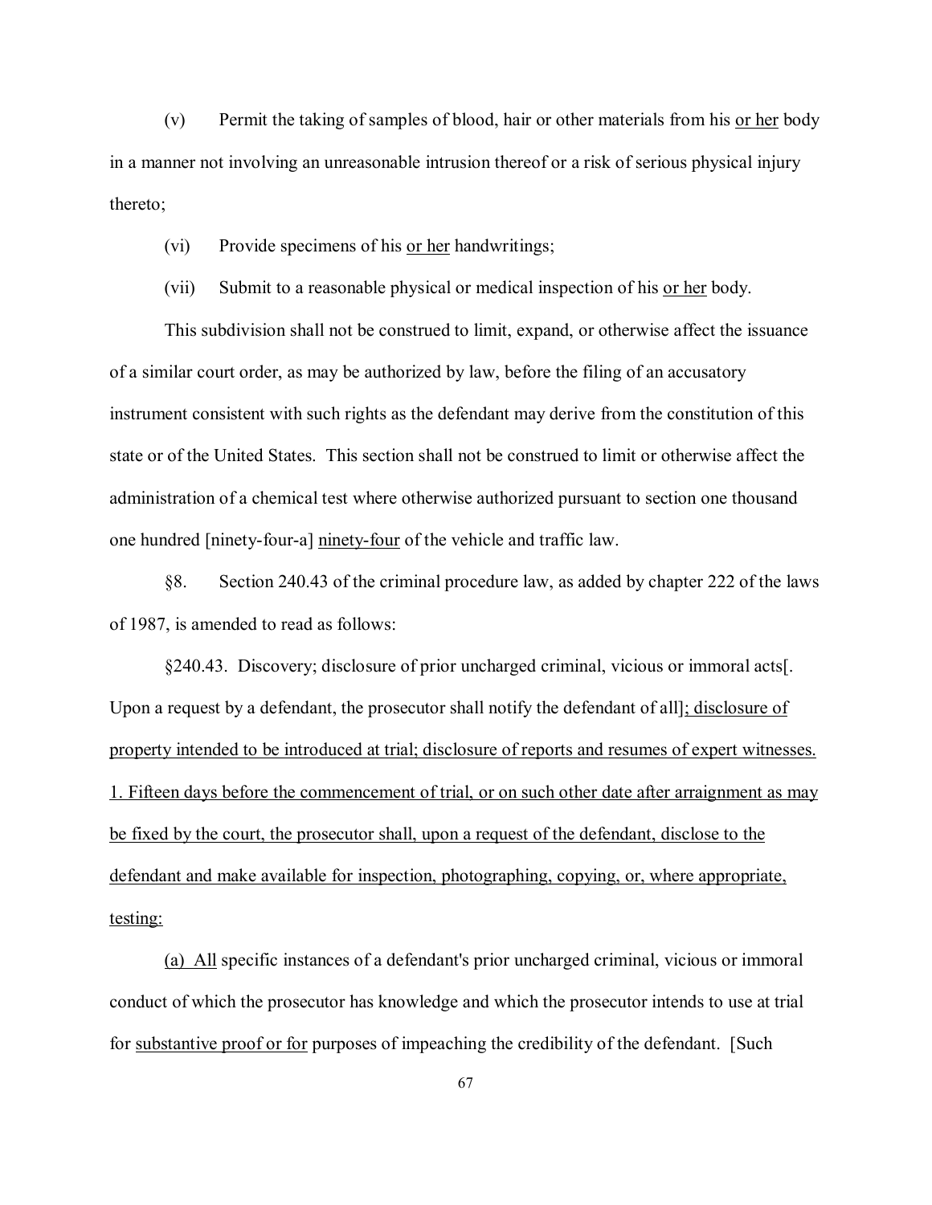(v) Permit the taking of samples of blood, hair or other materials from his or her body in a manner not involving an unreasonable intrusion thereof or a risk of serious physical injury thereto;

(vi) Provide specimens of his or her handwritings;

(vii) Submit to a reasonable physical or medical inspection of his or her body.

This subdivision shall not be construed to limit, expand, or otherwise affect the issuance of a similar court order, as may be authorized by law, before the filing of an accusatory instrument consistent with such rights as the defendant may derive from the constitution of this state or of the United States. This section shall not be construed to limit or otherwise affect the administration of a chemical test where otherwise authorized pursuant to section one thousand one hundred [ninety-four-a] ninety-four of the vehicle and traffic law.

§8. Section 240.43 of the criminal procedure law, as added by chapter 222 of the laws of 1987, is amended to read as follows:

§240.43. Discovery; disclosure of prior uncharged criminal, vicious or immoral acts[. Upon a request by a defendant, the prosecutor shall notify the defendant of all]; disclosure of property intended to be introduced at trial; disclosure of reports and resumes of expert witnesses. 1. Fifteen days before the commencement of trial, or on such other date after arraignment as may be fixed by the court, the prosecutor shall, upon a request of the defendant, disclose to the defendant and make available for inspection, photographing, copying, or, where appropriate, testing:

(a) All specific instances of a defendant's prior uncharged criminal, vicious or immoral conduct of which the prosecutor has knowledge and which the prosecutor intends to use at trial for substantive proof or for purposes of impeaching the credibility of the defendant. [Such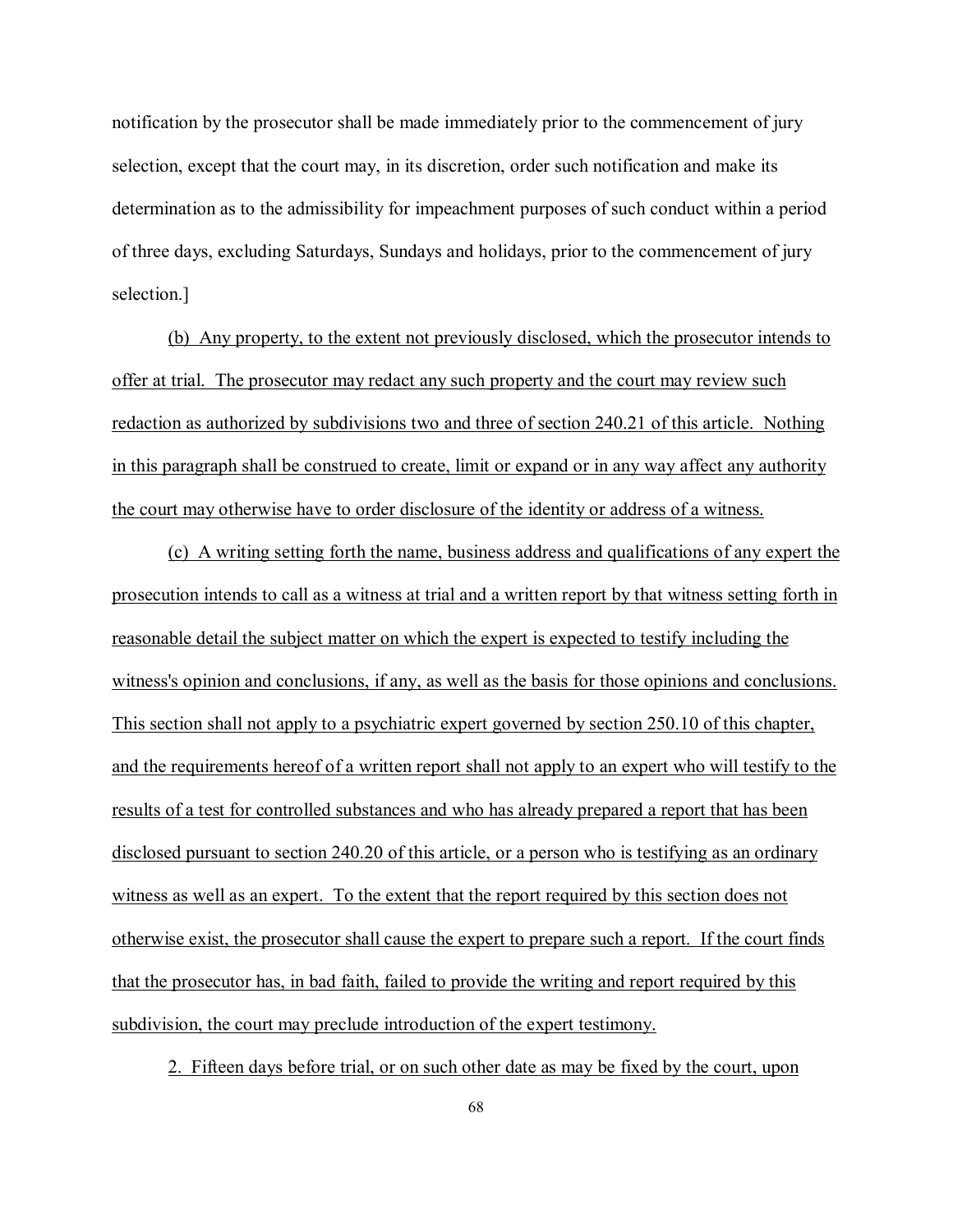notification by the prosecutor shall be made immediately prior to the commencement of jury selection, except that the court may, in its discretion, order such notification and make its determination as to the admissibility for impeachment purposes of such conduct within a period of three days, excluding Saturdays, Sundays and holidays, prior to the commencement of jury selection.]

<u>(b) Any property, to the extent not previously disclosed, which the prosecutor intends to offer at trial. The prosecutor may redact any such property and the court may review such redaction as authorized by subdivisions two and three of section 240.21 of this article. Nothing in this paragraph shall be construed to create, limit or expand or in any way affect any authority the court may otherwise have to order disclosure of the identity or address of a witness.</u>

<u>(c) A writing setting forth the name, business address and qualifications of any expert the prosecution intends to call as a witness at trial and a written report by that witness setting forth in reasonable detail the subject matter on which the expert is expected to testify including the witness's opinion and conclusions, if any, as well as the basis for those opinions and conclusions. This section shall not apply to a psychiatric expert governed by section 250.10 of this chapter, and the requirements hereof of a written report shall not apply to an expert who will testify to the results of a test for controlled substances and who has already prepared a report that has been disclosed pursuant to section 240.20 of this article, or a person who is testifying as an ordinary witness as well as an expert. To the extent that the report required by this section does not otherwise exist, the prosecutor shall cause the expert to prepare such a report. If the court finds that the prosecutor has, in bad faith, failed to provide the writing and report required by this subdivision, the court may preclude introduction of the expert testimony.</u>

<u>2. Fifteen days before trial, or on such other date as may be fixed by the court, upon</u>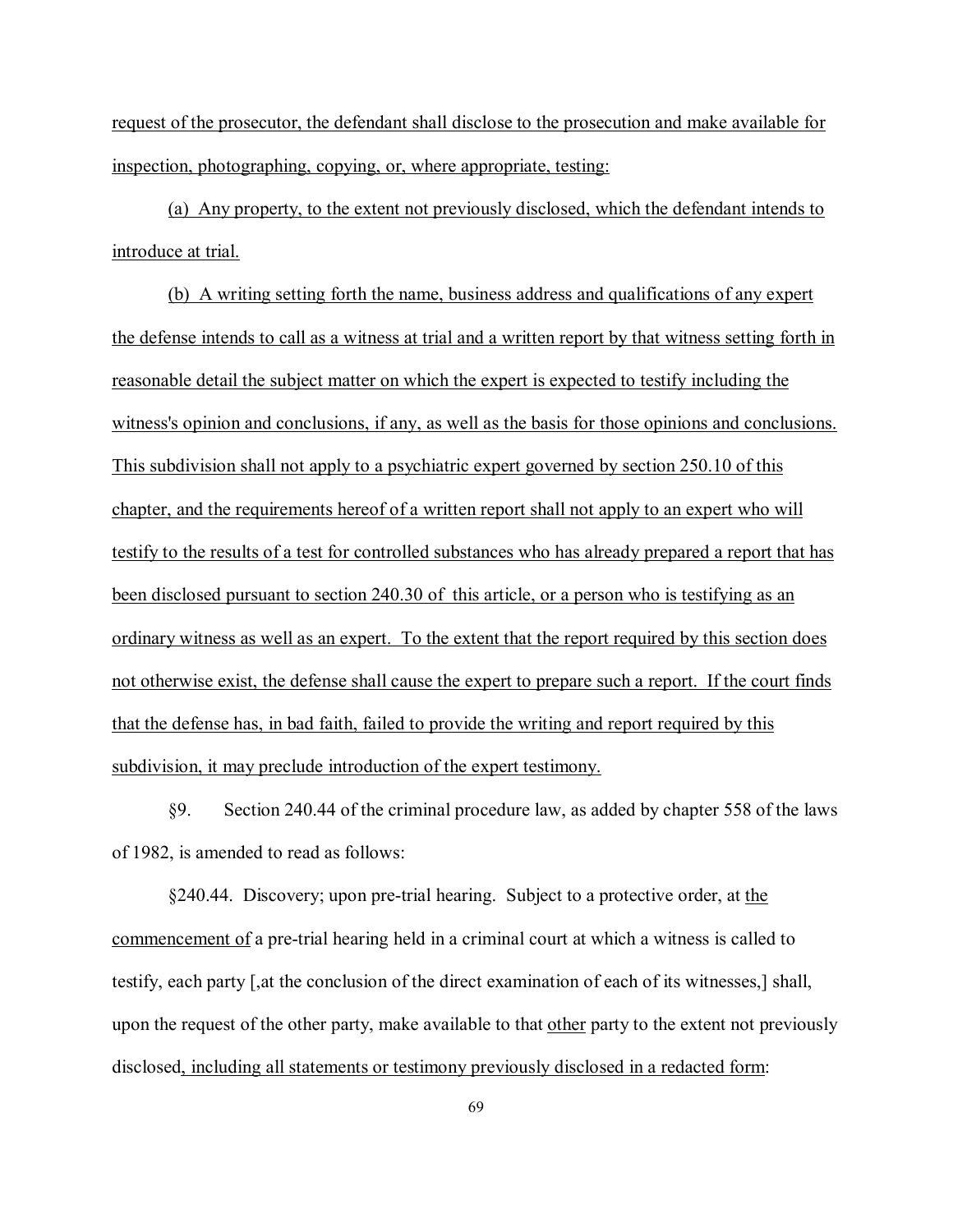request of the prosecutor, the defendant shall disclose to the prosecution and make available for inspection, photographing, copying, or, where appropriate, testing:

(a) Any property, to the extent not previously disclosed, which the defendant intends to introduce at trial.

(b) A writing setting forth the name, business address and qualifications of any expert the defense intends to call as a witness at trial and a written report by that witness setting forth in reasonable detail the subject matter on which the expert is expected to testify including the witness's opinion and conclusions, if any, as well as the basis for those opinions and conclusions. This subdivision shall not apply to a psychiatric expert governed by section 250.10 of this chapter, and the requirements hereof of a written report shall not apply to an expert who will testify to the results of a test for controlled substances who has already prepared a report that has been disclosed pursuant to section 240.30 of this article, or a person who is testifying as an ordinary witness as well as an expert. To the extent that the report required by this section does not otherwise exist, the defense shall cause the expert to prepare such a report. If the court finds that the defense has, in bad faith, failed to provide the writing and report required by this subdivision, it may preclude introduction of the expert testimony.

§9. Section 240.44 of the criminal procedure law, as added by chapter 558 of the laws of 1982, is amended to read as follows:

§240.44. Discovery; upon pre-trial hearing. Subject to a protective order, at the commencement of a pre-trial hearing held in a criminal court at which a witness is called to testify, each party [,at the conclusion of the direct examination of each of its witnesses,] shall, upon the request of the other party, make available to that other party to the extent not previously disclosed, including all statements or testimony previously disclosed in a redacted form: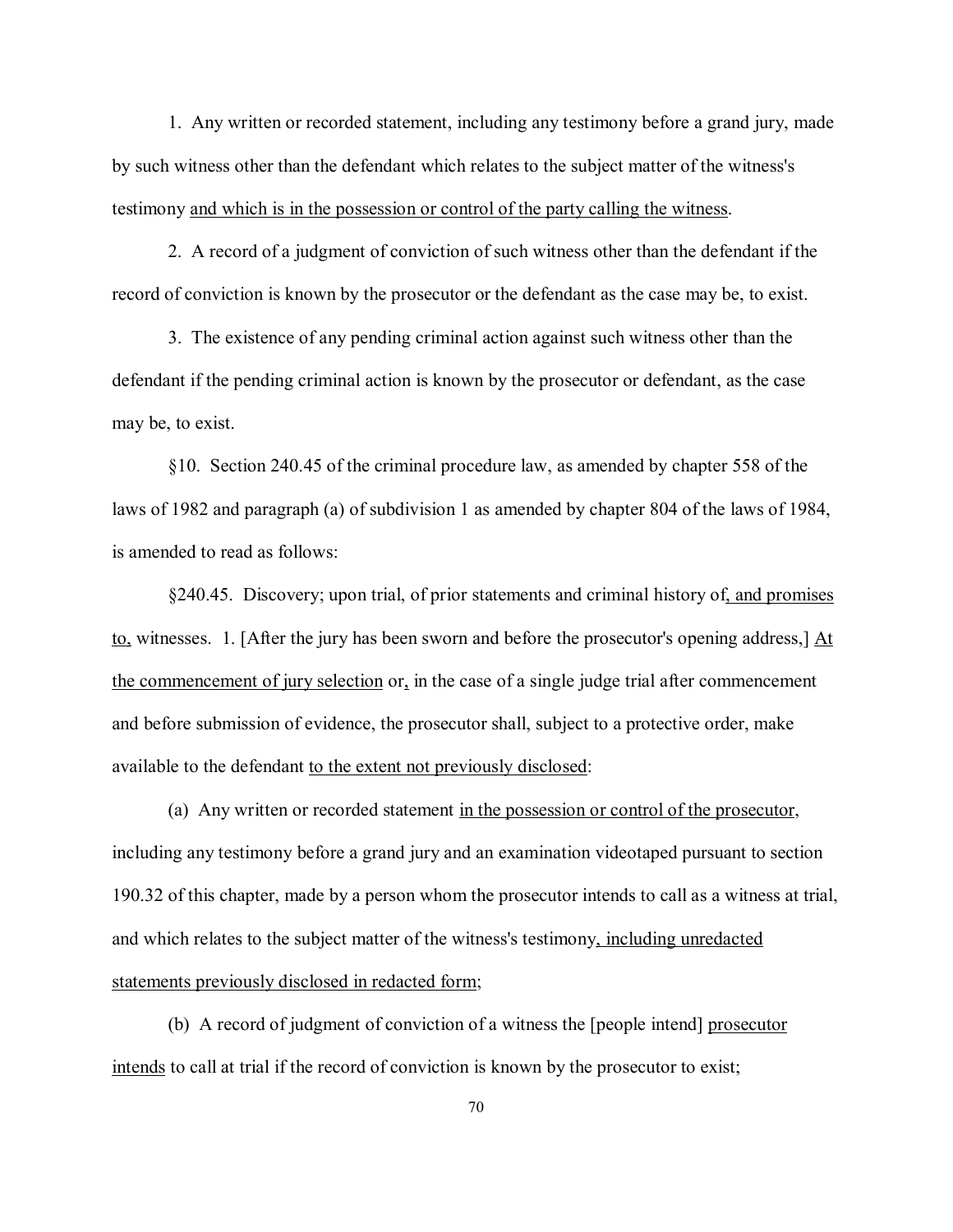1. Any written or recorded statement, including any testimony before a grand jury, made by such witness other than the defendant which relates to the subject matter of the witness's testimony <u>and which is in the possession or control of the party calling the witness</u>.

2. A record of a judgment of conviction of such witness other than the defendant if the record of conviction is known by the prosecutor or the defendant as the case may be, to exist.

3. The existence of any pending criminal action against such witness other than the defendant if the pending criminal action is known by the prosecutor or defendant, as the case may be, to exist.

§10. Section 240.45 of the criminal procedure law, as amended by chapter 558 of the laws of 1982 and paragraph (a) of subdivision 1 as amended by chapter 804 of the laws of 1984, is amended to read as follows:

§240.45. Discovery; upon trial, of prior statements and criminal history of<u>, and promises to,</u> witnesses. 1. [After the jury has been sworn and before the prosecutor's opening address,] <u>At the commencement of jury selection</u> or<u>,</u> in the case of a single judge trial after commencement and before submission of evidence, the prosecutor shall, subject to a protective order, make available to the defendant <u>to the extent not previously disclosed</u>:

(a) Any written or recorded statement <u>in the possession or control of the prosecutor</u>, including any testimony before a grand jury and an examination videotaped pursuant to section 190.32 of this chapter, made by a person whom the prosecutor intends to call as a witness at trial, and which relates to the subject matter of the witness's testimony<u>, including unredacted statements previously disclosed in redacted form</u>;

(b) A record of judgment of conviction of a witness the [people intend] <u>prosecutor intends</u> to call at trial if the record of conviction is known by the prosecutor to exist;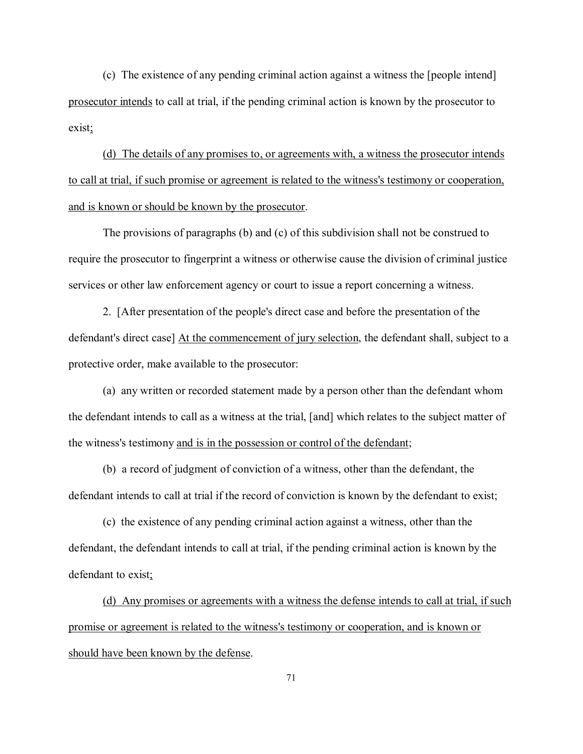(c) The existence of any pending criminal action against a witness the [people intend] prosecutor intends to call at trial, if the pending criminal action is known by the prosecutor to exist;

(d) The details of any promises to, or agreements with, a witness the prosecutor intends to call at trial, if such promise or agreement is related to the witness's testimony or cooperation, and is known or should be known by the prosecutor.

The provisions of paragraphs (b) and (c) of this subdivision shall not be construed to require the prosecutor to fingerprint a witness or otherwise cause the division of criminal justice services or other law enforcement agency or court to issue a report concerning a witness.

2. [After presentation of the people's direct case and before the presentation of the defendant's direct case] At the commencement of jury selection, the defendant shall, subject to a protective order, make available to the prosecutor:

(a) any written or recorded statement made by a person other than the defendant whom the defendant intends to call as a witness at the trial, [and] which relates to the subject matter of the witness's testimony and is in the possession or control of the defendant;

(b) a record of judgment of conviction of a witness, other than the defendant, the defendant intends to call at trial if the record of conviction is known by the defendant to exist;

(c) the existence of any pending criminal action against a witness, other than the defendant, the defendant intends to call at trial, if the pending criminal action is known by the defendant to exist;

(d) Any promises or agreements with a witness the defense intends to call at trial, if such promise or agreement is related to the witness's testimony or cooperation, and is known or should have been known by the defense.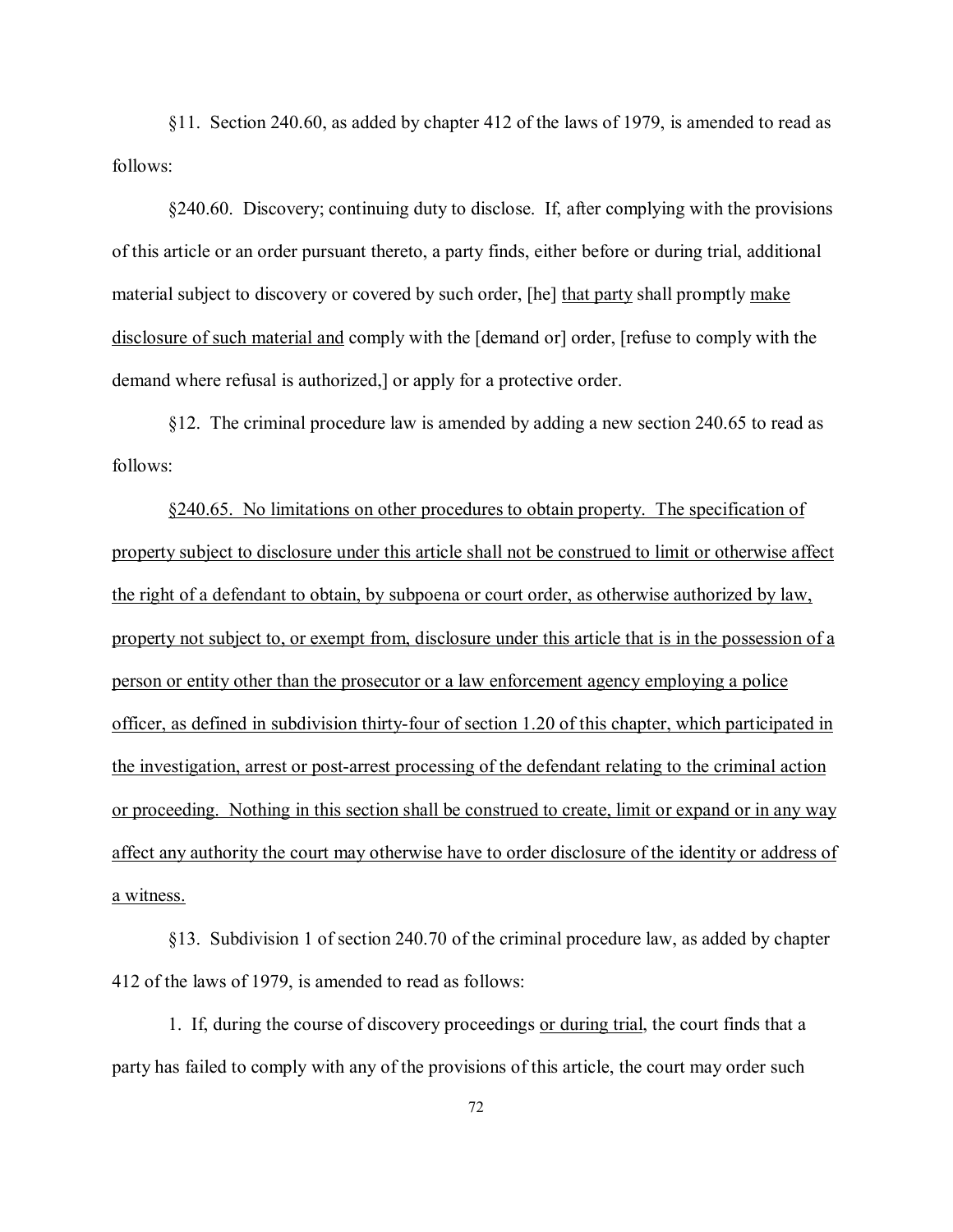§11. Section 240.60, as added by chapter 412 of the laws of 1979, is amended to read as follows:

§240.60. Discovery; continuing duty to disclose. If, after complying with the provisions of this article or an order pursuant thereto, a party finds, either before or during trial, additional material subject to discovery or covered by such order, [he] <u>that party</u> shall promptly <u>make disclosure of such material and</u> comply with the [demand or] order, [refuse to comply with the demand where refusal is authorized,] or apply for a protective order.

§12. The criminal procedure law is amended by adding a new section 240.65 to read as follows:

<u>§240.65. No limitations on other procedures to obtain property. The specification of property subject to disclosure under this article shall not be construed to limit or otherwise affect the right of a defendant to obtain, by subpoena or court order, as otherwise authorized by law, property not subject to, or exempt from, disclosure under this article that is in the possession of a person or entity other than the prosecutor or a law enforcement agency employing a police officer, as defined in subdivision thirty-four of section 1.20 of this chapter, which participated in the investigation, arrest or post-arrest processing of the defendant relating to the criminal action or proceeding. Nothing in this section shall be construed to create, limit or expand or in any way affect any authority the court may otherwise have to order disclosure of the identity or address of a witness.</u>

§13. Subdivision 1 of section 240.70 of the criminal procedure law, as added by chapter 412 of the laws of 1979, is amended to read as follows:

1. If, during the course of discovery proceedings <u>or during trial</u>, the court finds that a party has failed to comply with any of the provisions of this article, the court may order such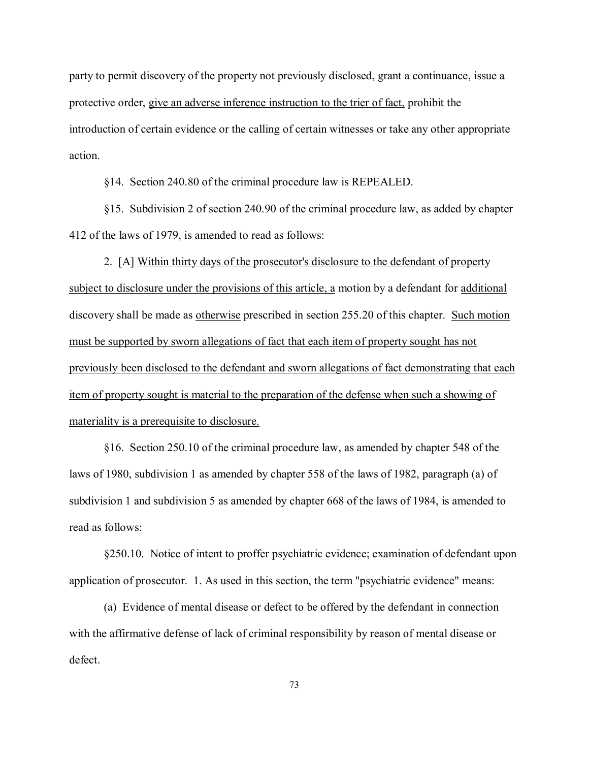party to permit discovery of the property not previously disclosed, grant a continuance, issue a protective order, <u>give an adverse inference instruction to the trier of fact,</u> prohibit the introduction of certain evidence or the calling of certain witnesses or take any other appropriate action.

§14. Section 240.80 of the criminal procedure law is REPEALED.

§15. Subdivision 2 of section 240.90 of the criminal procedure law, as added by chapter 412 of the laws of 1979, is amended to read as follows:

2. [A] <u>Within thirty days of the prosecutor's disclosure to the defendant of property subject to disclosure under the provisions of this article, a</u> motion by a defendant for <u>additional</u> discovery shall be made as <u>otherwise</u> prescribed in section 255.20 of this chapter. <u>Such motion must be supported by sworn allegations of fact that each item of property sought has not previously been disclosed to the defendant and sworn allegations of fact demonstrating that each item of property sought is material to the preparation of the defense when such a showing of materiality is a prerequisite to disclosure.</u>

§16. Section 250.10 of the criminal procedure law, as amended by chapter 548 of the laws of 1980, subdivision 1 as amended by chapter 558 of the laws of 1982, paragraph (a) of subdivision 1 and subdivision 5 as amended by chapter 668 of the laws of 1984, is amended to read as follows:

§250.10. Notice of intent to proffer psychiatric evidence; examination of defendant upon application of prosecutor. 1. As used in this section, the term "psychiatric evidence" means:

(a) Evidence of mental disease or defect to be offered by the defendant in connection with the affirmative defense of lack of criminal responsibility by reason of mental disease or defect.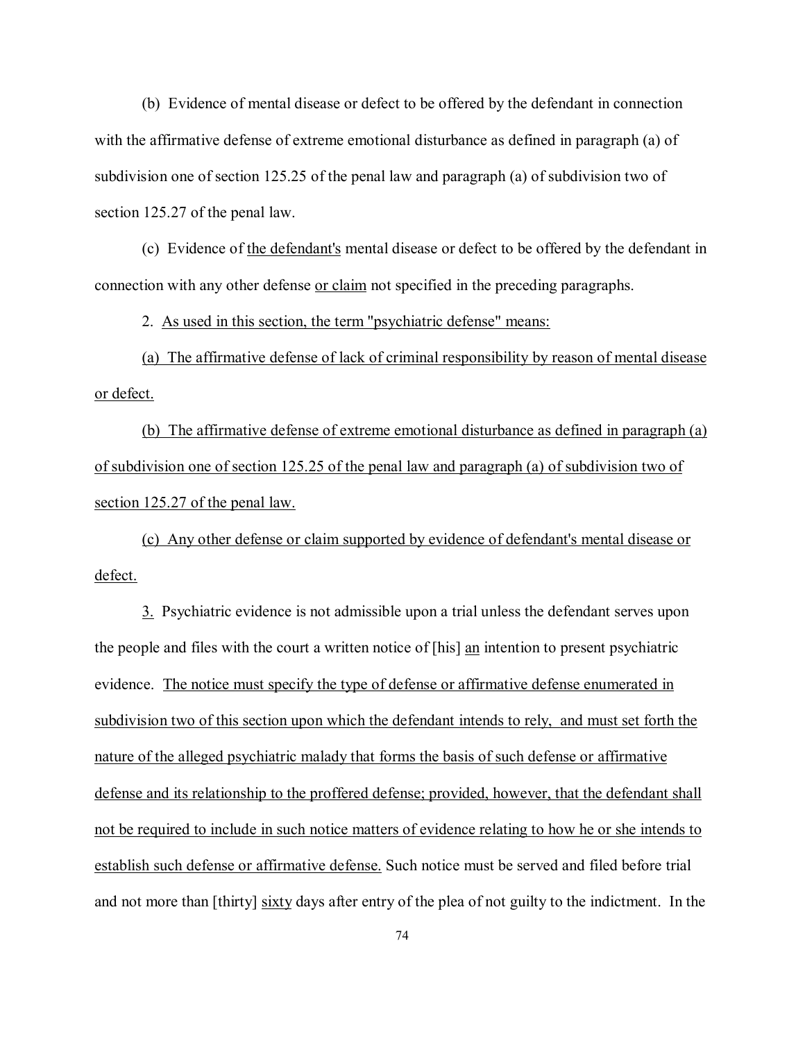(b) Evidence of mental disease or defect to be offered by the defendant in connection with the affirmative defense of extreme emotional disturbance as defined in paragraph (a) of subdivision one of section 125.25 of the penal law and paragraph (a) of subdivision two of section 125.27 of the penal law.

(c) Evidence of <u>the defendant's</u> mental disease or defect to be offered by the defendant in connection with any other defense <u>or claim</u> not specified in the preceding paragraphs.

2. <u>As used in this section, the term "psychiatric defense" means:</u>

<u>(a) The affirmative defense of lack of criminal responsibility by reason of mental disease or defect.</u>

<u>(b) The affirmative defense of extreme emotional disturbance as defined in paragraph (a) of subdivision one of section 125.25 of the penal law and paragraph (a) of subdivision two of section 125.27 of the penal law.</u>

<u>(c) Any other defense or claim supported by evidence of defendant's mental disease or defect.</u>

<u>3.</u> Psychiatric evidence is not admissible upon a trial unless the defendant serves upon the people and files with the court a written notice of [his] <u>an</u> intention to present psychiatric evidence. <u>The notice must specify the type of defense or affirmative defense enumerated in subdivision two of this section upon which the defendant intends to rely, and must set forth the nature of the alleged psychiatric malady that forms the basis of such defense or affirmative defense and its relationship to the proffered defense; provided, however, that the defendant shall not be required to include in such notice matters of evidence relating to how he or she intends to establish such defense or affirmative defense.</u> Such notice must be served and filed before trial and not more than [thirty] <u>sixty</u> days after entry of the plea of not guilty to the indictment. In the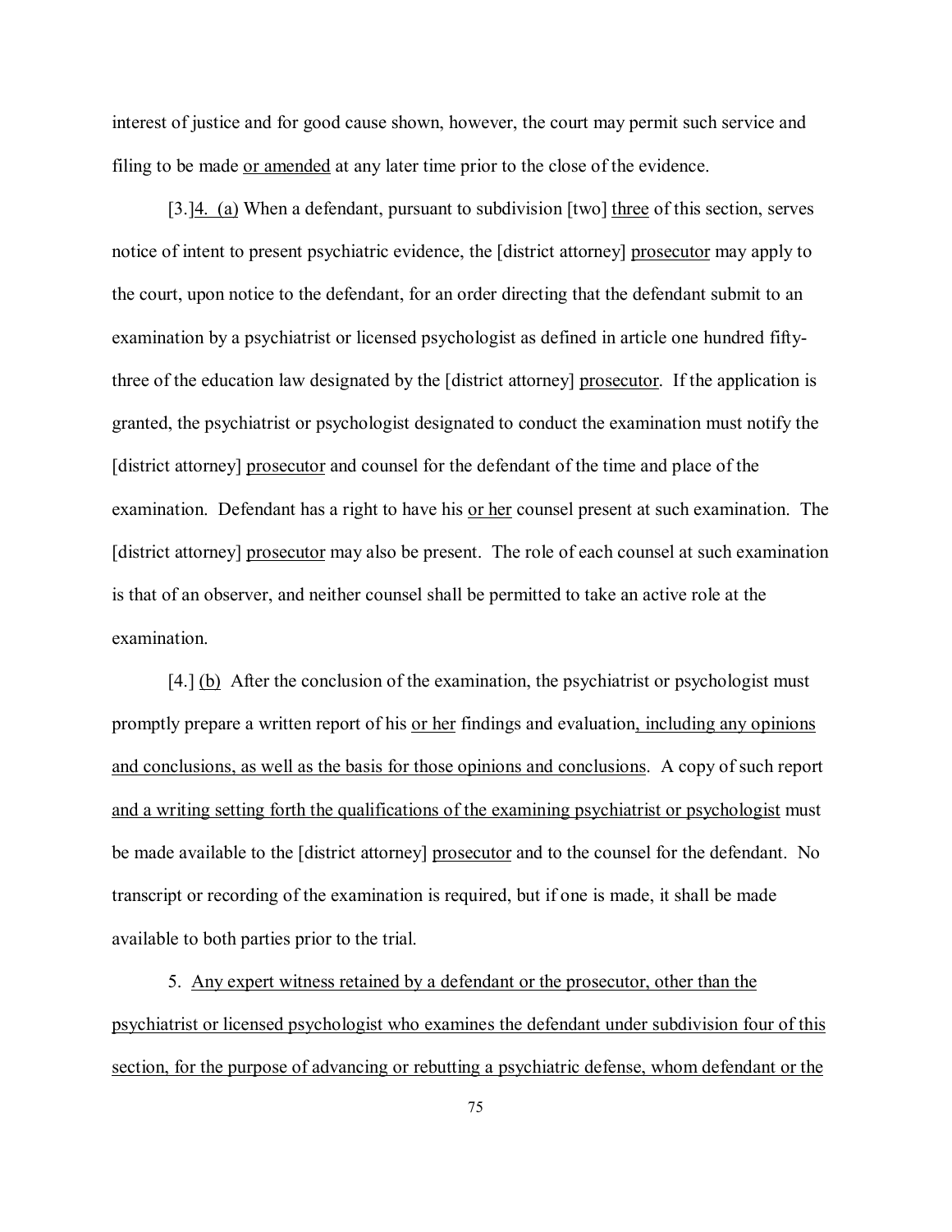interest of justice and for good cause shown, however, the court may permit such service and filing to be made <u>or amended</u> at any later time prior to the close of the evidence.

[3.]<u>4. (a)</u> When a defendant, pursuant to subdivision [two] <u>three</u> of this section, serves notice of intent to present psychiatric evidence, the [district attorney] <u>prosecutor</u> may apply to the court, upon notice to the defendant, for an order directing that the defendant submit to an examination by a psychiatrist or licensed psychologist as defined in article one hundred fifty-three of the education law designated by the [district attorney] <u>prosecutor</u>. If the application is granted, the psychiatrist or psychologist designated to conduct the examination must notify the [district attorney] <u>prosecutor</u> and counsel for the defendant of the time and place of the examination. Defendant has a right to have his <u>or her</u> counsel present at such examination. The [district attorney] <u>prosecutor</u> may also be present. The role of each counsel at such examination is that of an observer, and neither counsel shall be permitted to take an active role at the examination.

[4.] <u>(b)</u> After the conclusion of the examination, the psychiatrist or psychologist must promptly prepare a written report of his <u>or her</u> findings and evaluation<u>, including any opinions and conclusions, as well as the basis for those opinions and conclusions</u>. A copy of such report <u>and a writing setting forth the qualifications of the examining psychiatrist or psychologist</u> must be made available to the [district attorney] <u>prosecutor</u> and to the counsel for the defendant. No transcript or recording of the examination is required, but if one is made, it shall be made available to both parties prior to the trial.

5. <u>Any expert witness retained by a defendant or the prosecutor, other than the psychiatrist or licensed psychologist who examines the defendant under subdivision four of this section, for the purpose of advancing or rebutting a psychiatric defense, whom defendant or the</u>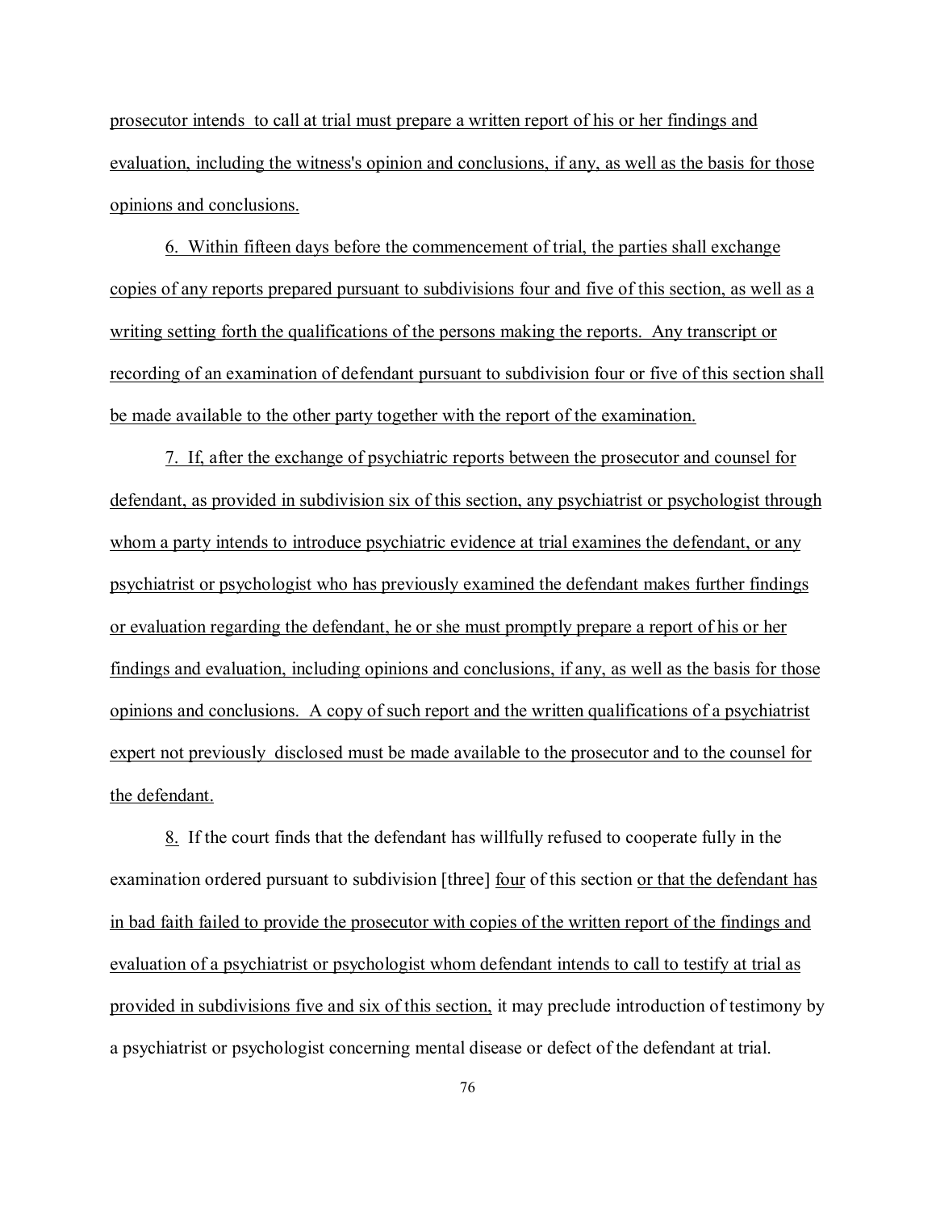prosecutor intends to call at trial must prepare a written report of his or her findings and evaluation, including the witness's opinion and conclusions, if any, as well as the basis for those opinions and conclusions.

6. Within fifteen days before the commencement of trial, the parties shall exchange copies of any reports prepared pursuant to subdivisions four and five of this section, as well as a writing setting forth the qualifications of the persons making the reports. Any transcript or recording of an examination of defendant pursuant to subdivision four or five of this section shall be made available to the other party together with the report of the examination.

7. If, after the exchange of psychiatric reports between the prosecutor and counsel for defendant, as provided in subdivision six of this section, any psychiatrist or psychologist through whom a party intends to introduce psychiatric evidence at trial examines the defendant, or any psychiatrist or psychologist who has previously examined the defendant makes further findings or evaluation regarding the defendant, he or she must promptly prepare a report of his or her findings and evaluation, including opinions and conclusions, if any, as well as the basis for those opinions and conclusions. A copy of such report and the written qualifications of a psychiatrist expert not previously disclosed must be made available to the prosecutor and to the counsel for the defendant.

8. If the court finds that the defendant has willfully refused to cooperate fully in the examination ordered pursuant to subdivision [three] four of this section or that the defendant has in bad faith failed to provide the prosecutor with copies of the written report of the findings and evaluation of a psychiatrist or psychologist whom defendant intends to call to testify at trial as provided in subdivisions five and six of this section, it may preclude introduction of testimony by a psychiatrist or psychologist concerning mental disease or defect of the defendant at trial.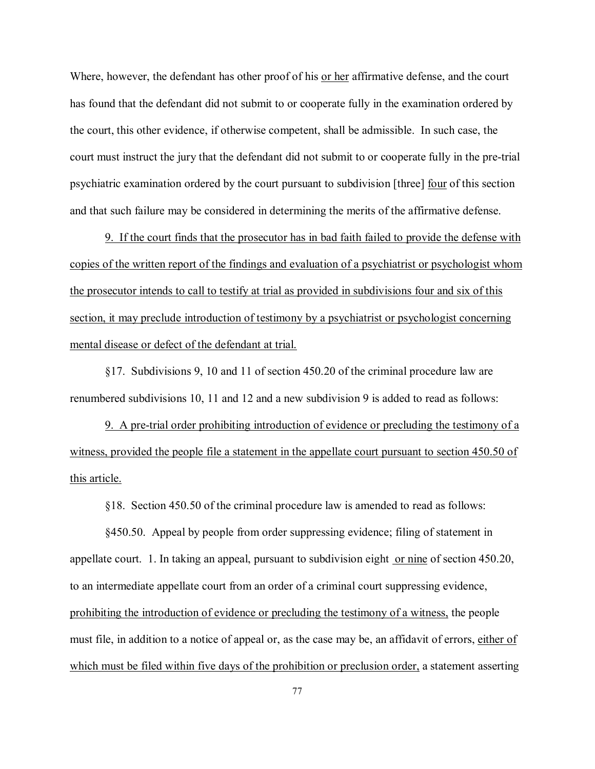Where, however, the defendant has other proof of his <u>or her</u> affirmative defense, and the court has found that the defendant did not submit to or cooperate fully in the examination ordered by the court, this other evidence, if otherwise competent, shall be admissible. In such case, the court must instruct the jury that the defendant did not submit to or cooperate fully in the pre-trial psychiatric examination ordered by the court pursuant to subdivision [three] <u>four</u> of this section and that such failure may be considered in determining the merits of the affirmative defense.

<u>9. If the court finds that the prosecutor has in bad faith failed to provide the defense with copies of the written report of the findings and evaluation of a psychiatrist or psychologist whom the prosecutor intends to call to testify at trial as provided in subdivisions four and six of this section, it may preclude introduction of testimony by a psychiatrist or psychologist concerning mental disease or defect of the defendant at trial.</u>

§17. Subdivisions 9, 10 and 11 of section 450.20 of the criminal procedure law are renumbered subdivisions 10, 11 and 12 and a new subdivision 9 is added to read as follows:

<u>9. A pre-trial order prohibiting introduction of evidence or precluding the testimony of a witness, provided the people file a statement in the appellate court pursuant to section 450.50 of this article.</u>

§18. Section 450.50 of the criminal procedure law is amended to read as follows:

§450.50. Appeal by people from order suppressing evidence; filing of statement in appellate court. 1. In taking an appeal, pursuant to subdivision eight <u>or nine</u> of section 450.20, to an intermediate appellate court from an order of a criminal court suppressing evidence, <u>prohibiting the introduction of evidence or precluding the testimony of a witness,</u> the people must file, in addition to a notice of appeal or, as the case may be, an affidavit of errors, <u>either of which must be filed within five days of the prohibition or preclusion order,</u> a statement asserting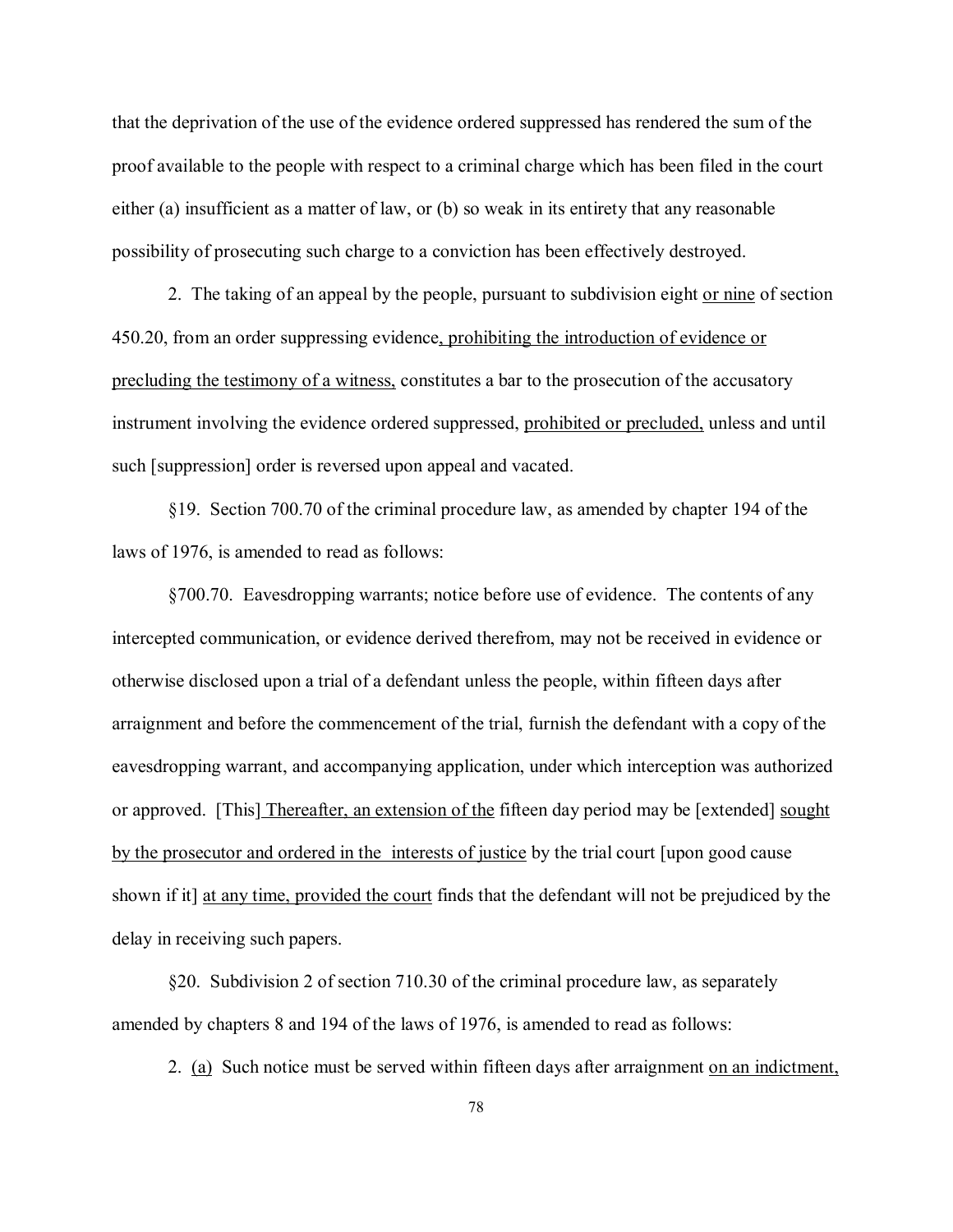that the deprivation of the use of the evidence ordered suppressed has rendered the sum of the proof available to the people with respect to a criminal charge which has been filed in the court either (a) insufficient as a matter of law, or (b) so weak in its entirety that any reasonable possibility of prosecuting such charge to a conviction has been effectively destroyed.

2. The taking of an appeal by the people, pursuant to subdivision eight <u>or nine</u> of section 450.20, from an order suppressing evidence<u>, prohibiting the introduction of evidence or precluding the testimony of a witness,</u> constitutes a bar to the prosecution of the accusatory instrument involving the evidence ordered suppressed, <u>prohibited or precluded,</u> unless and until such [suppression] order is reversed upon appeal and vacated.

§19. Section 700.70 of the criminal procedure law, as amended by chapter 194 of the laws of 1976, is amended to read as follows:

§700.70. Eavesdropping warrants; notice before use of evidence. The contents of any intercepted communication, or evidence derived therefrom, may not be received in evidence or otherwise disclosed upon a trial of a defendant unless the people, within fifteen days after arraignment and before the commencement of the trial, furnish the defendant with a copy of the eavesdropping warrant, and accompanying application, under which interception was authorized or approved. [This] <u>Thereafter, an extension of the</u> fifteen day period may be [extended] <u>sought by the prosecutor and ordered in the interests of justice</u> by the trial court [upon good cause shown if it] <u>at any time, provided the court</u> finds that the defendant will not be prejudiced by the delay in receiving such papers.

§20. Subdivision 2 of section 710.30 of the criminal procedure law, as separately amended by chapters 8 and 194 of the laws of 1976, is amended to read as follows:

2. <u>(a)</u> Such notice must be served within fifteen days after arraignment <u>on an indictment,</u>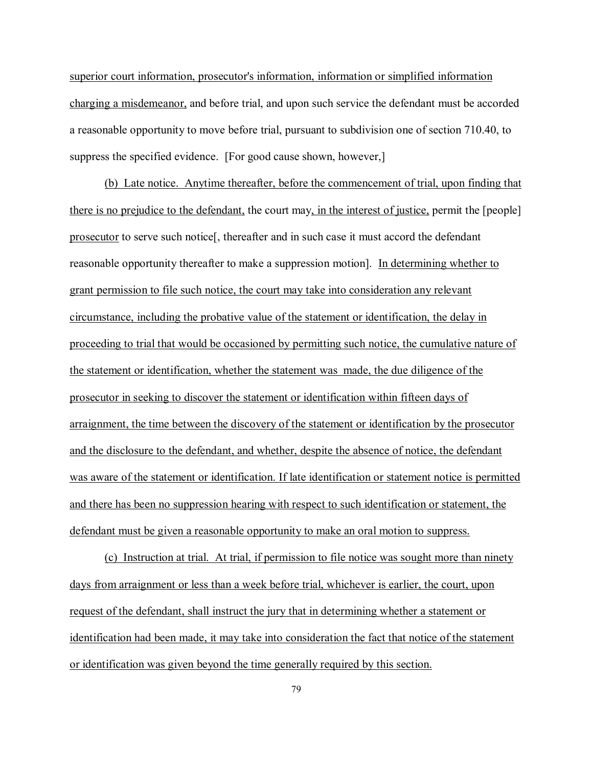superior court information, prosecutor's information, information or simplified information charging a misdemeanor, and before trial, and upon such service the defendant must be accorded a reasonable opportunity to move before trial, pursuant to subdivision one of section 710.40, to suppress the specified evidence. [For good cause shown, however,]

(b) Late notice. Anytime thereafter, before the commencement of trial, upon finding that there is no prejudice to the defendant, the court may, in the interest of justice, permit the [people] prosecutor to serve such notice[, thereafter and in such case it must accord the defendant reasonable opportunity thereafter to make a suppression motion]. In determining whether to grant permission to file such notice, the court may take into consideration any relevant circumstance, including the probative value of the statement or identification, the delay in proceeding to trial that would be occasioned by permitting such notice, the cumulative nature of the statement or identification, whether the statement was made, the due diligence of the prosecutor in seeking to discover the statement or identification within fifteen days of arraignment, the time between the discovery of the statement or identification by the prosecutor and the disclosure to the defendant, and whether, despite the absence of notice, the defendant was aware of the statement or identification. If late identification or statement notice is permitted and there has been no suppression hearing with respect to such identification or statement, the defendant must be given a reasonable opportunity to make an oral motion to suppress.

(c) Instruction at trial. At trial, if permission to file notice was sought more than ninety days from arraignment or less than a week before trial, whichever is earlier, the court, upon request of the defendant, shall instruct the jury that in determining whether a statement or identification had been made, it may take into consideration the fact that notice of the statement or identification was given beyond the time generally required by this section.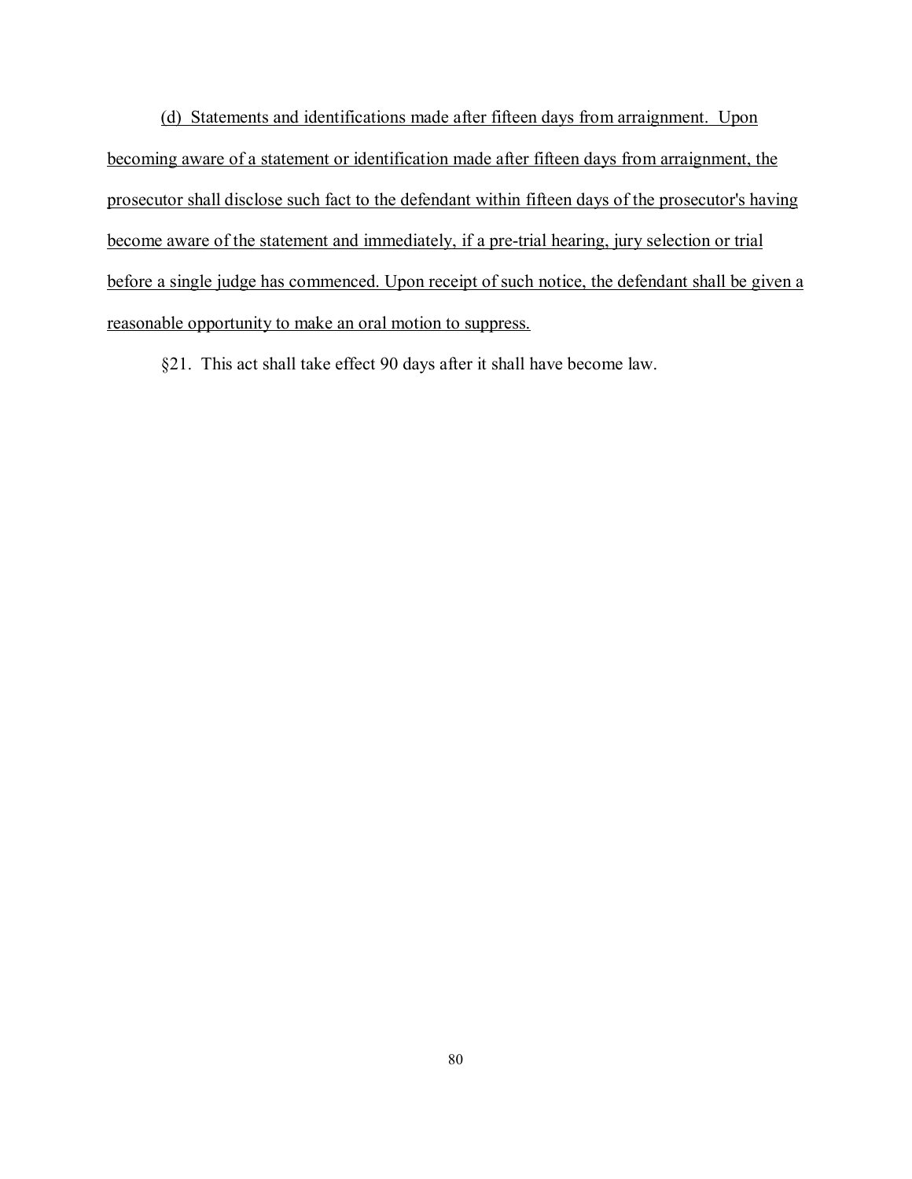(d) Statements and identifications made after fifteen days from arraignment. Upon becoming aware of a statement or identification made after fifteen days from arraignment, the prosecutor shall disclose such fact to the defendant within fifteen days of the prosecutor's having become aware of the statement and immediately, if a pre-trial hearing, jury selection or trial before a single judge has commenced. Upon receipt of such notice, the defendant shall be given a reasonable opportunity to make an oral motion to suppress.

§21. This act shall take effect 90 days after it shall have become law.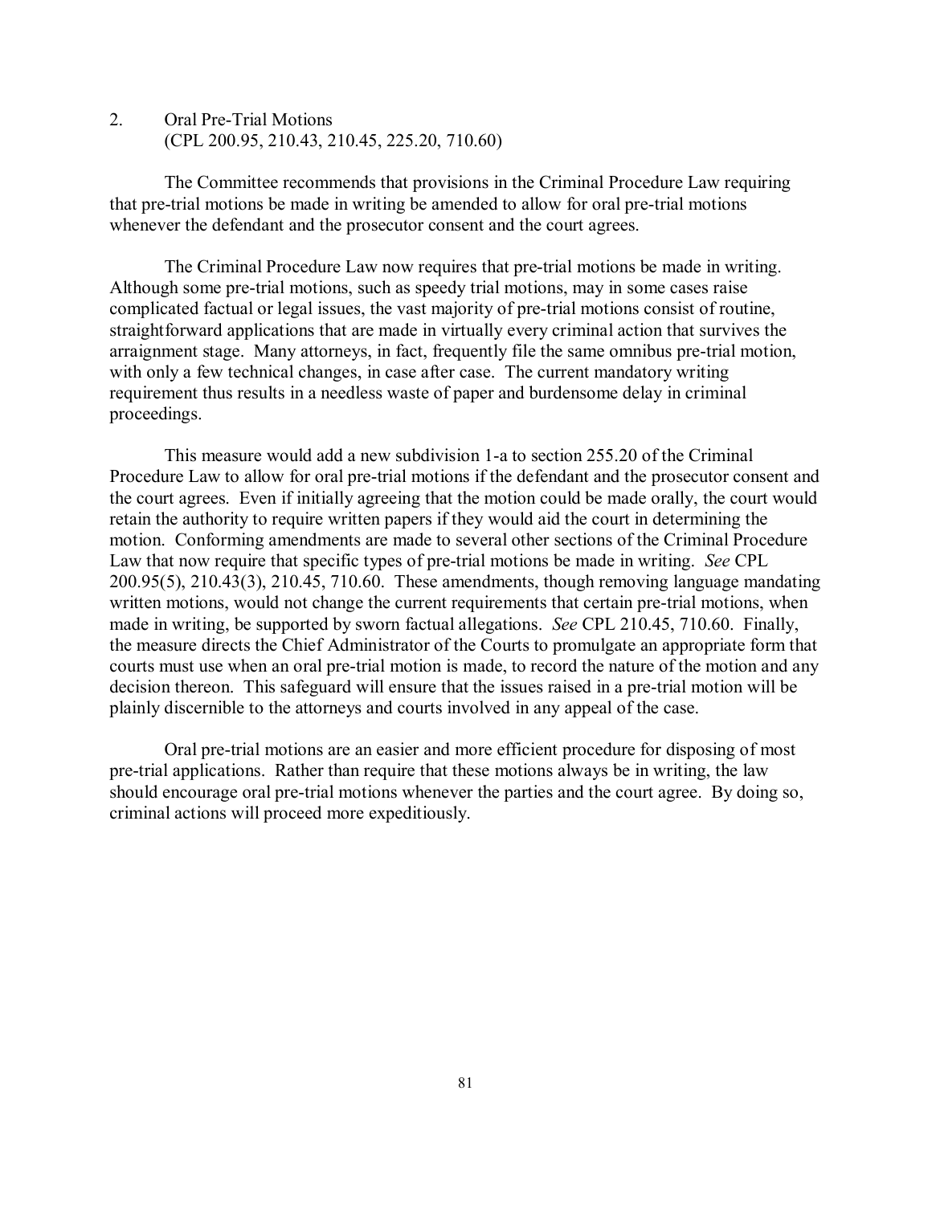2. Oral Pre-Trial Motions
(CPL 200.95, 210.43, 210.45, 225.20, 710.60)

The Committee recommends that provisions in the Criminal Procedure Law requiring that pre-trial motions be made in writing be amended to allow for oral pre-trial motions whenever the defendant and the prosecutor consent and the court agrees.

The Criminal Procedure Law now requires that pre-trial motions be made in writing. Although some pre-trial motions, such as speedy trial motions, may in some cases raise complicated factual or legal issues, the vast majority of pre-trial motions consist of routine, straightforward applications that are made in virtually every criminal action that survives the arraignment stage. Many attorneys, in fact, frequently file the same omnibus pre-trial motion, with only a few technical changes, in case after case. The current mandatory writing requirement thus results in a needless waste of paper and burdensome delay in criminal proceedings.

This measure would add a new subdivision 1-a to section 255.20 of the Criminal Procedure Law to allow for oral pre-trial motions if the defendant and the prosecutor consent and the court agrees. Even if initially agreeing that the motion could be made orally, the court would retain the authority to require written papers if they would aid the court in determining the motion. Conforming amendments are made to several other sections of the Criminal Procedure Law that now require that specific types of pre-trial motions be made in writing. *See* CPL 200.95(5), 210.43(3), 210.45, 710.60. These amendments, though removing language mandating written motions, would not change the current requirements that certain pre-trial motions, when made in writing, be supported by sworn factual allegations. *See* CPL 210.45, 710.60. Finally, the measure directs the Chief Administrator of the Courts to promulgate an appropriate form that courts must use when an oral pre-trial motion is made, to record the nature of the motion and any decision thereon. This safeguard will ensure that the issues raised in a pre-trial motion will be plainly discernible to the attorneys and courts involved in any appeal of the case.

Oral pre-trial motions are an easier and more efficient procedure for disposing of most pre-trial applications. Rather than require that these motions always be in writing, the law should encourage oral pre-trial motions whenever the parties and the court agree. By doing so, criminal actions will proceed more expeditiously.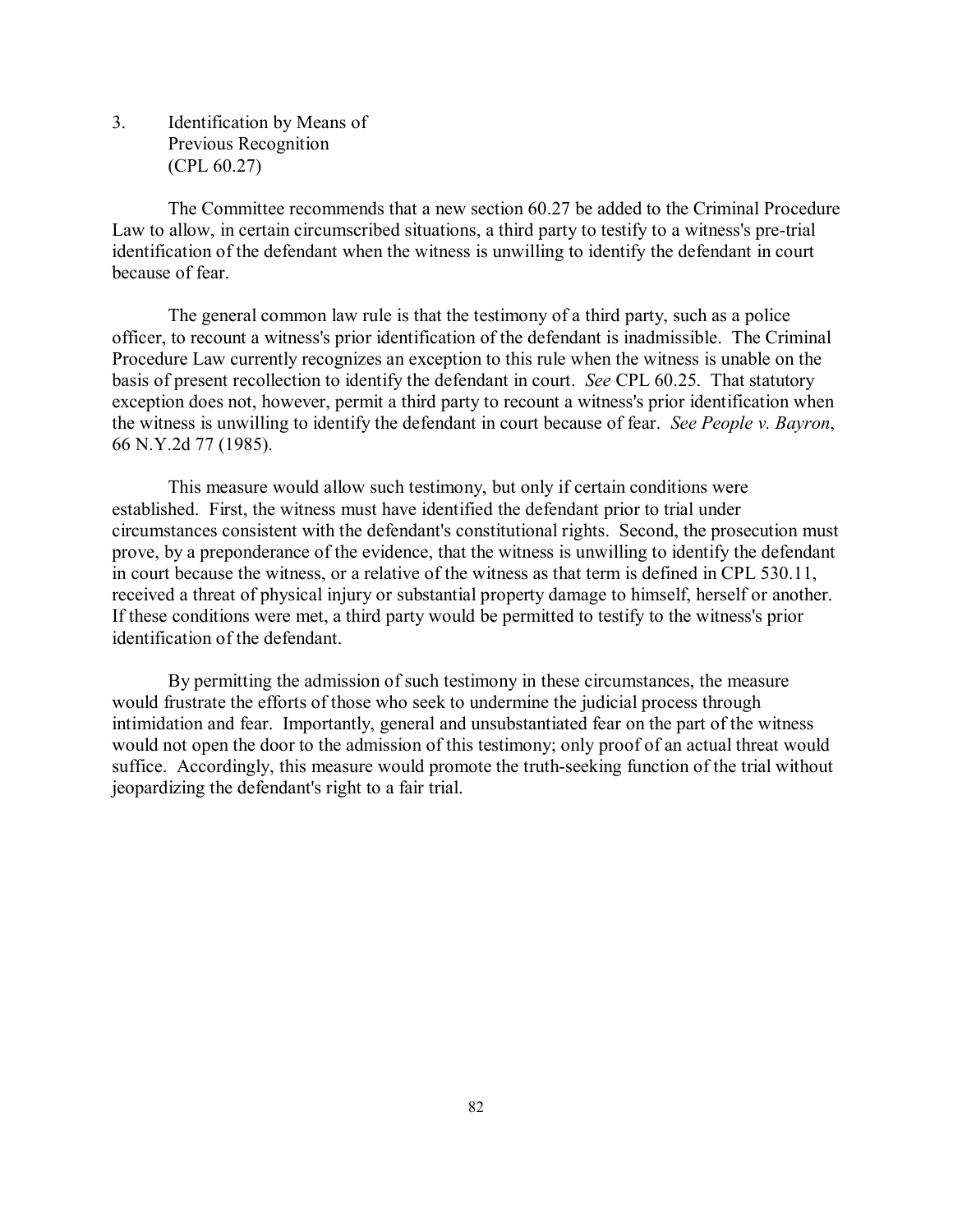### 3. Identification by Means of Previous Recognition (CPL 60.27)

The Committee recommends that a new section 60.27 be added to the Criminal Procedure Law to allow, in certain circumscribed situations, a third party to testify to a witness's pre-trial identification of the defendant when the witness is unwilling to identify the defendant in court because of fear.

The general common law rule is that the testimony of a third party, such as a police officer, to recount a witness's prior identification of the defendant is inadmissible. The Criminal Procedure Law currently recognizes an exception to this rule when the witness is unable on the basis of present recollection to identify the defendant in court. *See* CPL 60.25. That statutory exception does not, however, permit a third party to recount a witness's prior identification when the witness is unwilling to identify the defendant in court because of fear. *See People v. Bayron*, 66 N.Y.2d 77 (1985).

This measure would allow such testimony, but only if certain conditions were established. First, the witness must have identified the defendant prior to trial under circumstances consistent with the defendant's constitutional rights. Second, the prosecution must prove, by a preponderance of the evidence, that the witness is unwilling to identify the defendant in court because the witness, or a relative of the witness as that term is defined in CPL 530.11, received a threat of physical injury or substantial property damage to himself, herself or another. If these conditions were met, a third party would be permitted to testify to the witness's prior identification of the defendant.

By permitting the admission of such testimony in these circumstances, the measure would frustrate the efforts of those who seek to undermine the judicial process through intimidation and fear. Importantly, general and unsubstantiated fear on the part of the witness would not open the door to the admission of this testimony; only proof of an actual threat would suffice. Accordingly, this measure would promote the truth-seeking function of the trial without jeopardizing the defendant's right to a fair trial.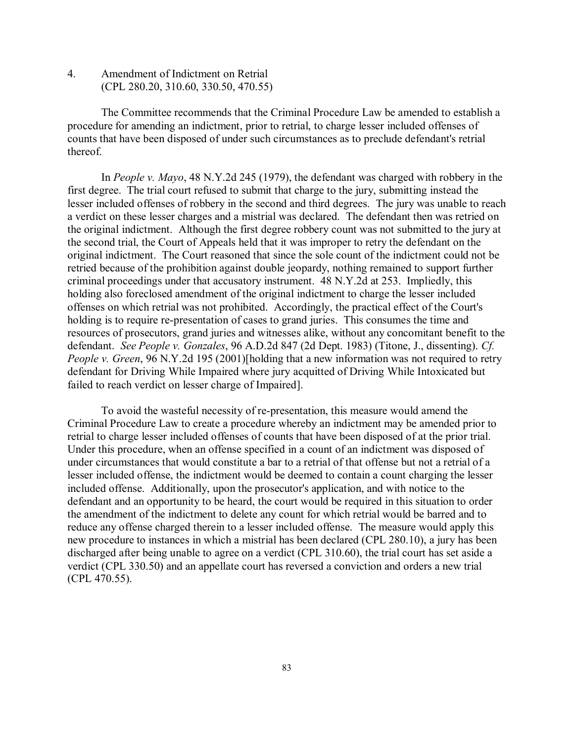4. Amendment of Indictment on Retrial
(CPL 280.20, 310.60, 330.50, 470.55)

The Committee recommends that the Criminal Procedure Law be amended to establish a procedure for amending an indictment, prior to retrial, to charge lesser included offenses of counts that have been disposed of under such circumstances as to preclude defendant's retrial thereof.

In *People v. Mayo*, 48 N.Y.2d 245 (1979), the defendant was charged with robbery in the first degree. The trial court refused to submit that charge to the jury, submitting instead the lesser included offenses of robbery in the second and third degrees. The jury was unable to reach a verdict on these lesser charges and a mistrial was declared. The defendant then was retried on the original indictment. Although the first degree robbery count was not submitted to the jury at the second trial, the Court of Appeals held that it was improper to retry the defendant on the original indictment. The Court reasoned that since the sole count of the indictment could not be retried because of the prohibition against double jeopardy, nothing remained to support further criminal proceedings under that accusatory instrument. 48 N.Y.2d at 253. Impliedly, this holding also foreclosed amendment of the original indictment to charge the lesser included offenses on which retrial was not prohibited. Accordingly, the practical effect of the Court's holding is to require re-presentation of cases to grand juries. This consumes the time and resources of prosecutors, grand juries and witnesses alike, without any concomitant benefit to the defendant. *See People v. Gonzales*, 96 A.D.2d 847 (2d Dept. 1983) (Titone, J., dissenting). *Cf. People v. Green*, 96 N.Y.2d 195 (2001)[holding that a new information was not required to retry defendant for Driving While Impaired where jury acquitted of Driving While Intoxicated but failed to reach verdict on lesser charge of Impaired].

To avoid the wasteful necessity of re-presentation, this measure would amend the Criminal Procedure Law to create a procedure whereby an indictment may be amended prior to retrial to charge lesser included offenses of counts that have been disposed of at the prior trial. Under this procedure, when an offense specified in a count of an indictment was disposed of under circumstances that would constitute a bar to a retrial of that offense but not a retrial of a lesser included offense, the indictment would be deemed to contain a count charging the lesser included offense. Additionally, upon the prosecutor's application, and with notice to the defendant and an opportunity to be heard, the court would be required in this situation to order the amendment of the indictment to delete any count for which retrial would be barred and to reduce any offense charged therein to a lesser included offense. The measure would apply this new procedure to instances in which a mistrial has been declared (CPL 280.10), a jury has been discharged after being unable to agree on a verdict (CPL 310.60), the trial court has set aside a verdict (CPL 330.50) and an appellate court has reversed a conviction and orders a new trial (CPL 470.55).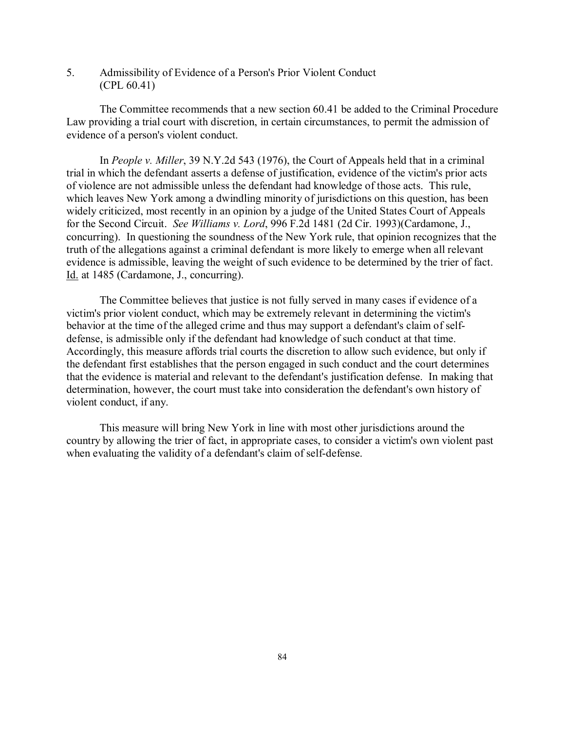5. Admissibility of Evidence of a Person's Prior Violent Conduct (CPL 60.41)

The Committee recommends that a new section 60.41 be added to the Criminal Procedure Law providing a trial court with discretion, in certain circumstances, to permit the admission of evidence of a person's violent conduct.

In *People v. Miller*, 39 N.Y.2d 543 (1976), the Court of Appeals held that in a criminal trial in which the defendant asserts a defense of justification, evidence of the victim's prior acts of violence are not admissible unless the defendant had knowledge of those acts. This rule, which leaves New York among a dwindling minority of jurisdictions on this question, has been widely criticized, most recently in an opinion by a judge of the United States Court of Appeals for the Second Circuit. *See Williams v. Lord*, 996 F.2d 1481 (2d Cir. 1993)(Cardamone, J., concurring). In questioning the soundness of the New York rule, that opinion recognizes that the truth of the allegations against a criminal defendant is more likely to emerge when all relevant evidence is admissible, leaving the weight of such evidence to be determined by the trier of fact. Id. at 1485 (Cardamone, J., concurring).

The Committee believes that justice is not fully served in many cases if evidence of a victim's prior violent conduct, which may be extremely relevant in determining the victim's behavior at the time of the alleged crime and thus may support a defendant's claim of self-defense, is admissible only if the defendant had knowledge of such conduct at that time. Accordingly, this measure affords trial courts the discretion to allow such evidence, but only if the defendant first establishes that the person engaged in such conduct and the court determines that the evidence is material and relevant to the defendant's justification defense. In making that determination, however, the court must take into consideration the defendant's own history of violent conduct, if any.

This measure will bring New York in line with most other jurisdictions around the country by allowing the trier of fact, in appropriate cases, to consider a victim's own violent past when evaluating the validity of a defendant's claim of self-defense.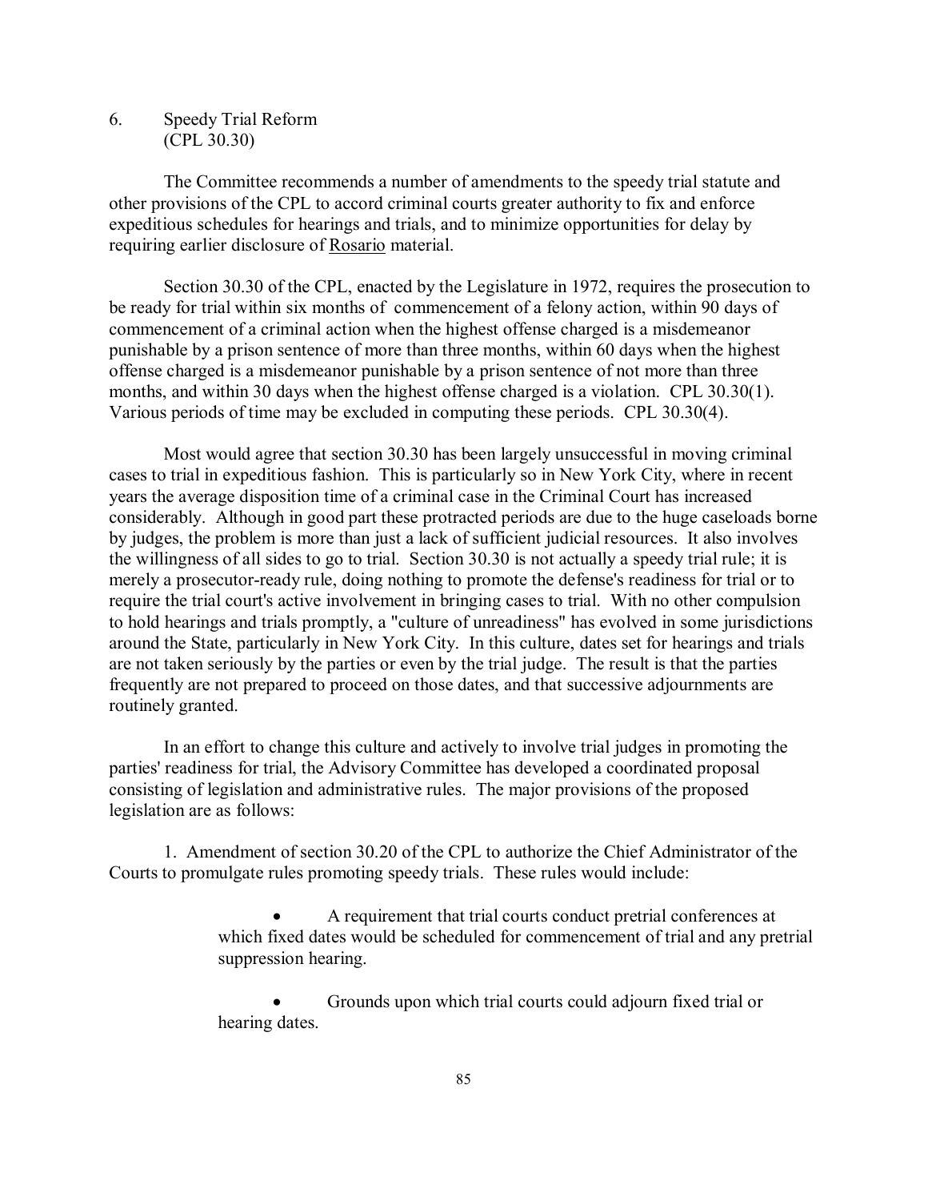## 6. Speedy Trial Reform (CPL 30.30)

The Committee recommends a number of amendments to the speedy trial statute and other provisions of the CPL to accord criminal courts greater authority to fix and enforce expeditious schedules for hearings and trials, and to minimize opportunities for delay by requiring earlier disclosure of Rosario material.

Section 30.30 of the CPL, enacted by the Legislature in 1972, requires the prosecution to be ready for trial within six months of commencement of a felony action, within 90 days of commencement of a criminal action when the highest offense charged is a misdemeanor punishable by a prison sentence of more than three months, within 60 days when the highest offense charged is a misdemeanor punishable by a prison sentence of not more than three months, and within 30 days when the highest offense charged is a violation. CPL 30.30(1). Various periods of time may be excluded in computing these periods. CPL 30.30(4).

Most would agree that section 30.30 has been largely unsuccessful in moving criminal cases to trial in expeditious fashion. This is particularly so in New York City, where in recent years the average disposition time of a criminal case in the Criminal Court has increased considerably. Although in good part these protracted periods are due to the huge caseloads borne by judges, the problem is more than just a lack of sufficient judicial resources. It also involves the willingness of all sides to go to trial. Section 30.30 is not actually a speedy trial rule; it is merely a prosecutor-ready rule, doing nothing to promote the defense's readiness for trial or to require the trial court's active involvement in bringing cases to trial. With no other compulsion to hold hearings and trials promptly, a "culture of unreadiness" has evolved in some jurisdictions around the State, particularly in New York City. In this culture, dates set for hearings and trials are not taken seriously by the parties or even by the trial judge. The result is that the parties frequently are not prepared to proceed on those dates, and that successive adjournments are routinely granted.

In an effort to change this culture and actively to involve trial judges in promoting the parties' readiness for trial, the Advisory Committee has developed a coordinated proposal consisting of legislation and administrative rules. The major provisions of the proposed legislation are as follows:

1. Amendment of section 30.20 of the CPL to authorize the Chief Administrator of the Courts to promulgate rules promoting speedy trials. These rules would include:

- A requirement that trial courts conduct pretrial conferences at which fixed dates would be scheduled for commencement of trial and any pretrial suppression hearing.
- Grounds upon which trial courts could adjourn fixed trial or hearing dates.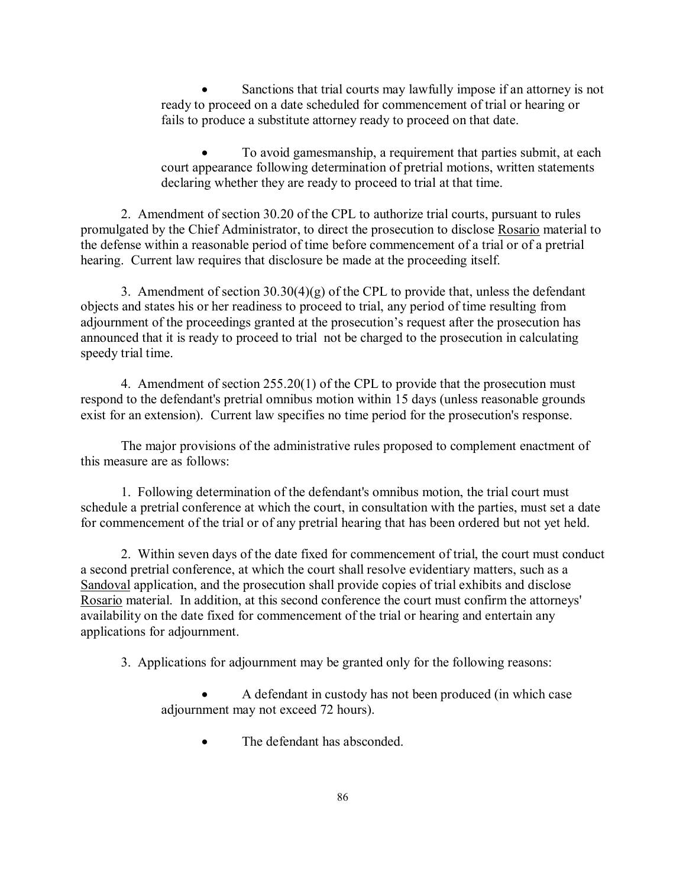- Sanctions that trial courts may lawfully impose if an attorney is not ready to proceed on a date scheduled for commencement of trial or hearing or fails to produce a substitute attorney ready to proceed on that date.

- To avoid gamesmanship, a requirement that parties submit, at each court appearance following determination of pretrial motions, written statements declaring whether they are ready to proceed to trial at that time.

2. Amendment of section 30.20 of the CPL to authorize trial courts, pursuant to rules promulgated by the Chief Administrator, to direct the prosecution to disclose Rosario material to the defense within a reasonable period of time before commencement of a trial or of a pretrial hearing. Current law requires that disclosure be made at the proceeding itself.

3. Amendment of section 30.30(4)(g) of the CPL to provide that, unless the defendant objects and states his or her readiness to proceed to trial, any period of time resulting from adjournment of the proceedings granted at the prosecution's request after the prosecution has announced that it is ready to proceed to trial not be charged to the prosecution in calculating speedy trial time.

4. Amendment of section 255.20(1) of the CPL to provide that the prosecution must respond to the defendant's pretrial omnibus motion within 15 days (unless reasonable grounds exist for an extension). Current law specifies no time period for the prosecution's response.

The major provisions of the administrative rules proposed to complement enactment of this measure are as follows:

1. Following determination of the defendant's omnibus motion, the trial court must schedule a pretrial conference at which the court, in consultation with the parties, must set a date for commencement of the trial or of any pretrial hearing that has been ordered but not yet held.

2. Within seven days of the date fixed for commencement of trial, the court must conduct a second pretrial conference, at which the court shall resolve evidentiary matters, such as a Sandoval application, and the prosecution shall provide copies of trial exhibits and disclose Rosario material. In addition, at this second conference the court must confirm the attorneys' availability on the date fixed for commencement of the trial or hearing and entertain any applications for adjournment.

3. Applications for adjournment may be granted only for the following reasons:

- A defendant in custody has not been produced (in which case adjournment may not exceed 72 hours).

- The defendant has absconded.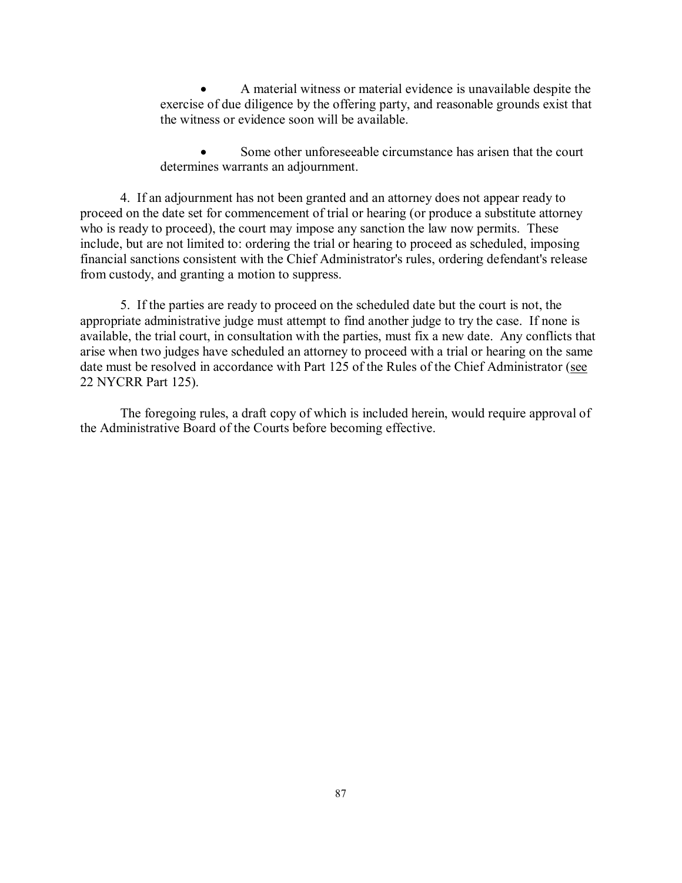- A material witness or material evidence is unavailable despite the exercise of due diligence by the offering party, and reasonable grounds exist that the witness or evidence soon will be available.

- Some other unforeseeable circumstance has arisen that the court determines warrants an adjournment.

4. If an adjournment has not been granted and an attorney does not appear ready to proceed on the date set for commencement of trial or hearing (or produce a substitute attorney who is ready to proceed), the court may impose any sanction the law now permits. These include, but are not limited to: ordering the trial or hearing to proceed as scheduled, imposing financial sanctions consistent with the Chief Administrator's rules, ordering defendant's release from custody, and granting a motion to suppress.

5. If the parties are ready to proceed on the scheduled date but the court is not, the appropriate administrative judge must attempt to find another judge to try the case. If none is available, the trial court, in consultation with the parties, must fix a new date. Any conflicts that arise when two judges have scheduled an attorney to proceed with a trial or hearing on the same date must be resolved in accordance with Part 125 of the Rules of the Chief Administrator (see 22 NYCRR Part 125).

The foregoing rules, a draft copy of which is included herein, would require approval of the Administrative Board of the Courts before becoming effective.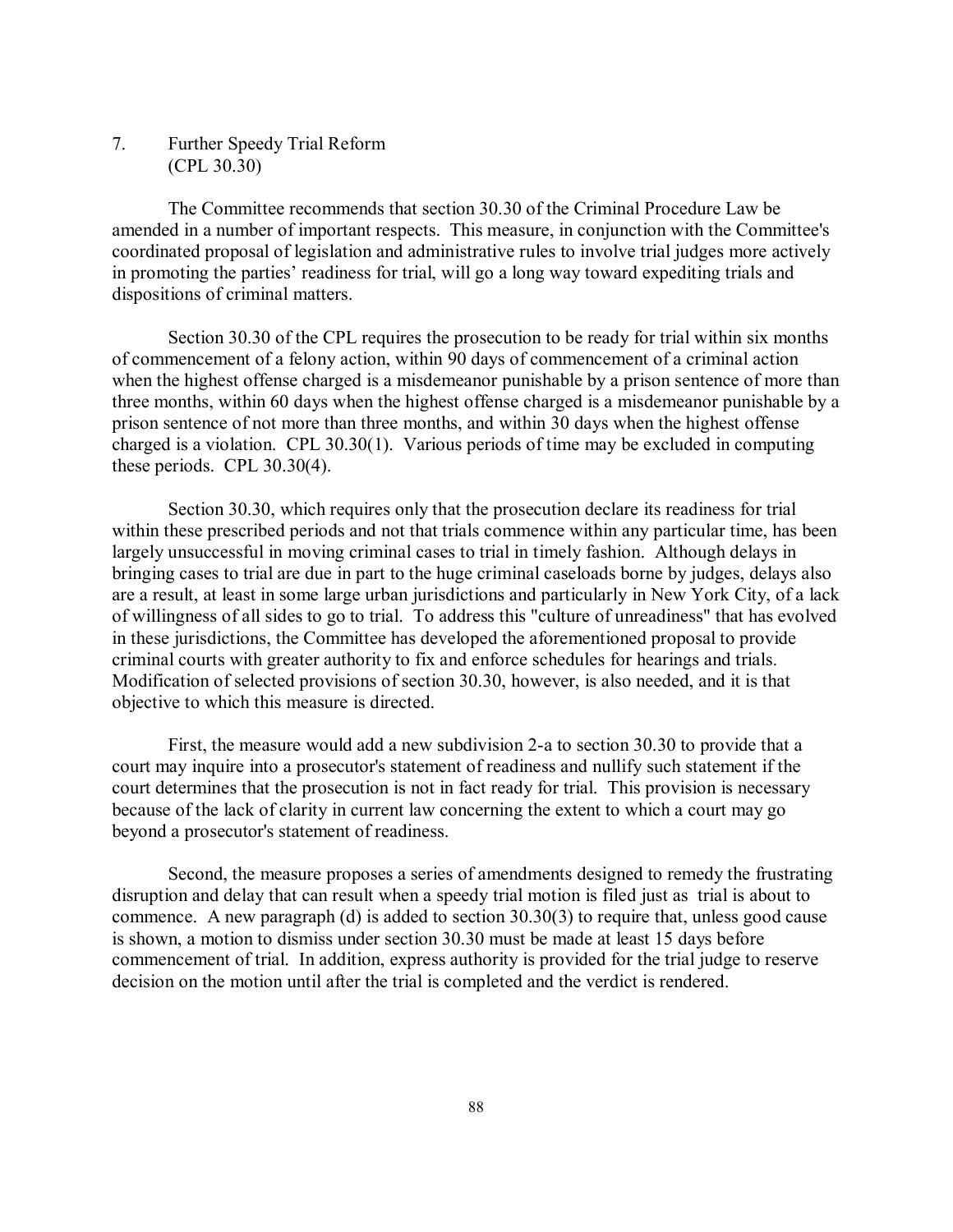### 7. Further Speedy Trial Reform (CPL 30.30)

The Committee recommends that section 30.30 of the Criminal Procedure Law be amended in a number of important respects. This measure, in conjunction with the Committee's coordinated proposal of legislation and administrative rules to involve trial judges more actively in promoting the parties' readiness for trial, will go a long way toward expediting trials and dispositions of criminal matters.

Section 30.30 of the CPL requires the prosecution to be ready for trial within six months of commencement of a felony action, within 90 days of commencement of a criminal action when the highest offense charged is a misdemeanor punishable by a prison sentence of more than three months, within 60 days when the highest offense charged is a misdemeanor punishable by a prison sentence of not more than three months, and within 30 days when the highest offense charged is a violation. CPL 30.30(1). Various periods of time may be excluded in computing these periods. CPL 30.30(4).

Section 30.30, which requires only that the prosecution declare its readiness for trial within these prescribed periods and not that trials commence within any particular time, has been largely unsuccessful in moving criminal cases to trial in timely fashion. Although delays in bringing cases to trial are due in part to the huge criminal caseloads borne by judges, delays also are a result, at least in some large urban jurisdictions and particularly in New York City, of a lack of willingness of all sides to go to trial. To address this "culture of unreadiness" that has evolved in these jurisdictions, the Committee has developed the aforementioned proposal to provide criminal courts with greater authority to fix and enforce schedules for hearings and trials. Modification of selected provisions of section 30.30, however, is also needed, and it is that objective to which this measure is directed.

First, the measure would add a new subdivision 2-a to section 30.30 to provide that a court may inquire into a prosecutor's statement of readiness and nullify such statement if the court determines that the prosecution is not in fact ready for trial. This provision is necessary because of the lack of clarity in current law concerning the extent to which a court may go beyond a prosecutor's statement of readiness.

Second, the measure proposes a series of amendments designed to remedy the frustrating disruption and delay that can result when a speedy trial motion is filed just as trial is about to commence. A new paragraph (d) is added to section 30.30(3) to require that, unless good cause is shown, a motion to dismiss under section 30.30 must be made at least 15 days before commencement of trial. In addition, express authority is provided for the trial judge to reserve decision on the motion until after the trial is completed and the verdict is rendered.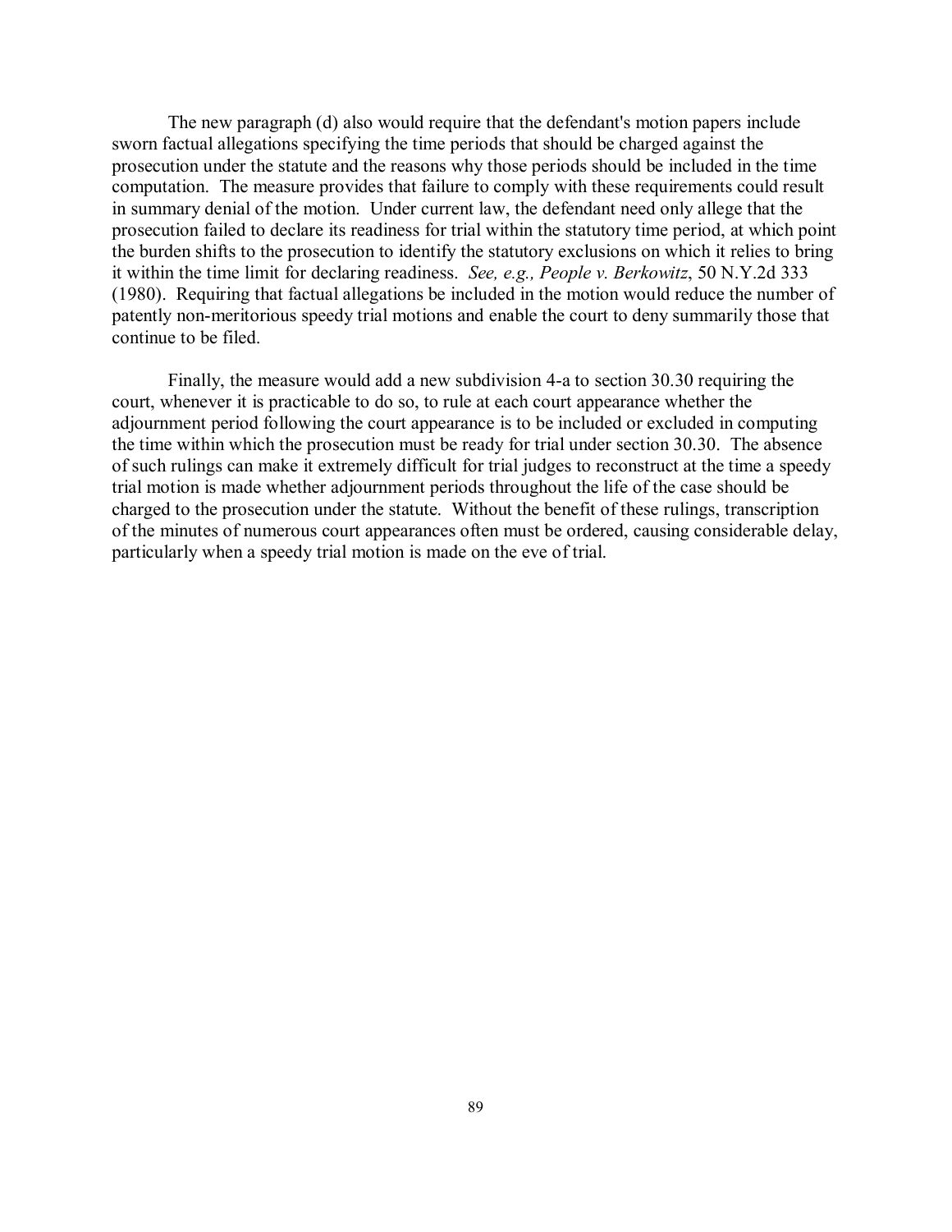The new paragraph (d) also would require that the defendant's motion papers include sworn factual allegations specifying the time periods that should be charged against the prosecution under the statute and the reasons why those periods should be included in the time computation. The measure provides that failure to comply with these requirements could result in summary denial of the motion. Under current law, the defendant need only allege that the prosecution failed to declare its readiness for trial within the statutory time period, at which point the burden shifts to the prosecution to identify the statutory exclusions on which it relies to bring it within the time limit for declaring readiness. *See, e.g., People v. Berkowitz*, 50 N.Y.2d 333 (1980). Requiring that factual allegations be included in the motion would reduce the number of patently non-meritorious speedy trial motions and enable the court to deny summarily those that continue to be filed.

Finally, the measure would add a new subdivision 4-a to section 30.30 requiring the court, whenever it is practicable to do so, to rule at each court appearance whether the adjournment period following the court appearance is to be included or excluded in computing the time within which the prosecution must be ready for trial under section 30.30. The absence of such rulings can make it extremely difficult for trial judges to reconstruct at the time a speedy trial motion is made whether adjournment periods throughout the life of the case should be charged to the prosecution under the statute. Without the benefit of these rulings, transcription of the minutes of numerous court appearances often must be ordered, causing considerable delay, particularly when a speedy trial motion is made on the eve of trial.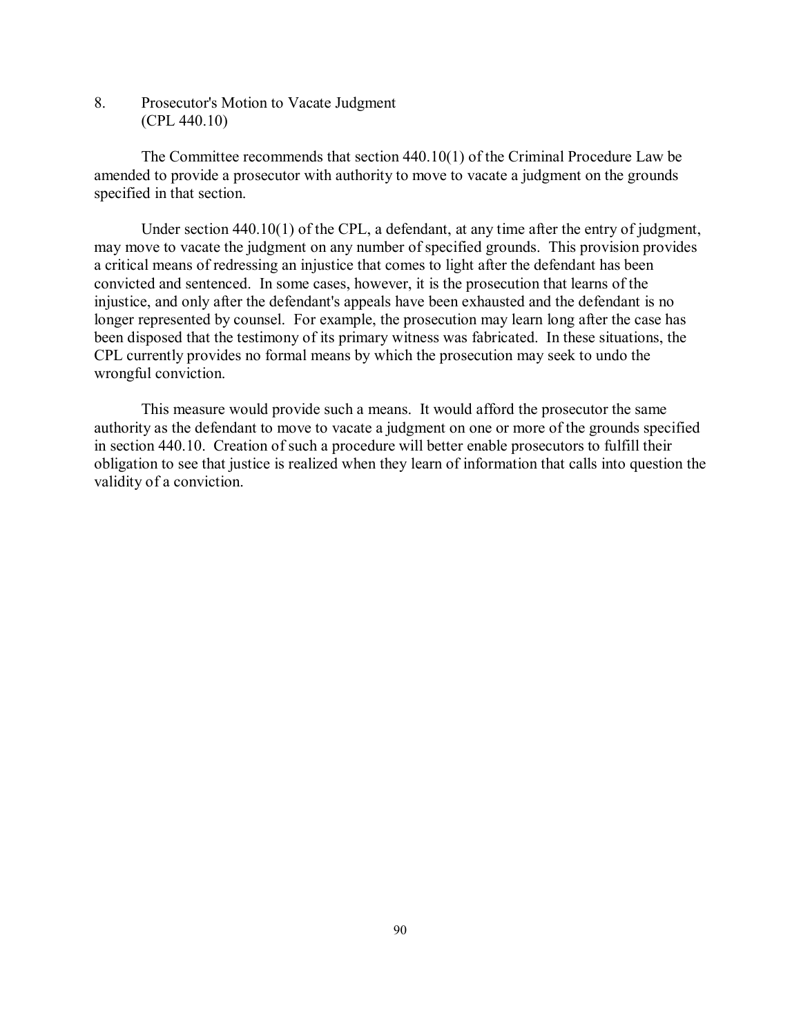## 8. Prosecutor's Motion to Vacate Judgment (CPL 440.10)

The Committee recommends that section 440.10(1) of the Criminal Procedure Law be amended to provide a prosecutor with authority to move to vacate a judgment on the grounds specified in that section.

Under section 440.10(1) of the CPL, a defendant, at any time after the entry of judgment, may move to vacate the judgment on any number of specified grounds. This provision provides a critical means of redressing an injustice that comes to light after the defendant has been convicted and sentenced. In some cases, however, it is the prosecution that learns of the injustice, and only after the defendant's appeals have been exhausted and the defendant is no longer represented by counsel. For example, the prosecution may learn long after the case has been disposed that the testimony of its primary witness was fabricated. In these situations, the CPL currently provides no formal means by which the prosecution may seek to undo the wrongful conviction.

This measure would provide such a means. It would afford the prosecutor the same authority as the defendant to move to vacate a judgment on one or more of the grounds specified in section 440.10. Creation of such a procedure will better enable prosecutors to fulfill their obligation to see that justice is realized when they learn of information that calls into question the validity of a conviction.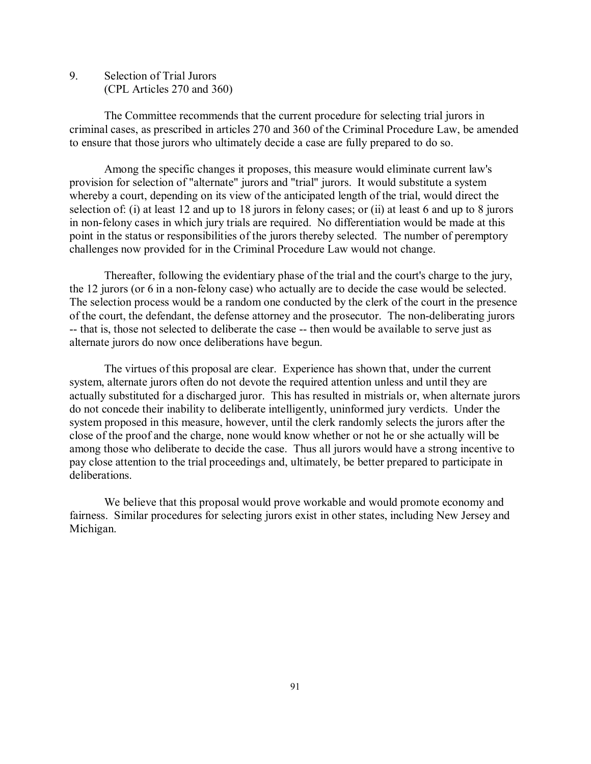## 9. Selection of Trial Jurors (CPL Articles 270 and 360)

The Committee recommends that the current procedure for selecting trial jurors in criminal cases, as prescribed in articles 270 and 360 of the Criminal Procedure Law, be amended to ensure that those jurors who ultimately decide a case are fully prepared to do so.

Among the specific changes it proposes, this measure would eliminate current law's provision for selection of "alternate" jurors and "trial" jurors. It would substitute a system whereby a court, depending on its view of the anticipated length of the trial, would direct the selection of: (i) at least 12 and up to 18 jurors in felony cases; or (ii) at least 6 and up to 8 jurors in non-felony cases in which jury trials are required. No differentiation would be made at this point in the status or responsibilities of the jurors thereby selected. The number of peremptory challenges now provided for in the Criminal Procedure Law would not change.

Thereafter, following the evidentiary phase of the trial and the court's charge to the jury, the 12 jurors (or 6 in a non-felony case) who actually are to decide the case would be selected. The selection process would be a random one conducted by the clerk of the court in the presence of the court, the defendant, the defense attorney and the prosecutor. The non-deliberating jurors -- that is, those not selected to deliberate the case -- then would be available to serve just as alternate jurors do now once deliberations have begun.

The virtues of this proposal are clear. Experience has shown that, under the current system, alternate jurors often do not devote the required attention unless and until they are actually substituted for a discharged juror. This has resulted in mistrials or, when alternate jurors do not concede their inability to deliberate intelligently, uninformed jury verdicts. Under the system proposed in this measure, however, until the clerk randomly selects the jurors after the close of the proof and the charge, none would know whether or not he or she actually will be among those who deliberate to decide the case. Thus all jurors would have a strong incentive to pay close attention to the trial proceedings and, ultimately, be better prepared to participate in deliberations.

We believe that this proposal would prove workable and would promote economy and fairness. Similar procedures for selecting jurors exist in other states, including New Jersey and Michigan.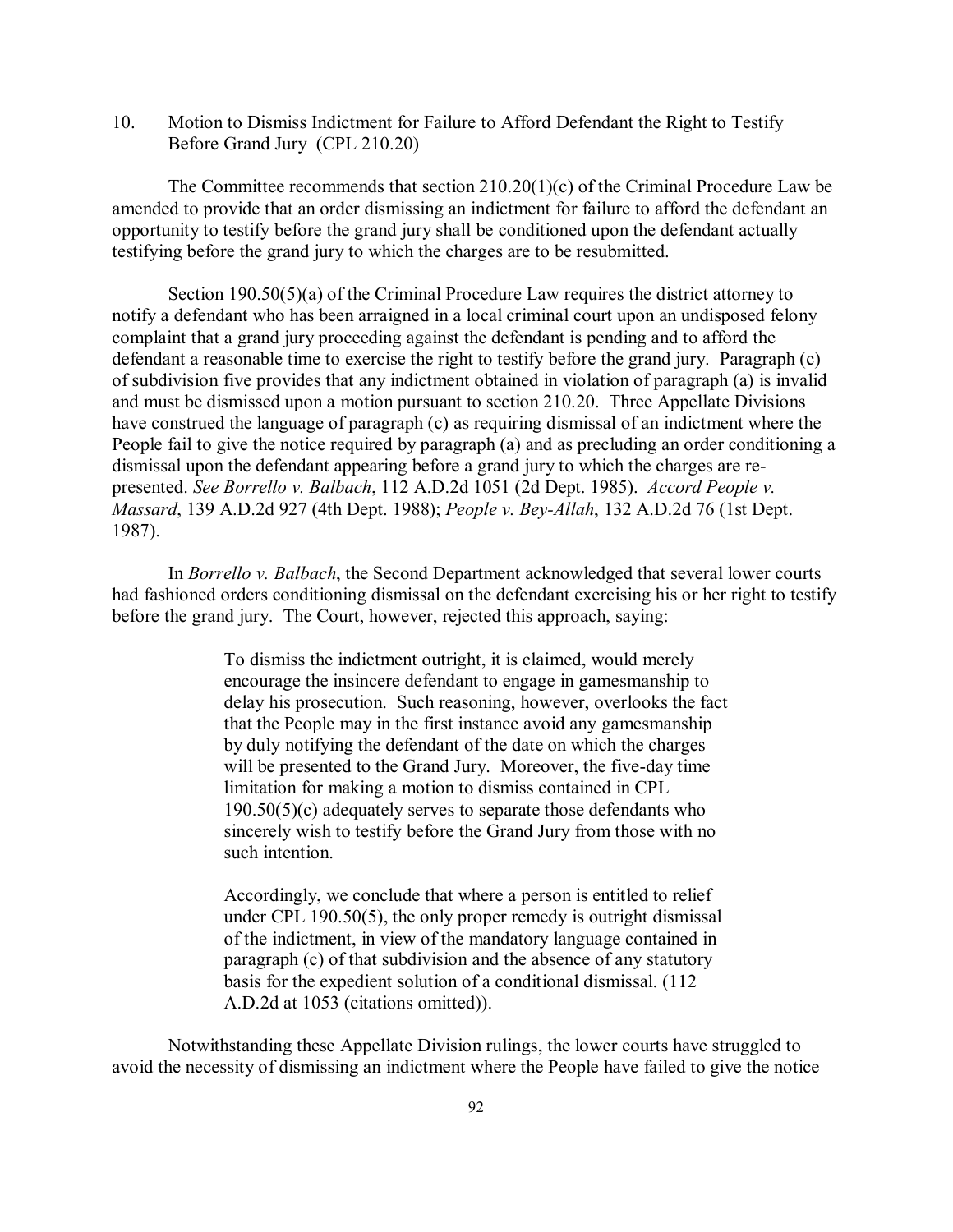10. Motion to Dismiss Indictment for Failure to Afford Defendant the Right to Testify Before Grand Jury (CPL 210.20)

The Committee recommends that section 210.20(1)(c) of the Criminal Procedure Law be amended to provide that an order dismissing an indictment for failure to afford the defendant an opportunity to testify before the grand jury shall be conditioned upon the defendant actually testifying before the grand jury to which the charges are to be resubmitted.

Section 190.50(5)(a) of the Criminal Procedure Law requires the district attorney to notify a defendant who has been arraigned in a local criminal court upon an undisposed felony complaint that a grand jury proceeding against the defendant is pending and to afford the defendant a reasonable time to exercise the right to testify before the grand jury. Paragraph (c) of subdivision five provides that any indictment obtained in violation of paragraph (a) is invalid and must be dismissed upon a motion pursuant to section 210.20. Three Appellate Divisions have construed the language of paragraph (c) as requiring dismissal of an indictment where the People fail to give the notice required by paragraph (a) and as precluding an order conditioning a dismissal upon the defendant appearing before a grand jury to which the charges are re-presented. *See Borrello v. Balbach*, 112 A.D.2d 1051 (2d Dept. 1985). *Accord People v. Massard*, 139 A.D.2d 927 (4th Dept. 1988); *People v. Bey-Allah*, 132 A.D.2d 76 (1st Dept. 1987).

In *Borrello v. Balbach*, the Second Department acknowledged that several lower courts had fashioned orders conditioning dismissal on the defendant exercising his or her right to testify before the grand jury. The Court, however, rejected this approach, saying:

> To dismiss the indictment outright, it is claimed, would merely encourage the insincere defendant to engage in gamesmanship to delay his prosecution. Such reasoning, however, overlooks the fact that the People may in the first instance avoid any gamesmanship by duly notifying the defendant of the date on which the charges will be presented to the Grand Jury. Moreover, the five-day time limitation for making a motion to dismiss contained in CPL 190.50(5)(c) adequately serves to separate those defendants who sincerely wish to testify before the Grand Jury from those with no such intention.
>
> Accordingly, we conclude that where a person is entitled to relief under CPL 190.50(5), the only proper remedy is outright dismissal of the indictment, in view of the mandatory language contained in paragraph (c) of that subdivision and the absence of any statutory basis for the expedient solution of a conditional dismissal. (112 A.D.2d at 1053 (citations omitted)).

Notwithstanding these Appellate Division rulings, the lower courts have struggled to avoid the necessity of dismissing an indictment where the People have failed to give the notice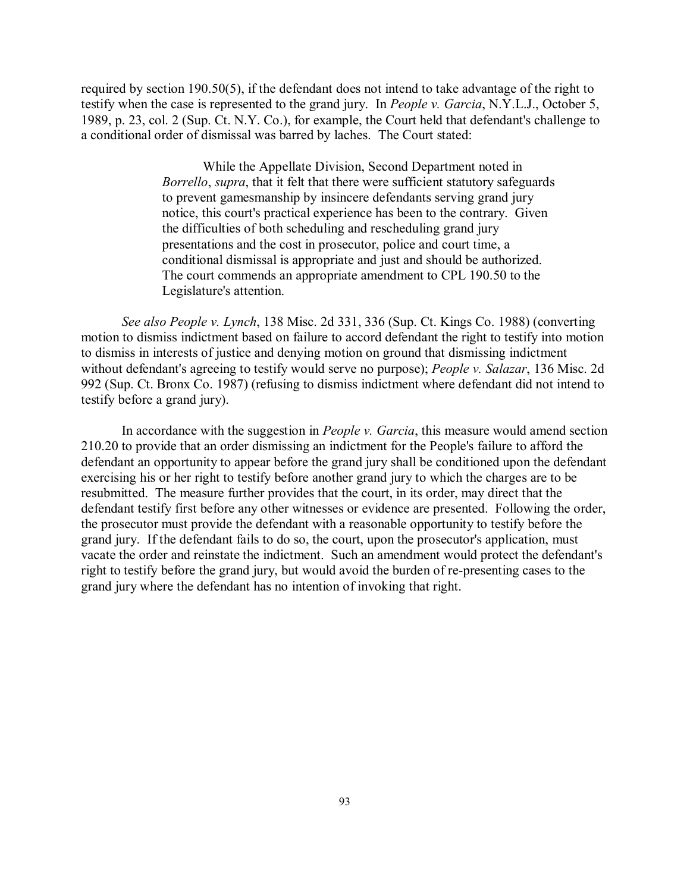required by section 190.50(5), if the defendant does not intend to take advantage of the right to testify when the case is represented to the grand jury. In *People v. Garcia*, N.Y.L.J., October 5, 1989, p. 23, col. 2 (Sup. Ct. N.Y. Co.), for example, the Court held that defendant's challenge to a conditional order of dismissal was barred by laches. The Court stated:

> While the Appellate Division, Second Department noted in *Borrello*, *supra*, that it felt that there were sufficient statutory safeguards to prevent gamesmanship by insincere defendants serving grand jury notice, this court's practical experience has been to the contrary. Given the difficulties of both scheduling and rescheduling grand jury presentations and the cost in prosecutor, police and court time, a conditional dismissal is appropriate and just and should be authorized. The court commends an appropriate amendment to CPL 190.50 to the Legislature's attention.

*See also People v. Lynch*, 138 Misc. 2d 331, 336 (Sup. Ct. Kings Co. 1988) (converting motion to dismiss indictment based on failure to accord defendant the right to testify into motion to dismiss in interests of justice and denying motion on ground that dismissing indictment without defendant's agreeing to testify would serve no purpose); *People v. Salazar*, 136 Misc. 2d 992 (Sup. Ct. Bronx Co. 1987) (refusing to dismiss indictment where defendant did not intend to testify before a grand jury).

In accordance with the suggestion in *People v. Garcia*, this measure would amend section 210.20 to provide that an order dismissing an indictment for the People's failure to afford the defendant an opportunity to appear before the grand jury shall be conditioned upon the defendant exercising his or her right to testify before another grand jury to which the charges are to be resubmitted. The measure further provides that the court, in its order, may direct that the defendant testify first before any other witnesses or evidence are presented. Following the order, the prosecutor must provide the defendant with a reasonable opportunity to testify before the grand jury. If the defendant fails to do so, the court, upon the prosecutor's application, must vacate the order and reinstate the indictment. Such an amendment would protect the defendant's right to testify before the grand jury, but would avoid the burden of re-presenting cases to the grand jury where the defendant has no intention of invoking that right.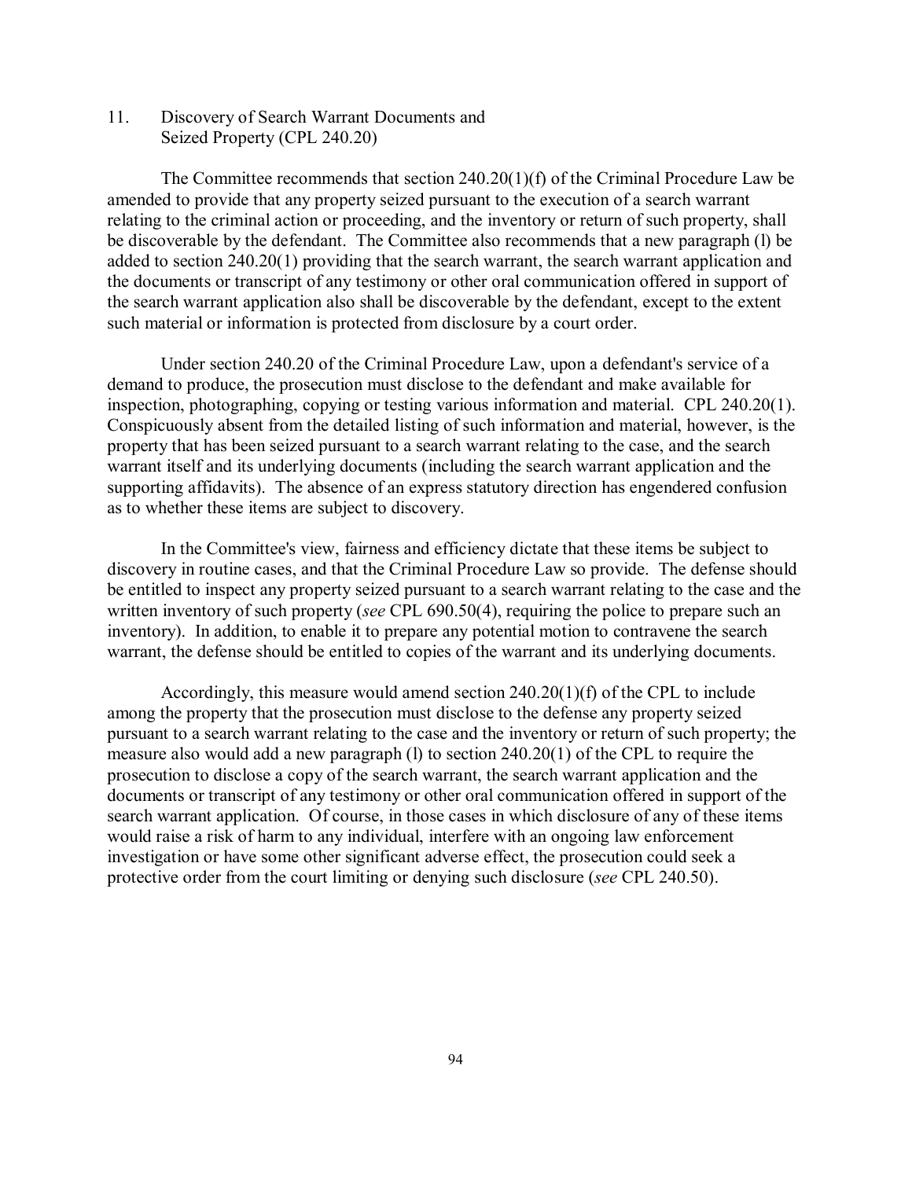## 11. Discovery of Search Warrant Documents and Seized Property (CPL 240.20)

The Committee recommends that section 240.20(1)(f) of the Criminal Procedure Law be amended to provide that any property seized pursuant to the execution of a search warrant relating to the criminal action or proceeding, and the inventory or return of such property, shall be discoverable by the defendant. The Committee also recommends that a new paragraph (l) be added to section 240.20(1) providing that the search warrant, the search warrant application and the documents or transcript of any testimony or other oral communication offered in support of the search warrant application also shall be discoverable by the defendant, except to the extent such material or information is protected from disclosure by a court order.

Under section 240.20 of the Criminal Procedure Law, upon a defendant's service of a demand to produce, the prosecution must disclose to the defendant and make available for inspection, photographing, copying or testing various information and material. CPL 240.20(1). Conspicuously absent from the detailed listing of such information and material, however, is the property that has been seized pursuant to a search warrant relating to the case, and the search warrant itself and its underlying documents (including the search warrant application and the supporting affidavits). The absence of an express statutory direction has engendered confusion as to whether these items are subject to discovery.

In the Committee's view, fairness and efficiency dictate that these items be subject to discovery in routine cases, and that the Criminal Procedure Law so provide. The defense should be entitled to inspect any property seized pursuant to a search warrant relating to the case and the written inventory of such property (*see* CPL 690.50(4), requiring the police to prepare such an inventory). In addition, to enable it to prepare any potential motion to contravene the search warrant, the defense should be entitled to copies of the warrant and its underlying documents.

Accordingly, this measure would amend section 240.20(1)(f) of the CPL to include among the property that the prosecution must disclose to the defense any property seized pursuant to a search warrant relating to the case and the inventory or return of such property; the measure also would add a new paragraph (l) to section 240.20(1) of the CPL to require the prosecution to disclose a copy of the search warrant, the search warrant application and the documents or transcript of any testimony or other oral communication offered in support of the search warrant application. Of course, in those cases in which disclosure of any of these items would raise a risk of harm to any individual, interfere with an ongoing law enforcement investigation or have some other significant adverse effect, the prosecution could seek a protective order from the court limiting or denying such disclosure (*see* CPL 240.50).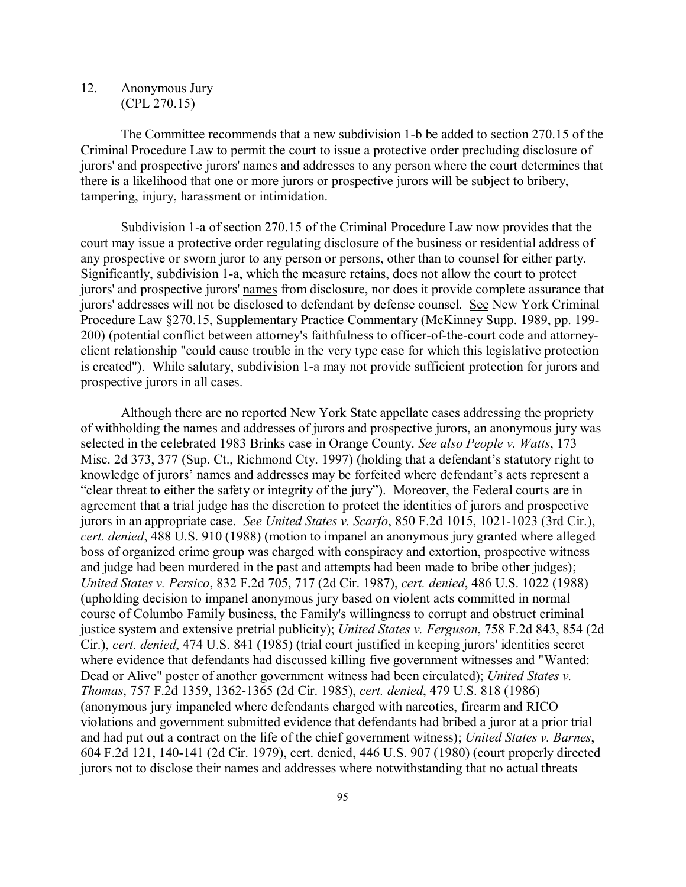12. Anonymous Jury
(CPL 270.15)

The Committee recommends that a new subdivision 1-b be added to section 270.15 of the Criminal Procedure Law to permit the court to issue a protective order precluding disclosure of jurors' and prospective jurors' names and addresses to any person where the court determines that there is a likelihood that one or more jurors or prospective jurors will be subject to bribery, tampering, injury, harassment or intimidation.

Subdivision 1-a of section 270.15 of the Criminal Procedure Law now provides that the court may issue a protective order regulating disclosure of the business or residential address of any prospective or sworn juror to any person or persons, other than to counsel for either party. Significantly, subdivision 1-a, which the measure retains, does not allow the court to protect jurors' and prospective jurors' names from disclosure, nor does it provide complete assurance that jurors' addresses will not be disclosed to defendant by defense counsel. See New York Criminal Procedure Law §270.15, Supplementary Practice Commentary (McKinney Supp. 1989, pp. 199-200) (potential conflict between attorney's faithfulness to officer-of-the-court code and attorney-client relationship "could cause trouble in the very type case for which this legislative protection is created"). While salutary, subdivision 1-a may not provide sufficient protection for jurors and prospective jurors in all cases.

Although there are no reported New York State appellate cases addressing the propriety of withholding the names and addresses of jurors and prospective jurors, an anonymous jury was selected in the celebrated 1983 Brinks case in Orange County. *See also People v. Watts*, 173 Misc. 2d 373, 377 (Sup. Ct., Richmond Cty. 1997) (holding that a defendant's statutory right to knowledge of jurors' names and addresses may be forfeited where defendant's acts represent a "clear threat to either the safety or integrity of the jury"). Moreover, the Federal courts are in agreement that a trial judge has the discretion to protect the identities of jurors and prospective jurors in an appropriate case. *See United States v. Scarfo*, 850 F.2d 1015, 1021-1023 (3rd Cir.), *cert. denied*, 488 U.S. 910 (1988) (motion to impanel an anonymous jury granted where alleged boss of organized crime group was charged with conspiracy and extortion, prospective witness and judge had been murdered in the past and attempts had been made to bribe other judges); *United States v. Persico*, 832 F.2d 705, 717 (2d Cir. 1987), *cert. denied*, 486 U.S. 1022 (1988) (upholding decision to impanel anonymous jury based on violent acts committed in normal course of Columbo Family business, the Family's willingness to corrupt and obstruct criminal justice system and extensive pretrial publicity); *United States v. Ferguson*, 758 F.2d 843, 854 (2d Cir.), *cert. denied*, 474 U.S. 841 (1985) (trial court justified in keeping jurors' identities secret where evidence that defendants had discussed killing five government witnesses and "Wanted: Dead or Alive" poster of another government witness had been circulated); *United States v. Thomas*, 757 F.2d 1359, 1362-1365 (2d Cir. 1985), *cert. denied*, 479 U.S. 818 (1986) (anonymous jury impaneled where defendants charged with narcotics, firearm and RICO violations and government submitted evidence that defendants had bribed a juror at a prior trial and had put out a contract on the life of the chief government witness); *United States v. Barnes*, 604 F.2d 121, 140-141 (2d Cir. 1979), cert. denied, 446 U.S. 907 (1980) (court properly directed jurors not to disclose their names and addresses where notwithstanding that no actual threats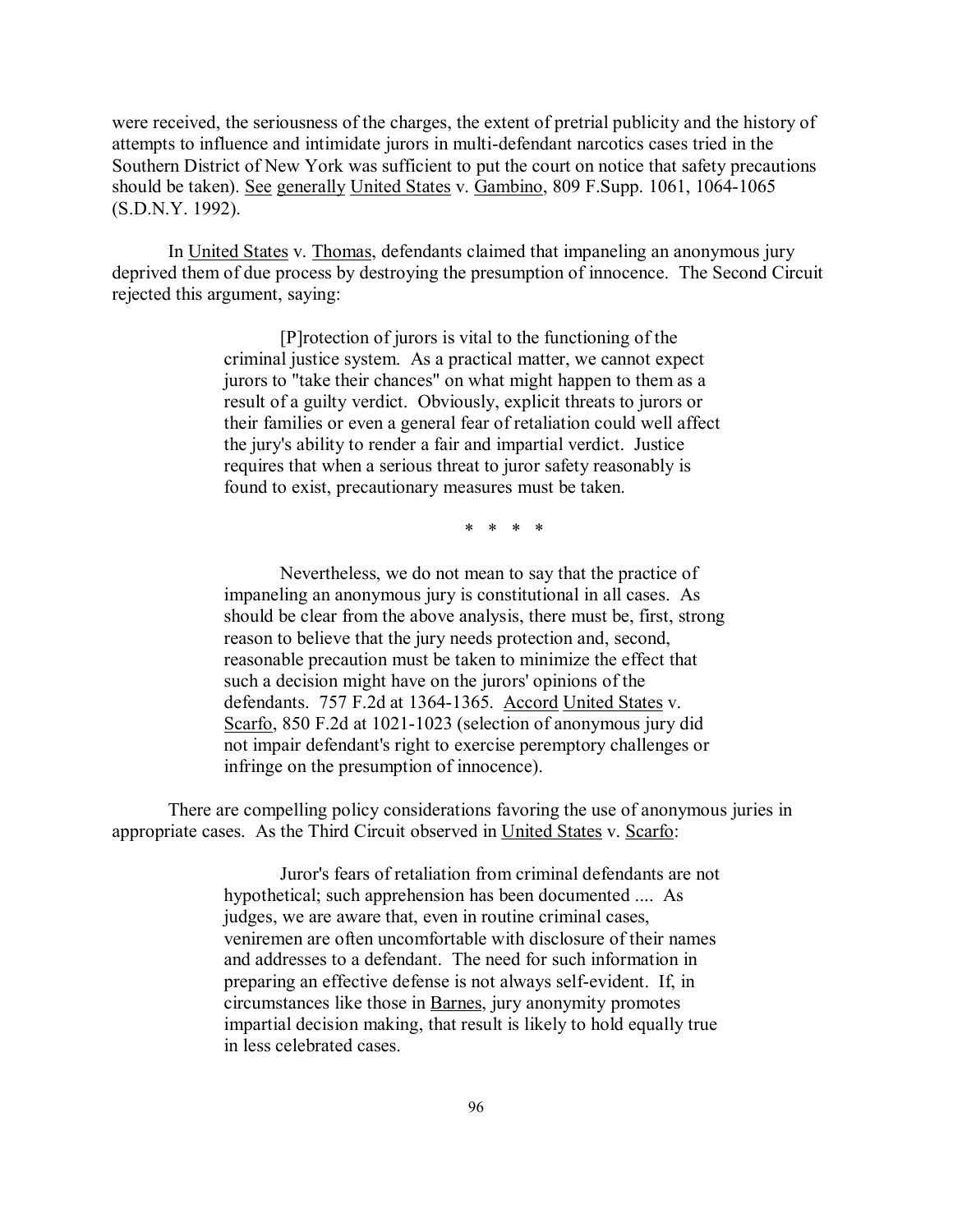were received, the seriousness of the charges, the extent of pretrial publicity and the history of attempts to influence and intimidate jurors in multi-defendant narcotics cases tried in the Southern District of New York was sufficient to put the court on notice that safety precautions should be taken). See generally United States v. Gambino, 809 F.Supp. 1061, 1064-1065 (S.D.N.Y. 1992).

In United States v. Thomas, defendants claimed that impaneling an anonymous jury deprived them of due process by destroying the presumption of innocence. The Second Circuit rejected this argument, saying:

> [P]rotection of jurors is vital to the functioning of the criminal justice system. As a practical matter, we cannot expect jurors to "take their chances" on what might happen to them as a result of a guilty verdict. Obviously, explicit threats to jurors or their families or even a general fear of retaliation could well affect the jury's ability to render a fair and impartial verdict. Justice requires that when a serious threat to juror safety reasonably is found to exist, precautionary measures must be taken.
>
> \* \* \* \*
>
> Nevertheless, we do not mean to say that the practice of impaneling an anonymous jury is constitutional in all cases. As should be clear from the above analysis, there must be, first, strong reason to believe that the jury needs protection and, second, reasonable precaution must be taken to minimize the effect that such a decision might have on the jurors' opinions of the defendants. 757 F.2d at 1364-1365. Accord United States v. Scarfo, 850 F.2d at 1021-1023 (selection of anonymous jury did not impair defendant's right to exercise peremptory challenges or infringe on the presumption of innocence).

There are compelling policy considerations favoring the use of anonymous juries in appropriate cases. As the Third Circuit observed in United States v. Scarfo:

> Juror's fears of retaliation from criminal defendants are not hypothetical; such apprehension has been documented .... As judges, we are aware that, even in routine criminal cases, veniremen are often uncomfortable with disclosure of their names and addresses to a defendant. The need for such information in preparing an effective defense is not always self-evident. If, in circumstances like those in Barnes, jury anonymity promotes impartial decision making, that result is likely to hold equally true in less celebrated cases.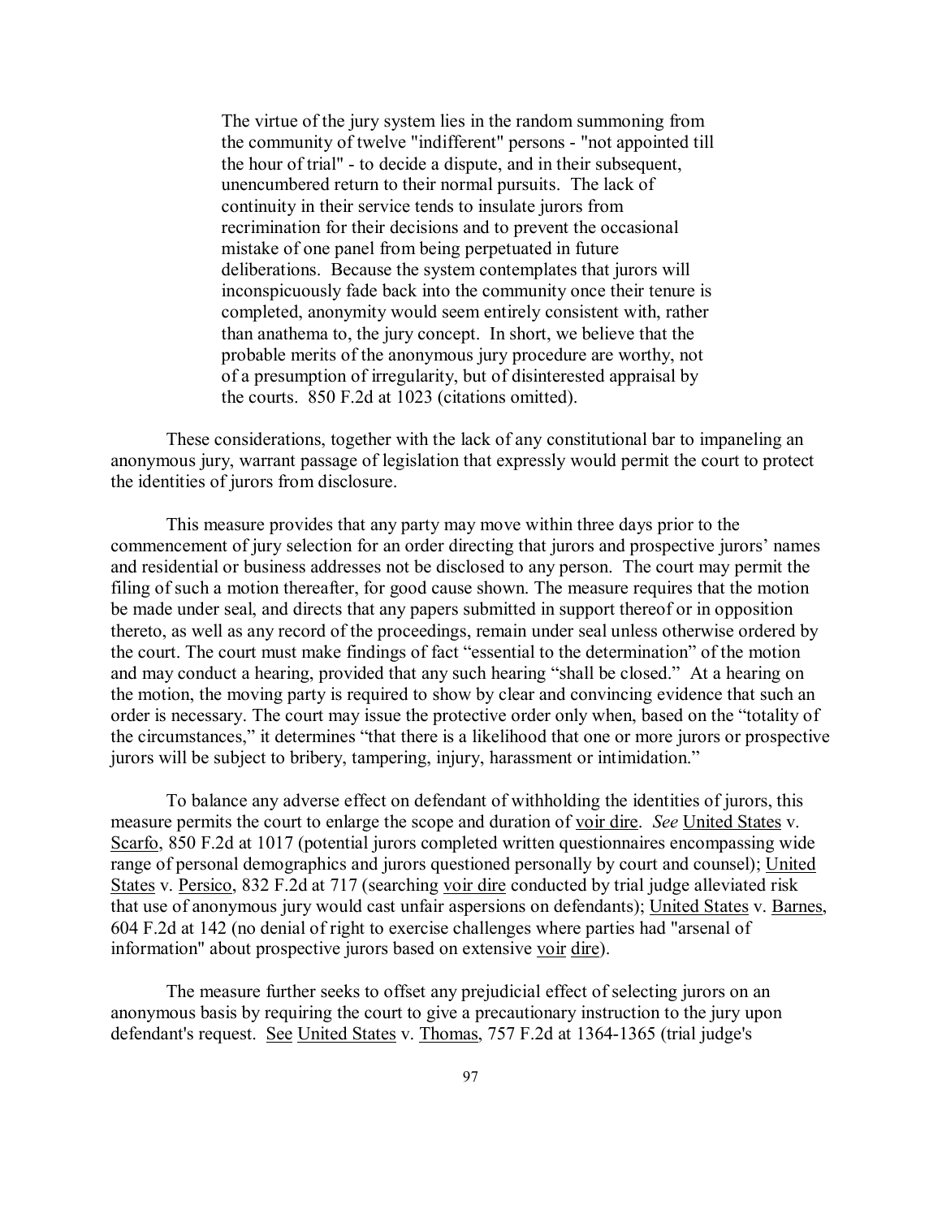> The virtue of the jury system lies in the random summoning from the community of twelve "indifferent" persons - "not appointed till the hour of trial" - to decide a dispute, and in their subsequent, unencumbered return to their normal pursuits. The lack of continuity in their service tends to insulate jurors from recrimination for their decisions and to prevent the occasional mistake of one panel from being perpetuated in future deliberations. Because the system contemplates that jurors will inconspicuously fade back into the community once their tenure is completed, anonymity would seem entirely consistent with, rather than anathema to, the jury concept. In short, we believe that the probable merits of the anonymous jury procedure are worthy, not of a presumption of irregularity, but of disinterested appraisal by the courts. 850 F.2d at 1023 (citations omitted).

These considerations, together with the lack of any constitutional bar to impaneling an anonymous jury, warrant passage of legislation that expressly would permit the court to protect the identities of jurors from disclosure.

This measure provides that any party may move within three days prior to the commencement of jury selection for an order directing that jurors and prospective jurors' names and residential or business addresses not be disclosed to any person. The court may permit the filing of such a motion thereafter, for good cause shown. The measure requires that the motion be made under seal, and directs that any papers submitted in support thereof or in opposition thereto, as well as any record of the proceedings, remain under seal unless otherwise ordered by the court. The court must make findings of fact "essential to the determination" of the motion and may conduct a hearing, provided that any such hearing "shall be closed." At a hearing on the motion, the moving party is required to show by clear and convincing evidence that such an order is necessary. The court may issue the protective order only when, based on the "totality of the circumstances," it determines "that there is a likelihood that one or more jurors or prospective jurors will be subject to bribery, tampering, injury, harassment or intimidation."

To balance any adverse effect on defendant of withholding the identities of jurors, this measure permits the court to enlarge the scope and duration of voir dire. *See* United States v. Scarfo, 850 F.2d at 1017 (potential jurors completed written questionnaires encompassing wide range of personal demographics and jurors questioned personally by court and counsel); United States v. Persico, 832 F.2d at 717 (searching voir dire conducted by trial judge alleviated risk that use of anonymous jury would cast unfair aspersions on defendants); United States v. Barnes, 604 F.2d at 142 (no denial of right to exercise challenges where parties had "arsenal of information" about prospective jurors based on extensive voir dire).

The measure further seeks to offset any prejudicial effect of selecting jurors on an anonymous basis by requiring the court to give a precautionary instruction to the jury upon defendant's request. See United States v. Thomas, 757 F.2d at 1364-1365 (trial judge's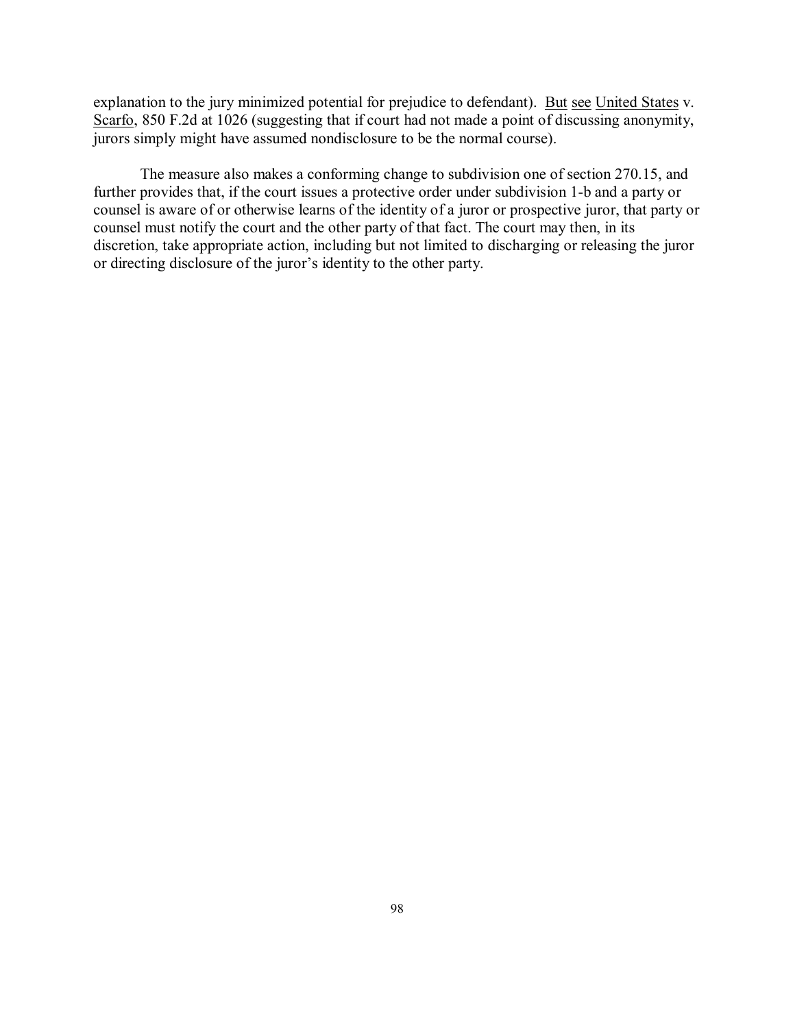explanation to the jury minimized potential for prejudice to defendant). But see United States v. Scarfo, 850 F.2d at 1026 (suggesting that if court had not made a point of discussing anonymity, jurors simply might have assumed nondisclosure to be the normal course).

The measure also makes a conforming change to subdivision one of section 270.15, and further provides that, if the court issues a protective order under subdivision 1-b and a party or counsel is aware of or otherwise learns of the identity of a juror or prospective juror, that party or counsel must notify the court and the other party of that fact. The court may then, in its discretion, take appropriate action, including but not limited to discharging or releasing the juror or directing disclosure of the juror's identity to the other party.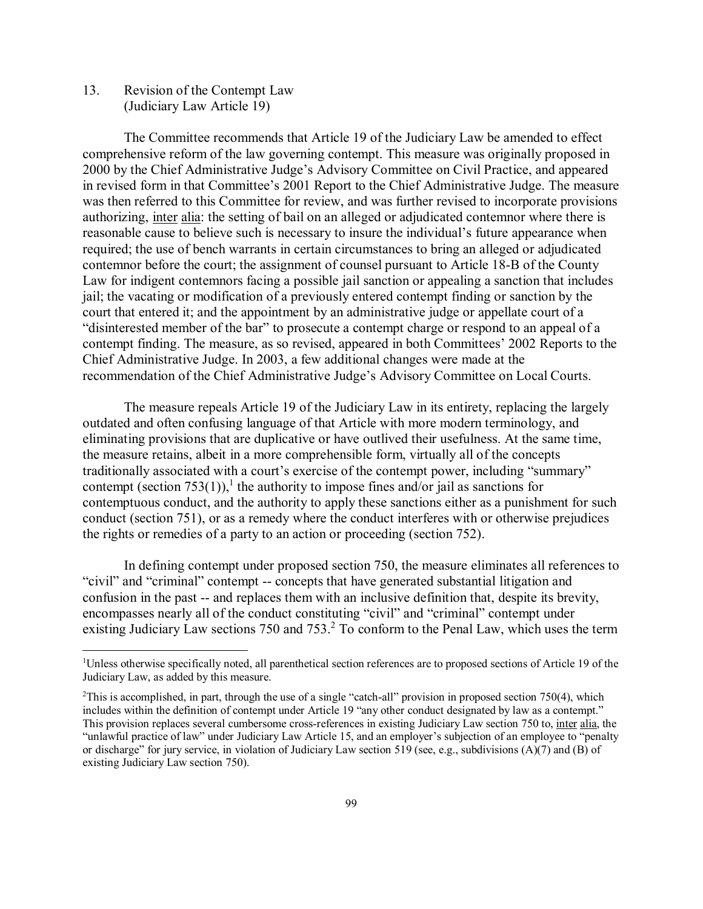13. Revision of the Contempt Law (Judiciary Law Article 19)

The Committee recommends that Article 19 of the Judiciary Law be amended to effect comprehensive reform of the law governing contempt. This measure was originally proposed in 2000 by the Chief Administrative Judge's Advisory Committee on Civil Practice, and appeared in revised form in that Committee's 2001 Report to the Chief Administrative Judge. The measure was then referred to this Committee for review, and was further revised to incorporate provisions authorizing, inter alia: the setting of bail on an alleged or adjudicated contemnor where there is reasonable cause to believe such is necessary to insure the individual's future appearance when required; the use of bench warrants in certain circumstances to bring an alleged or adjudicated contemnor before the court; the assignment of counsel pursuant to Article 18-B of the County Law for indigent contemnors facing a possible jail sanction or appealing a sanction that includes jail; the vacating or modification of a previously entered contempt finding or sanction by the court that entered it; and the appointment by an administrative judge or appellate court of a "disinterested member of the bar" to prosecute a contempt charge or respond to an appeal of a contempt finding. The measure, as so revised, appeared in both Committees' 2002 Reports to the Chief Administrative Judge. In 2003, a few additional changes were made at the recommendation of the Chief Administrative Judge's Advisory Committee on Local Courts.

The measure repeals Article 19 of the Judiciary Law in its entirety, replacing the largely outdated and often confusing language of that Article with more modern terminology, and eliminating provisions that are duplicative or have outlived their usefulness. At the same time, the measure retains, albeit in a more comprehensible form, virtually all of the concepts traditionally associated with a court's exercise of the contempt power, including "summary" contempt (section 753(1)),[1] the authority to impose fines and/or jail as sanctions for contemptuous conduct, and the authority to apply these sanctions either as a punishment for such conduct (section 751), or as a remedy where the conduct interferes with or otherwise prejudices the rights or remedies of a party to an action or proceeding (section 752).

In defining contempt under proposed section 750, the measure eliminates all references to "civil" and "criminal" contempt -- concepts that have generated substantial litigation and confusion in the past -- and replaces them with an inclusive definition that, despite its brevity, encompasses nearly all of the conduct constituting "civil" and "criminal" contempt under existing Judiciary Law sections 750 and 753.[2] To conform to the Penal Law, which uses the term

---

[1]Unless otherwise specifically noted, all parenthetical section references are to proposed sections of Article 19 of the Judiciary Law, as added by this measure.

[2]This is accomplished, in part, through the use of a single "catch-all" provision in proposed section 750(4), which includes within the definition of contempt under Article 19 "any other conduct designated by law as a contempt." This provision replaces several cumbersome cross-references in existing Judiciary Law section 750 to, inter alia, the "unlawful practice of law" under Judiciary Law Article 15, and an employer's subjection of an employee to "penalty or discharge" for jury service, in violation of Judiciary Law section 519 (see, e.g., subdivisions (A)(7) and (B) of existing Judiciary Law section 750).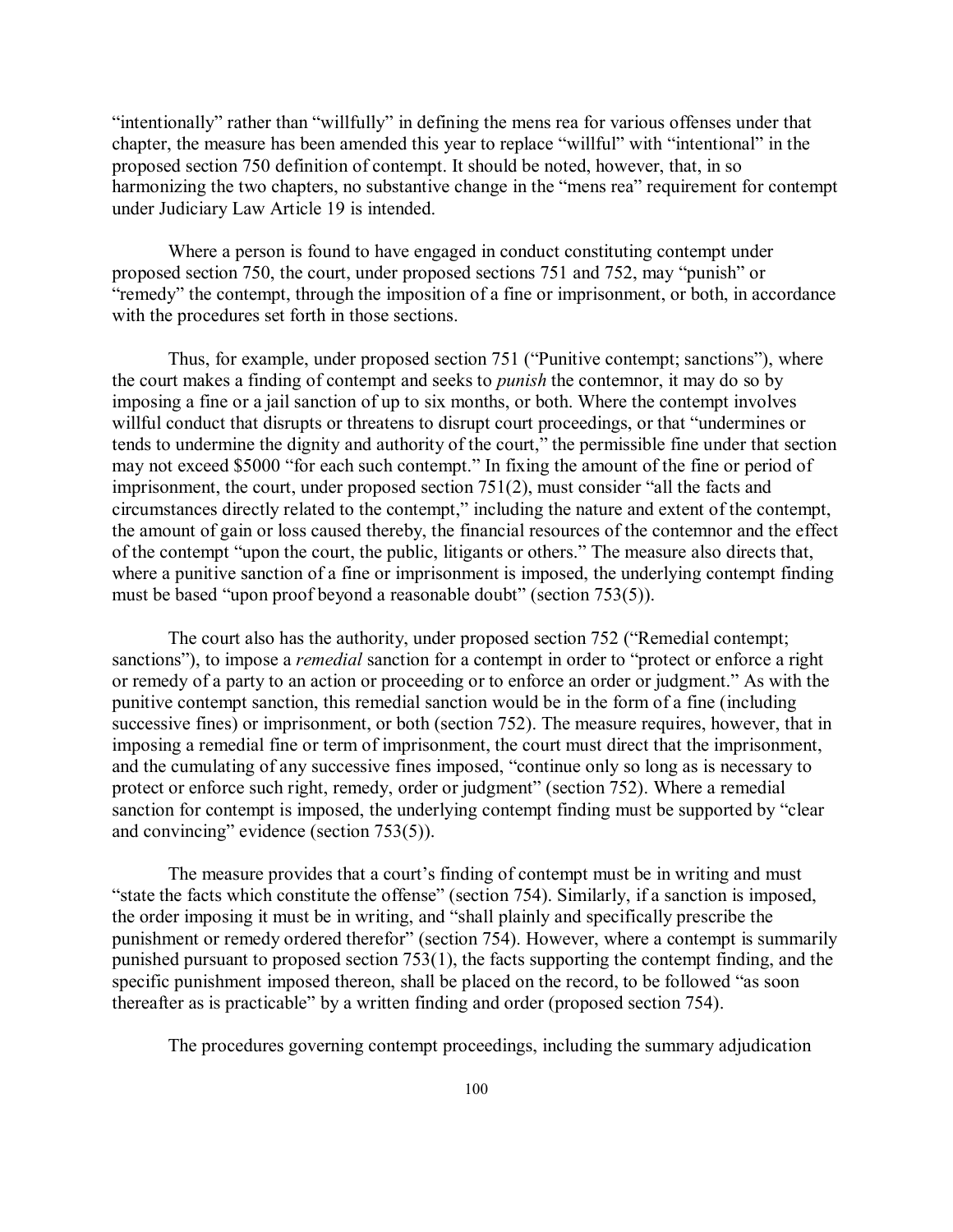"intentionally" rather than "willfully" in defining the mens rea for various offenses under that chapter, the measure has been amended this year to replace "willful" with "intentional" in the proposed section 750 definition of contempt. It should be noted, however, that, in so harmonizing the two chapters, no substantive change in the "mens rea" requirement for contempt under Judiciary Law Article 19 is intended.

Where a person is found to have engaged in conduct constituting contempt under proposed section 750, the court, under proposed sections 751 and 752, may "punish" or "remedy" the contempt, through the imposition of a fine or imprisonment, or both, in accordance with the procedures set forth in those sections.

Thus, for example, under proposed section 751 ("Punitive contempt; sanctions"), where the court makes a finding of contempt and seeks to *punish* the contemnor, it may do so by imposing a fine or a jail sanction of up to six months, or both. Where the contempt involves willful conduct that disrupts or threatens to disrupt court proceedings, or that "undermines or tends to undermine the dignity and authority of the court," the permissible fine under that section may not exceed $5000 "for each such contempt." In fixing the amount of the fine or period of imprisonment, the court, under proposed section 751(2), must consider "all the facts and circumstances directly related to the contempt," including the nature and extent of the contempt, the amount of gain or loss caused thereby, the financial resources of the contemnor and the effect of the contempt "upon the court, the public, litigants or others." The measure also directs that, where a punitive sanction of a fine or imprisonment is imposed, the underlying contempt finding must be based "upon proof beyond a reasonable doubt" (section 753(5)).

The court also has the authority, under proposed section 752 ("Remedial contempt; sanctions"), to impose a *remedial* sanction for a contempt in order to "protect or enforce a right or remedy of a party to an action or proceeding or to enforce an order or judgment." As with the punitive contempt sanction, this remedial sanction would be in the form of a fine (including successive fines) or imprisonment, or both (section 752). The measure requires, however, that in imposing a remedial fine or term of imprisonment, the court must direct that the imprisonment, and the cumulating of any successive fines imposed, "continue only so long as is necessary to protect or enforce such right, remedy, order or judgment" (section 752). Where a remedial sanction for contempt is imposed, the underlying contempt finding must be supported by "clear and convincing" evidence (section 753(5)).

The measure provides that a court's finding of contempt must be in writing and must "state the facts which constitute the offense" (section 754). Similarly, if a sanction is imposed, the order imposing it must be in writing, and "shall plainly and specifically prescribe the punishment or remedy ordered therefor" (section 754). However, where a contempt is summarily punished pursuant to proposed section 753(1), the facts supporting the contempt finding, and the specific punishment imposed thereon, shall be placed on the record, to be followed "as soon thereafter as is practicable" by a written finding and order (proposed section 754).

The procedures governing contempt proceedings, including the summary adjudication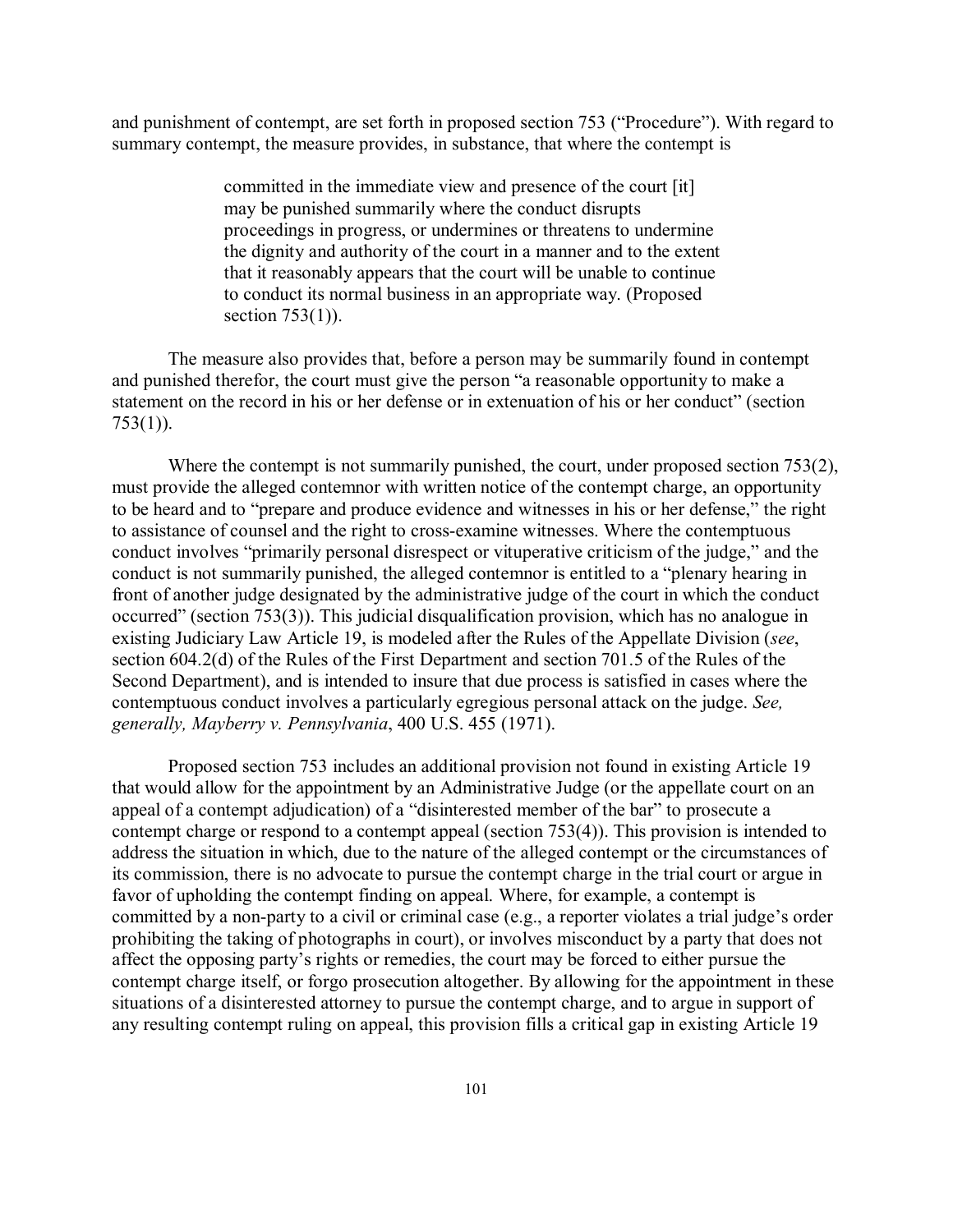and punishment of contempt, are set forth in proposed section 753 ("Procedure"). With regard to summary contempt, the measure provides, in substance, that where the contempt is

> committed in the immediate view and presence of the court [it] may be punished summarily where the conduct disrupts proceedings in progress, or undermines or threatens to undermine the dignity and authority of the court in a manner and to the extent that it reasonably appears that the court will be unable to continue to conduct its normal business in an appropriate way. (Proposed section 753(1)).

The measure also provides that, before a person may be summarily found in contempt and punished therefor, the court must give the person "a reasonable opportunity to make a statement on the record in his or her defense or in extenuation of his or her conduct" (section 753(1)).

Where the contempt is not summarily punished, the court, under proposed section 753(2), must provide the alleged contemnor with written notice of the contempt charge, an opportunity to be heard and to "prepare and produce evidence and witnesses in his or her defense," the right to assistance of counsel and the right to cross-examine witnesses. Where the contemptuous conduct involves "primarily personal disrespect or vituperative criticism of the judge," and the conduct is not summarily punished, the alleged contemnor is entitled to a "plenary hearing in front of another judge designated by the administrative judge of the court in which the conduct occurred" (section 753(3)). This judicial disqualification provision, which has no analogue in existing Judiciary Law Article 19, is modeled after the Rules of the Appellate Division (*see*, section 604.2(d) of the Rules of the First Department and section 701.5 of the Rules of the Second Department), and is intended to insure that due process is satisfied in cases where the contemptuous conduct involves a particularly egregious personal attack on the judge. *See, generally, Mayberry v. Pennsylvania*, 400 U.S. 455 (1971).

Proposed section 753 includes an additional provision not found in existing Article 19 that would allow for the appointment by an Administrative Judge (or the appellate court on an appeal of a contempt adjudication) of a "disinterested member of the bar" to prosecute a contempt charge or respond to a contempt appeal (section 753(4)). This provision is intended to address the situation in which, due to the nature of the alleged contempt or the circumstances of its commission, there is no advocate to pursue the contempt charge in the trial court or argue in favor of upholding the contempt finding on appeal. Where, for example, a contempt is committed by a non-party to a civil or criminal case (e.g., a reporter violates a trial judge's order prohibiting the taking of photographs in court), or involves misconduct by a party that does not affect the opposing party's rights or remedies, the court may be forced to either pursue the contempt charge itself, or forgo prosecution altogether. By allowing for the appointment in these situations of a disinterested attorney to pursue the contempt charge, and to argue in support of any resulting contempt ruling on appeal, this provision fills a critical gap in existing Article 19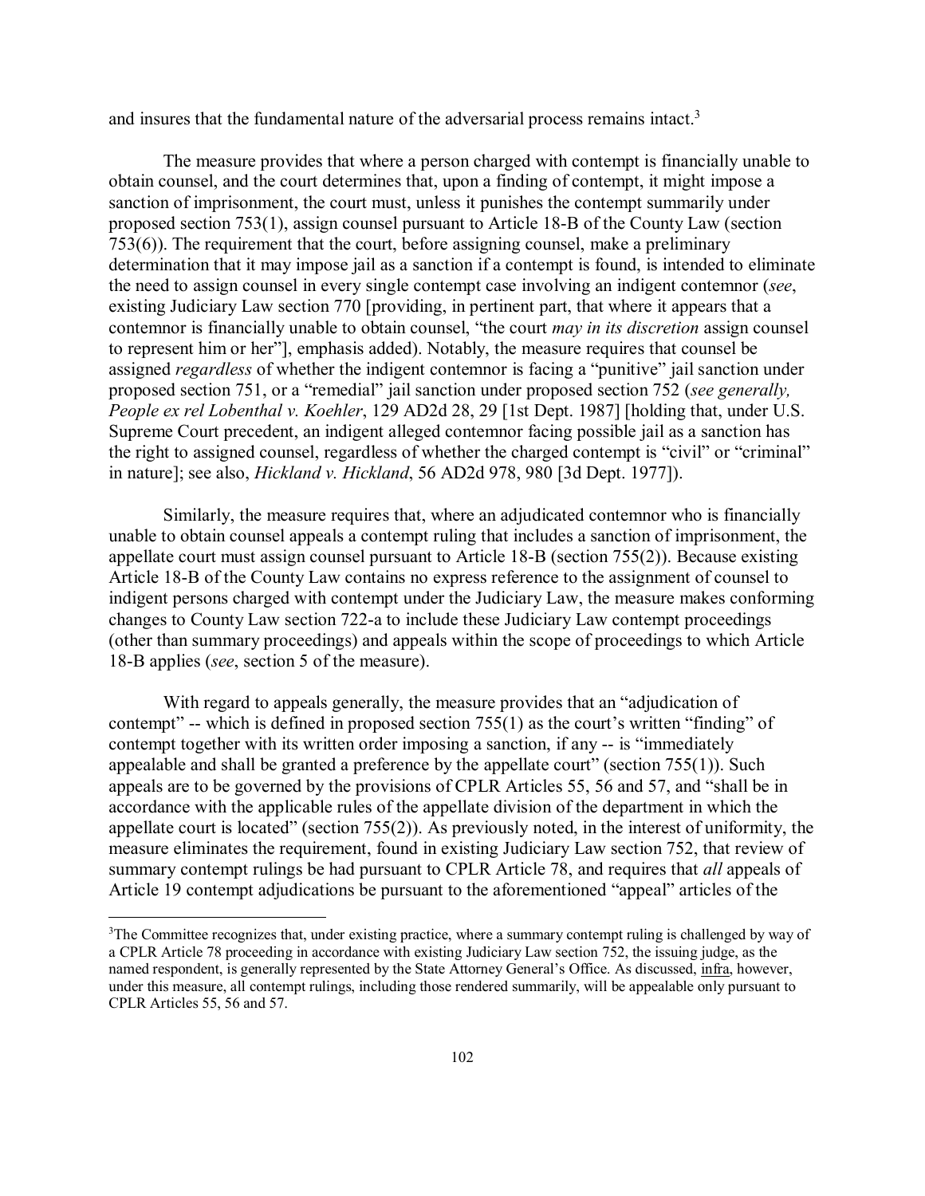and insures that the fundamental nature of the adversarial process remains intact.[3]

The measure provides that where a person charged with contempt is financially unable to obtain counsel, and the court determines that, upon a finding of contempt, it might impose a sanction of imprisonment, the court must, unless it punishes the contempt summarily under proposed section 753(1), assign counsel pursuant to Article 18-B of the County Law (section 753(6)). The requirement that the court, before assigning counsel, make a preliminary determination that it may impose jail as a sanction if a contempt is found, is intended to eliminate the need to assign counsel in every single contempt case involving an indigent contemnor (*see*, existing Judiciary Law section 770 [providing, in pertinent part, that where it appears that a contemnor is financially unable to obtain counsel, "the court *may in its discretion* assign counsel to represent him or her"], emphasis added). Notably, the measure requires that counsel be assigned *regardless* of whether the indigent contemnor is facing a "punitive" jail sanction under proposed section 751, or a "remedial" jail sanction under proposed section 752 (*see generally, People ex rel Lobenthal v. Koehler*, 129 AD2d 28, 29 [1st Dept. 1987] [holding that, under U.S. Supreme Court precedent, an indigent alleged contemnor facing possible jail as a sanction has the right to assigned counsel, regardless of whether the charged contempt is "civil" or "criminal" in nature]; see also, *Hickland v. Hickland*, 56 AD2d 978, 980 [3d Dept. 1977]).

Similarly, the measure requires that, where an adjudicated contemnor who is financially unable to obtain counsel appeals a contempt ruling that includes a sanction of imprisonment, the appellate court must assign counsel pursuant to Article 18-B (section 755(2)). Because existing Article 18-B of the County Law contains no express reference to the assignment of counsel to indigent persons charged with contempt under the Judiciary Law, the measure makes conforming changes to County Law section 722-a to include these Judiciary Law contempt proceedings (other than summary proceedings) and appeals within the scope of proceedings to which Article 18-B applies (*see*, section 5 of the measure).

With regard to appeals generally, the measure provides that an "adjudication of contempt" -- which is defined in proposed section 755(1) as the court's written "finding" of contempt together with its written order imposing a sanction, if any -- is "immediately appealable and shall be granted a preference by the appellate court" (section 755(1)). Such appeals are to be governed by the provisions of CPLR Articles 55, 56 and 57, and "shall be in accordance with the applicable rules of the appellate division of the department in which the appellate court is located" (section 755(2)). As previously noted, in the interest of uniformity, the measure eliminates the requirement, found in existing Judiciary Law section 752, that review of summary contempt rulings be had pursuant to CPLR Article 78, and requires that *all* appeals of Article 19 contempt adjudications be pursuant to the aforementioned "appeal" articles of the

---

[3] The Committee recognizes that, under existing practice, where a summary contempt ruling is challenged by way of a CPLR Article 78 proceeding in accordance with existing Judiciary Law section 752, the issuing judge, as the named respondent, is generally represented by the State Attorney General's Office. As discussed, infra, however, under this measure, all contempt rulings, including those rendered summarily, will be appealable only pursuant to CPLR Articles 55, 56 and 57.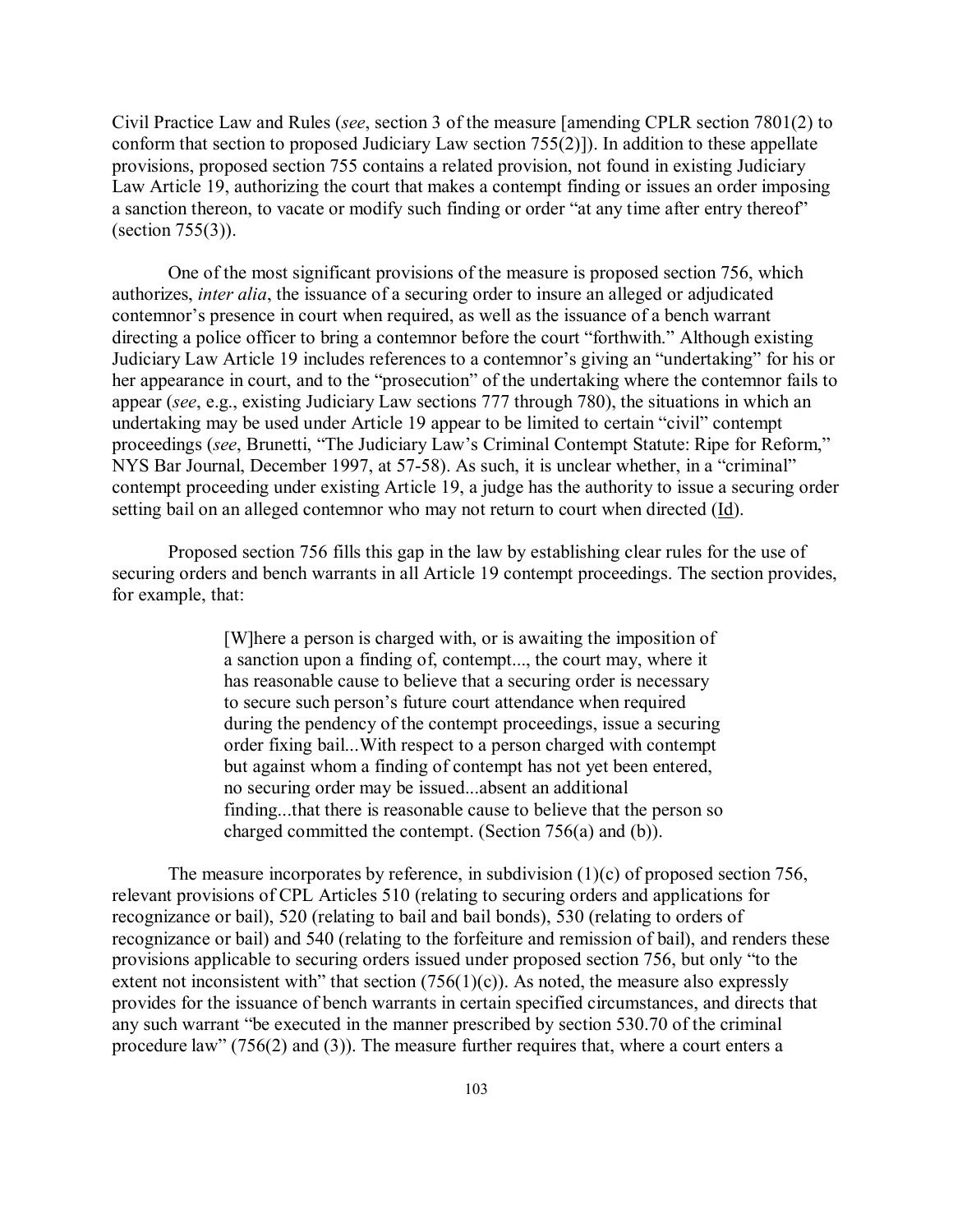Civil Practice Law and Rules (*see*, section 3 of the measure [amending CPLR section 7801(2) to conform that section to proposed Judiciary Law section 755(2)]). In addition to these appellate provisions, proposed section 755 contains a related provision, not found in existing Judiciary Law Article 19, authorizing the court that makes a contempt finding or issues an order imposing a sanction thereon, to vacate or modify such finding or order "at any time after entry thereof" (section 755(3)).

One of the most significant provisions of the measure is proposed section 756, which authorizes, *inter alia*, the issuance of a securing order to insure an alleged or adjudicated contemnor's presence in court when required, as well as the issuance of a bench warrant directing a police officer to bring a contemnor before the court "forthwith." Although existing Judiciary Law Article 19 includes references to a contemnor's giving an "undertaking" for his or her appearance in court, and to the "prosecution" of the undertaking where the contemnor fails to appear (*see*, e.g., existing Judiciary Law sections 777 through 780), the situations in which an undertaking may be used under Article 19 appear to be limited to certain "civil" contempt proceedings (*see*, Brunetti, "The Judiciary Law's Criminal Contempt Statute: Ripe for Reform," NYS Bar Journal, December 1997, at 57-58). As such, it is unclear whether, in a "criminal" contempt proceeding under existing Article 19, a judge has the authority to issue a securing order setting bail on an alleged contemnor who may not return to court when directed (Id).

Proposed section 756 fills this gap in the law by establishing clear rules for the use of securing orders and bench warrants in all Article 19 contempt proceedings. The section provides, for example, that:

> [W]here a person is charged with, or is awaiting the imposition of a sanction upon a finding of, contempt..., the court may, where it has reasonable cause to believe that a securing order is necessary to secure such person's future court attendance when required during the pendency of the contempt proceedings, issue a securing order fixing bail...With respect to a person charged with contempt but against whom a finding of contempt has not yet been entered, no securing order may be issued...absent an additional finding...that there is reasonable cause to believe that the person so charged committed the contempt. (Section 756(a) and (b)).

The measure incorporates by reference, in subdivision (1)(c) of proposed section 756, relevant provisions of CPL Articles 510 (relating to securing orders and applications for recognizance or bail), 520 (relating to bail and bail bonds), 530 (relating to orders of recognizance or bail) and 540 (relating to the forfeiture and remission of bail), and renders these provisions applicable to securing orders issued under proposed section 756, but only "to the extent not inconsistent with" that section (756(1)(c)). As noted, the measure also expressly provides for the issuance of bench warrants in certain specified circumstances, and directs that any such warrant "be executed in the manner prescribed by section 530.70 of the criminal procedure law" (756(2) and (3)). The measure further requires that, where a court enters a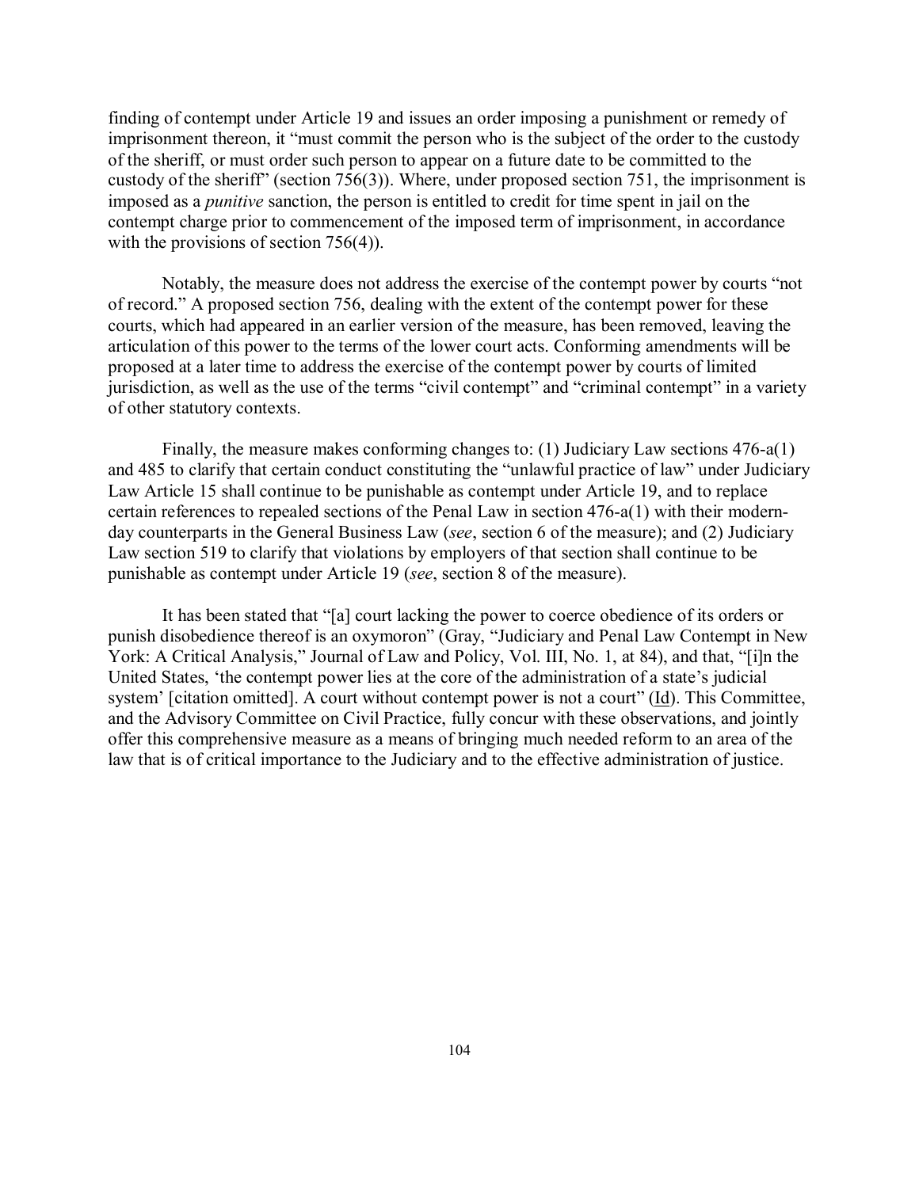finding of contempt under Article 19 and issues an order imposing a punishment or remedy of imprisonment thereon, it "must commit the person who is the subject of the order to the custody of the sheriff, or must order such person to appear on a future date to be committed to the custody of the sheriff" (section 756(3)). Where, under proposed section 751, the imprisonment is imposed as a *punitive* sanction, the person is entitled to credit for time spent in jail on the contempt charge prior to commencement of the imposed term of imprisonment, in accordance with the provisions of section 756(4)).

Notably, the measure does not address the exercise of the contempt power by courts "not of record." A proposed section 756, dealing with the extent of the contempt power for these courts, which had appeared in an earlier version of the measure, has been removed, leaving the articulation of this power to the terms of the lower court acts. Conforming amendments will be proposed at a later time to address the exercise of the contempt power by courts of limited jurisdiction, as well as the use of the terms "civil contempt" and "criminal contempt" in a variety of other statutory contexts.

Finally, the measure makes conforming changes to: (1) Judiciary Law sections 476-a(1) and 485 to clarify that certain conduct constituting the "unlawful practice of law" under Judiciary Law Article 15 shall continue to be punishable as contempt under Article 19, and to replace certain references to repealed sections of the Penal Law in section 476-a(1) with their modern-day counterparts in the General Business Law (*see*, section 6 of the measure); and (2) Judiciary Law section 519 to clarify that violations by employers of that section shall continue to be punishable as contempt under Article 19 (*see*, section 8 of the measure).

It has been stated that "[a] court lacking the power to coerce obedience of its orders or punish disobedience thereof is an oxymoron" (Gray, "Judiciary and Penal Law Contempt in New York: A Critical Analysis," Journal of Law and Policy, Vol. III, No. 1, at 84), and that, "[i]n the United States, 'the contempt power lies at the core of the administration of a state's judicial system' [citation omitted]. A court without contempt power is not a court" (Id). This Committee, and the Advisory Committee on Civil Practice, fully concur with these observations, and jointly offer this comprehensive measure as a means of bringing much needed reform to an area of the law that is of critical importance to the Judiciary and to the effective administration of justice.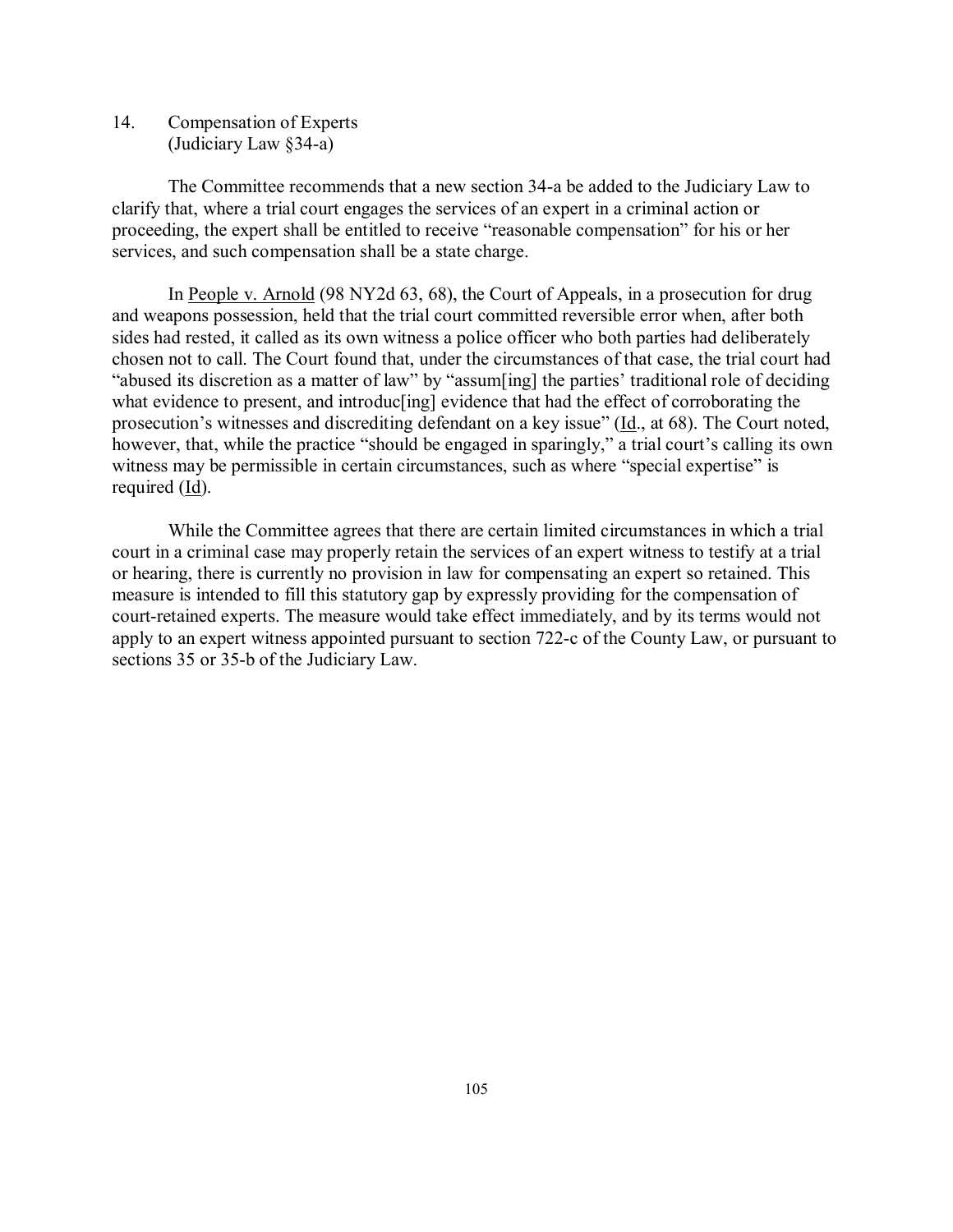## 14. Compensation of Experts (Judiciary Law §34-a)

The Committee recommends that a new section 34-a be added to the Judiciary Law to clarify that, where a trial court engages the services of an expert in a criminal action or proceeding, the expert shall be entitled to receive "reasonable compensation" for his or her services, and such compensation shall be a state charge.

In People v. Arnold (98 NY2d 63, 68), the Court of Appeals, in a prosecution for drug and weapons possession, held that the trial court committed reversible error when, after both sides had rested, it called as its own witness a police officer who both parties had deliberately chosen not to call. The Court found that, under the circumstances of that case, the trial court had "abused its discretion as a matter of law" by "assum[ing] the parties' traditional role of deciding what evidence to present, and introduc[ing] evidence that had the effect of corroborating the prosecution's witnesses and discrediting defendant on a key issue" (Id., at 68). The Court noted, however, that, while the practice "should be engaged in sparingly," a trial court's calling its own witness may be permissible in certain circumstances, such as where "special expertise" is required (Id).

While the Committee agrees that there are certain limited circumstances in which a trial court in a criminal case may properly retain the services of an expert witness to testify at a trial or hearing, there is currently no provision in law for compensating an expert so retained. This measure is intended to fill this statutory gap by expressly providing for the compensation of court-retained experts. The measure would take effect immediately, and by its terms would not apply to an expert witness appointed pursuant to section 722-c of the County Law, or pursuant to sections 35 or 35-b of the Judiciary Law.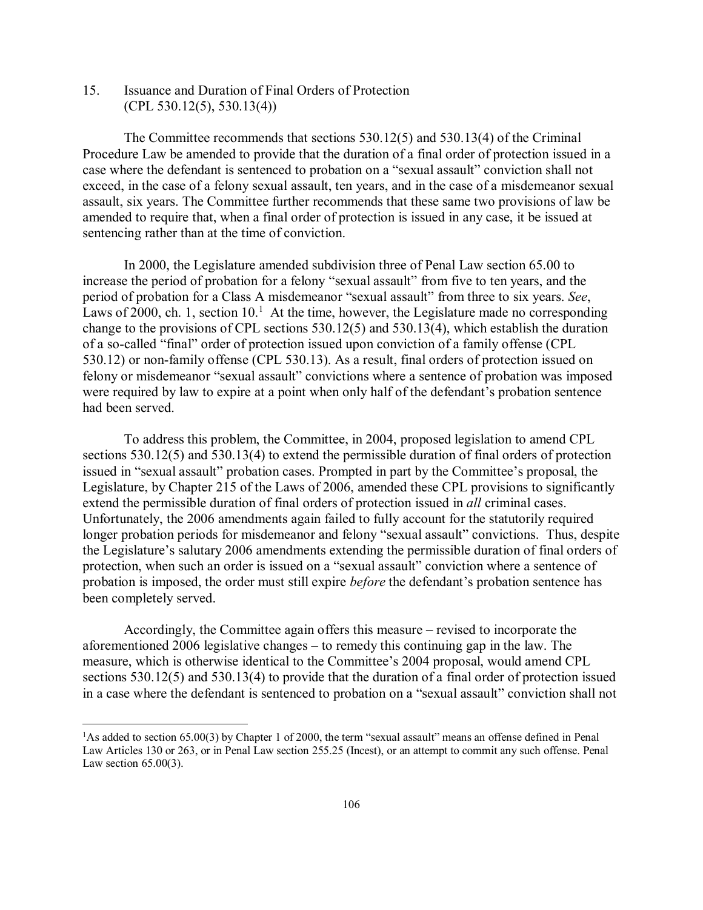## 15. Issuance and Duration of Final Orders of Protection (CPL 530.12(5), 530.13(4))

The Committee recommends that sections 530.12(5) and 530.13(4) of the Criminal Procedure Law be amended to provide that the duration of a final order of protection issued in a case where the defendant is sentenced to probation on a "sexual assault" conviction shall not exceed, in the case of a felony sexual assault, ten years, and in the case of a misdemeanor sexual assault, six years. The Committee further recommends that these same two provisions of law be amended to require that, when a final order of protection is issued in any case, it be issued at sentencing rather than at the time of conviction.

In 2000, the Legislature amended subdivision three of Penal Law section 65.00 to increase the period of probation for a felony "sexual assault" from five to ten years, and the period of probation for a Class A misdemeanor "sexual assault" from three to six years. *See*, Laws of 2000, ch. 1, section 10.[1] At the time, however, the Legislature made no corresponding change to the provisions of CPL sections 530.12(5) and 530.13(4), which establish the duration of a so-called "final" order of protection issued upon conviction of a family offense (CPL 530.12) or non-family offense (CPL 530.13). As a result, final orders of protection issued on felony or misdemeanor "sexual assault" convictions where a sentence of probation was imposed were required by law to expire at a point when only half of the defendant's probation sentence had been served.

To address this problem, the Committee, in 2004, proposed legislation to amend CPL sections 530.12(5) and 530.13(4) to extend the permissible duration of final orders of protection issued in "sexual assault" probation cases. Prompted in part by the Committee's proposal, the Legislature, by Chapter 215 of the Laws of 2006, amended these CPL provisions to significantly extend the permissible duration of final orders of protection issued in *all* criminal cases. Unfortunately, the 2006 amendments again failed to fully account for the statutorily required longer probation periods for misdemeanor and felony "sexual assault" convictions. Thus, despite the Legislature's salutary 2006 amendments extending the permissible duration of final orders of protection, when such an order is issued on a "sexual assault" conviction where a sentence of probation is imposed, the order must still expire *before* the defendant's probation sentence has been completely served.

Accordingly, the Committee again offers this measure – revised to incorporate the aforementioned 2006 legislative changes – to remedy this continuing gap in the law. The measure, which is otherwise identical to the Committee's 2004 proposal, would amend CPL sections 530.12(5) and 530.13(4) to provide that the duration of a final order of protection issued in a case where the defendant is sentenced to probation on a "sexual assault" conviction shall not

---

[1] As added to section 65.00(3) by Chapter 1 of 2000, the term "sexual assault" means an offense defined in Penal Law Articles 130 or 263, or in Penal Law section 255.25 (Incest), or an attempt to commit any such offense. Penal Law section 65.00(3).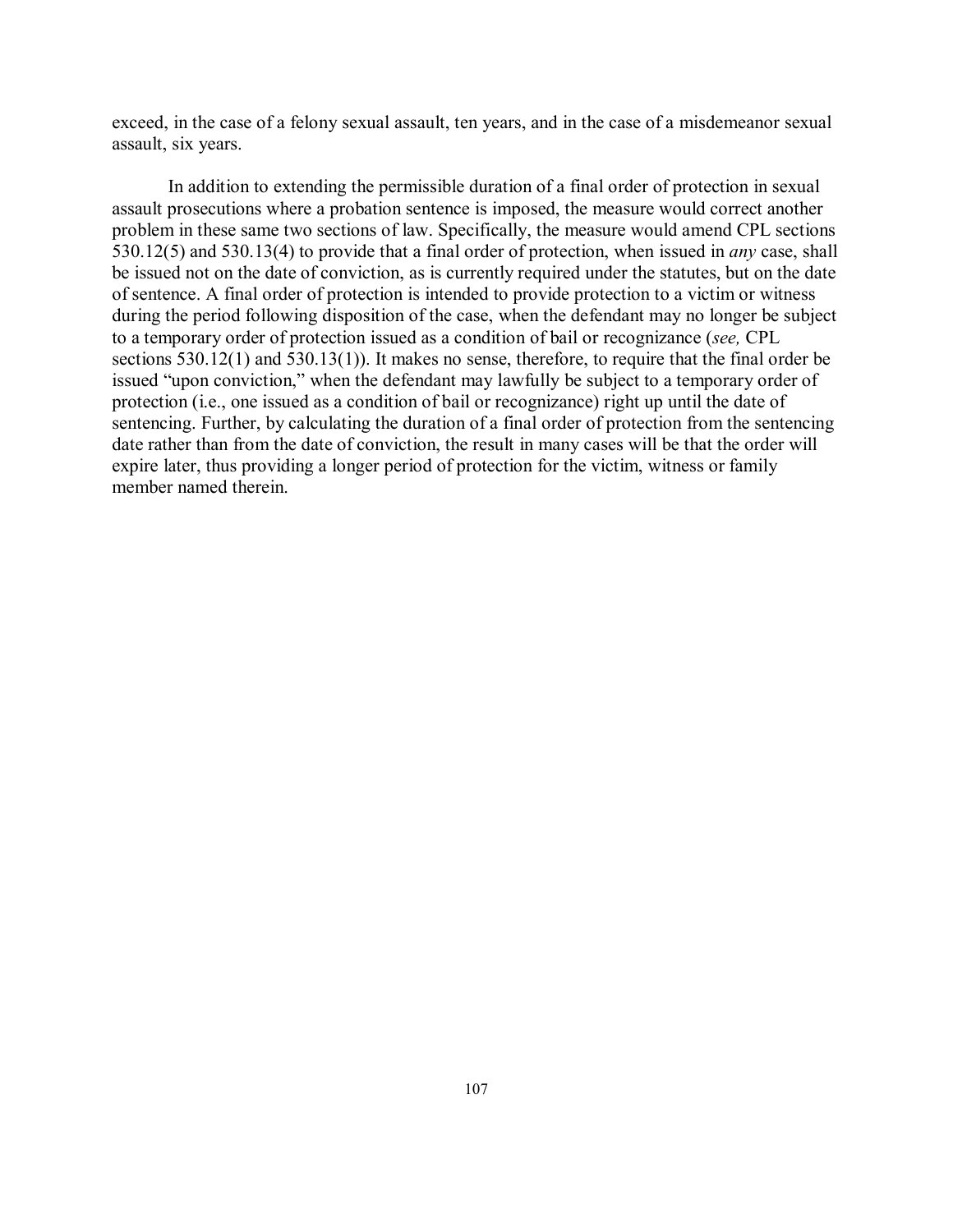exceed, in the case of a felony sexual assault, ten years, and in the case of a misdemeanor sexual assault, six years.

In addition to extending the permissible duration of a final order of protection in sexual assault prosecutions where a probation sentence is imposed, the measure would correct another problem in these same two sections of law. Specifically, the measure would amend CPL sections 530.12(5) and 530.13(4) to provide that a final order of protection, when issued in *any* case, shall be issued not on the date of conviction, as is currently required under the statutes, but on the date of sentence. A final order of protection is intended to provide protection to a victim or witness during the period following disposition of the case, when the defendant may no longer be subject to a temporary order of protection issued as a condition of bail or recognizance (*see,* CPL sections 530.12(1) and 530.13(1)). It makes no sense, therefore, to require that the final order be issued "upon conviction," when the defendant may lawfully be subject to a temporary order of protection (i.e., one issued as a condition of bail or recognizance) right up until the date of sentencing. Further, by calculating the duration of a final order of protection from the sentencing date rather than from the date of conviction, the result in many cases will be that the order will expire later, thus providing a longer period of protection for the victim, witness or family member named therein.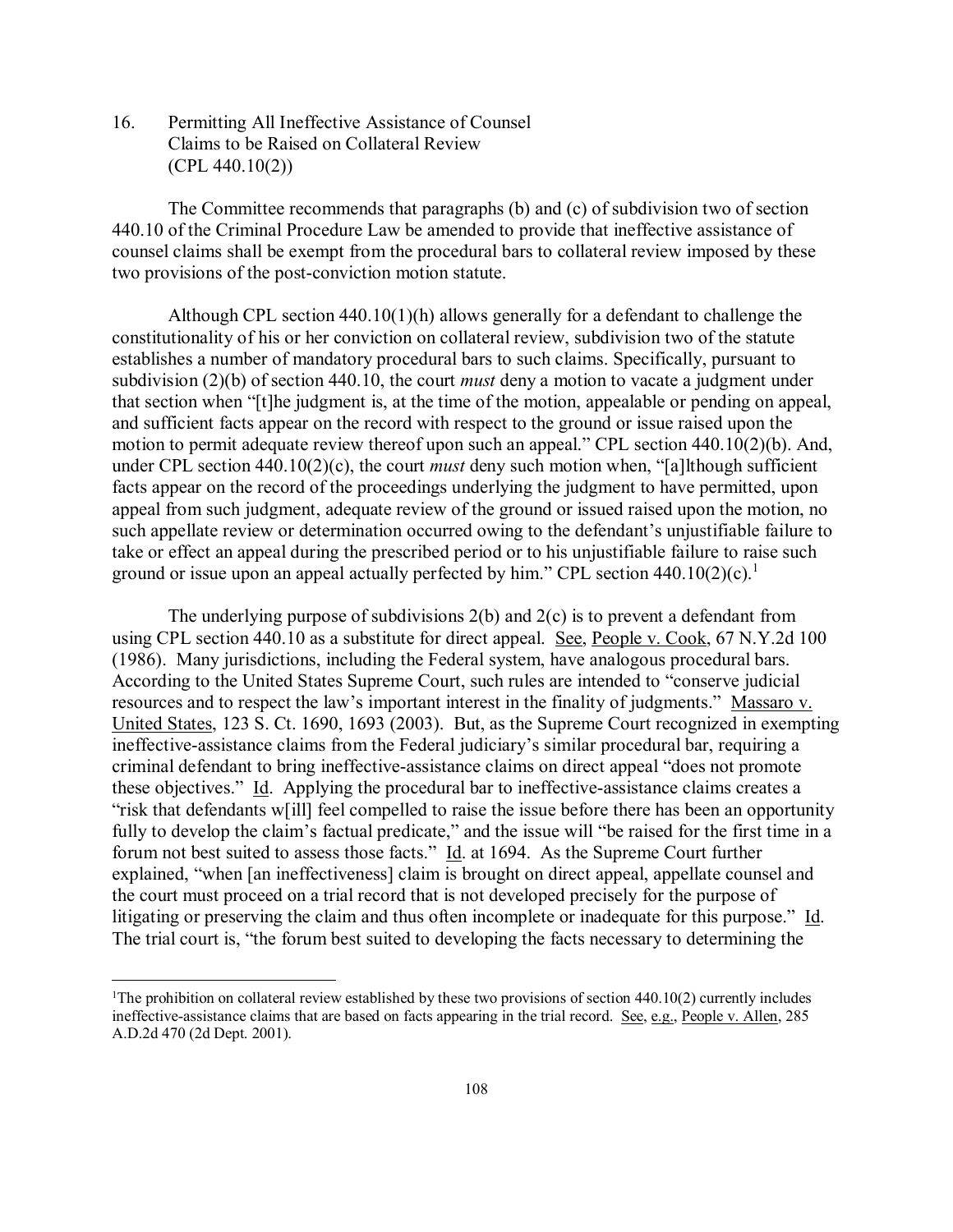16. Permitting All Ineffective Assistance of Counsel Claims to be Raised on Collateral Review (CPL 440.10(2))

The Committee recommends that paragraphs (b) and (c) of subdivision two of section 440.10 of the Criminal Procedure Law be amended to provide that ineffective assistance of counsel claims shall be exempt from the procedural bars to collateral review imposed by these two provisions of the post-conviction motion statute.

Although CPL section 440.10(1)(h) allows generally for a defendant to challenge the constitutionality of his or her conviction on collateral review, subdivision two of the statute establishes a number of mandatory procedural bars to such claims. Specifically, pursuant to subdivision (2)(b) of section 440.10, the court *must* deny a motion to vacate a judgment under that section when "[t]he judgment is, at the time of the motion, appealable or pending on appeal, and sufficient facts appear on the record with respect to the ground or issue raised upon the motion to permit adequate review thereof upon such an appeal." CPL section 440.10(2)(b). And, under CPL section 440.10(2)(c), the court *must* deny such motion when, "[a]lthough sufficient facts appear on the record of the proceedings underlying the judgment to have permitted, upon appeal from such judgment, adequate review of the ground or issued raised upon the motion, no such appellate review or determination occurred owing to the defendant's unjustifiable failure to take or effect an appeal during the prescribed period or to his unjustifiable failure to raise such ground or issue upon an appeal actually perfected by him." CPL section 440.10(2)(c).[1]

The underlying purpose of subdivisions 2(b) and 2(c) is to prevent a defendant from using CPL section 440.10 as a substitute for direct appeal. See, People v. Cook, 67 N.Y.2d 100 (1986). Many jurisdictions, including the Federal system, have analogous procedural bars. According to the United States Supreme Court, such rules are intended to "conserve judicial resources and to respect the law's important interest in the finality of judgments." Massaro v. United States, 123 S. Ct. 1690, 1693 (2003). But, as the Supreme Court recognized in exempting ineffective-assistance claims from the Federal judiciary's similar procedural bar, requiring a criminal defendant to bring ineffective-assistance claims on direct appeal "does not promote these objectives." Id. Applying the procedural bar to ineffective-assistance claims creates a "risk that defendants w[ill] feel compelled to raise the issue before there has been an opportunity fully to develop the claim's factual predicate," and the issue will "be raised for the first time in a forum not best suited to assess those facts." Id. at 1694. As the Supreme Court further explained, "when [an ineffectiveness] claim is brought on direct appeal, appellate counsel and the court must proceed on a trial record that is not developed precisely for the purpose of litigating or preserving the claim and thus often incomplete or inadequate for this purpose." Id. The trial court is, "the forum best suited to developing the facts necessary to determining the

[1] The prohibition on collateral review established by these two provisions of section 440.10(2) currently includes ineffective-assistance claims that are based on facts appearing in the trial record. See, e.g., People v. Allen, 285 A.D.2d 470 (2d Dept. 2001).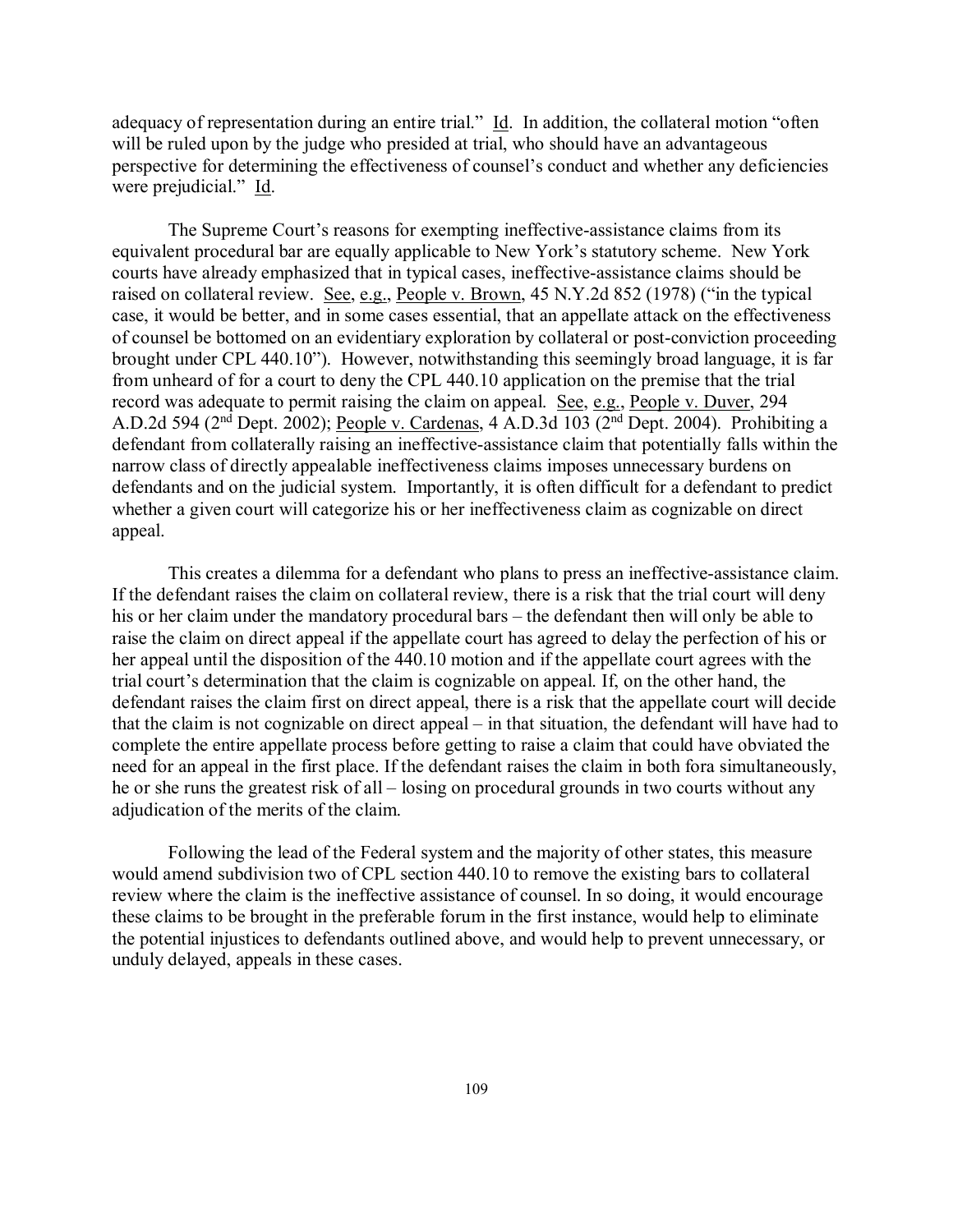adequacy of representation during an entire trial." Id. In addition, the collateral motion "often will be ruled upon by the judge who presided at trial, who should have an advantageous perspective for determining the effectiveness of counsel's conduct and whether any deficiencies were prejudicial." Id.

The Supreme Court's reasons for exempting ineffective-assistance claims from its equivalent procedural bar are equally applicable to New York's statutory scheme. New York courts have already emphasized that in typical cases, ineffective-assistance claims should be raised on collateral review. See, e.g., People v. Brown, 45 N.Y.2d 852 (1978) ("in the typical case, it would be better, and in some cases essential, that an appellate attack on the effectiveness of counsel be bottomed on an evidentiary exploration by collateral or post-conviction proceeding brought under CPL 440.10"). However, notwithstanding this seemingly broad language, it is far from unheard of for a court to deny the CPL 440.10 application on the premise that the trial record was adequate to permit raising the claim on appeal. See, e.g., People v. Duver, 294 A.D.2d 594 (2nd Dept. 2002); People v. Cardenas, 4 A.D.3d 103 (2nd Dept. 2004). Prohibiting a defendant from collaterally raising an ineffective-assistance claim that potentially falls within the narrow class of directly appealable ineffectiveness claims imposes unnecessary burdens on defendants and on the judicial system. Importantly, it is often difficult for a defendant to predict whether a given court will categorize his or her ineffectiveness claim as cognizable on direct appeal.

This creates a dilemma for a defendant who plans to press an ineffective-assistance claim. If the defendant raises the claim on collateral review, there is a risk that the trial court will deny his or her claim under the mandatory procedural bars – the defendant then will only be able to raise the claim on direct appeal if the appellate court has agreed to delay the perfection of his or her appeal until the disposition of the 440.10 motion and if the appellate court agrees with the trial court's determination that the claim is cognizable on appeal. If, on the other hand, the defendant raises the claim first on direct appeal, there is a risk that the appellate court will decide that the claim is not cognizable on direct appeal – in that situation, the defendant will have had to complete the entire appellate process before getting to raise a claim that could have obviated the need for an appeal in the first place. If the defendant raises the claim in both fora simultaneously, he or she runs the greatest risk of all – losing on procedural grounds in two courts without any adjudication of the merits of the claim.

Following the lead of the Federal system and the majority of other states, this measure would amend subdivision two of CPL section 440.10 to remove the existing bars to collateral review where the claim is the ineffective assistance of counsel. In so doing, it would encourage these claims to be brought in the preferable forum in the first instance, would help to eliminate the potential injustices to defendants outlined above, and would help to prevent unnecessary, or unduly delayed, appeals in these cases.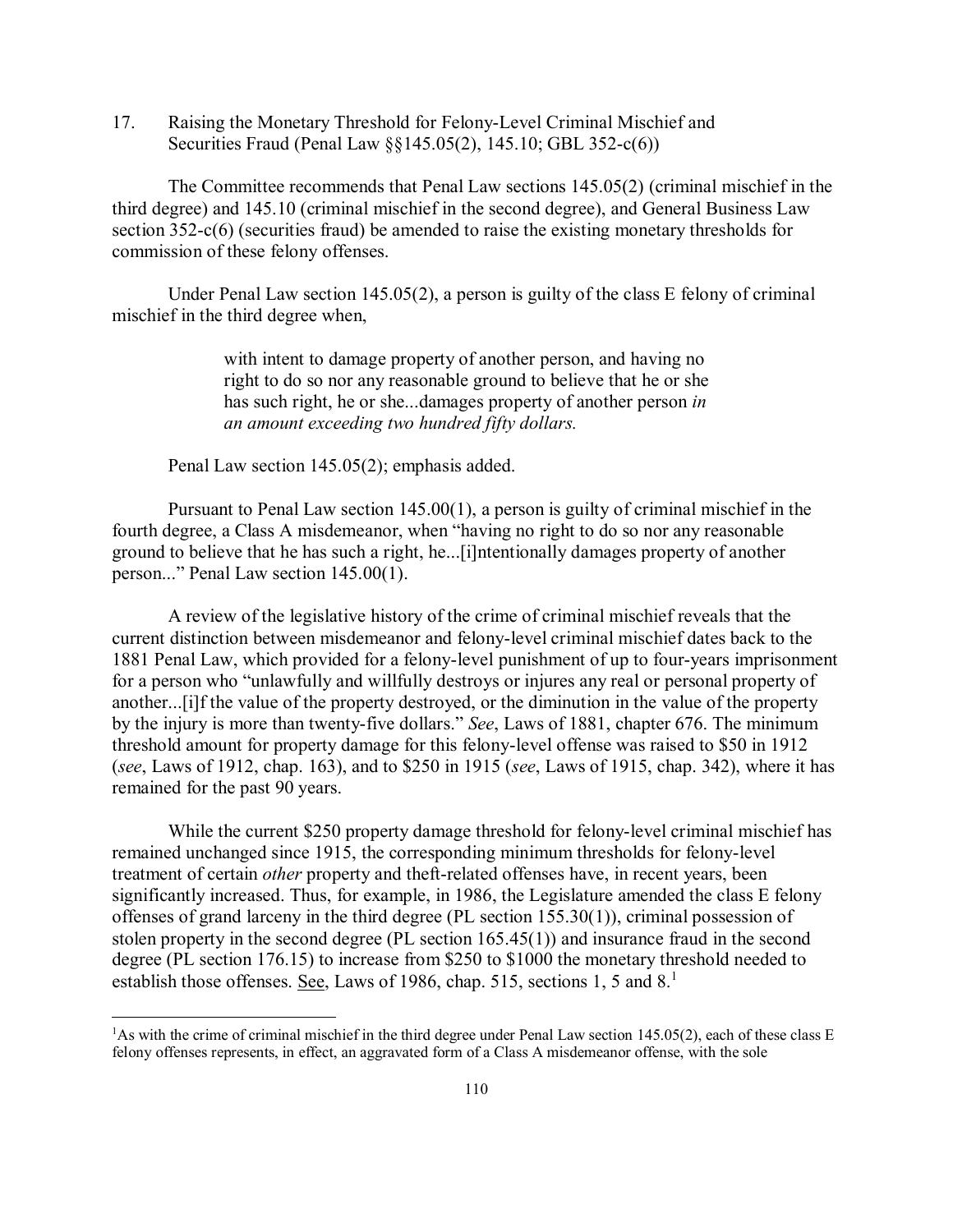17. Raising the Monetary Threshold for Felony-Level Criminal Mischief and Securities Fraud (Penal Law §§145.05(2), 145.10; GBL 352-c(6))

The Committee recommends that Penal Law sections 145.05(2) (criminal mischief in the third degree) and 145.10 (criminal mischief in the second degree), and General Business Law section 352-c(6) (securities fraud) be amended to raise the existing monetary thresholds for commission of these felony offenses.

Under Penal Law section 145.05(2), a person is guilty of the class E felony of criminal mischief in the third degree when,

> with intent to damage property of another person, and having no right to do so nor any reasonable ground to believe that he or she has such right, he or she...damages property of another person *in an amount exceeding two hundred fifty dollars.*

Penal Law section 145.05(2); emphasis added.

Pursuant to Penal Law section 145.00(1), a person is guilty of criminal mischief in the fourth degree, a Class A misdemeanor, when "having no right to do so nor any reasonable ground to believe that he has such a right, he...[i]ntentionally damages property of another person..." Penal Law section 145.00(1).

A review of the legislative history of the crime of criminal mischief reveals that the current distinction between misdemeanor and felony-level criminal mischief dates back to the 1881 Penal Law, which provided for a felony-level punishment of up to four-years imprisonment for a person who "unlawfully and willfully destroys or injures any real or personal property of another...[i]f the value of the property destroyed, or the diminution in the value of the property by the injury is more than twenty-five dollars." *See*, Laws of 1881, chapter 676. The minimum threshold amount for property damage for this felony-level offense was raised to $50 in 1912 (*see*, Laws of 1912, chap. 163), and to $250 in 1915 (*see*, Laws of 1915, chap. 342), where it has remained for the past 90 years.

While the current $250 property damage threshold for felony-level criminal mischief has remained unchanged since 1915, the corresponding minimum thresholds for felony-level treatment of certain *other* property and theft-related offenses have, in recent years, been significantly increased. Thus, for example, in 1986, the Legislature amended the class E felony offenses of grand larceny in the third degree (PL section 155.30(1)), criminal possession of stolen property in the second degree (PL section 165.45(1)) and insurance fraud in the second degree (PL section 176.15) to increase from $250 to $1000 the monetary threshold needed to establish those offenses. See, Laws of 1986, chap. 515, sections 1, 5 and 8.[1]

---

[1]As with the crime of criminal mischief in the third degree under Penal Law section 145.05(2), each of these class E felony offenses represents, in effect, an aggravated form of a Class A misdemeanor offense, with the sole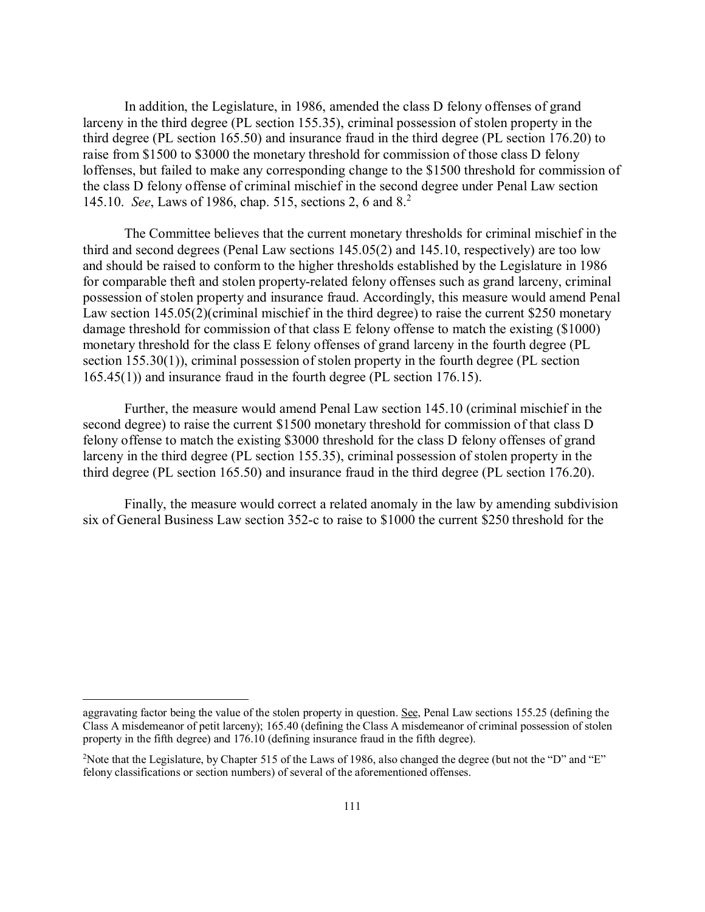In addition, the Legislature, in 1986, amended the class D felony offenses of grand larceny in the third degree (PL section 155.35), criminal possession of stolen property in the third degree (PL section 165.50) and insurance fraud in the third degree (PL section 176.20) to raise from $1500 to $3000 the monetary threshold for commission of those class D felony loffenses, but failed to make any corresponding change to the $1500 threshold for commission of the class D felony offense of criminal mischief in the second degree under Penal Law section 145.10. *See*, Laws of 1986, chap. 515, sections 2, 6 and 8.[2]

The Committee believes that the current monetary thresholds for criminal mischief in the third and second degrees (Penal Law sections 145.05(2) and 145.10, respectively) are too low and should be raised to conform to the higher thresholds established by the Legislature in 1986 for comparable theft and stolen property-related felony offenses such as grand larceny, criminal possession of stolen property and insurance fraud. Accordingly, this measure would amend Penal Law section 145.05(2)(criminal mischief in the third degree) to raise the current $250 monetary damage threshold for commission of that class E felony offense to match the existing ($1000) monetary threshold for the class E felony offenses of grand larceny in the fourth degree (PL section 155.30(1)), criminal possession of stolen property in the fourth degree (PL section 165.45(1)) and insurance fraud in the fourth degree (PL section 176.15).

Further, the measure would amend Penal Law section 145.10 (criminal mischief in the second degree) to raise the current $1500 monetary threshold for commission of that class D felony offense to match the existing $3000 threshold for the class D felony offenses of grand larceny in the third degree (PL section 155.35), criminal possession of stolen property in the third degree (PL section 165.50) and insurance fraud in the third degree (PL section 176.20).

Finally, the measure would correct a related anomaly in the law by amending subdivision six of General Business Law section 352-c to raise to $1000 the current $250 threshold for the

---

aggravating factor being the value of the stolen property in question. See, Penal Law sections 155.25 (defining the Class A misdemeanor of petit larceny); 165.40 (defining the Class A misdemeanor of criminal possession of stolen property in the fifth degree) and 176.10 (defining insurance fraud in the fifth degree).

[2]Note that the Legislature, by Chapter 515 of the Laws of 1986, also changed the degree (but not the "D" and "E" felony classifications or section numbers) of several of the aforementioned offenses.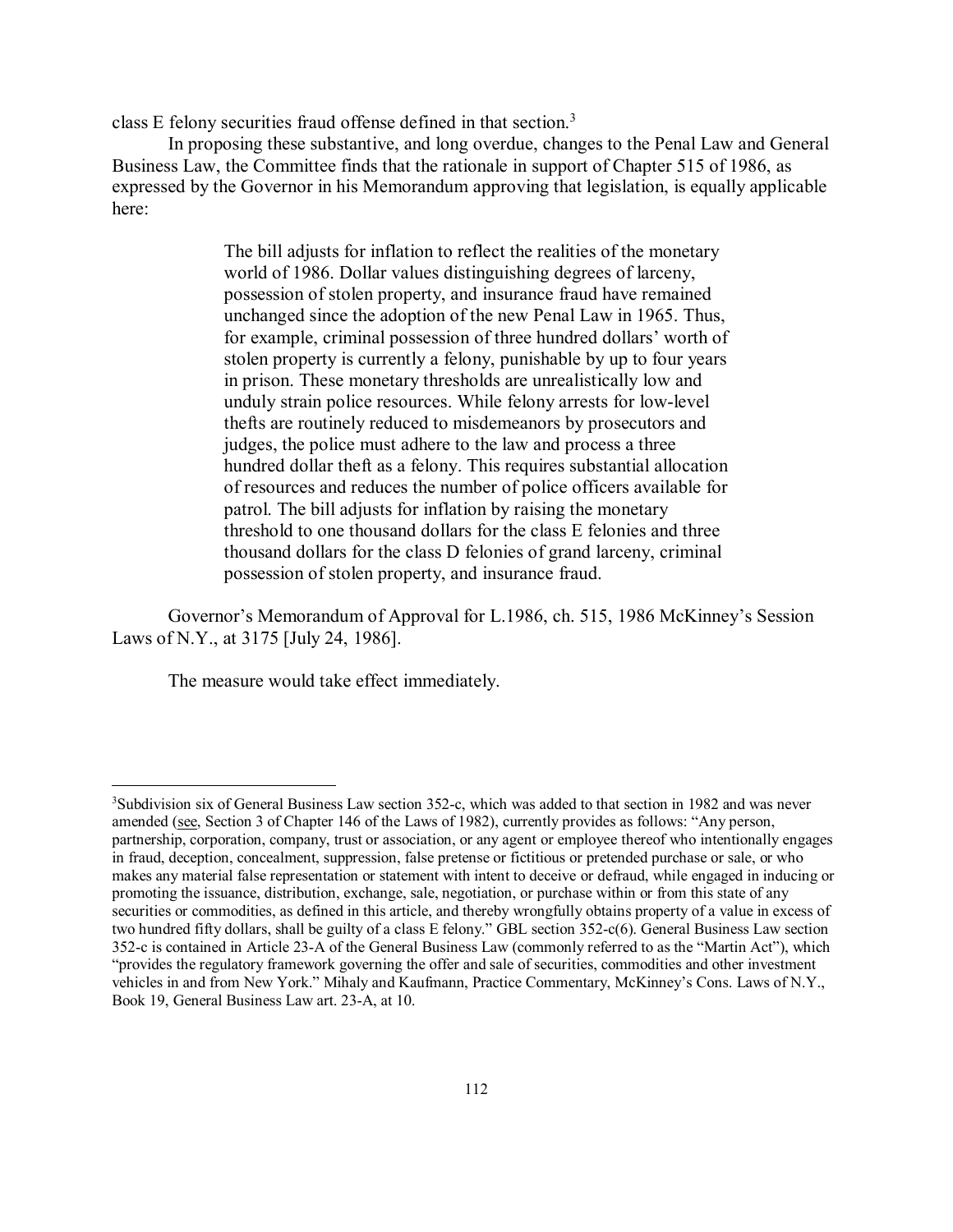class E felony securities fraud offense defined in that section.[3]

In proposing these substantive, and long overdue, changes to the Penal Law and General Business Law, the Committee finds that the rationale in support of Chapter 515 of 1986, as expressed by the Governor in his Memorandum approving that legislation, is equally applicable here:

> The bill adjusts for inflation to reflect the realities of the monetary world of 1986. Dollar values distinguishing degrees of larceny, possession of stolen property, and insurance fraud have remained unchanged since the adoption of the new Penal Law in 1965. Thus, for example, criminal possession of three hundred dollars' worth of stolen property is currently a felony, punishable by up to four years in prison. These monetary thresholds are unrealistically low and unduly strain police resources. While felony arrests for low-level thefts are routinely reduced to misdemeanors by prosecutors and judges, the police must adhere to the law and process a three hundred dollar theft as a felony. This requires substantial allocation of resources and reduces the number of police officers available for patrol. The bill adjusts for inflation by raising the monetary threshold to one thousand dollars for the class E felonies and three thousand dollars for the class D felonies of grand larceny, criminal possession of stolen property, and insurance fraud.

Governor's Memorandum of Approval for L.1986, ch. 515, 1986 McKinney's Session Laws of N.Y., at 3175 [July 24, 1986].

The measure would take effect immediately.

---

[3]Subdivision six of General Business Law section 352-c, which was added to that section in 1982 and was never amended (see, Section 3 of Chapter 146 of the Laws of 1982), currently provides as follows: "Any person, partnership, corporation, company, trust or association, or any agent or employee thereof who intentionally engages in fraud, deception, concealment, suppression, false pretense or fictitious or pretended purchase or sale, or who makes any material false representation or statement with intent to deceive or defraud, while engaged in inducing or promoting the issuance, distribution, exchange, sale, negotiation, or purchase within or from this state of any securities or commodities, as defined in this article, and thereby wrongfully obtains property of a value in excess of two hundred fifty dollars, shall be guilty of a class E felony." GBL section 352-c(6). General Business Law section 352-c is contained in Article 23-A of the General Business Law (commonly referred to as the "Martin Act"), which "provides the regulatory framework governing the offer and sale of securities, commodities and other investment vehicles in and from New York." Mihaly and Kaufmann, Practice Commentary, McKinney's Cons. Laws of N.Y., Book 19, General Business Law art. 23-A, at 10.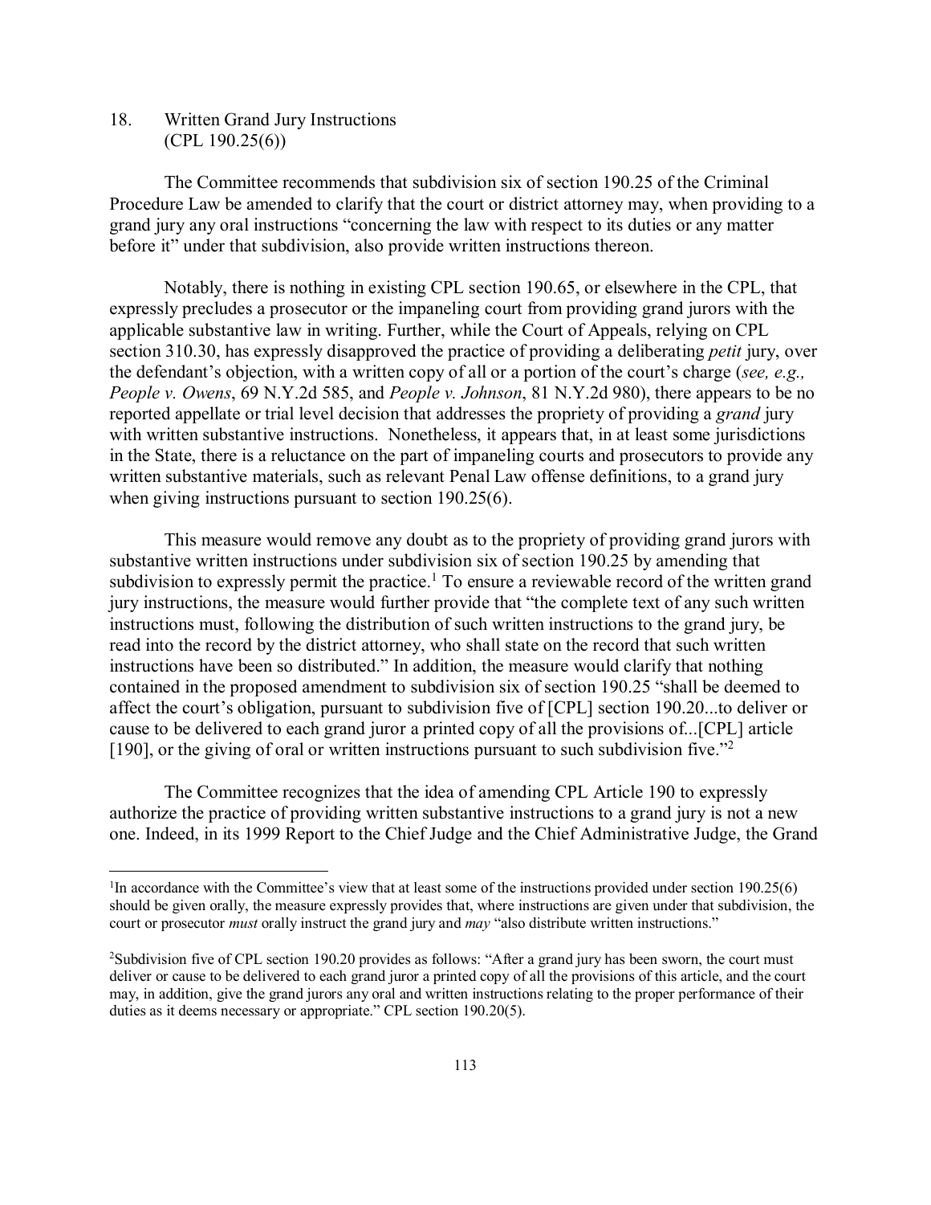## 18. Written Grand Jury Instructions (CPL 190.25(6))

The Committee recommends that subdivision six of section 190.25 of the Criminal Procedure Law be amended to clarify that the court or district attorney may, when providing to a grand jury any oral instructions "concerning the law with respect to its duties or any matter before it" under that subdivision, also provide written instructions thereon.

Notably, there is nothing in existing CPL section 190.65, or elsewhere in the CPL, that expressly precludes a prosecutor or the impaneling court from providing grand jurors with the applicable substantive law in writing. Further, while the Court of Appeals, relying on CPL section 310.30, has expressly disapproved the practice of providing a deliberating *petit* jury, over the defendant's objection, with a written copy of all or a portion of the court's charge (*see, e.g., People v. Owens*, 69 N.Y.2d 585, and *People v. Johnson*, 81 N.Y.2d 980), there appears to be no reported appellate or trial level decision that addresses the propriety of providing a *grand* jury with written substantive instructions. Nonetheless, it appears that, in at least some jurisdictions in the State, there is a reluctance on the part of impaneling courts and prosecutors to provide any written substantive materials, such as relevant Penal Law offense definitions, to a grand jury when giving instructions pursuant to section 190.25(6).

This measure would remove any doubt as to the propriety of providing grand jurors with substantive written instructions under subdivision six of section 190.25 by amending that subdivision to expressly permit the practice.[1] To ensure a reviewable record of the written grand jury instructions, the measure would further provide that "the complete text of any such written instructions must, following the distribution of such written instructions to the grand jury, be read into the record by the district attorney, who shall state on the record that such written instructions have been so distributed." In addition, the measure would clarify that nothing contained in the proposed amendment to subdivision six of section 190.25 "shall be deemed to affect the court's obligation, pursuant to subdivision five of [CPL] section 190.20...to deliver or cause to be delivered to each grand juror a printed copy of all the provisions of...[CPL] article [190], or the giving of oral or written instructions pursuant to such subdivision five."[2]

The Committee recognizes that the idea of amending CPL Article 190 to expressly authorize the practice of providing written substantive instructions to a grand jury is not a new one. Indeed, in its 1999 Report to the Chief Judge and the Chief Administrative Judge, the Grand

---

[1] In accordance with the Committee's view that at least some of the instructions provided under section 190.25(6) should be given orally, the measure expressly provides that, where instructions are given under that subdivision, the court or prosecutor *must* orally instruct the grand jury and *may* "also distribute written instructions."

[2] Subdivision five of CPL section 190.20 provides as follows: "After a grand jury has been sworn, the court must deliver or cause to be delivered to each grand juror a printed copy of all the provisions of this article, and the court may, in addition, give the grand jurors any oral and written instructions relating to the proper performance of their duties as it deems necessary or appropriate." CPL section 190.20(5).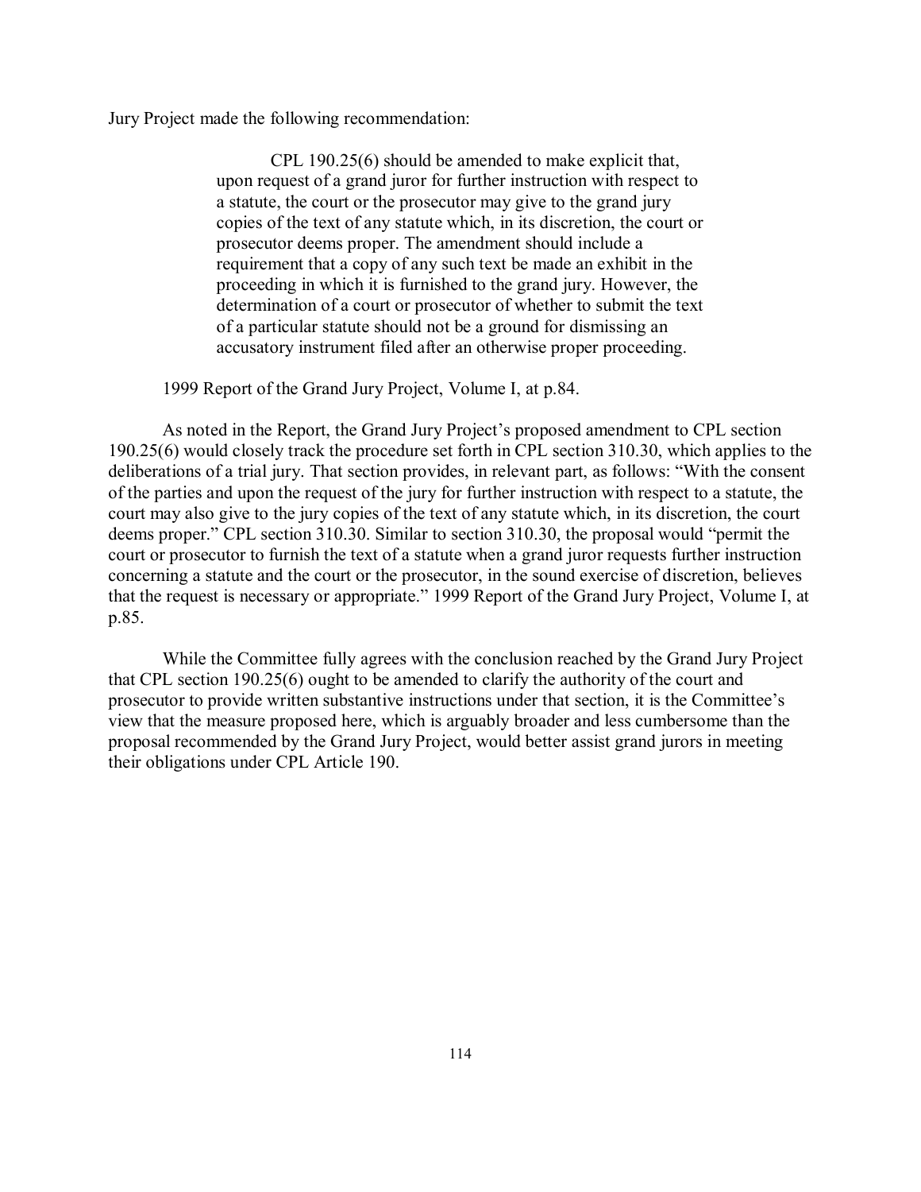Jury Project made the following recommendation:

> CPL 190.25(6) should be amended to make explicit that, upon request of a grand juror for further instruction with respect to a statute, the court or the prosecutor may give to the grand jury copies of the text of any statute which, in its discretion, the court or prosecutor deems proper. The amendment should include a requirement that a copy of any such text be made an exhibit in the proceeding in which it is furnished to the grand jury. However, the determination of a court or prosecutor of whether to submit the text of a particular statute should not be a ground for dismissing an accusatory instrument filed after an otherwise proper proceeding.

1999 Report of the Grand Jury Project, Volume I, at p.84.

As noted in the Report, the Grand Jury Project's proposed amendment to CPL section 190.25(6) would closely track the procedure set forth in CPL section 310.30, which applies to the deliberations of a trial jury. That section provides, in relevant part, as follows: "With the consent of the parties and upon the request of the jury for further instruction with respect to a statute, the court may also give to the jury copies of the text of any statute which, in its discretion, the court deems proper." CPL section 310.30. Similar to section 310.30, the proposal would "permit the court or prosecutor to furnish the text of a statute when a grand juror requests further instruction concerning a statute and the court or the prosecutor, in the sound exercise of discretion, believes that the request is necessary or appropriate." 1999 Report of the Grand Jury Project, Volume I, at p.85.

While the Committee fully agrees with the conclusion reached by the Grand Jury Project that CPL section 190.25(6) ought to be amended to clarify the authority of the court and prosecutor to provide written substantive instructions under that section, it is the Committee's view that the measure proposed here, which is arguably broader and less cumbersome than the proposal recommended by the Grand Jury Project, would better assist grand jurors in meeting their obligations under CPL Article 190.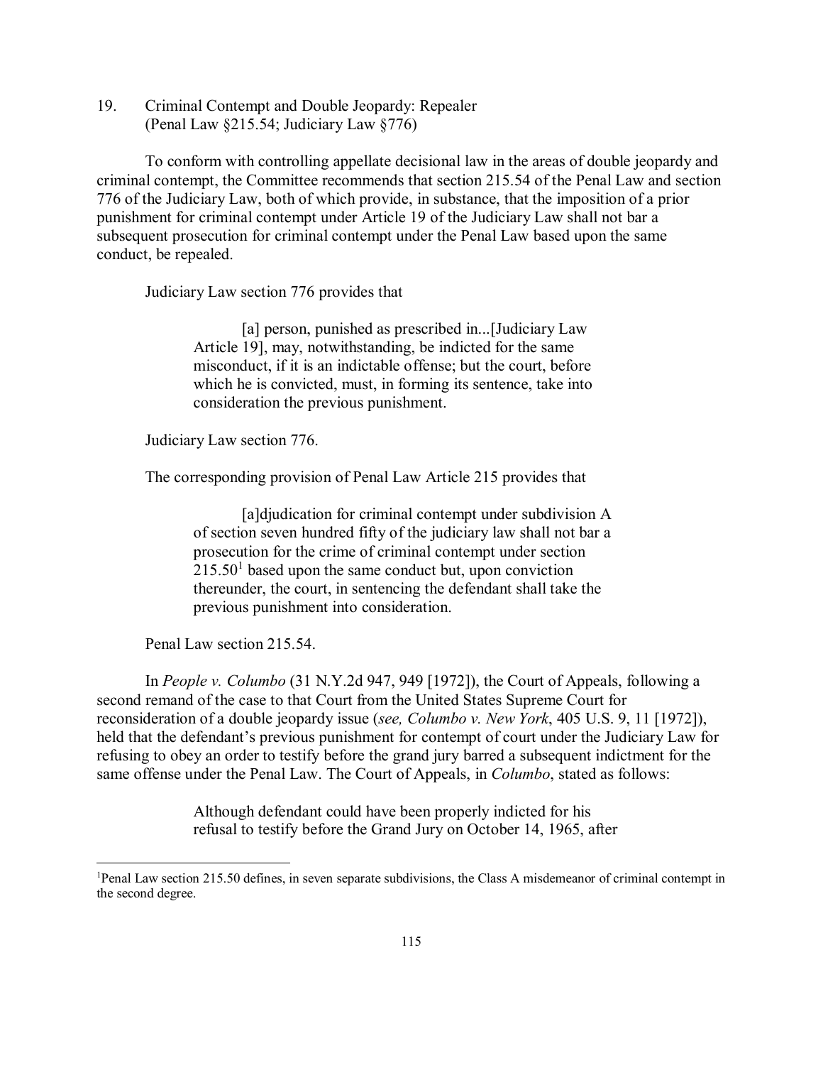19. Criminal Contempt and Double Jeopardy: Repealer
(Penal Law §215.54; Judiciary Law §776)

To conform with controlling appellate decisional law in the areas of double jeopardy and criminal contempt, the Committee recommends that section 215.54 of the Penal Law and section 776 of the Judiciary Law, both of which provide, in substance, that the imposition of a prior punishment for criminal contempt under Article 19 of the Judiciary Law shall not bar a subsequent prosecution for criminal contempt under the Penal Law based upon the same conduct, be repealed.

Judiciary Law section 776 provides that

> [a] person, punished as prescribed in...[Judiciary Law Article 19], may, notwithstanding, be indicted for the same misconduct, if it is an indictable offense; but the court, before which he is convicted, must, in forming its sentence, take into consideration the previous punishment.

Judiciary Law section 776.

The corresponding provision of Penal Law Article 215 provides that

> [a]djudication for criminal contempt under subdivision A of section seven hundred fifty of the judiciary law shall not bar a prosecution for the crime of criminal contempt under section 215.50[1] based upon the same conduct but, upon conviction thereunder, the court, in sentencing the defendant shall take the previous punishment into consideration.

Penal Law section 215.54.

In *People v. Columbo* (31 N.Y.2d 947, 949 [1972]), the Court of Appeals, following a second remand of the case to that Court from the United States Supreme Court for reconsideration of a double jeopardy issue (*see, Columbo v. New York*, 405 U.S. 9, 11 [1972]), held that the defendant's previous punishment for contempt of court under the Judiciary Law for refusing to obey an order to testify before the grand jury barred a subsequent indictment for the same offense under the Penal Law. The Court of Appeals, in *Columbo*, stated as follows:

> Although defendant could have been properly indicted for his refusal to testify before the Grand Jury on October 14, 1965, after

[1] Penal Law section 215.50 defines, in seven separate subdivisions, the Class A misdemeanor of criminal contempt in the second degree.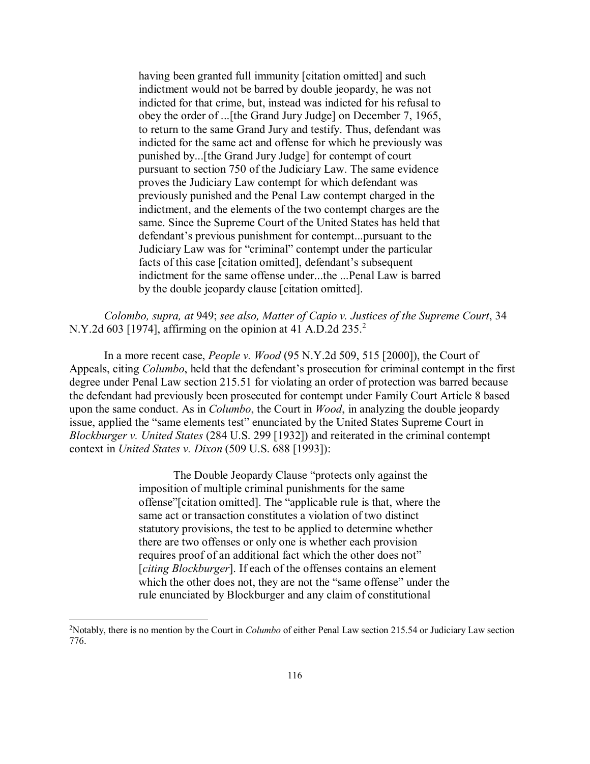> having been granted full immunity [citation omitted] and such indictment would not be barred by double jeopardy, he was not indicted for that crime, but, instead was indicted for his refusal to obey the order of ...[the Grand Jury Judge] on December 7, 1965, to return to the same Grand Jury and testify. Thus, defendant was indicted for the same act and offense for which he previously was punished by...[the Grand Jury Judge] for contempt of court pursuant to section 750 of the Judiciary Law. The same evidence proves the Judiciary Law contempt for which defendant was previously punished and the Penal Law contempt charged in the indictment, and the elements of the two contempt charges are the same. Since the Supreme Court of the United States has held that defendant's previous punishment for contempt...pursuant to the Judiciary Law was for "criminal" contempt under the particular facts of this case [citation omitted], defendant's subsequent indictment for the same offense under...the ...Penal Law is barred by the double jeopardy clause [citation omitted].

*Colombo, supra, at* 949; *see also, Matter of Capio v. Justices of the Supreme Court*, 34 N.Y.2d 603 [1974], affirming on the opinion at 41 A.D.2d 235.[2]

In a more recent case, *People v. Wood* (95 N.Y.2d 509, 515 [2000]), the Court of Appeals, citing *Columbo*, held that the defendant's prosecution for criminal contempt in the first degree under Penal Law section 215.51 for violating an order of protection was barred because the defendant had previously been prosecuted for contempt under Family Court Article 8 based upon the same conduct. As in *Columbo*, the Court in *Wood*, in analyzing the double jeopardy issue, applied the "same elements test" enunciated by the United States Supreme Court in *Blockburger v. United States* (284 U.S. 299 [1932]) and reiterated in the criminal contempt context in *United States v. Dixon* (509 U.S. 688 [1993]):

> The Double Jeopardy Clause "protects only against the imposition of multiple criminal punishments for the same offense"[citation omitted]. The "applicable rule is that, where the same act or transaction constitutes a violation of two distinct statutory provisions, the test to be applied to determine whether there are two offenses or only one is whether each provision requires proof of an additional fact which the other does not" [*citing Blockburger*]. If each of the offenses contains an element which the other does not, they are not the "same offense" under the rule enunciated by Blockburger and any claim of constitutional

[2]Notably, there is no mention by the Court in *Columbo* of either Penal Law section 215.54 or Judiciary Law section 776.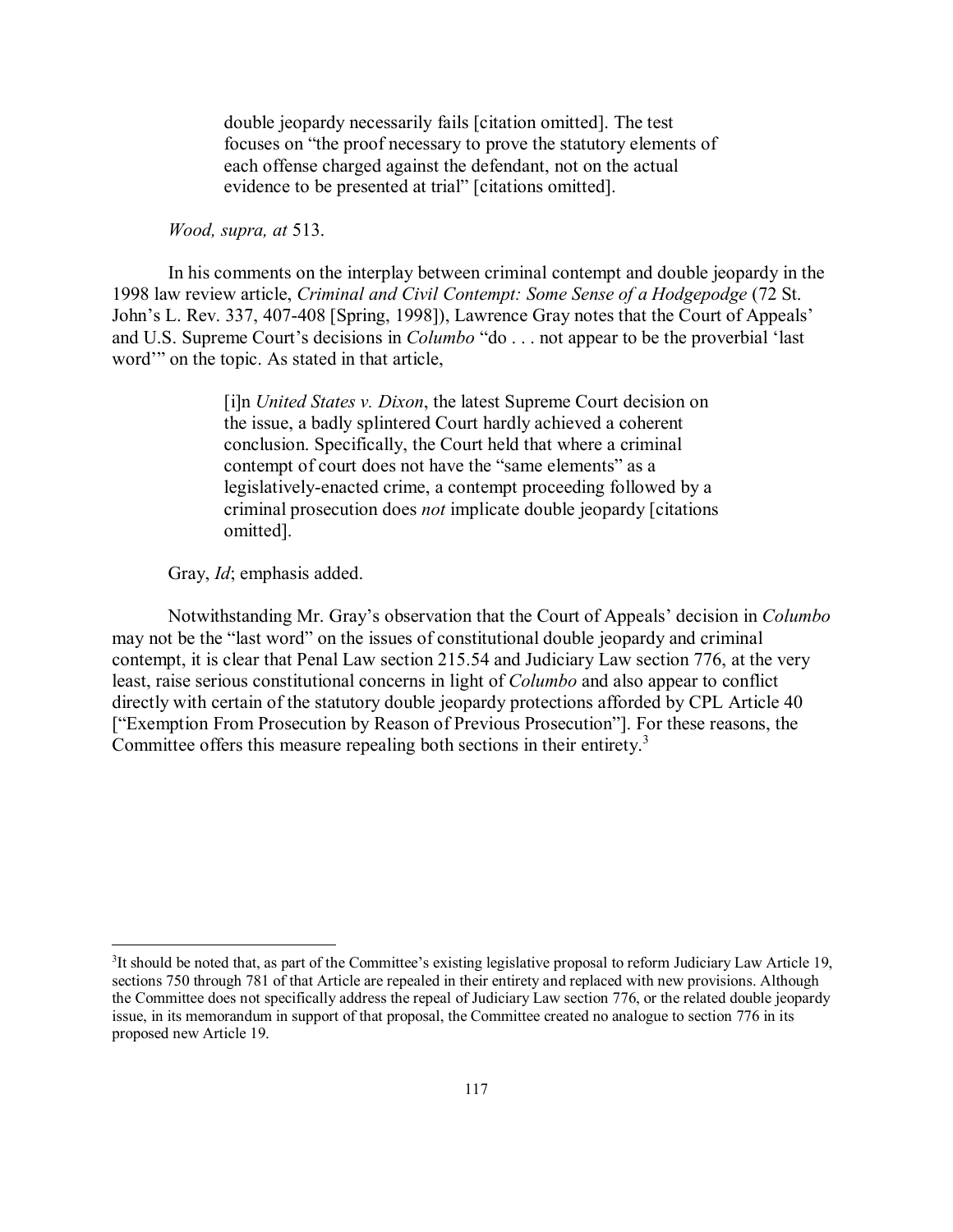> double jeopardy necessarily fails [citation omitted]. The test focuses on "the proof necessary to prove the statutory elements of each offense charged against the defendant, not on the actual evidence to be presented at trial" [citations omitted].

*Wood, supra, at* 513.

In his comments on the interplay between criminal contempt and double jeopardy in the 1998 law review article, *Criminal and Civil Contempt: Some Sense of a Hodgepodge* (72 St. John's L. Rev. 337, 407-408 [Spring, 1998]), Lawrence Gray notes that the Court of Appeals' and U.S. Supreme Court's decisions in *Columbo* "do . . . not appear to be the proverbial 'last word'" on the topic. As stated in that article,

> [i]n *United States v. Dixon*, the latest Supreme Court decision on the issue, a badly splintered Court hardly achieved a coherent conclusion. Specifically, the Court held that where a criminal contempt of court does not have the "same elements" as a legislatively-enacted crime, a contempt proceeding followed by a criminal prosecution does *not* implicate double jeopardy [citations omitted].

Gray, *Id*; emphasis added.

Notwithstanding Mr. Gray's observation that the Court of Appeals' decision in *Columbo* may not be the "last word" on the issues of constitutional double jeopardy and criminal contempt, it is clear that Penal Law section 215.54 and Judiciary Law section 776, at the very least, raise serious constitutional concerns in light of *Columbo* and also appear to conflict directly with certain of the statutory double jeopardy protections afforded by CPL Article 40 ["Exemption From Prosecution by Reason of Previous Prosecution"]. For these reasons, the Committee offers this measure repealing both sections in their entirety.[3]

---

[3]It should be noted that, as part of the Committee's existing legislative proposal to reform Judiciary Law Article 19, sections 750 through 781 of that Article are repealed in their entirety and replaced with new provisions. Although the Committee does not specifically address the repeal of Judiciary Law section 776, or the related double jeopardy issue, in its memorandum in support of that proposal, the Committee created no analogue to section 776 in its proposed new Article 19.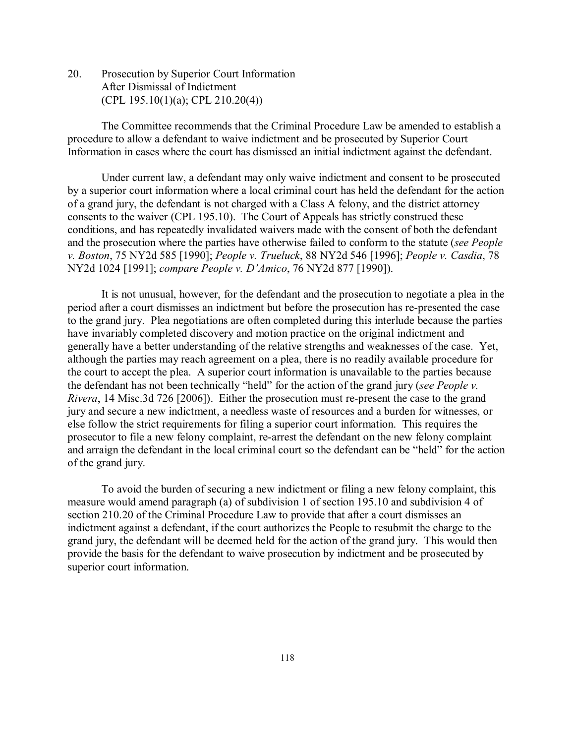## 20. Prosecution by Superior Court Information After Dismissal of Indictment (CPL 195.10(1)(a); CPL 210.20(4))

The Committee recommends that the Criminal Procedure Law be amended to establish a procedure to allow a defendant to waive indictment and be prosecuted by Superior Court Information in cases where the court has dismissed an initial indictment against the defendant.

Under current law, a defendant may only waive indictment and consent to be prosecuted by a superior court information where a local criminal court has held the defendant for the action of a grand jury, the defendant is not charged with a Class A felony, and the district attorney consents to the waiver (CPL 195.10). The Court of Appeals has strictly construed these conditions, and has repeatedly invalidated waivers made with the consent of both the defendant and the prosecution where the parties have otherwise failed to conform to the statute (*see People v. Boston*, 75 NY2d 585 [1990]; *People v. Trueluck*, 88 NY2d 546 [1996]; *People v. Casdia*, 78 NY2d 1024 [1991]; *compare People v. D'Amico*, 76 NY2d 877 [1990]).

It is not unusual, however, for the defendant and the prosecution to negotiate a plea in the period after a court dismisses an indictment but before the prosecution has re-presented the case to the grand jury. Plea negotiations are often completed during this interlude because the parties have invariably completed discovery and motion practice on the original indictment and generally have a better understanding of the relative strengths and weaknesses of the case. Yet, although the parties may reach agreement on a plea, there is no readily available procedure for the court to accept the plea. A superior court information is unavailable to the parties because the defendant has not been technically "held" for the action of the grand jury (*see People v. Rivera*, 14 Misc.3d 726 [2006]). Either the prosecution must re-present the case to the grand jury and secure a new indictment, a needless waste of resources and a burden for witnesses, or else follow the strict requirements for filing a superior court information. This requires the prosecutor to file a new felony complaint, re-arrest the defendant on the new felony complaint and arraign the defendant in the local criminal court so the defendant can be "held" for the action of the grand jury.

To avoid the burden of securing a new indictment or filing a new felony complaint, this measure would amend paragraph (a) of subdivision 1 of section 195.10 and subdivision 4 of section 210.20 of the Criminal Procedure Law to provide that after a court dismisses an indictment against a defendant, if the court authorizes the People to resubmit the charge to the grand jury, the defendant will be deemed held for the action of the grand jury. This would then provide the basis for the defendant to waive prosecution by indictment and be prosecuted by superior court information.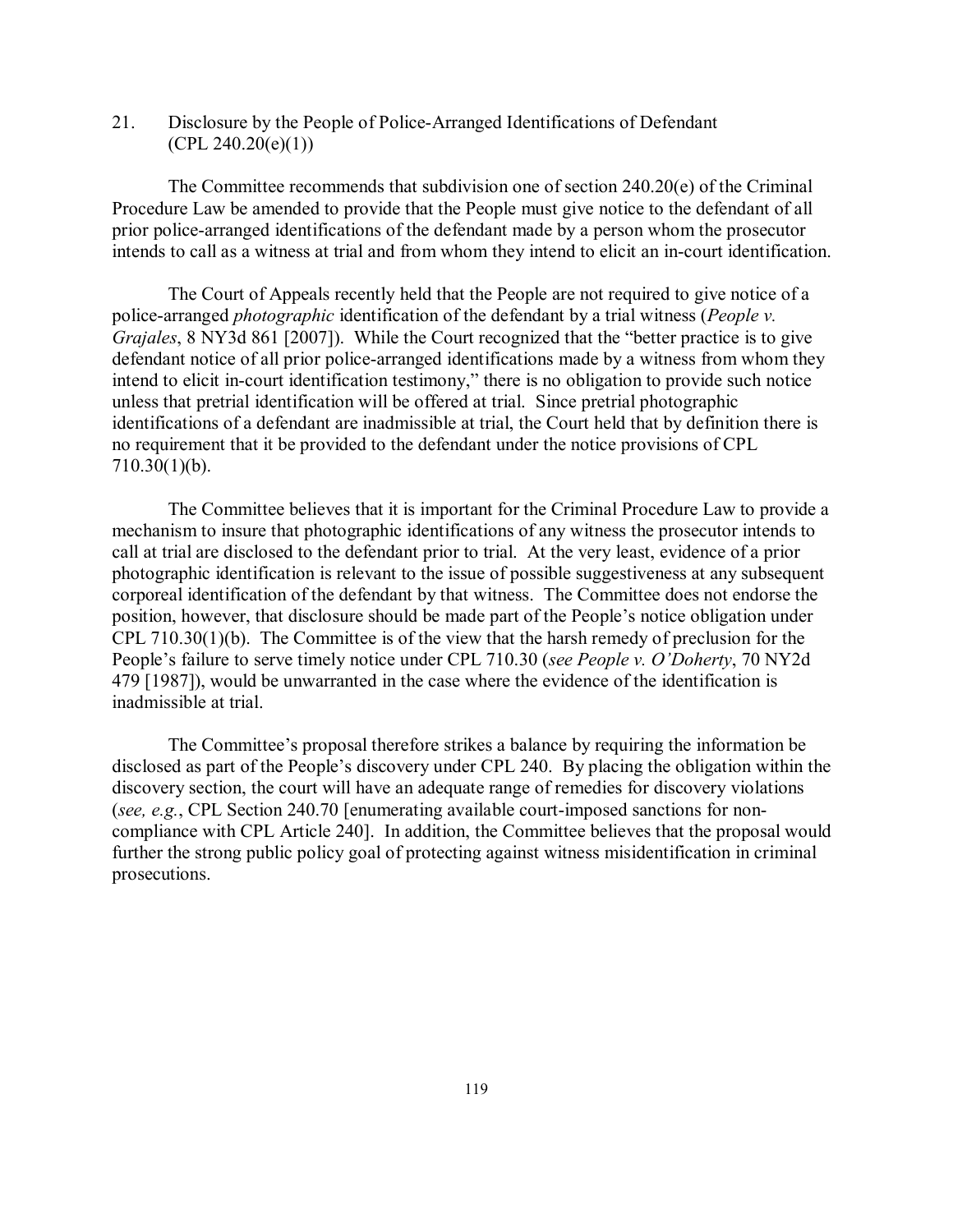## 21. Disclosure by the People of Police-Arranged Identifications of Defendant (CPL 240.20(e)(1))

The Committee recommends that subdivision one of section 240.20(e) of the Criminal Procedure Law be amended to provide that the People must give notice to the defendant of all prior police-arranged identifications of the defendant made by a person whom the prosecutor intends to call as a witness at trial and from whom they intend to elicit an in-court identification.

The Court of Appeals recently held that the People are not required to give notice of a police-arranged *photographic* identification of the defendant by a trial witness (*People v. Grajales*, 8 NY3d 861 [2007]). While the Court recognized that the "better practice is to give defendant notice of all prior police-arranged identifications made by a witness from whom they intend to elicit in-court identification testimony," there is no obligation to provide such notice unless that pretrial identification will be offered at trial. Since pretrial photographic identifications of a defendant are inadmissible at trial, the Court held that by definition there is no requirement that it be provided to the defendant under the notice provisions of CPL 710.30(1)(b).

The Committee believes that it is important for the Criminal Procedure Law to provide a mechanism to insure that photographic identifications of any witness the prosecutor intends to call at trial are disclosed to the defendant prior to trial. At the very least, evidence of a prior photographic identification is relevant to the issue of possible suggestiveness at any subsequent corporeal identification of the defendant by that witness. The Committee does not endorse the position, however, that disclosure should be made part of the People's notice obligation under CPL 710.30(1)(b). The Committee is of the view that the harsh remedy of preclusion for the People's failure to serve timely notice under CPL 710.30 (*see People v. O'Doherty*, 70 NY2d 479 [1987]), would be unwarranted in the case where the evidence of the identification is inadmissible at trial.

The Committee's proposal therefore strikes a balance by requiring the information be disclosed as part of the People's discovery under CPL 240. By placing the obligation within the discovery section, the court will have an adequate range of remedies for discovery violations (*see, e.g.*, CPL Section 240.70 [enumerating available court-imposed sanctions for non-compliance with CPL Article 240]. In addition, the Committee believes that the proposal would further the strong public policy goal of protecting against witness misidentification in criminal prosecutions.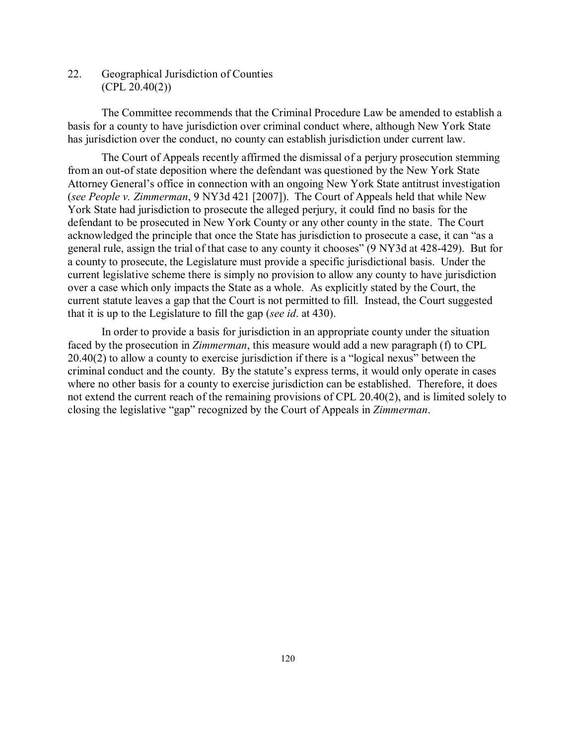## 22. Geographical Jurisdiction of Counties (CPL 20.40(2))

The Committee recommends that the Criminal Procedure Law be amended to establish a basis for a county to have jurisdiction over criminal conduct where, although New York State has jurisdiction over the conduct, no county can establish jurisdiction under current law.

The Court of Appeals recently affirmed the dismissal of a perjury prosecution stemming from an out-of state deposition where the defendant was questioned by the New York State Attorney General's office in connection with an ongoing New York State antitrust investigation (*see People v. Zimmerman*, 9 NY3d 421 [2007]). The Court of Appeals held that while New York State had jurisdiction to prosecute the alleged perjury, it could find no basis for the defendant to be prosecuted in New York County or any other county in the state. The Court acknowledged the principle that once the State has jurisdiction to prosecute a case, it can "as a general rule, assign the trial of that case to any county it chooses" (9 NY3d at 428-429). But for a county to prosecute, the Legislature must provide a specific jurisdictional basis. Under the current legislative scheme there is simply no provision to allow any county to have jurisdiction over a case which only impacts the State as a whole. As explicitly stated by the Court, the current statute leaves a gap that the Court is not permitted to fill. Instead, the Court suggested that it is up to the Legislature to fill the gap (*see id*. at 430).

In order to provide a basis for jurisdiction in an appropriate county under the situation faced by the prosecution in *Zimmerman*, this measure would add a new paragraph (f) to CPL 20.40(2) to allow a county to exercise jurisdiction if there is a "logical nexus" between the criminal conduct and the county. By the statute's express terms, it would only operate in cases where no other basis for a county to exercise jurisdiction can be established. Therefore, it does not extend the current reach of the remaining provisions of CPL 20.40(2), and is limited solely to closing the legislative "gap" recognized by the Court of Appeals in *Zimmerman*.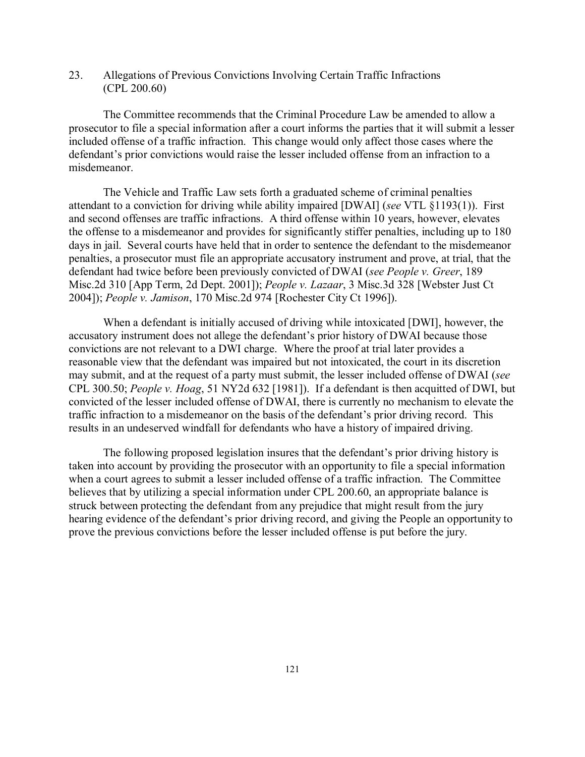## 23. Allegations of Previous Convictions Involving Certain Traffic Infractions (CPL 200.60)

The Committee recommends that the Criminal Procedure Law be amended to allow a prosecutor to file a special information after a court informs the parties that it will submit a lesser included offense of a traffic infraction. This change would only affect those cases where the defendant's prior convictions would raise the lesser included offense from an infraction to a misdemeanor.

The Vehicle and Traffic Law sets forth a graduated scheme of criminal penalties attendant to a conviction for driving while ability impaired [DWAI] (*see* VTL §1193(1)). First and second offenses are traffic infractions. A third offense within 10 years, however, elevates the offense to a misdemeanor and provides for significantly stiffer penalties, including up to 180 days in jail. Several courts have held that in order to sentence the defendant to the misdemeanor penalties, a prosecutor must file an appropriate accusatory instrument and prove, at trial, that the defendant had twice before been previously convicted of DWAI (*see People v. Greer*, 189 Misc.2d 310 [App Term, 2d Dept. 2001]); *People v. Lazaar*, 3 Misc.3d 328 [Webster Just Ct 2004]); *People v. Jamison*, 170 Misc.2d 974 [Rochester City Ct 1996]).

When a defendant is initially accused of driving while intoxicated [DWI], however, the accusatory instrument does not allege the defendant's prior history of DWAI because those convictions are not relevant to a DWI charge. Where the proof at trial later provides a reasonable view that the defendant was impaired but not intoxicated, the court in its discretion may submit, and at the request of a party must submit, the lesser included offense of DWAI (*see* CPL 300.50; *People v. Hoag*, 51 NY2d 632 [1981]). If a defendant is then acquitted of DWI, but convicted of the lesser included offense of DWAI, there is currently no mechanism to elevate the traffic infraction to a misdemeanor on the basis of the defendant's prior driving record. This results in an undeserved windfall for defendants who have a history of impaired driving.

The following proposed legislation insures that the defendant's prior driving history is taken into account by providing the prosecutor with an opportunity to file a special information when a court agrees to submit a lesser included offense of a traffic infraction. The Committee believes that by utilizing a special information under CPL 200.60, an appropriate balance is struck between protecting the defendant from any prejudice that might result from the jury hearing evidence of the defendant's prior driving record, and giving the People an opportunity to prove the previous convictions before the lesser included offense is put before the jury.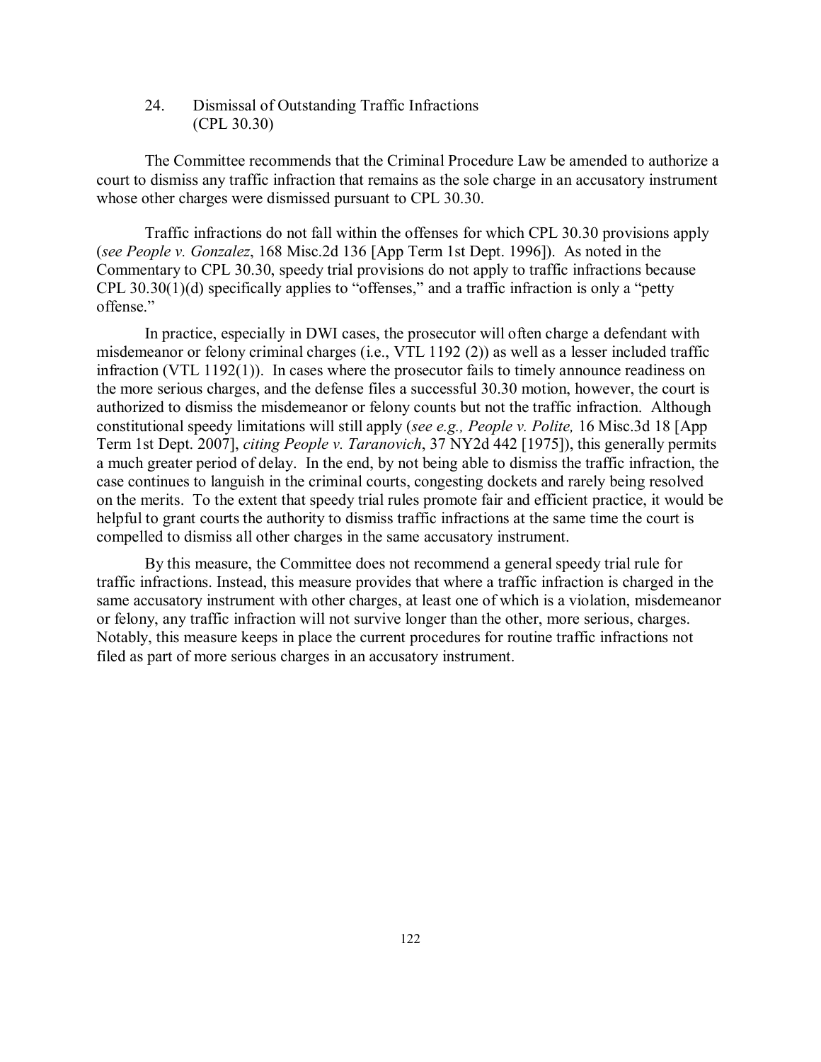## 24. Dismissal of Outstanding Traffic Infractions (CPL 30.30)

The Committee recommends that the Criminal Procedure Law be amended to authorize a court to dismiss any traffic infraction that remains as the sole charge in an accusatory instrument whose other charges were dismissed pursuant to CPL 30.30.

Traffic infractions do not fall within the offenses for which CPL 30.30 provisions apply (*see People v. Gonzalez*, 168 Misc.2d 136 [App Term 1st Dept. 1996]). As noted in the Commentary to CPL 30.30, speedy trial provisions do not apply to traffic infractions because CPL 30.30(1)(d) specifically applies to "offenses," and a traffic infraction is only a "petty offense."

In practice, especially in DWI cases, the prosecutor will often charge a defendant with misdemeanor or felony criminal charges (i.e., VTL 1192 (2)) as well as a lesser included traffic infraction (VTL 1192(1)). In cases where the prosecutor fails to timely announce readiness on the more serious charges, and the defense files a successful 30.30 motion, however, the court is authorized to dismiss the misdemeanor or felony counts but not the traffic infraction. Although constitutional speedy limitations will still apply (*see e.g., People v. Polite,* 16 Misc.3d 18 [App Term 1st Dept. 2007], *citing People v. Taranovich*, 37 NY2d 442 [1975]), this generally permits a much greater period of delay. In the end, by not being able to dismiss the traffic infraction, the case continues to languish in the criminal courts, congesting dockets and rarely being resolved on the merits. To the extent that speedy trial rules promote fair and efficient practice, it would be helpful to grant courts the authority to dismiss traffic infractions at the same time the court is compelled to dismiss all other charges in the same accusatory instrument.

By this measure, the Committee does not recommend a general speedy trial rule for traffic infractions. Instead, this measure provides that where a traffic infraction is charged in the same accusatory instrument with other charges, at least one of which is a violation, misdemeanor or felony, any traffic infraction will not survive longer than the other, more serious, charges. Notably, this measure keeps in place the current procedures for routine traffic infractions not filed as part of more serious charges in an accusatory instrument.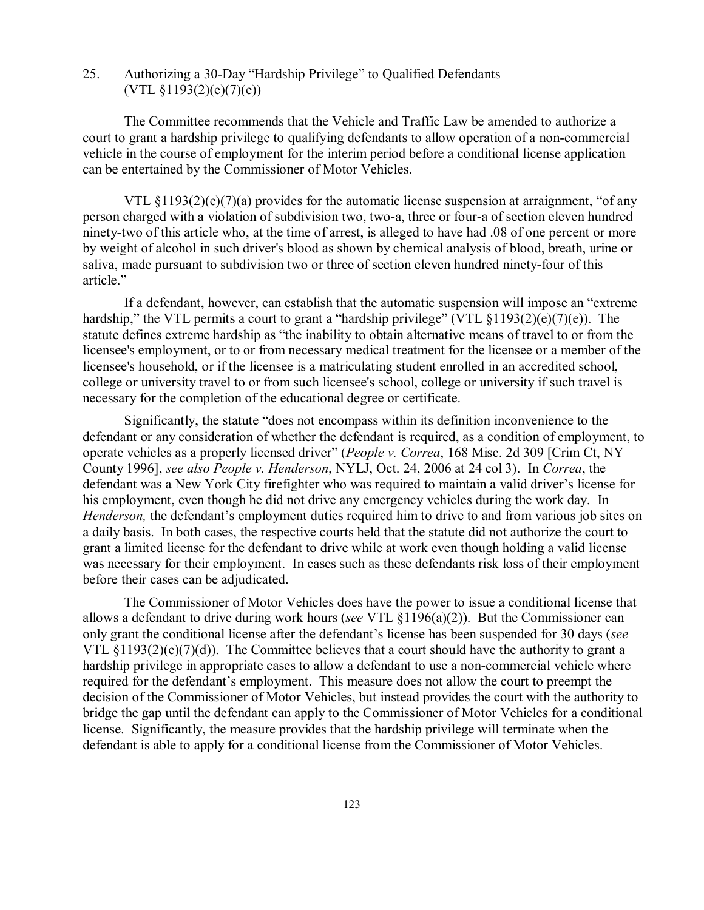## 25. Authorizing a 30-Day "Hardship Privilege" to Qualified Defendants (VTL §1193(2)(e)(7)(e))

The Committee recommends that the Vehicle and Traffic Law be amended to authorize a court to grant a hardship privilege to qualifying defendants to allow operation of a non-commercial vehicle in the course of employment for the interim period before a conditional license application can be entertained by the Commissioner of Motor Vehicles.

VTL §1193(2)(e)(7)(a) provides for the automatic license suspension at arraignment, "of any person charged with a violation of subdivision two, two-a, three or four-a of section eleven hundred ninety-two of this article who, at the time of arrest, is alleged to have had .08 of one percent or more by weight of alcohol in such driver's blood as shown by chemical analysis of blood, breath, urine or saliva, made pursuant to subdivision two or three of section eleven hundred ninety-four of this article."

If a defendant, however, can establish that the automatic suspension will impose an "extreme hardship," the VTL permits a court to grant a "hardship privilege" (VTL §1193(2)(e)(7)(e)). The statute defines extreme hardship as "the inability to obtain alternative means of travel to or from the licensee's employment, or to or from necessary medical treatment for the licensee or a member of the licensee's household, or if the licensee is a matriculating student enrolled in an accredited school, college or university travel to or from such licensee's school, college or university if such travel is necessary for the completion of the educational degree or certificate.

Significantly, the statute "does not encompass within its definition inconvenience to the defendant or any consideration of whether the defendant is required, as a condition of employment, to operate vehicles as a properly licensed driver" (*People v. Correa*, 168 Misc. 2d 309 [Crim Ct, NY County 1996], *see also People v. Henderson*, NYLJ, Oct. 24, 2006 at 24 col 3). In *Correa*, the defendant was a New York City firefighter who was required to maintain a valid driver's license for his employment, even though he did not drive any emergency vehicles during the work day. In *Henderson,* the defendant's employment duties required him to drive to and from various job sites on a daily basis. In both cases, the respective courts held that the statute did not authorize the court to grant a limited license for the defendant to drive while at work even though holding a valid license was necessary for their employment. In cases such as these defendants risk loss of their employment before their cases can be adjudicated.

The Commissioner of Motor Vehicles does have the power to issue a conditional license that allows a defendant to drive during work hours (*see* VTL §1196(a)(2)). But the Commissioner can only grant the conditional license after the defendant's license has been suspended for 30 days (*see* VTL §1193(2)(e)(7)(d)). The Committee believes that a court should have the authority to grant a hardship privilege in appropriate cases to allow a defendant to use a non-commercial vehicle where required for the defendant's employment. This measure does not allow the court to preempt the decision of the Commissioner of Motor Vehicles, but instead provides the court with the authority to bridge the gap until the defendant can apply to the Commissioner of Motor Vehicles for a conditional license. Significantly, the measure provides that the hardship privilege will terminate when the defendant is able to apply for a conditional license from the Commissioner of Motor Vehicles.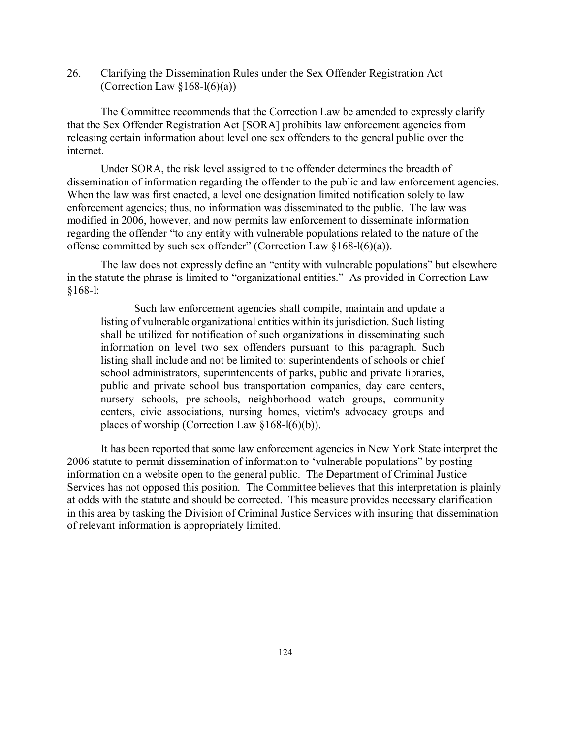## 26. Clarifying the Dissemination Rules under the Sex Offender Registration Act (Correction Law §168-l(6)(a))

The Committee recommends that the Correction Law be amended to expressly clarify that the Sex Offender Registration Act [SORA] prohibits law enforcement agencies from releasing certain information about level one sex offenders to the general public over the internet.

Under SORA, the risk level assigned to the offender determines the breadth of dissemination of information regarding the offender to the public and law enforcement agencies. When the law was first enacted, a level one designation limited notification solely to law enforcement agencies; thus, no information was disseminated to the public. The law was modified in 2006, however, and now permits law enforcement to disseminate information regarding the offender "to any entity with vulnerable populations related to the nature of the offense committed by such sex offender" (Correction Law §168-l(6)(a)).

The law does not expressly define an "entity with vulnerable populations" but elsewhere in the statute the phrase is limited to "organizational entities." As provided in Correction Law §168-l:

> Such law enforcement agencies shall compile, maintain and update a listing of vulnerable organizational entities within its jurisdiction. Such listing shall be utilized for notification of such organizations in disseminating such information on level two sex offenders pursuant to this paragraph. Such listing shall include and not be limited to: superintendents of schools or chief school administrators, superintendents of parks, public and private libraries, public and private school bus transportation companies, day care centers, nursery schools, pre-schools, neighborhood watch groups, community centers, civic associations, nursing homes, victim's advocacy groups and places of worship (Correction Law §168-l(6)(b)).

It has been reported that some law enforcement agencies in New York State interpret the 2006 statute to permit dissemination of information to 'vulnerable populations" by posting information on a website open to the general public. The Department of Criminal Justice Services has not opposed this position. The Committee believes that this interpretation is plainly at odds with the statute and should be corrected. This measure provides necessary clarification in this area by tasking the Division of Criminal Justice Services with insuring that dissemination of relevant information is appropriately limited.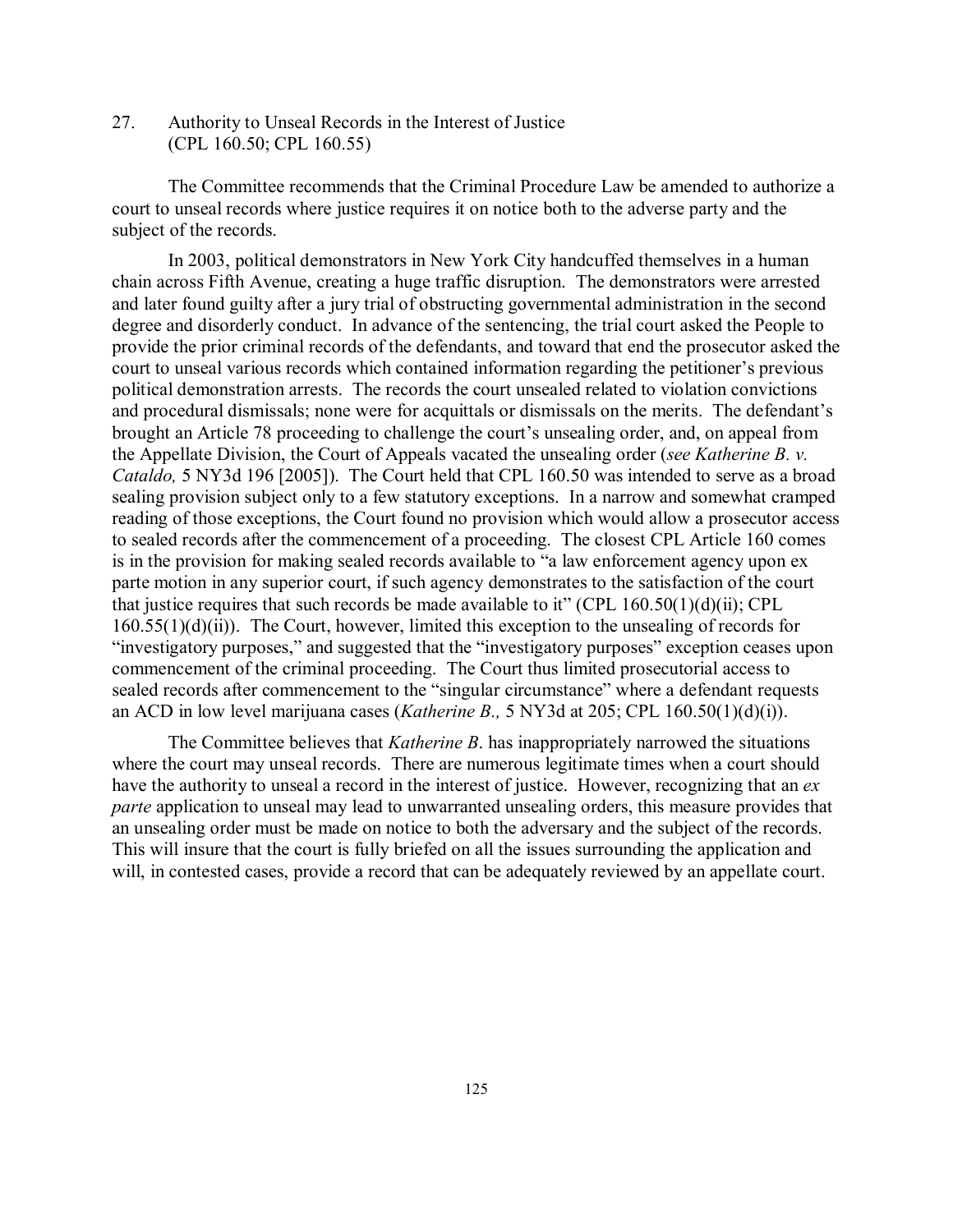## 27. Authority to Unseal Records in the Interest of Justice (CPL 160.50; CPL 160.55)

The Committee recommends that the Criminal Procedure Law be amended to authorize a court to unseal records where justice requires it on notice both to the adverse party and the subject of the records.

In 2003, political demonstrators in New York City handcuffed themselves in a human chain across Fifth Avenue, creating a huge traffic disruption. The demonstrators were arrested and later found guilty after a jury trial of obstructing governmental administration in the second degree and disorderly conduct. In advance of the sentencing, the trial court asked the People to provide the prior criminal records of the defendants, and toward that end the prosecutor asked the court to unseal various records which contained information regarding the petitioner's previous political demonstration arrests. The records the court unsealed related to violation convictions and procedural dismissals; none were for acquittals or dismissals on the merits. The defendant's brought an Article 78 proceeding to challenge the court's unsealing order, and, on appeal from the Appellate Division, the Court of Appeals vacated the unsealing order (*see Katherine B. v. Cataldo,* 5 NY3d 196 [2005]). The Court held that CPL 160.50 was intended to serve as a broad sealing provision subject only to a few statutory exceptions. In a narrow and somewhat cramped reading of those exceptions, the Court found no provision which would allow a prosecutor access to sealed records after the commencement of a proceeding. The closest CPL Article 160 comes is in the provision for making sealed records available to "a law enforcement agency upon ex parte motion in any superior court, if such agency demonstrates to the satisfaction of the court that justice requires that such records be made available to it" (CPL 160.50(1)(d)(ii); CPL 160.55(1)(d)(ii)). The Court, however, limited this exception to the unsealing of records for "investigatory purposes," and suggested that the "investigatory purposes" exception ceases upon commencement of the criminal proceeding. The Court thus limited prosecutorial access to sealed records after commencement to the "singular circumstance" where a defendant requests an ACD in low level marijuana cases (*Katherine B.,* 5 NY3d at 205; CPL 160.50(1)(d)(i)).

The Committee believes that *Katherine B*. has inappropriately narrowed the situations where the court may unseal records. There are numerous legitimate times when a court should have the authority to unseal a record in the interest of justice. However, recognizing that an *ex parte* application to unseal may lead to unwarranted unsealing orders, this measure provides that an unsealing order must be made on notice to both the adversary and the subject of the records. This will insure that the court is fully briefed on all the issues surrounding the application and will, in contested cases, provide a record that can be adequately reviewed by an appellate court.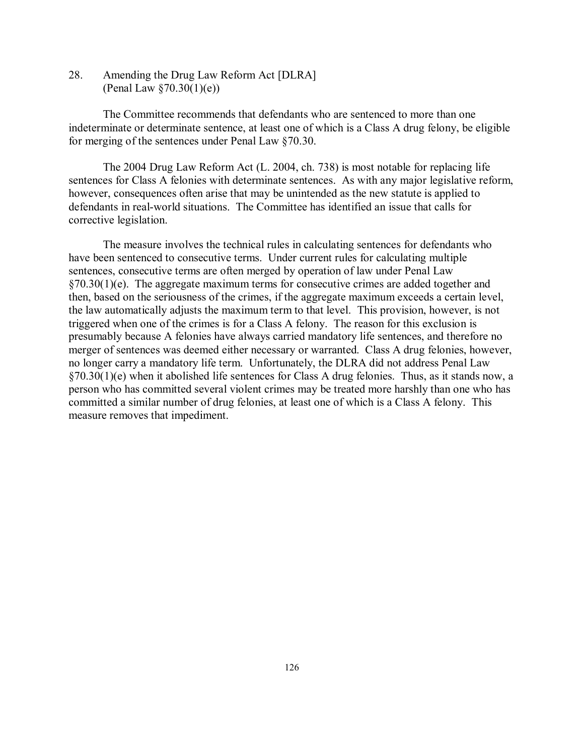## 28. Amending the Drug Law Reform Act [DLRA] (Penal Law §70.30(1)(e))

The Committee recommends that defendants who are sentenced to more than one indeterminate or determinate sentence, at least one of which is a Class A drug felony, be eligible for merging of the sentences under Penal Law §70.30.

The 2004 Drug Law Reform Act (L. 2004, ch. 738) is most notable for replacing life sentences for Class A felonies with determinate sentences. As with any major legislative reform, however, consequences often arise that may be unintended as the new statute is applied to defendants in real-world situations. The Committee has identified an issue that calls for corrective legislation.

The measure involves the technical rules in calculating sentences for defendants who have been sentenced to consecutive terms. Under current rules for calculating multiple sentences, consecutive terms are often merged by operation of law under Penal Law §70.30(1)(e). The aggregate maximum terms for consecutive crimes are added together and then, based on the seriousness of the crimes, if the aggregate maximum exceeds a certain level, the law automatically adjusts the maximum term to that level. This provision, however, is not triggered when one of the crimes is for a Class A felony. The reason for this exclusion is presumably because A felonies have always carried mandatory life sentences, and therefore no merger of sentences was deemed either necessary or warranted. Class A drug felonies, however, no longer carry a mandatory life term. Unfortunately, the DLRA did not address Penal Law §70.30(1)(e) when it abolished life sentences for Class A drug felonies. Thus, as it stands now, a person who has committed several violent crimes may be treated more harshly than one who has committed a similar number of drug felonies, at least one of which is a Class A felony. This measure removes that impediment.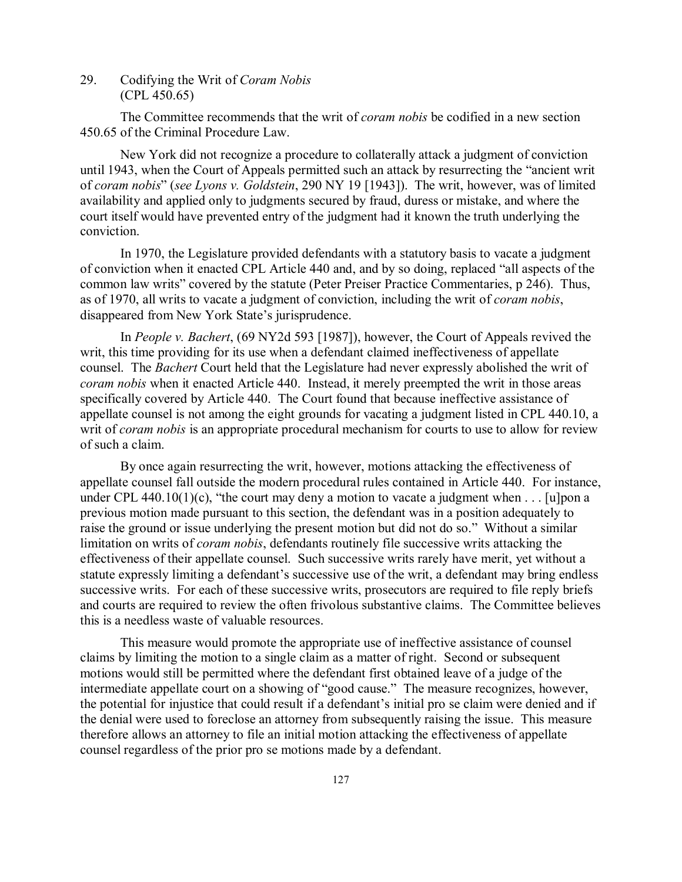## 29. Codifying the Writ of *Coram Nobis* (CPL 450.65)

The Committee recommends that the writ of *coram nobis* be codified in a new section 450.65 of the Criminal Procedure Law.

New York did not recognize a procedure to collaterally attack a judgment of conviction until 1943, when the Court of Appeals permitted such an attack by resurrecting the "ancient writ of *coram nobis*" (*see Lyons v. Goldstein*, 290 NY 19 [1943]). The writ, however, was of limited availability and applied only to judgments secured by fraud, duress or mistake, and where the court itself would have prevented entry of the judgment had it known the truth underlying the conviction.

In 1970, the Legislature provided defendants with a statutory basis to vacate a judgment of conviction when it enacted CPL Article 440 and, and by so doing, replaced "all aspects of the common law writs" covered by the statute (Peter Preiser Practice Commentaries, p 246). Thus, as of 1970, all writs to vacate a judgment of conviction, including the writ of *coram nobis*, disappeared from New York State's jurisprudence.

In *People v. Bachert*, (69 NY2d 593 [1987]), however, the Court of Appeals revived the writ, this time providing for its use when a defendant claimed ineffectiveness of appellate counsel. The *Bachert* Court held that the Legislature had never expressly abolished the writ of *coram nobis* when it enacted Article 440. Instead, it merely preempted the writ in those areas specifically covered by Article 440. The Court found that because ineffective assistance of appellate counsel is not among the eight grounds for vacating a judgment listed in CPL 440.10, a writ of *coram nobis* is an appropriate procedural mechanism for courts to use to allow for review of such a claim.

By once again resurrecting the writ, however, motions attacking the effectiveness of appellate counsel fall outside the modern procedural rules contained in Article 440. For instance, under CPL 440.10(1)(c), "the court may deny a motion to vacate a judgment when . . . [u]pon a previous motion made pursuant to this section, the defendant was in a position adequately to raise the ground or issue underlying the present motion but did not do so." Without a similar limitation on writs of *coram nobis*, defendants routinely file successive writs attacking the effectiveness of their appellate counsel. Such successive writs rarely have merit, yet without a statute expressly limiting a defendant's successive use of the writ, a defendant may bring endless successive writs. For each of these successive writs, prosecutors are required to file reply briefs and courts are required to review the often frivolous substantive claims. The Committee believes this is a needless waste of valuable resources.

This measure would promote the appropriate use of ineffective assistance of counsel claims by limiting the motion to a single claim as a matter of right. Second or subsequent motions would still be permitted where the defendant first obtained leave of a judge of the intermediate appellate court on a showing of "good cause." The measure recognizes, however, the potential for injustice that could result if a defendant's initial pro se claim were denied and if the denial were used to foreclose an attorney from subsequently raising the issue. This measure therefore allows an attorney to file an initial motion attacking the effectiveness of appellate counsel regardless of the prior pro se motions made by a defendant.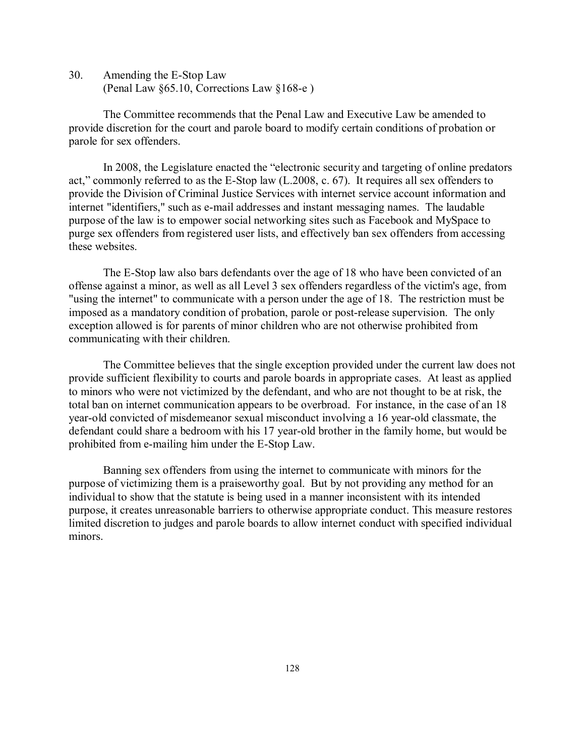## 30. Amending the E-Stop Law
(Penal Law §65.10, Corrections Law §168-e )

The Committee recommends that the Penal Law and Executive Law be amended to provide discretion for the court and parole board to modify certain conditions of probation or parole for sex offenders.

In 2008, the Legislature enacted the "electronic security and targeting of online predators act," commonly referred to as the E-Stop law (L.2008, c. 67). It requires all sex offenders to provide the Division of Criminal Justice Services with internet service account information and internet "identifiers," such as e-mail addresses and instant messaging names. The laudable purpose of the law is to empower social networking sites such as Facebook and MySpace to purge sex offenders from registered user lists, and effectively ban sex offenders from accessing these websites.

The E-Stop law also bars defendants over the age of 18 who have been convicted of an offense against a minor, as well as all Level 3 sex offenders regardless of the victim's age, from "using the internet" to communicate with a person under the age of 18. The restriction must be imposed as a mandatory condition of probation, parole or post-release supervision. The only exception allowed is for parents of minor children who are not otherwise prohibited from communicating with their children.

The Committee believes that the single exception provided under the current law does not provide sufficient flexibility to courts and parole boards in appropriate cases. At least as applied to minors who were not victimized by the defendant, and who are not thought to be at risk, the total ban on internet communication appears to be overbroad. For instance, in the case of an 18 year-old convicted of misdemeanor sexual misconduct involving a 16 year-old classmate, the defendant could share a bedroom with his 17 year-old brother in the family home, but would be prohibited from e-mailing him under the E-Stop Law.

Banning sex offenders from using the internet to communicate with minors for the purpose of victimizing them is a praiseworthy goal. But by not providing any method for an individual to show that the statute is being used in a manner inconsistent with its intended purpose, it creates unreasonable barriers to otherwise appropriate conduct. This measure restores limited discretion to judges and parole boards to allow internet conduct with specified individual minors.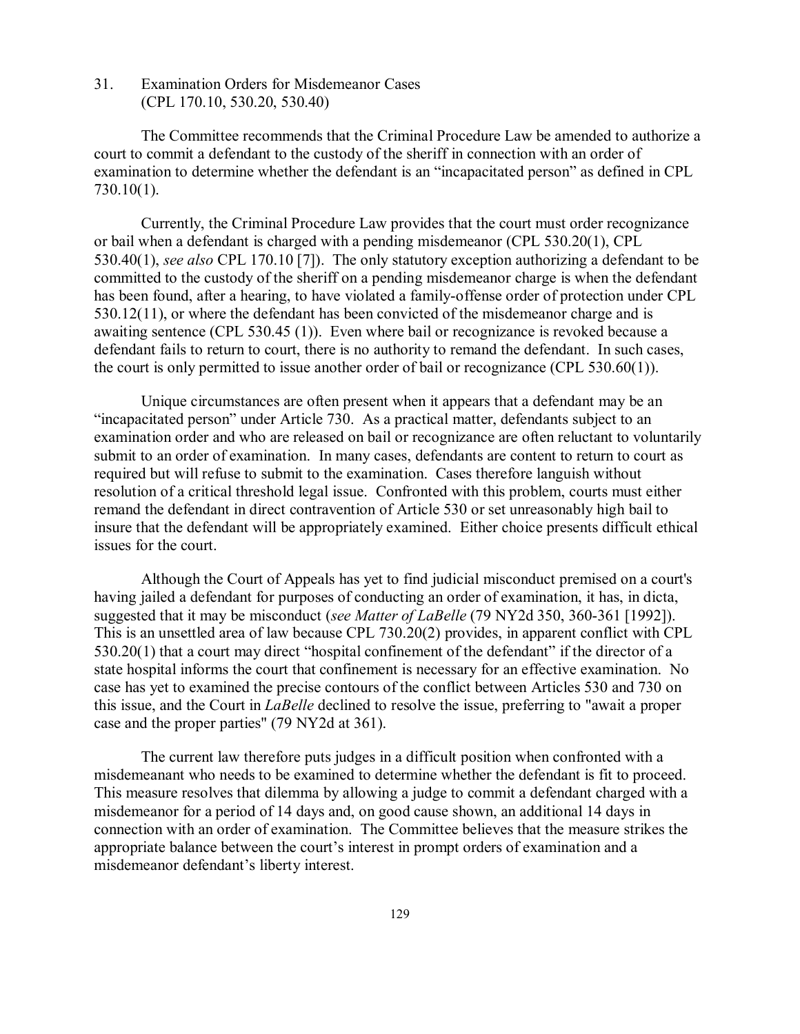## 31. Examination Orders for Misdemeanor Cases (CPL 170.10, 530.20, 530.40)

The Committee recommends that the Criminal Procedure Law be amended to authorize a court to commit a defendant to the custody of the sheriff in connection with an order of examination to determine whether the defendant is an "incapacitated person" as defined in CPL 730.10(1).

Currently, the Criminal Procedure Law provides that the court must order recognizance or bail when a defendant is charged with a pending misdemeanor (CPL 530.20(1), CPL 530.40(1), *see also* CPL 170.10 [7]). The only statutory exception authorizing a defendant to be committed to the custody of the sheriff on a pending misdemeanor charge is when the defendant has been found, after a hearing, to have violated a family-offense order of protection under CPL 530.12(11), or where the defendant has been convicted of the misdemeanor charge and is awaiting sentence (CPL 530.45 (1)). Even where bail or recognizance is revoked because a defendant fails to return to court, there is no authority to remand the defendant. In such cases, the court is only permitted to issue another order of bail or recognizance (CPL 530.60(1)).

Unique circumstances are often present when it appears that a defendant may be an "incapacitated person" under Article 730. As a practical matter, defendants subject to an examination order and who are released on bail or recognizance are often reluctant to voluntarily submit to an order of examination. In many cases, defendants are content to return to court as required but will refuse to submit to the examination. Cases therefore languish without resolution of a critical threshold legal issue. Confronted with this problem, courts must either remand the defendant in direct contravention of Article 530 or set unreasonably high bail to insure that the defendant will be appropriately examined. Either choice presents difficult ethical issues for the court.

Although the Court of Appeals has yet to find judicial misconduct premised on a court's having jailed a defendant for purposes of conducting an order of examination, it has, in dicta, suggested that it may be misconduct (*see Matter of LaBelle* (79 NY2d 350, 360-361 [1992]). This is an unsettled area of law because CPL 730.20(2) provides, in apparent conflict with CPL 530.20(1) that a court may direct "hospital confinement of the defendant" if the director of a state hospital informs the court that confinement is necessary for an effective examination. No case has yet to examined the precise contours of the conflict between Articles 530 and 730 on this issue, and the Court in *LaBelle* declined to resolve the issue, preferring to "await a proper case and the proper parties" (79 NY2d at 361).

The current law therefore puts judges in a difficult position when confronted with a misdemeanant who needs to be examined to determine whether the defendant is fit to proceed. This measure resolves that dilemma by allowing a judge to commit a defendant charged with a misdemeanor for a period of 14 days and, on good cause shown, an additional 14 days in connection with an order of examination. The Committee believes that the measure strikes the appropriate balance between the court's interest in prompt orders of examination and a misdemeanor defendant's liberty interest.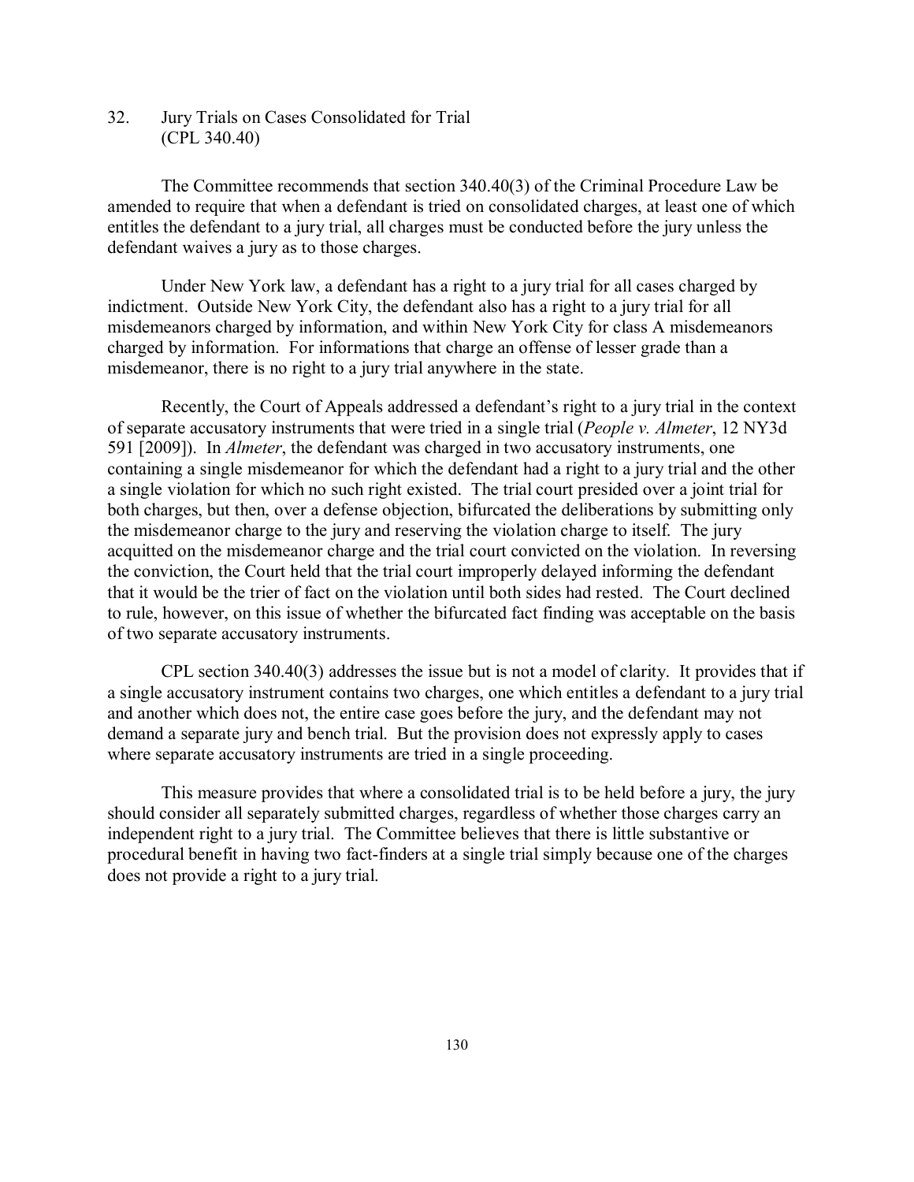## 32. Jury Trials on Cases Consolidated for Trial (CPL 340.40)

The Committee recommends that section 340.40(3) of the Criminal Procedure Law be amended to require that when a defendant is tried on consolidated charges, at least one of which entitles the defendant to a jury trial, all charges must be conducted before the jury unless the defendant waives a jury as to those charges.

Under New York law, a defendant has a right to a jury trial for all cases charged by indictment. Outside New York City, the defendant also has a right to a jury trial for all misdemeanors charged by information, and within New York City for class A misdemeanors charged by information. For informations that charge an offense of lesser grade than a misdemeanor, there is no right to a jury trial anywhere in the state.

Recently, the Court of Appeals addressed a defendant's right to a jury trial in the context of separate accusatory instruments that were tried in a single trial (*People v. Almeter*, 12 NY3d 591 [2009]). In *Almeter*, the defendant was charged in two accusatory instruments, one containing a single misdemeanor for which the defendant had a right to a jury trial and the other a single violation for which no such right existed. The trial court presided over a joint trial for both charges, but then, over a defense objection, bifurcated the deliberations by submitting only the misdemeanor charge to the jury and reserving the violation charge to itself. The jury acquitted on the misdemeanor charge and the trial court convicted on the violation. In reversing the conviction, the Court held that the trial court improperly delayed informing the defendant that it would be the trier of fact on the violation until both sides had rested. The Court declined to rule, however, on this issue of whether the bifurcated fact finding was acceptable on the basis of two separate accusatory instruments.

CPL section 340.40(3) addresses the issue but is not a model of clarity. It provides that if a single accusatory instrument contains two charges, one which entitles a defendant to a jury trial and another which does not, the entire case goes before the jury, and the defendant may not demand a separate jury and bench trial. But the provision does not expressly apply to cases where separate accusatory instruments are tried in a single proceeding.

This measure provides that where a consolidated trial is to be held before a jury, the jury should consider all separately submitted charges, regardless of whether those charges carry an independent right to a jury trial. The Committee believes that there is little substantive or procedural benefit in having two fact-finders at a single trial simply because one of the charges does not provide a right to a jury trial.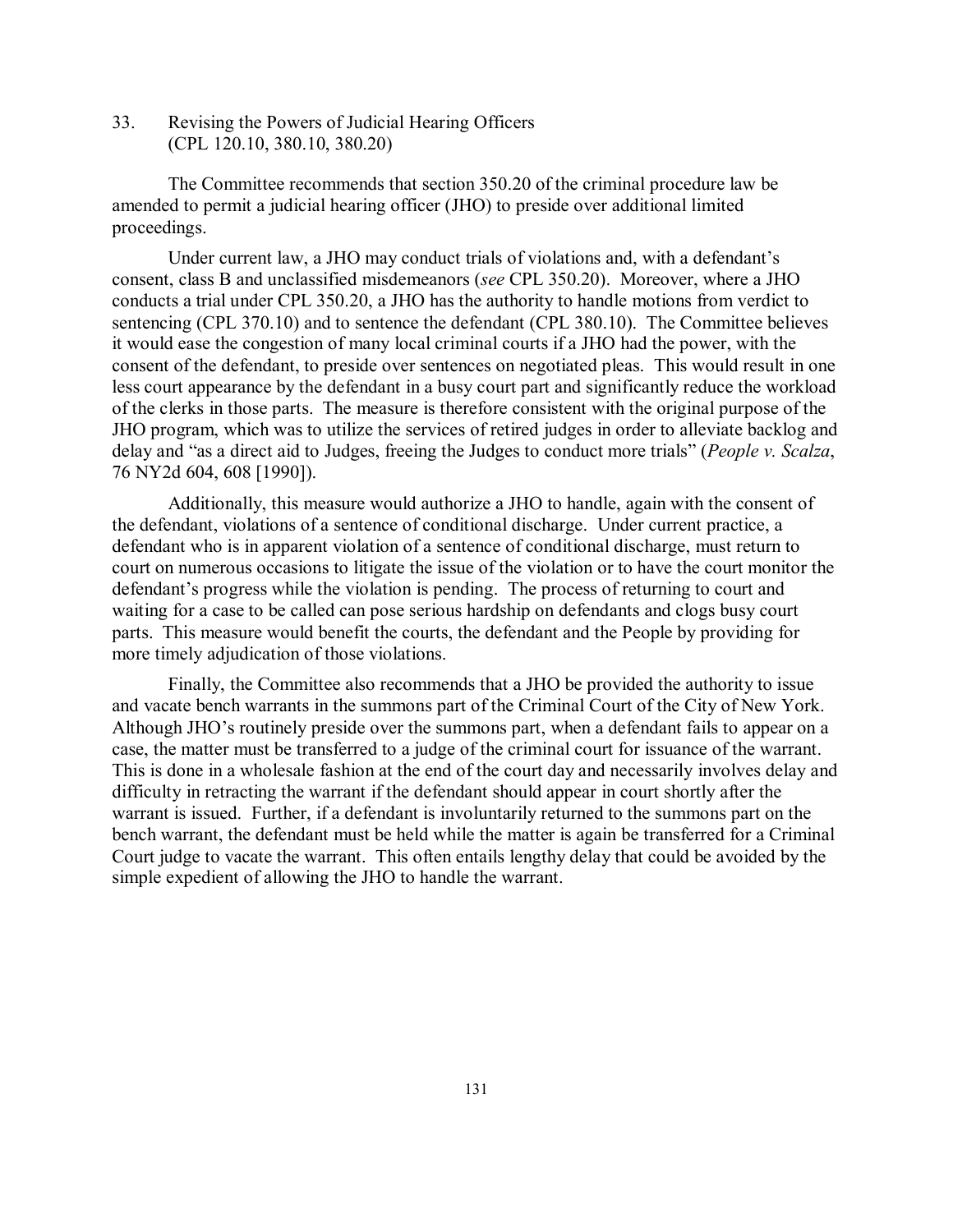## 33. Revising the Powers of Judicial Hearing Officers (CPL 120.10, 380.10, 380.20)

The Committee recommends that section 350.20 of the criminal procedure law be amended to permit a judicial hearing officer (JHO) to preside over additional limited proceedings.

Under current law, a JHO may conduct trials of violations and, with a defendant's consent, class B and unclassified misdemeanors (*see* CPL 350.20). Moreover, where a JHO conducts a trial under CPL 350.20, a JHO has the authority to handle motions from verdict to sentencing (CPL 370.10) and to sentence the defendant (CPL 380.10). The Committee believes it would ease the congestion of many local criminal courts if a JHO had the power, with the consent of the defendant, to preside over sentences on negotiated pleas. This would result in one less court appearance by the defendant in a busy court part and significantly reduce the workload of the clerks in those parts. The measure is therefore consistent with the original purpose of the JHO program, which was to utilize the services of retired judges in order to alleviate backlog and delay and "as a direct aid to Judges, freeing the Judges to conduct more trials" (*People v. Scalza*, 76 NY2d 604, 608 [1990]).

Additionally, this measure would authorize a JHO to handle, again with the consent of the defendant, violations of a sentence of conditional discharge. Under current practice, a defendant who is in apparent violation of a sentence of conditional discharge, must return to court on numerous occasions to litigate the issue of the violation or to have the court monitor the defendant's progress while the violation is pending. The process of returning to court and waiting for a case to be called can pose serious hardship on defendants and clogs busy court parts. This measure would benefit the courts, the defendant and the People by providing for more timely adjudication of those violations.

Finally, the Committee also recommends that a JHO be provided the authority to issue and vacate bench warrants in the summons part of the Criminal Court of the City of New York. Although JHO's routinely preside over the summons part, when a defendant fails to appear on a case, the matter must be transferred to a judge of the criminal court for issuance of the warrant. This is done in a wholesale fashion at the end of the court day and necessarily involves delay and difficulty in retracting the warrant if the defendant should appear in court shortly after the warrant is issued. Further, if a defendant is involuntarily returned to the summons part on the bench warrant, the defendant must be held while the matter is again be transferred for a Criminal Court judge to vacate the warrant. This often entails lengthy delay that could be avoided by the simple expedient of allowing the JHO to handle the warrant.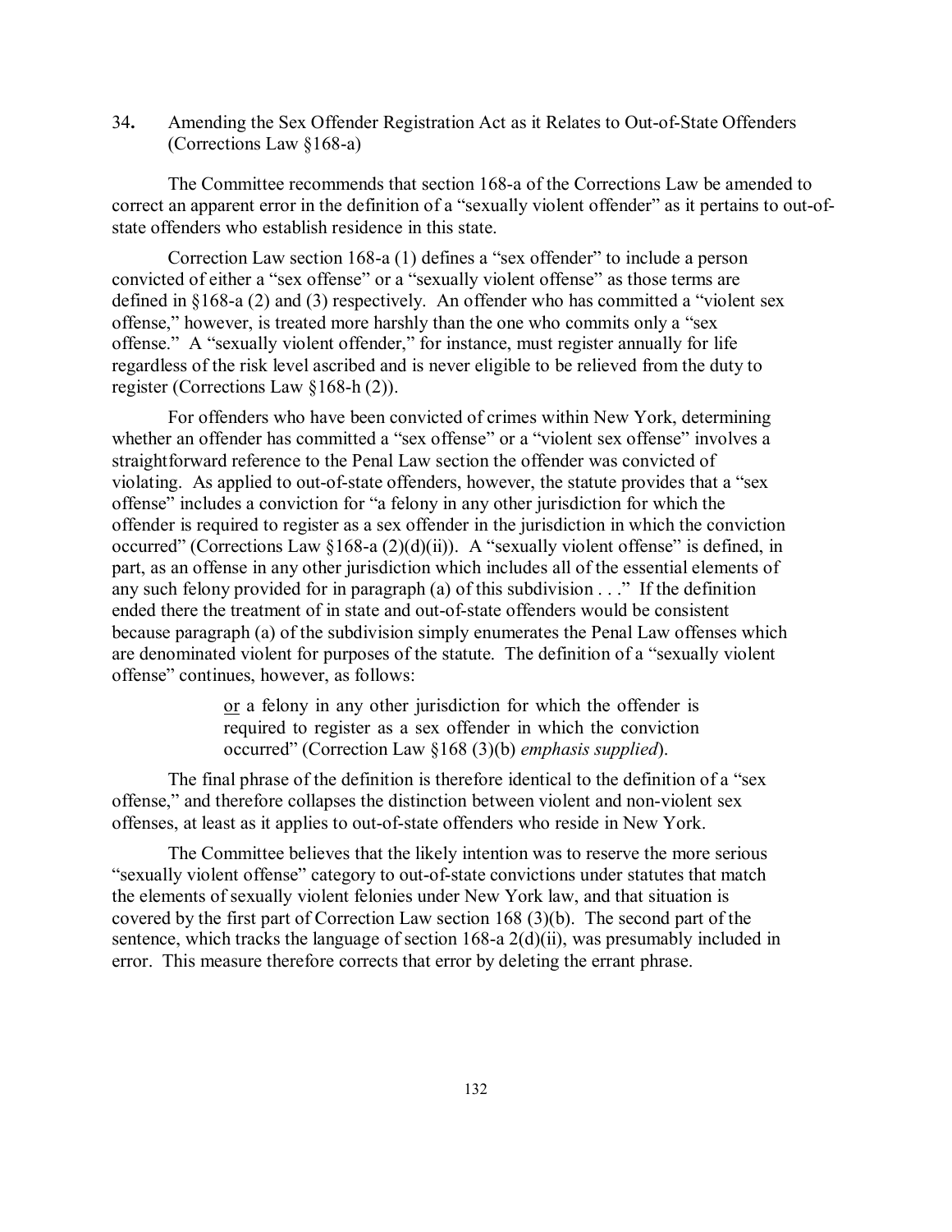34**.** Amending the Sex Offender Registration Act as it Relates to Out-of-State Offenders (Corrections Law §168-a)

The Committee recommends that section 168-a of the Corrections Law be amended to correct an apparent error in the definition of a "sexually violent offender" as it pertains to out-of-state offenders who establish residence in this state.

Correction Law section 168-a (1) defines a "sex offender" to include a person convicted of either a "sex offense" or a "sexually violent offense" as those terms are defined in §168-a (2) and (3) respectively. An offender who has committed a "violent sex offense," however, is treated more harshly than the one who commits only a "sex offense." A "sexually violent offender," for instance, must register annually for life regardless of the risk level ascribed and is never eligible to be relieved from the duty to register (Corrections Law §168-h (2)).

For offenders who have been convicted of crimes within New York, determining whether an offender has committed a "sex offense" or a "violent sex offense" involves a straightforward reference to the Penal Law section the offender was convicted of violating. As applied to out-of-state offenders, however, the statute provides that a "sex offense" includes a conviction for "a felony in any other jurisdiction for which the offender is required to register as a sex offender in the jurisdiction in which the conviction occurred" (Corrections Law §168-a (2)(d)(ii)). A "sexually violent offense" is defined, in part, as an offense in any other jurisdiction which includes all of the essential elements of any such felony provided for in paragraph (a) of this subdivision . . ." If the definition ended there the treatment of in state and out-of-state offenders would be consistent because paragraph (a) of the subdivision simply enumerates the Penal Law offenses which are denominated violent for purposes of the statute. The definition of a "sexually violent offense" continues, however, as follows:

> <u>or</u> a felony in any other jurisdiction for which the offender is required to register as a sex offender in which the conviction occurred" (Correction Law §168 (3)(b) *emphasis supplied*).

The final phrase of the definition is therefore identical to the definition of a "sex offense," and therefore collapses the distinction between violent and non-violent sex offenses, at least as it applies to out-of-state offenders who reside in New York.

The Committee believes that the likely intention was to reserve the more serious "sexually violent offense" category to out-of-state convictions under statutes that match the elements of sexually violent felonies under New York law, and that situation is covered by the first part of Correction Law section 168 (3)(b). The second part of the sentence, which tracks the language of section 168-a 2(d)(ii), was presumably included in error. This measure therefore corrects that error by deleting the errant phrase.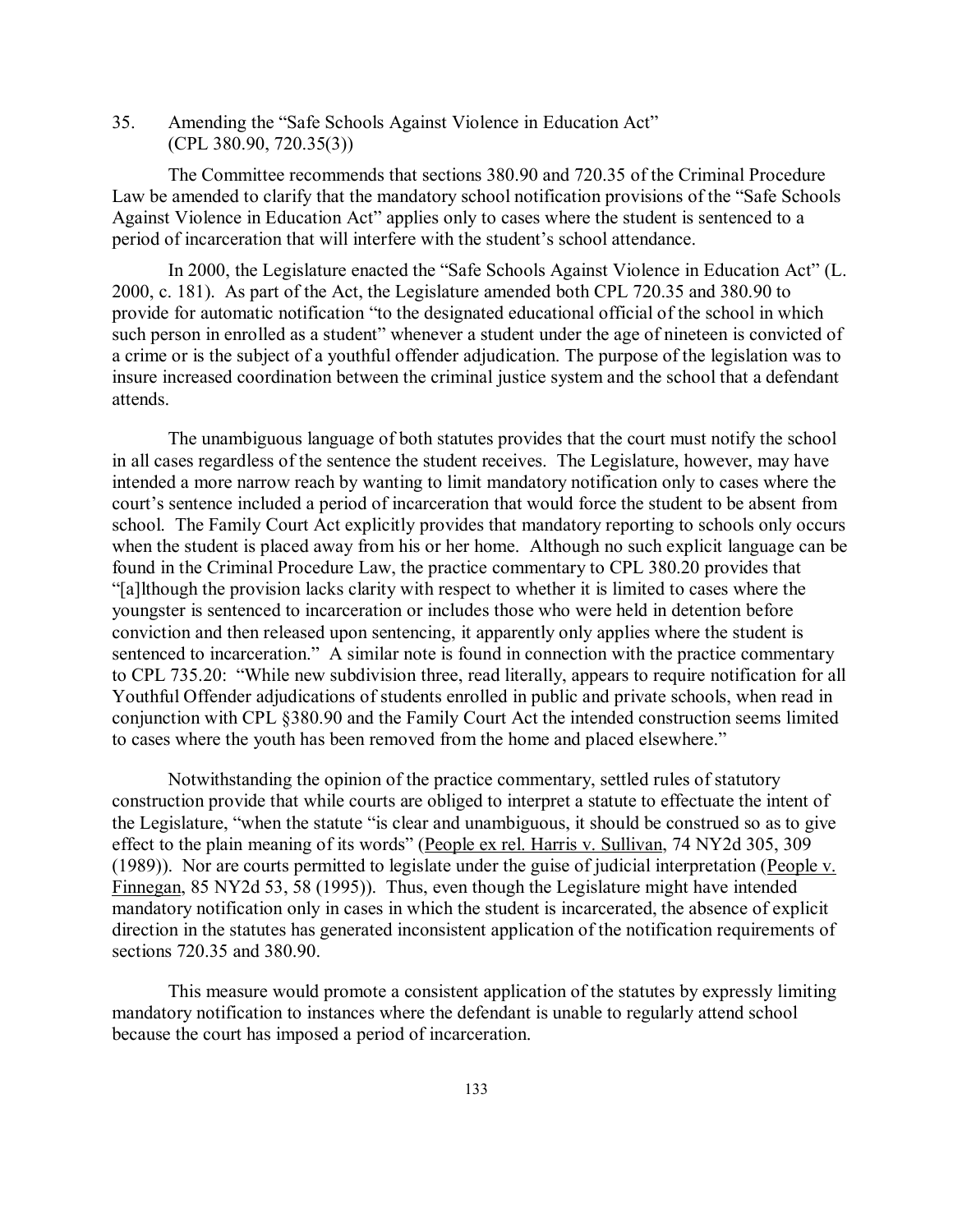35. Amending the "Safe Schools Against Violence in Education Act" (CPL 380.90, 720.35(3))

The Committee recommends that sections 380.90 and 720.35 of the Criminal Procedure Law be amended to clarify that the mandatory school notification provisions of the "Safe Schools Against Violence in Education Act" applies only to cases where the student is sentenced to a period of incarceration that will interfere with the student's school attendance.

In 2000, the Legislature enacted the "Safe Schools Against Violence in Education Act" (L. 2000, c. 181). As part of the Act, the Legislature amended both CPL 720.35 and 380.90 to provide for automatic notification "to the designated educational official of the school in which such person in enrolled as a student" whenever a student under the age of nineteen is convicted of a crime or is the subject of a youthful offender adjudication. The purpose of the legislation was to insure increased coordination between the criminal justice system and the school that a defendant attends.

The unambiguous language of both statutes provides that the court must notify the school in all cases regardless of the sentence the student receives. The Legislature, however, may have intended a more narrow reach by wanting to limit mandatory notification only to cases where the court's sentence included a period of incarceration that would force the student to be absent from school. The Family Court Act explicitly provides that mandatory reporting to schools only occurs when the student is placed away from his or her home. Although no such explicit language can be found in the Criminal Procedure Law, the practice commentary to CPL 380.20 provides that "[a]lthough the provision lacks clarity with respect to whether it is limited to cases where the youngster is sentenced to incarceration or includes those who were held in detention before conviction and then released upon sentencing, it apparently only applies where the student is sentenced to incarceration." A similar note is found in connection with the practice commentary to CPL 735.20: "While new subdivision three, read literally, appears to require notification for all Youthful Offender adjudications of students enrolled in public and private schools, when read in conjunction with CPL §380.90 and the Family Court Act the intended construction seems limited to cases where the youth has been removed from the home and placed elsewhere."

Notwithstanding the opinion of the practice commentary, settled rules of statutory construction provide that while courts are obliged to interpret a statute to effectuate the intent of the Legislature, "when the statute "is clear and unambiguous, it should be construed so as to give effect to the plain meaning of its words" (People ex rel. Harris v. Sullivan, 74 NY2d 305, 309 (1989)). Nor are courts permitted to legislate under the guise of judicial interpretation (People v. Finnegan, 85 NY2d 53, 58 (1995)). Thus, even though the Legislature might have intended mandatory notification only in cases in which the student is incarcerated, the absence of explicit direction in the statutes has generated inconsistent application of the notification requirements of sections 720.35 and 380.90.

This measure would promote a consistent application of the statutes by expressly limiting mandatory notification to instances where the defendant is unable to regularly attend school because the court has imposed a period of incarceration.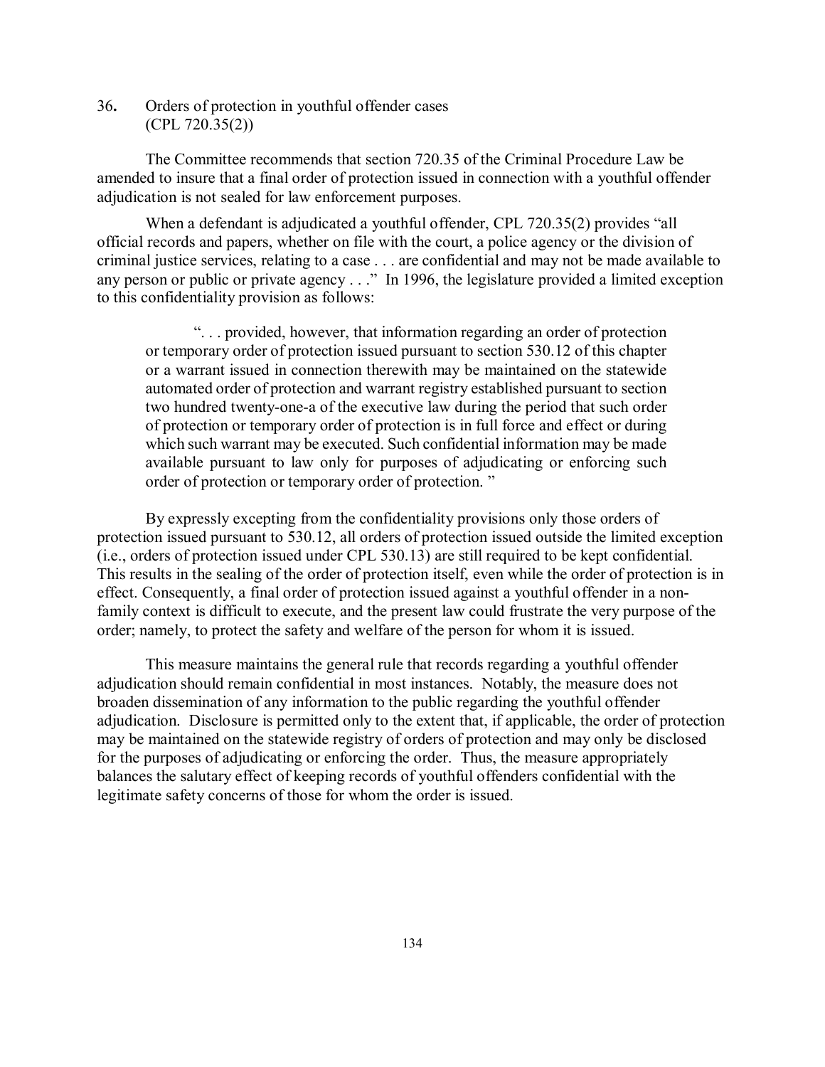## 36. Orders of protection in youthful offender cases (CPL 720.35(2))

The Committee recommends that section 720.35 of the Criminal Procedure Law be amended to insure that a final order of protection issued in connection with a youthful offender adjudication is not sealed for law enforcement purposes.

When a defendant is adjudicated a youthful offender, CPL 720.35(2) provides "all official records and papers, whether on file with the court, a police agency or the division of criminal justice services, relating to a case . . . are confidential and may not be made available to any person or public or private agency . . ." In 1996, the legislature provided a limited exception to this confidentiality provision as follows:

> ". . . provided, however, that information regarding an order of protection or temporary order of protection issued pursuant to section 530.12 of this chapter or a warrant issued in connection therewith may be maintained on the statewide automated order of protection and warrant registry established pursuant to section two hundred twenty-one-a of the executive law during the period that such order of protection or temporary order of protection is in full force and effect or during which such warrant may be executed. Such confidential information may be made available pursuant to law only for purposes of adjudicating or enforcing such order of protection or temporary order of protection. "

By expressly excepting from the confidentiality provisions only those orders of protection issued pursuant to 530.12, all orders of protection issued outside the limited exception (i.e., orders of protection issued under CPL 530.13) are still required to be kept confidential. This results in the sealing of the order of protection itself, even while the order of protection is in effect. Consequently, a final order of protection issued against a youthful offender in a non-family context is difficult to execute, and the present law could frustrate the very purpose of the order; namely, to protect the safety and welfare of the person for whom it is issued.

This measure maintains the general rule that records regarding a youthful offender adjudication should remain confidential in most instances. Notably, the measure does not broaden dissemination of any information to the public regarding the youthful offender adjudication. Disclosure is permitted only to the extent that, if applicable, the order of protection may be maintained on the statewide registry of orders of protection and may only be disclosed for the purposes of adjudicating or enforcing the order. Thus, the measure appropriately balances the salutary effect of keeping records of youthful offenders confidential with the legitimate safety concerns of those for whom the order is issued.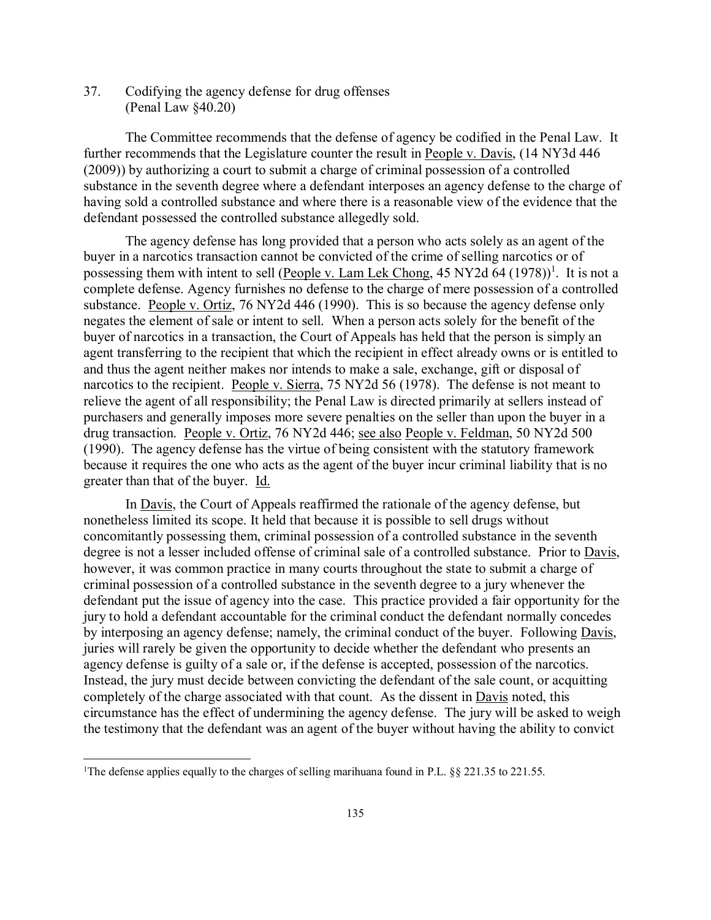37. Codifying the agency defense for drug offenses (Penal Law §40.20)

The Committee recommends that the defense of agency be codified in the Penal Law. It further recommends that the Legislature counter the result in People v. Davis, (14 NY3d 446 (2009)) by authorizing a court to submit a charge of criminal possession of a controlled substance in the seventh degree where a defendant interposes an agency defense to the charge of having sold a controlled substance and where there is a reasonable view of the evidence that the defendant possessed the controlled substance allegedly sold.

The agency defense has long provided that a person who acts solely as an agent of the buyer in a narcotics transaction cannot be convicted of the crime of selling narcotics or of possessing them with intent to sell (People v. Lam Lek Chong, 45 NY2d 64 (1978))[1]. It is not a complete defense. Agency furnishes no defense to the charge of mere possession of a controlled substance. People v. Ortiz, 76 NY2d 446 (1990). This is so because the agency defense only negates the element of sale or intent to sell. When a person acts solely for the benefit of the buyer of narcotics in a transaction, the Court of Appeals has held that the person is simply an agent transferring to the recipient that which the recipient in effect already owns or is entitled to and thus the agent neither makes nor intends to make a sale, exchange, gift or disposal of narcotics to the recipient. People v. Sierra, 75 NY2d 56 (1978). The defense is not meant to relieve the agent of all responsibility; the Penal Law is directed primarily at sellers instead of purchasers and generally imposes more severe penalties on the seller than upon the buyer in a drug transaction. People v. Ortiz, 76 NY2d 446; see also People v. Feldman, 50 NY2d 500 (1990). The agency defense has the virtue of being consistent with the statutory framework because it requires the one who acts as the agent of the buyer incur criminal liability that is no greater than that of the buyer. Id.

In Davis, the Court of Appeals reaffirmed the rationale of the agency defense, but nonetheless limited its scope. It held that because it is possible to sell drugs without concomitantly possessing them, criminal possession of a controlled substance in the seventh degree is not a lesser included offense of criminal sale of a controlled substance. Prior to Davis, however, it was common practice in many courts throughout the state to submit a charge of criminal possession of a controlled substance in the seventh degree to a jury whenever the defendant put the issue of agency into the case. This practice provided a fair opportunity for the jury to hold a defendant accountable for the criminal conduct the defendant normally concedes by interposing an agency defense; namely, the criminal conduct of the buyer. Following Davis, juries will rarely be given the opportunity to decide whether the defendant who presents an agency defense is guilty of a sale or, if the defense is accepted, possession of the narcotics. Instead, the jury must decide between convicting the defendant of the sale count, or acquitting completely of the charge associated with that count. As the dissent in Davis noted, this circumstance has the effect of undermining the agency defense. The jury will be asked to weigh the testimony that the defendant was an agent of the buyer without having the ability to convict

[1] The defense applies equally to the charges of selling marihuana found in P.L. §§ 221.35 to 221.55.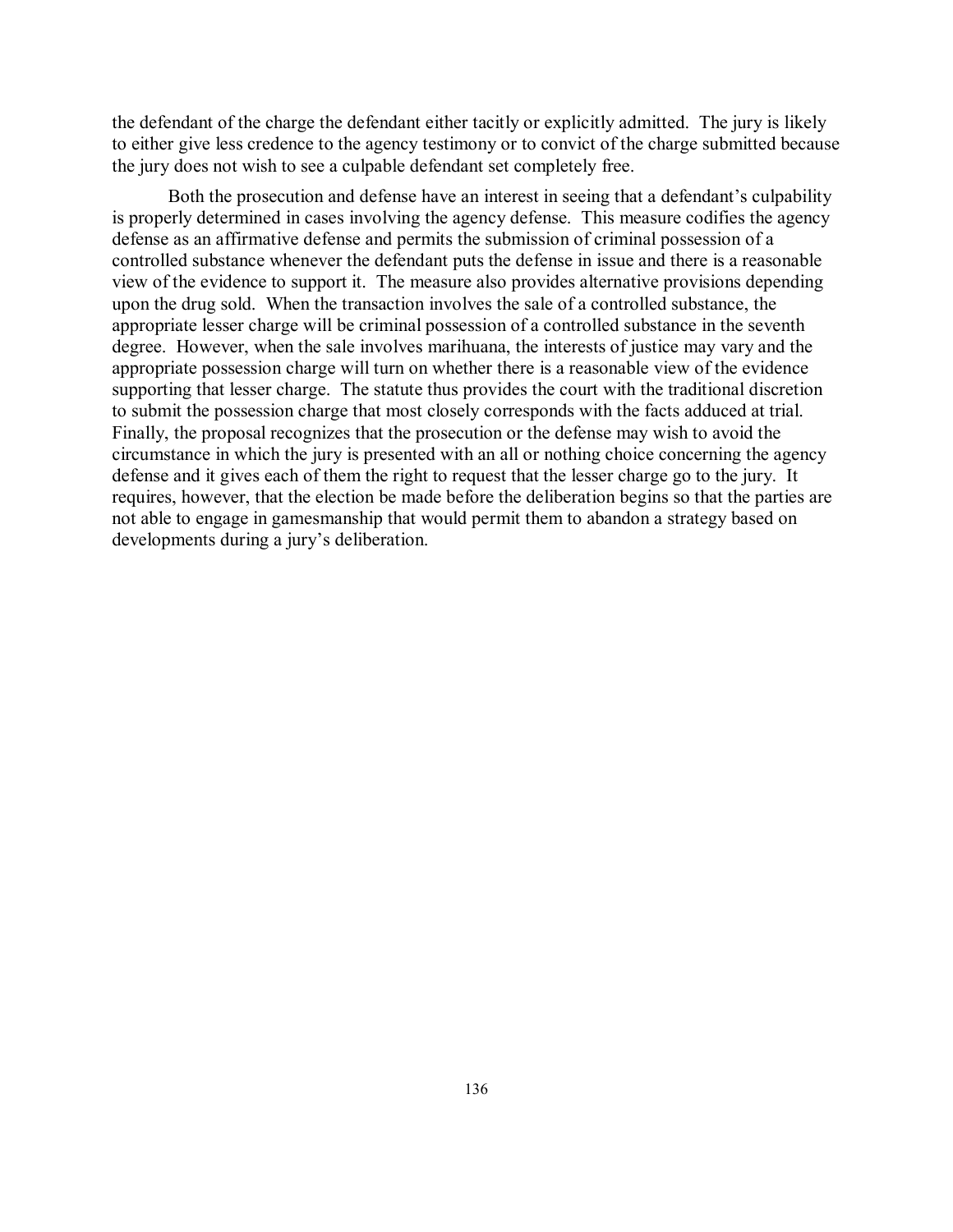the defendant of the charge the defendant either tacitly or explicitly admitted. The jury is likely to either give less credence to the agency testimony or to convict of the charge submitted because the jury does not wish to see a culpable defendant set completely free.

Both the prosecution and defense have an interest in seeing that a defendant's culpability is properly determined in cases involving the agency defense. This measure codifies the agency defense as an affirmative defense and permits the submission of criminal possession of a controlled substance whenever the defendant puts the defense in issue and there is a reasonable view of the evidence to support it. The measure also provides alternative provisions depending upon the drug sold. When the transaction involves the sale of a controlled substance, the appropriate lesser charge will be criminal possession of a controlled substance in the seventh degree. However, when the sale involves marihuana, the interests of justice may vary and the appropriate possession charge will turn on whether there is a reasonable view of the evidence supporting that lesser charge. The statute thus provides the court with the traditional discretion to submit the possession charge that most closely corresponds with the facts adduced at trial. Finally, the proposal recognizes that the prosecution or the defense may wish to avoid the circumstance in which the jury is presented with an all or nothing choice concerning the agency defense and it gives each of them the right to request that the lesser charge go to the jury. It requires, however, that the election be made before the deliberation begins so that the parties are not able to engage in gamesmanship that would permit them to abandon a strategy based on developments during a jury's deliberation.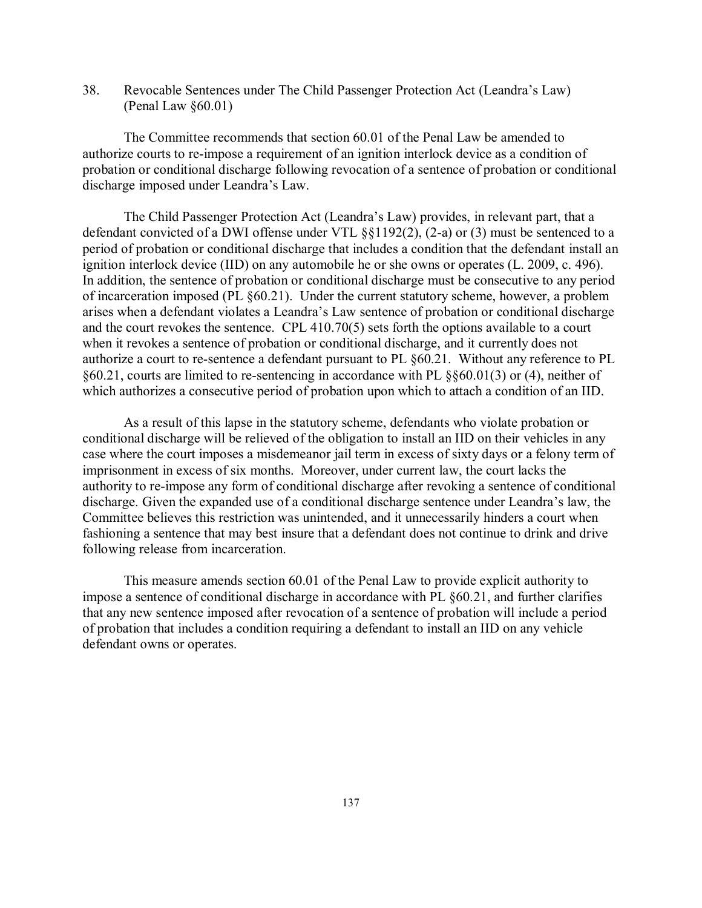### 38. Revocable Sentences under The Child Passenger Protection Act (Leandra's Law) (Penal Law §60.01)

The Committee recommends that section 60.01 of the Penal Law be amended to authorize courts to re-impose a requirement of an ignition interlock device as a condition of probation or conditional discharge following revocation of a sentence of probation or conditional discharge imposed under Leandra's Law.

The Child Passenger Protection Act (Leandra's Law) provides, in relevant part, that a defendant convicted of a DWI offense under VTL §§1192(2), (2-a) or (3) must be sentenced to a period of probation or conditional discharge that includes a condition that the defendant install an ignition interlock device (IID) on any automobile he or she owns or operates (L. 2009, c. 496). In addition, the sentence of probation or conditional discharge must be consecutive to any period of incarceration imposed (PL §60.21). Under the current statutory scheme, however, a problem arises when a defendant violates a Leandra's Law sentence of probation or conditional discharge and the court revokes the sentence. CPL 410.70(5) sets forth the options available to a court when it revokes a sentence of probation or conditional discharge, and it currently does not authorize a court to re-sentence a defendant pursuant to PL §60.21. Without any reference to PL §60.21, courts are limited to re-sentencing in accordance with PL §§60.01(3) or (4), neither of which authorizes a consecutive period of probation upon which to attach a condition of an IID.

As a result of this lapse in the statutory scheme, defendants who violate probation or conditional discharge will be relieved of the obligation to install an IID on their vehicles in any case where the court imposes a misdemeanor jail term in excess of sixty days or a felony term of imprisonment in excess of six months. Moreover, under current law, the court lacks the authority to re-impose any form of conditional discharge after revoking a sentence of conditional discharge. Given the expanded use of a conditional discharge sentence under Leandra's law, the Committee believes this restriction was unintended, and it unnecessarily hinders a court when fashioning a sentence that may best insure that a defendant does not continue to drink and drive following release from incarceration.

This measure amends section 60.01 of the Penal Law to provide explicit authority to impose a sentence of conditional discharge in accordance with PL §60.21, and further clarifies that any new sentence imposed after revocation of a sentence of probation will include a period of probation that includes a condition requiring a defendant to install an IID on any vehicle defendant owns or operates.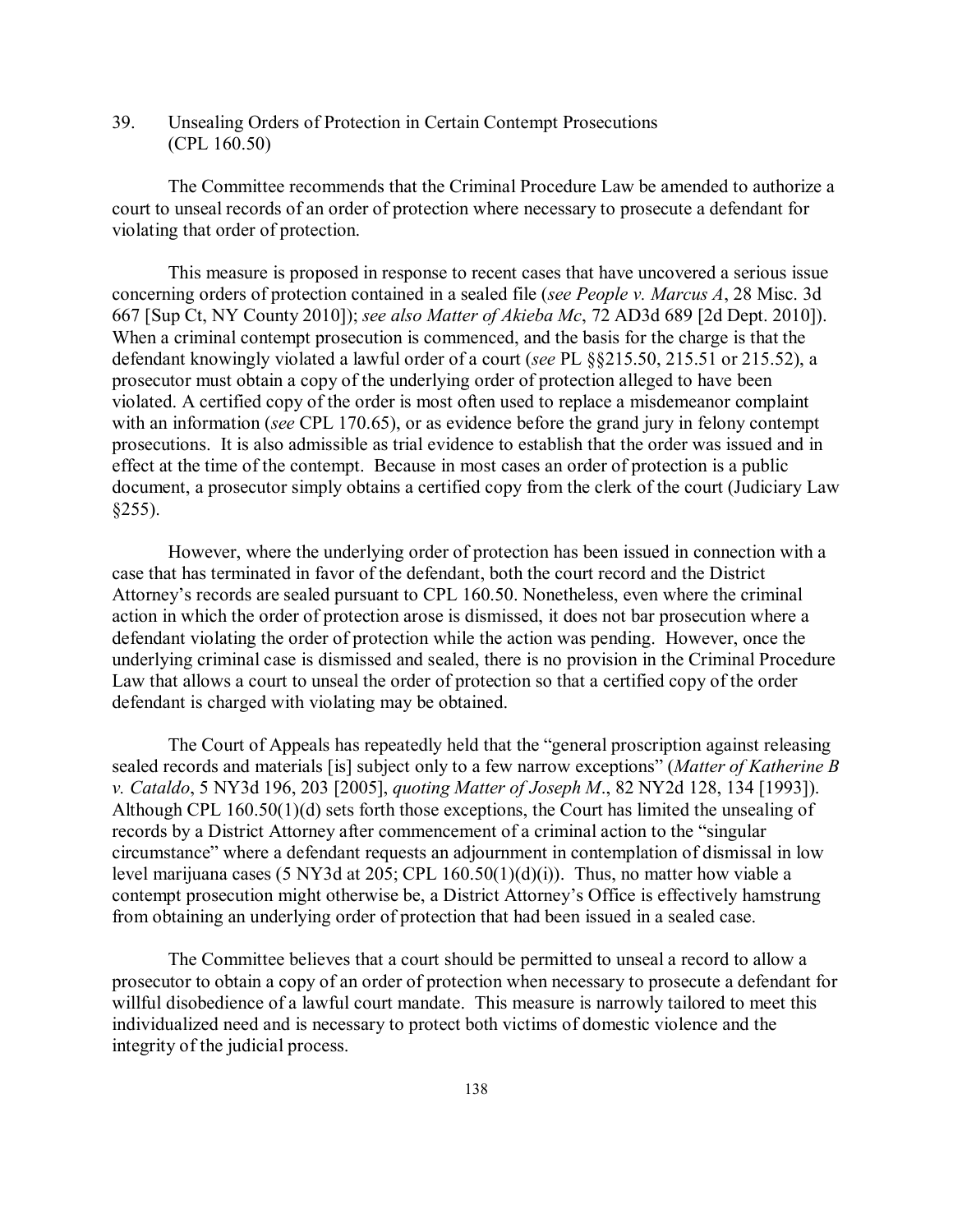39. Unsealing Orders of Protection in Certain Contempt Prosecutions (CPL 160.50)

The Committee recommends that the Criminal Procedure Law be amended to authorize a court to unseal records of an order of protection where necessary to prosecute a defendant for violating that order of protection.

This measure is proposed in response to recent cases that have uncovered a serious issue concerning orders of protection contained in a sealed file (*see People v. Marcus A*, 28 Misc. 3d 667 [Sup Ct, NY County 2010]); *see also Matter of Akieba Mc*, 72 AD3d 689 [2d Dept. 2010]). When a criminal contempt prosecution is commenced, and the basis for the charge is that the defendant knowingly violated a lawful order of a court (*see* PL §§215.50, 215.51 or 215.52), a prosecutor must obtain a copy of the underlying order of protection alleged to have been violated. A certified copy of the order is most often used to replace a misdemeanor complaint with an information (*see* CPL 170.65), or as evidence before the grand jury in felony contempt prosecutions. It is also admissible as trial evidence to establish that the order was issued and in effect at the time of the contempt. Because in most cases an order of protection is a public document, a prosecutor simply obtains a certified copy from the clerk of the court (Judiciary Law §255).

However, where the underlying order of protection has been issued in connection with a case that has terminated in favor of the defendant, both the court record and the District Attorney's records are sealed pursuant to CPL 160.50. Nonetheless, even where the criminal action in which the order of protection arose is dismissed, it does not bar prosecution where a defendant violating the order of protection while the action was pending. However, once the underlying criminal case is dismissed and sealed, there is no provision in the Criminal Procedure Law that allows a court to unseal the order of protection so that a certified copy of the order defendant is charged with violating may be obtained.

The Court of Appeals has repeatedly held that the "general proscription against releasing sealed records and materials [is] subject only to a few narrow exceptions" (*Matter of Katherine B v. Cataldo*, 5 NY3d 196, 203 [2005], *quoting Matter of Joseph M*., 82 NY2d 128, 134 [1993]). Although CPL 160.50(1)(d) sets forth those exceptions, the Court has limited the unsealing of records by a District Attorney after commencement of a criminal action to the "singular circumstance" where a defendant requests an adjournment in contemplation of dismissal in low level marijuana cases (5 NY3d at 205; CPL 160.50(1)(d)(i)). Thus, no matter how viable a contempt prosecution might otherwise be, a District Attorney's Office is effectively hamstrung from obtaining an underlying order of protection that had been issued in a sealed case.

The Committee believes that a court should be permitted to unseal a record to allow a prosecutor to obtain a copy of an order of protection when necessary to prosecute a defendant for willful disobedience of a lawful court mandate. This measure is narrowly tailored to meet this individualized need and is necessary to protect both victims of domestic violence and the integrity of the judicial process.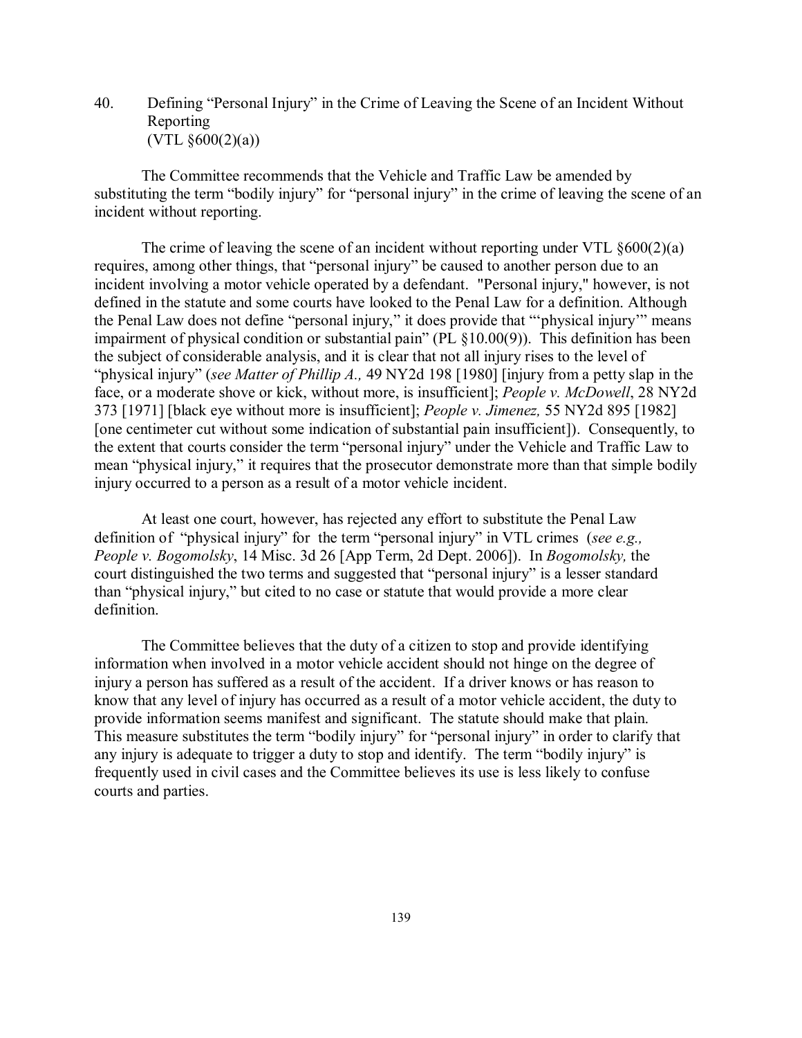## 40. Defining "Personal Injury" in the Crime of Leaving the Scene of an Incident Without Reporting (VTL §600(2)(a))

The Committee recommends that the Vehicle and Traffic Law be amended by substituting the term "bodily injury" for "personal injury" in the crime of leaving the scene of an incident without reporting.

The crime of leaving the scene of an incident without reporting under VTL §600(2)(a) requires, among other things, that "personal injury" be caused to another person due to an incident involving a motor vehicle operated by a defendant. "Personal injury," however, is not defined in the statute and some courts have looked to the Penal Law for a definition. Although the Penal Law does not define "personal injury," it does provide that "'physical injury'" means impairment of physical condition or substantial pain" (PL §10.00(9)). This definition has been the subject of considerable analysis, and it is clear that not all injury rises to the level of "physical injury" (*see Matter of Phillip A.,* 49 NY2d 198 [1980] [injury from a petty slap in the face, or a moderate shove or kick, without more, is insufficient]; *People v. McDowell*, 28 NY2d 373 [1971] [black eye without more is insufficient]; *People v. Jimenez,* 55 NY2d 895 [1982] [one centimeter cut without some indication of substantial pain insufficient]). Consequently, to the extent that courts consider the term "personal injury" under the Vehicle and Traffic Law to mean "physical injury," it requires that the prosecutor demonstrate more than that simple bodily injury occurred to a person as a result of a motor vehicle incident.

At least one court, however, has rejected any effort to substitute the Penal Law definition of "physical injury" for the term "personal injury" in VTL crimes (*see e.g., People v. Bogomolsky*, 14 Misc. 3d 26 [App Term, 2d Dept. 2006]). In *Bogomolsky,* the court distinguished the two terms and suggested that "personal injury" is a lesser standard than "physical injury," but cited to no case or statute that would provide a more clear definition.

The Committee believes that the duty of a citizen to stop and provide identifying information when involved in a motor vehicle accident should not hinge on the degree of injury a person has suffered as a result of the accident. If a driver knows or has reason to know that any level of injury has occurred as a result of a motor vehicle accident, the duty to provide information seems manifest and significant. The statute should make that plain. This measure substitutes the term "bodily injury" for "personal injury" in order to clarify that any injury is adequate to trigger a duty to stop and identify. The term "bodily injury" is frequently used in civil cases and the Committee believes its use is less likely to confuse courts and parties.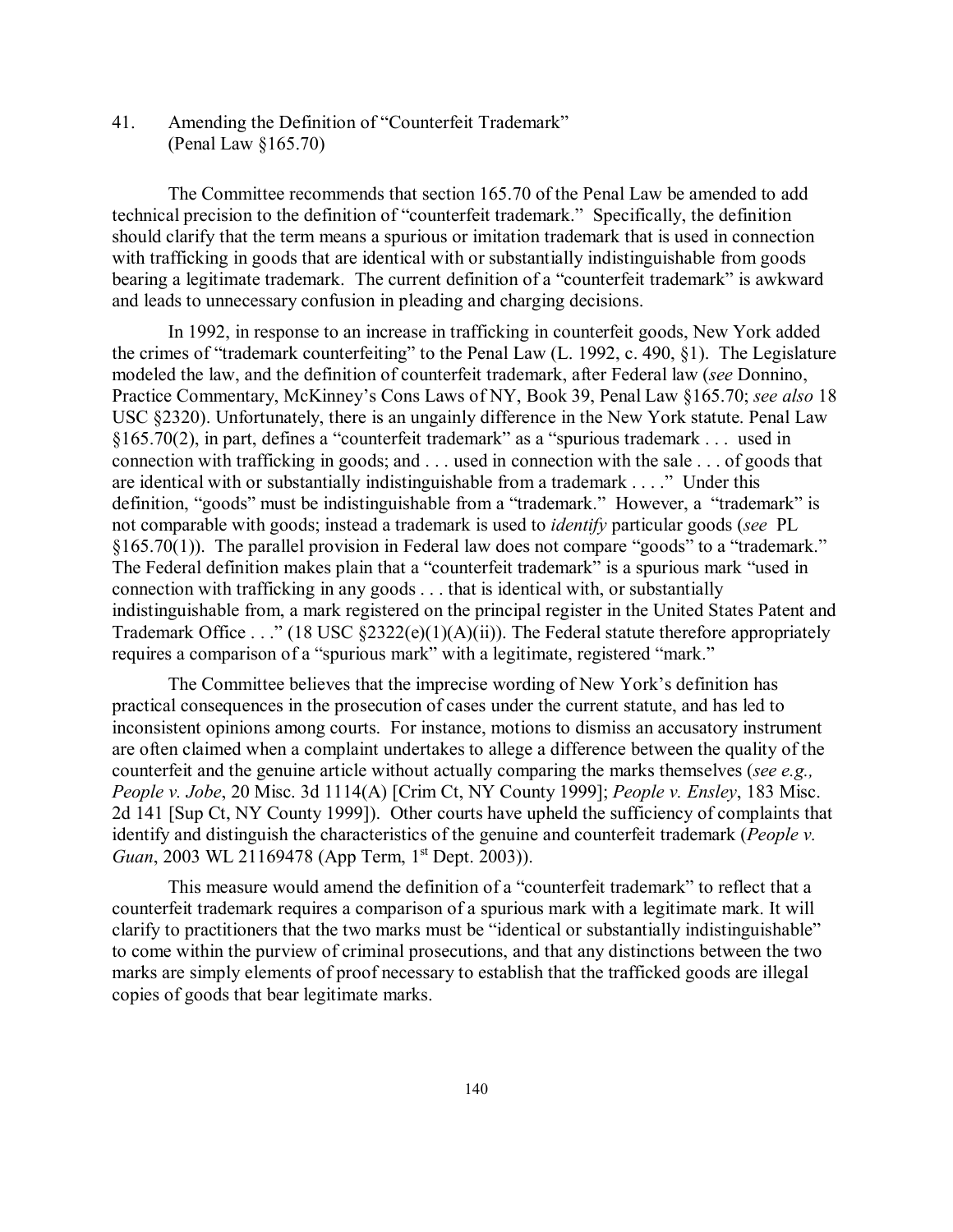## 41. Amending the Definition of "Counterfeit Trademark" (Penal Law §165.70)

The Committee recommends that section 165.70 of the Penal Law be amended to add technical precision to the definition of "counterfeit trademark." Specifically, the definition should clarify that the term means a spurious or imitation trademark that is used in connection with trafficking in goods that are identical with or substantially indistinguishable from goods bearing a legitimate trademark. The current definition of a "counterfeit trademark" is awkward and leads to unnecessary confusion in pleading and charging decisions.

In 1992, in response to an increase in trafficking in counterfeit goods, New York added the crimes of "trademark counterfeiting" to the Penal Law (L. 1992, c. 490, §1). The Legislature modeled the law, and the definition of counterfeit trademark, after Federal law (*see* Donnino, Practice Commentary, McKinney's Cons Laws of NY, Book 39, Penal Law §165.70; *see also* 18 USC §2320). Unfortunately, there is an ungainly difference in the New York statute. Penal Law §165.70(2), in part, defines a "counterfeit trademark" as a "spurious trademark . . . used in connection with trafficking in goods; and . . . used in connection with the sale . . . of goods that are identical with or substantially indistinguishable from a trademark . . . ." Under this definition, "goods" must be indistinguishable from a "trademark." However, a "trademark" is not comparable with goods; instead a trademark is used to *identify* particular goods (*see* PL §165.70(1)). The parallel provision in Federal law does not compare "goods" to a "trademark." The Federal definition makes plain that a "counterfeit trademark" is a spurious mark "used in connection with trafficking in any goods . . . that is identical with, or substantially indistinguishable from, a mark registered on the principal register in the United States Patent and Trademark Office . . ." (18 USC §2322(e)(1)(A)(ii)). The Federal statute therefore appropriately requires a comparison of a "spurious mark" with a legitimate, registered "mark."

The Committee believes that the imprecise wording of New York's definition has practical consequences in the prosecution of cases under the current statute, and has led to inconsistent opinions among courts. For instance, motions to dismiss an accusatory instrument are often claimed when a complaint undertakes to allege a difference between the quality of the counterfeit and the genuine article without actually comparing the marks themselves (*see e.g., People v. Jobe*, 20 Misc. 3d 1114(A) [Crim Ct, NY County 1999]; *People v. Ensley*, 183 Misc. 2d 141 [Sup Ct, NY County 1999]). Other courts have upheld the sufficiency of complaints that identify and distinguish the characteristics of the genuine and counterfeit trademark (*People v. Guan*, 2003 WL 21169478 (App Term, 1st Dept. 2003)).

This measure would amend the definition of a "counterfeit trademark" to reflect that a counterfeit trademark requires a comparison of a spurious mark with a legitimate mark. It will clarify to practitioners that the two marks must be "identical or substantially indistinguishable" to come within the purview of criminal prosecutions, and that any distinctions between the two marks are simply elements of proof necessary to establish that the trafficked goods are illegal copies of goods that bear legitimate marks.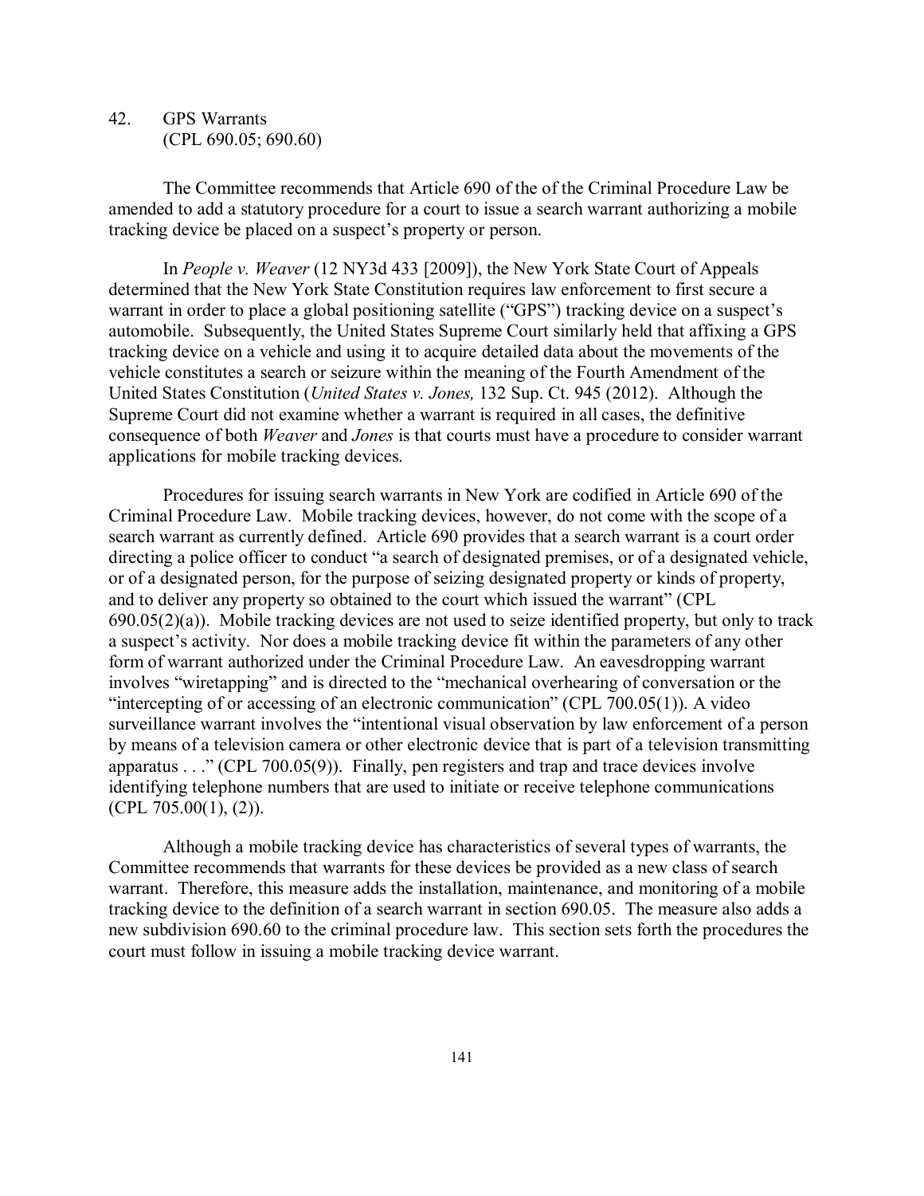## 42. GPS Warrants
(CPL 690.05; 690.60)

The Committee recommends that Article 690 of the of the Criminal Procedure Law be amended to add a statutory procedure for a court to issue a search warrant authorizing a mobile tracking device be placed on a suspect's property or person.

In *People v. Weaver* (12 NY3d 433 [2009]), the New York State Court of Appeals determined that the New York State Constitution requires law enforcement to first secure a warrant in order to place a global positioning satellite ("GPS") tracking device on a suspect's automobile. Subsequently, the United States Supreme Court similarly held that affixing a GPS tracking device on a vehicle and using it to acquire detailed data about the movements of the vehicle constitutes a search or seizure within the meaning of the Fourth Amendment of the United States Constitution (*United States v. Jones,* 132 Sup. Ct. 945 (2012). Although the Supreme Court did not examine whether a warrant is required in all cases, the definitive consequence of both *Weaver* and *Jones* is that courts must have a procedure to consider warrant applications for mobile tracking devices.

Procedures for issuing search warrants in New York are codified in Article 690 of the Criminal Procedure Law. Mobile tracking devices, however, do not come with the scope of a search warrant as currently defined. Article 690 provides that a search warrant is a court order directing a police officer to conduct "a search of designated premises, or of a designated vehicle, or of a designated person, for the purpose of seizing designated property or kinds of property, and to deliver any property so obtained to the court which issued the warrant" (CPL 690.05(2)(a)). Mobile tracking devices are not used to seize identified property, but only to track a suspect's activity. Nor does a mobile tracking device fit within the parameters of any other form of warrant authorized under the Criminal Procedure Law. An eavesdropping warrant involves "wiretapping" and is directed to the "mechanical overhearing of conversation or the "intercepting of or accessing of an electronic communication" (CPL 700.05(1)). A video surveillance warrant involves the "intentional visual observation by law enforcement of a person by means of a television camera or other electronic device that is part of a television transmitting apparatus . . ." (CPL 700.05(9)). Finally, pen registers and trap and trace devices involve identifying telephone numbers that are used to initiate or receive telephone communications (CPL 705.00(1), (2)).

Although a mobile tracking device has characteristics of several types of warrants, the Committee recommends that warrants for these devices be provided as a new class of search warrant. Therefore, this measure adds the installation, maintenance, and monitoring of a mobile tracking device to the definition of a search warrant in section 690.05. The measure also adds a new subdivision 690.60 to the criminal procedure law. This section sets forth the procedures the court must follow in issuing a mobile tracking device warrant.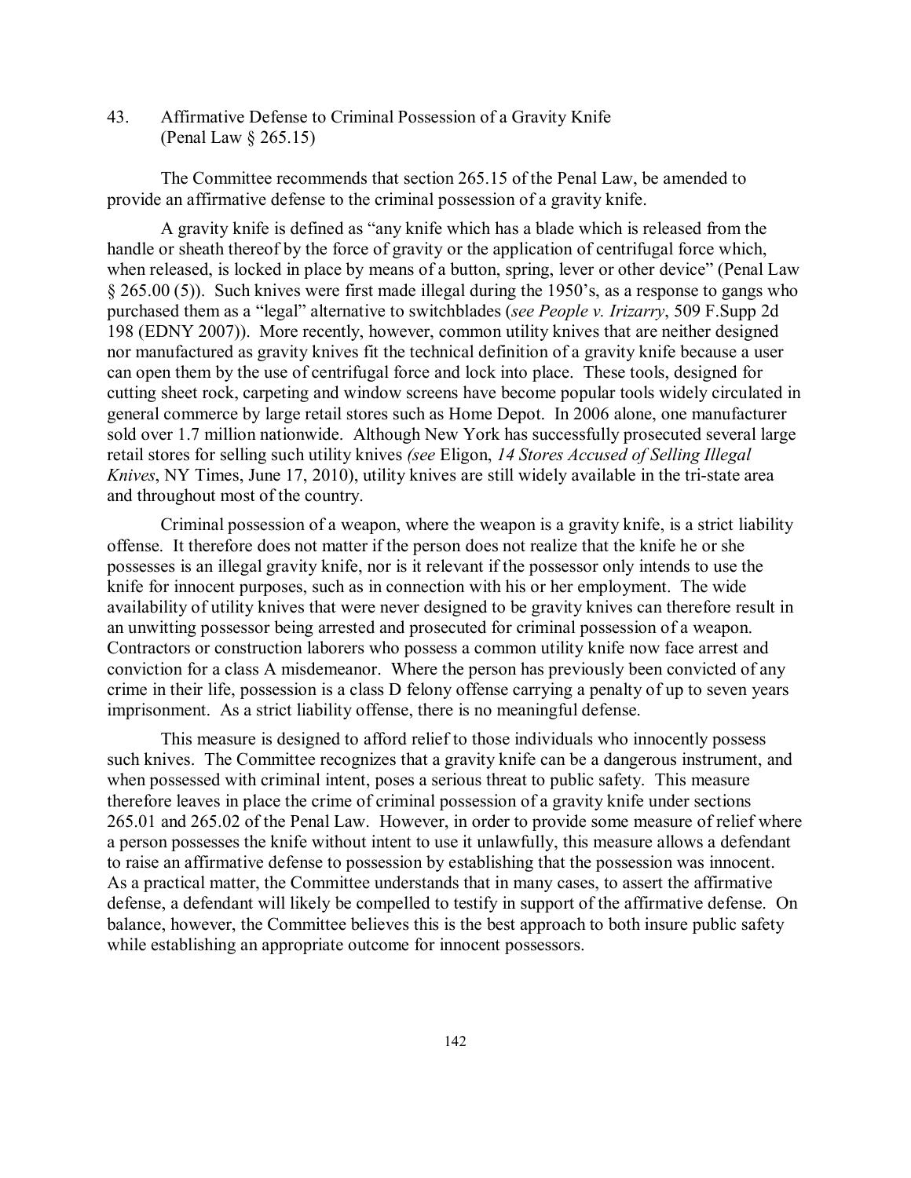### 43. Affirmative Defense to Criminal Possession of a Gravity Knife (Penal Law § 265.15)

The Committee recommends that section 265.15 of the Penal Law, be amended to provide an affirmative defense to the criminal possession of a gravity knife.

A gravity knife is defined as "any knife which has a blade which is released from the handle or sheath thereof by the force of gravity or the application of centrifugal force which, when released, is locked in place by means of a button, spring, lever or other device" (Penal Law § 265.00 (5)). Such knives were first made illegal during the 1950's, as a response to gangs who purchased them as a "legal" alternative to switchblades (*see People v. Irizarry*, 509 F.Supp 2d 198 (EDNY 2007)). More recently, however, common utility knives that are neither designed nor manufactured as gravity knives fit the technical definition of a gravity knife because a user can open them by the use of centrifugal force and lock into place. These tools, designed for cutting sheet rock, carpeting and window screens have become popular tools widely circulated in general commerce by large retail stores such as Home Depot. In 2006 alone, one manufacturer sold over 1.7 million nationwide. Although New York has successfully prosecuted several large retail stores for selling such utility knives *(see* Eligon, *14 Stores Accused of Selling Illegal Knives*, NY Times, June 17, 2010), utility knives are still widely available in the tri-state area and throughout most of the country.

Criminal possession of a weapon, where the weapon is a gravity knife, is a strict liability offense. It therefore does not matter if the person does not realize that the knife he or she possesses is an illegal gravity knife, nor is it relevant if the possessor only intends to use the knife for innocent purposes, such as in connection with his or her employment. The wide availability of utility knives that were never designed to be gravity knives can therefore result in an unwitting possessor being arrested and prosecuted for criminal possession of a weapon. Contractors or construction laborers who possess a common utility knife now face arrest and conviction for a class A misdemeanor. Where the person has previously been convicted of any crime in their life, possession is a class D felony offense carrying a penalty of up to seven years imprisonment. As a strict liability offense, there is no meaningful defense.

This measure is designed to afford relief to those individuals who innocently possess such knives. The Committee recognizes that a gravity knife can be a dangerous instrument, and when possessed with criminal intent, poses a serious threat to public safety. This measure therefore leaves in place the crime of criminal possession of a gravity knife under sections 265.01 and 265.02 of the Penal Law. However, in order to provide some measure of relief where a person possesses the knife without intent to use it unlawfully, this measure allows a defendant to raise an affirmative defense to possession by establishing that the possession was innocent. As a practical matter, the Committee understands that in many cases, to assert the affirmative defense, a defendant will likely be compelled to testify in support of the affirmative defense. On balance, however, the Committee believes this is the best approach to both insure public safety while establishing an appropriate outcome for innocent possessors.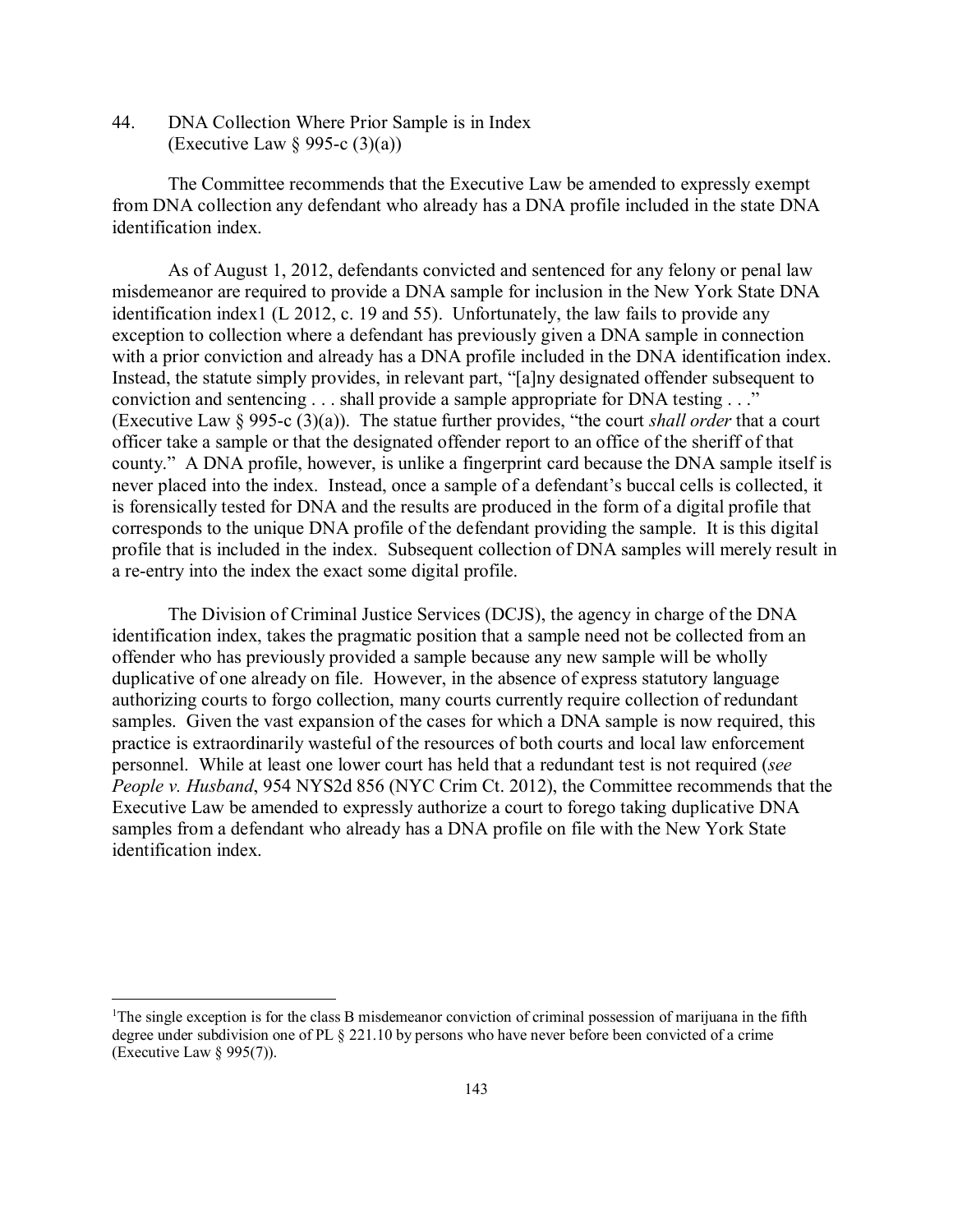44. DNA Collection Where Prior Sample is in Index
(Executive Law § 995-c (3)(a))

The Committee recommends that the Executive Law be amended to expressly exempt from DNA collection any defendant who already has a DNA profile included in the state DNA identification index.

As of August 1, 2012, defendants convicted and sentenced for any felony or penal law misdemeanor are required to provide a DNA sample for inclusion in the New York State DNA identification index[1] (L 2012, c. 19 and 55). Unfortunately, the law fails to provide any exception to collection where a defendant has previously given a DNA sample in connection with a prior conviction and already has a DNA profile included in the DNA identification index. Instead, the statute simply provides, in relevant part, "[a]ny designated offender subsequent to conviction and sentencing . . . shall provide a sample appropriate for DNA testing . . ." (Executive Law § 995-c (3)(a)). The statue further provides, "the court *shall order* that a court officer take a sample or that the designated offender report to an office of the sheriff of that county." A DNA profile, however, is unlike a fingerprint card because the DNA sample itself is never placed into the index. Instead, once a sample of a defendant's buccal cells is collected, it is forensically tested for DNA and the results are produced in the form of a digital profile that corresponds to the unique DNA profile of the defendant providing the sample. It is this digital profile that is included in the index. Subsequent collection of DNA samples will merely result in a re-entry into the index the exact some digital profile.

The Division of Criminal Justice Services (DCJS), the agency in charge of the DNA identification index, takes the pragmatic position that a sample need not be collected from an offender who has previously provided a sample because any new sample will be wholly duplicative of one already on file. However, in the absence of express statutory language authorizing courts to forgo collection, many courts currently require collection of redundant samples. Given the vast expansion of the cases for which a DNA sample is now required, this practice is extraordinarily wasteful of the resources of both courts and local law enforcement personnel. While at least one lower court has held that a redundant test is not required (*see People v. Husband*, 954 NYS2d 856 (NYC Crim Ct. 2012), the Committee recommends that the Executive Law be amended to expressly authorize a court to forego taking duplicative DNA samples from a defendant who already has a DNA profile on file with the New York State identification index.

---

[1] The single exception is for the class B misdemeanor conviction of criminal possession of marijuana in the fifth degree under subdivision one of PL § 221.10 by persons who have never before been convicted of a crime (Executive Law § 995(7)).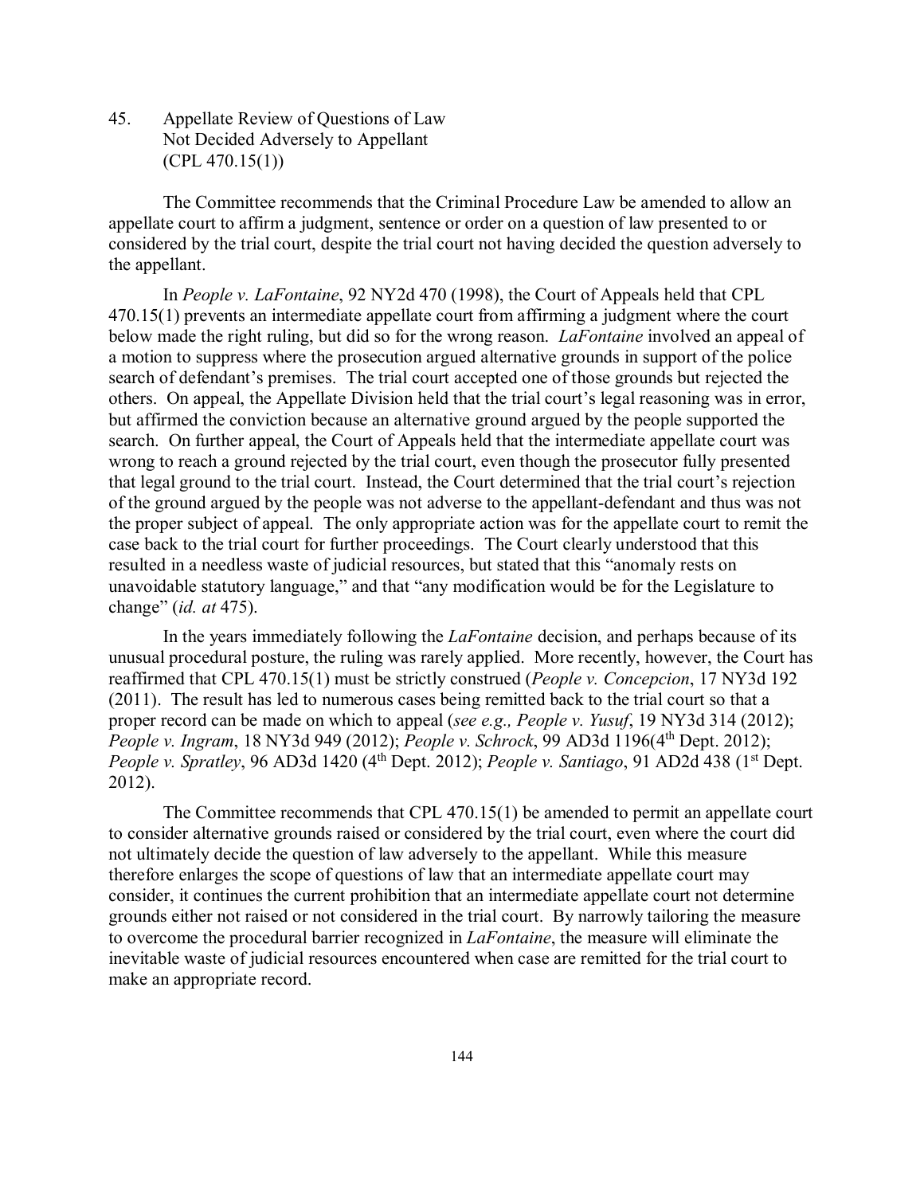45. Appellate Review of Questions of Law Not Decided Adversely to Appellant (CPL 470.15(1))

The Committee recommends that the Criminal Procedure Law be amended to allow an appellate court to affirm a judgment, sentence or order on a question of law presented to or considered by the trial court, despite the trial court not having decided the question adversely to the appellant.

In *People v. LaFontaine*, 92 NY2d 470 (1998), the Court of Appeals held that CPL 470.15(1) prevents an intermediate appellate court from affirming a judgment where the court below made the right ruling, but did so for the wrong reason. *LaFontaine* involved an appeal of a motion to suppress where the prosecution argued alternative grounds in support of the police search of defendant's premises. The trial court accepted one of those grounds but rejected the others. On appeal, the Appellate Division held that the trial court's legal reasoning was in error, but affirmed the conviction because an alternative ground argued by the people supported the search. On further appeal, the Court of Appeals held that the intermediate appellate court was wrong to reach a ground rejected by the trial court, even though the prosecutor fully presented that legal ground to the trial court. Instead, the Court determined that the trial court's rejection of the ground argued by the people was not adverse to the appellant-defendant and thus was not the proper subject of appeal. The only appropriate action was for the appellate court to remit the case back to the trial court for further proceedings. The Court clearly understood that this resulted in a needless waste of judicial resources, but stated that this "anomaly rests on unavoidable statutory language," and that "any modification would be for the Legislature to change" (*id. at* 475).

In the years immediately following the *LaFontaine* decision, and perhaps because of its unusual procedural posture, the ruling was rarely applied. More recently, however, the Court has reaffirmed that CPL 470.15(1) must be strictly construed (*People v. Concepcion*, 17 NY3d 192 (2011). The result has led to numerous cases being remitted back to the trial court so that a proper record can be made on which to appeal (*see e.g., People v. Yusuf*, 19 NY3d 314 (2012); *People v. Ingram*, 18 NY3d 949 (2012); *People v. Schrock*, 99 AD3d 1196(4th Dept. 2012); *People v. Spratley*, 96 AD3d 1420 (4th Dept. 2012); *People v. Santiago*, 91 AD2d 438 (1st Dept. 2012).

The Committee recommends that CPL 470.15(1) be amended to permit an appellate court to consider alternative grounds raised or considered by the trial court, even where the court did not ultimately decide the question of law adversely to the appellant. While this measure therefore enlarges the scope of questions of law that an intermediate appellate court may consider, it continues the current prohibition that an intermediate appellate court not determine grounds either not raised or not considered in the trial court. By narrowly tailoring the measure to overcome the procedural barrier recognized in *LaFontaine*, the measure will eliminate the inevitable waste of judicial resources encountered when case are remitted for the trial court to make an appropriate record.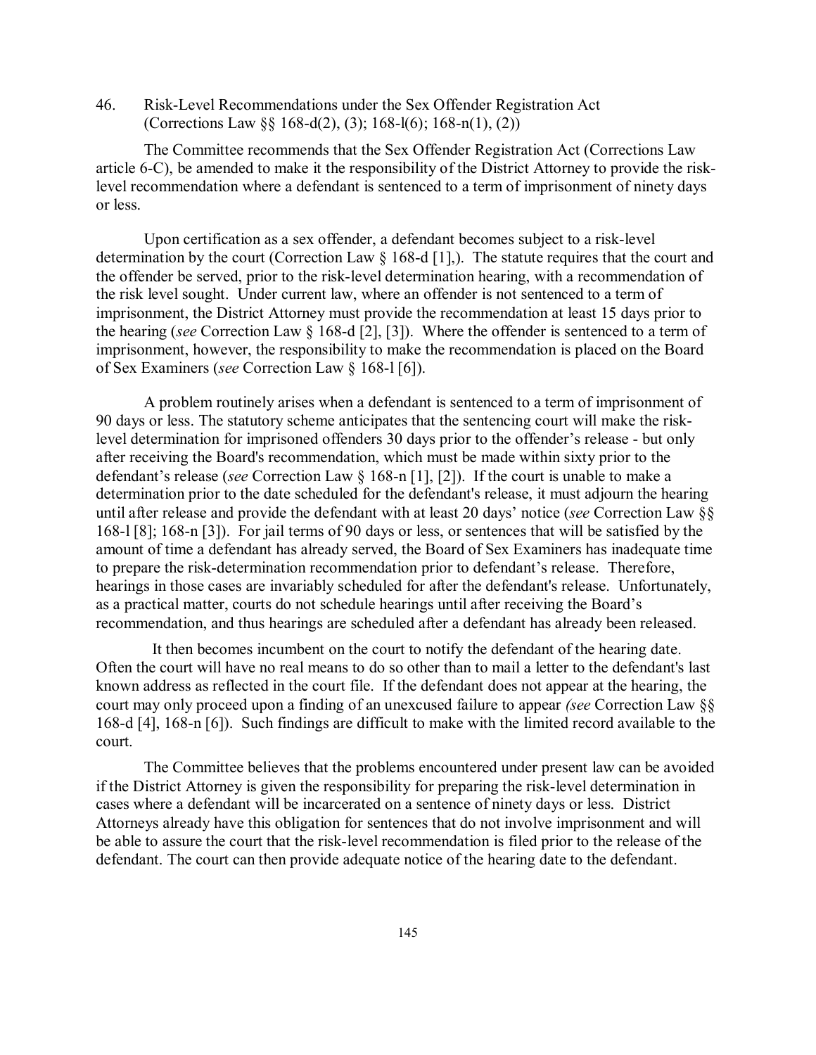46. Risk-Level Recommendations under the Sex Offender Registration Act (Corrections Law §§ 168-d(2), (3); 168-l(6); 168-n(1), (2))

The Committee recommends that the Sex Offender Registration Act (Corrections Law article 6-C), be amended to make it the responsibility of the District Attorney to provide the risk-level recommendation where a defendant is sentenced to a term of imprisonment of ninety days or less.

Upon certification as a sex offender, a defendant becomes subject to a risk-level determination by the court (Correction Law § 168-d [1],). The statute requires that the court and the offender be served, prior to the risk-level determination hearing, with a recommendation of the risk level sought. Under current law, where an offender is not sentenced to a term of imprisonment, the District Attorney must provide the recommendation at least 15 days prior to the hearing (*see* Correction Law § 168-d [2], [3]). Where the offender is sentenced to a term of imprisonment, however, the responsibility to make the recommendation is placed on the Board of Sex Examiners (*see* Correction Law § 168-l [6]).

A problem routinely arises when a defendant is sentenced to a term of imprisonment of 90 days or less. The statutory scheme anticipates that the sentencing court will make the risk-level determination for imprisoned offenders 30 days prior to the offender's release - but only after receiving the Board's recommendation, which must be made within sixty prior to the defendant's release (*see* Correction Law § 168-n [1], [2]). If the court is unable to make a determination prior to the date scheduled for the defendant's release, it must adjourn the hearing until after release and provide the defendant with at least 20 days' notice (*see* Correction Law §§ 168-l [8]; 168-n [3]). For jail terms of 90 days or less, or sentences that will be satisfied by the amount of time a defendant has already served, the Board of Sex Examiners has inadequate time to prepare the risk-determination recommendation prior to defendant's release. Therefore, hearings in those cases are invariably scheduled for after the defendant's release. Unfortunately, as a practical matter, courts do not schedule hearings until after receiving the Board's recommendation, and thus hearings are scheduled after a defendant has already been released.

It then becomes incumbent on the court to notify the defendant of the hearing date. Often the court will have no real means to do so other than to mail a letter to the defendant's last known address as reflected in the court file. If the defendant does not appear at the hearing, the court may only proceed upon a finding of an unexcused failure to appear *(see* Correction Law §§ 168-d [4], 168-n [6]). Such findings are difficult to make with the limited record available to the court.

The Committee believes that the problems encountered under present law can be avoided if the District Attorney is given the responsibility for preparing the risk-level determination in cases where a defendant will be incarcerated on a sentence of ninety days or less. District Attorneys already have this obligation for sentences that do not involve imprisonment and will be able to assure the court that the risk-level recommendation is filed prior to the release of the defendant. The court can then provide adequate notice of the hearing date to the defendant.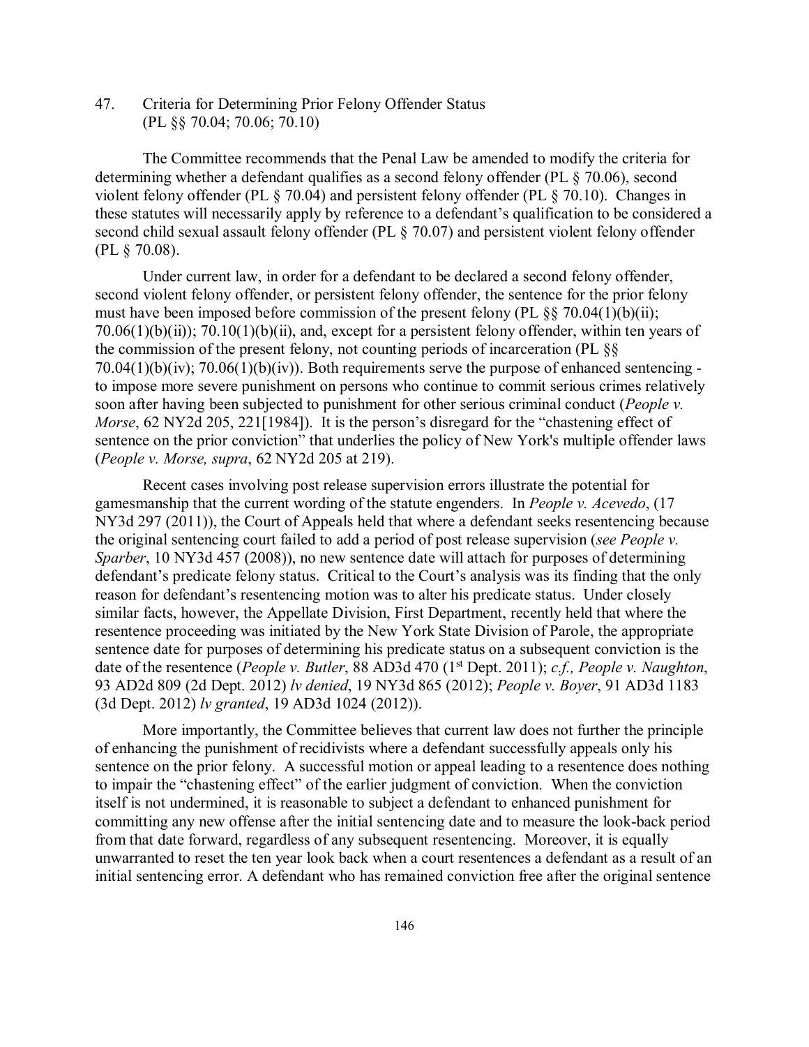47. Criteria for Determining Prior Felony Offender Status
(PL §§ 70.04; 70.06; 70.10)

The Committee recommends that the Penal Law be amended to modify the criteria for determining whether a defendant qualifies as a second felony offender (PL § 70.06), second violent felony offender (PL § 70.04) and persistent felony offender (PL § 70.10). Changes in these statutes will necessarily apply by reference to a defendant's qualification to be considered a second child sexual assault felony offender (PL § 70.07) and persistent violent felony offender (PL § 70.08).

Under current law, in order for a defendant to be declared a second felony offender, second violent felony offender, or persistent felony offender, the sentence for the prior felony must have been imposed before commission of the present felony (PL §§ 70.04(1)(b)(ii); 70.06(1)(b)(ii)); 70.10(1)(b)(ii), and, except for a persistent felony offender, within ten years of the commission of the present felony, not counting periods of incarceration (PL §§ 70.04(1)(b)(iv); 70.06(1)(b)(iv)). Both requirements serve the purpose of enhanced sentencing - to impose more severe punishment on persons who continue to commit serious crimes relatively soon after having been subjected to punishment for other serious criminal conduct (*People v. Morse*, 62 NY2d 205, 221[1984]). It is the person's disregard for the "chastening effect of sentence on the prior conviction" that underlies the policy of New York's multiple offender laws (*People v. Morse, supra*, 62 NY2d 205 at 219).

Recent cases involving post release supervision errors illustrate the potential for gamesmanship that the current wording of the statute engenders. In *People v. Acevedo*, (17 NY3d 297 (2011)), the Court of Appeals held that where a defendant seeks resentencing because the original sentencing court failed to add a period of post release supervision (*see People v. Sparber*, 10 NY3d 457 (2008)), no new sentence date will attach for purposes of determining defendant's predicate felony status. Critical to the Court's analysis was its finding that the only reason for defendant's resentencing motion was to alter his predicate status. Under closely similar facts, however, the Appellate Division, First Department, recently held that where the resentence proceeding was initiated by the New York State Division of Parole, the appropriate sentence date for purposes of determining his predicate status on a subsequent conviction is the date of the resentence (*People v. Butler*, 88 AD3d 470 (1st Dept. 2011); *c.f., People v. Naughton*, 93 AD2d 809 (2d Dept. 2012) *lv denied*, 19 NY3d 865 (2012); *People v. Boyer*, 91 AD3d 1183 (3d Dept. 2012) *lv granted*, 19 AD3d 1024 (2012)).

More importantly, the Committee believes that current law does not further the principle of enhancing the punishment of recidivists where a defendant successfully appeals only his sentence on the prior felony. A successful motion or appeal leading to a resentence does nothing to impair the "chastening effect" of the earlier judgment of conviction. When the conviction itself is not undermined, it is reasonable to subject a defendant to enhanced punishment for committing any new offense after the initial sentencing date and to measure the look-back period from that date forward, regardless of any subsequent resentencing. Moreover, it is equally unwarranted to reset the ten year look back when a court resentences a defendant as a result of an initial sentencing error. A defendant who has remained conviction free after the original sentence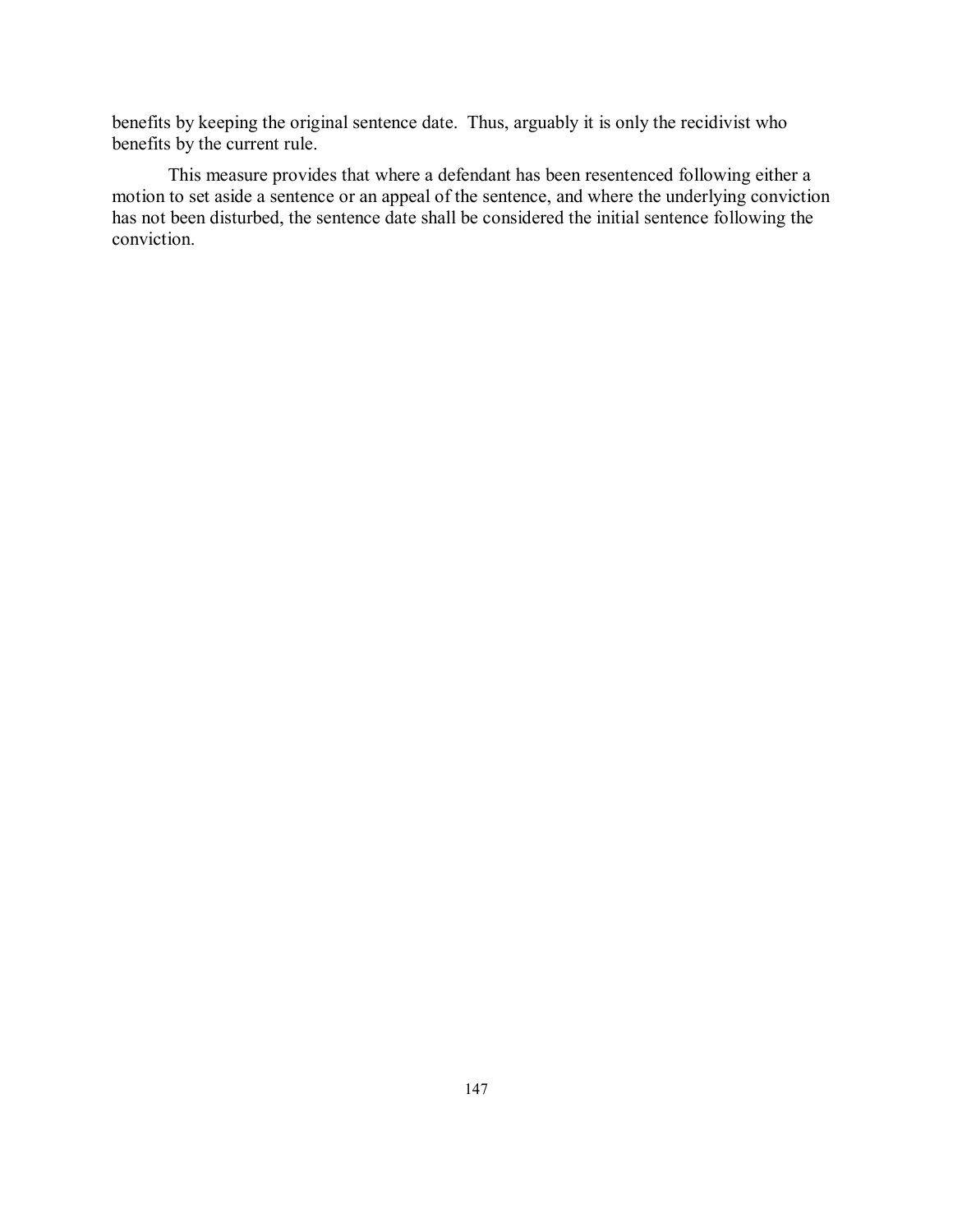benefits by keeping the original sentence date. Thus, arguably it is only the recidivist who benefits by the current rule.

This measure provides that where a defendant has been resentenced following either a motion to set aside a sentence or an appeal of the sentence, and where the underlying conviction has not been disturbed, the sentence date shall be considered the initial sentence following the conviction.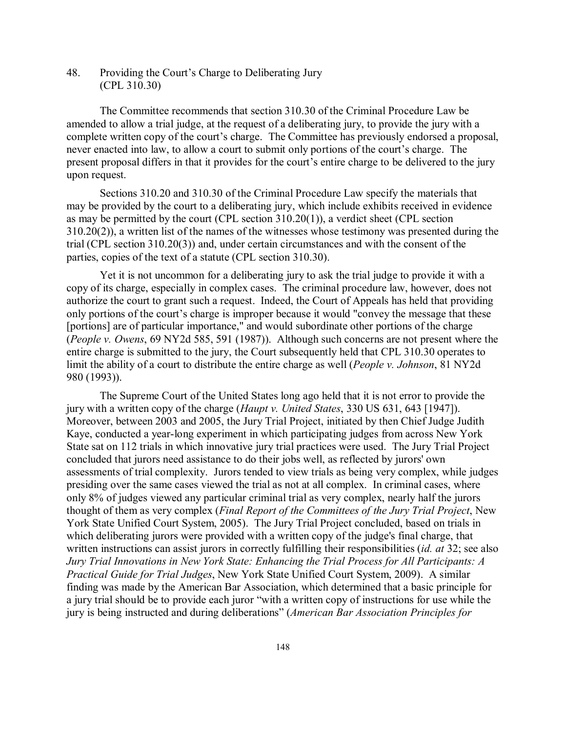48. Providing the Court's Charge to Deliberating Jury
(CPL 310.30)

The Committee recommends that section 310.30 of the Criminal Procedure Law be amended to allow a trial judge, at the request of a deliberating jury, to provide the jury with a complete written copy of the court's charge. The Committee has previously endorsed a proposal, never enacted into law, to allow a court to submit only portions of the court's charge. The present proposal differs in that it provides for the court's entire charge to be delivered to the jury upon request.

Sections 310.20 and 310.30 of the Criminal Procedure Law specify the materials that may be provided by the court to a deliberating jury, which include exhibits received in evidence as may be permitted by the court (CPL section 310.20(1)), a verdict sheet (CPL section 310.20(2)), a written list of the names of the witnesses whose testimony was presented during the trial (CPL section 310.20(3)) and, under certain circumstances and with the consent of the parties, copies of the text of a statute (CPL section 310.30).

Yet it is not uncommon for a deliberating jury to ask the trial judge to provide it with a copy of its charge, especially in complex cases. The criminal procedure law, however, does not authorize the court to grant such a request. Indeed, the Court of Appeals has held that providing only portions of the court's charge is improper because it would "convey the message that these [portions] are of particular importance," and would subordinate other portions of the charge (*People v. Owens*, 69 NY2d 585, 591 (1987)). Although such concerns are not present where the entire charge is submitted to the jury, the Court subsequently held that CPL 310.30 operates to limit the ability of a court to distribute the entire charge as well (*People v. Johnson*, 81 NY2d 980 (1993)).

The Supreme Court of the United States long ago held that it is not error to provide the jury with a written copy of the charge (*Haupt v. United States*, 330 US 631, 643 [1947]). Moreover, between 2003 and 2005, the Jury Trial Project, initiated by then Chief Judge Judith Kaye, conducted a year-long experiment in which participating judges from across New York State sat on 112 trials in which innovative jury trial practices were used. The Jury Trial Project concluded that jurors need assistance to do their jobs well, as reflected by jurors' own assessments of trial complexity. Jurors tended to view trials as being very complex, while judges presiding over the same cases viewed the trial as not at all complex. In criminal cases, where only 8% of judges viewed any particular criminal trial as very complex, nearly half the jurors thought of them as very complex (*Final Report of the Committees of the Jury Trial Project*, New York State Unified Court System, 2005). The Jury Trial Project concluded, based on trials in which deliberating jurors were provided with a written copy of the judge's final charge, that written instructions can assist jurors in correctly fulfilling their responsibilities (*id. at* 32; see also *Jury Trial Innovations in New York State: Enhancing the Trial Process for All Participants: A Practical Guide for Trial Judges*, New York State Unified Court System, 2009). A similar finding was made by the American Bar Association, which determined that a basic principle for a jury trial should be to provide each juror "with a written copy of instructions for use while the jury is being instructed and during deliberations" (*American Bar Association Principles for*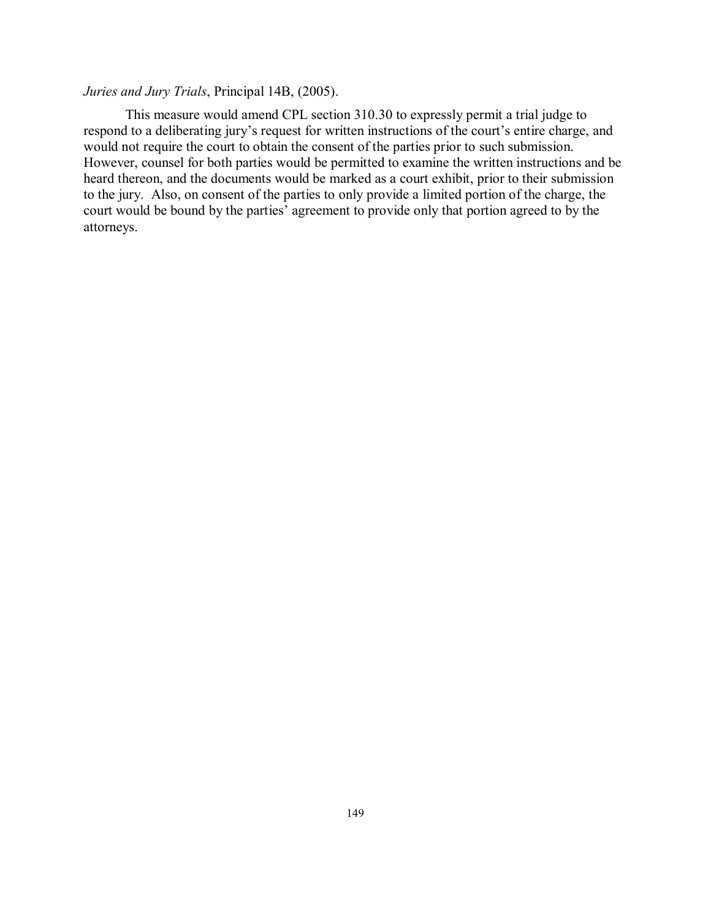*Juries and Jury Trials*, Principal 14B, (2005).

This measure would amend CPL section 310.30 to expressly permit a trial judge to respond to a deliberating jury's request for written instructions of the court's entire charge, and would not require the court to obtain the consent of the parties prior to such submission. However, counsel for both parties would be permitted to examine the written instructions and be heard thereon, and the documents would be marked as a court exhibit, prior to their submission to the jury. Also, on consent of the parties to only provide a limited portion of the charge, the court would be bound by the parties' agreement to provide only that portion agreed to by the attorneys.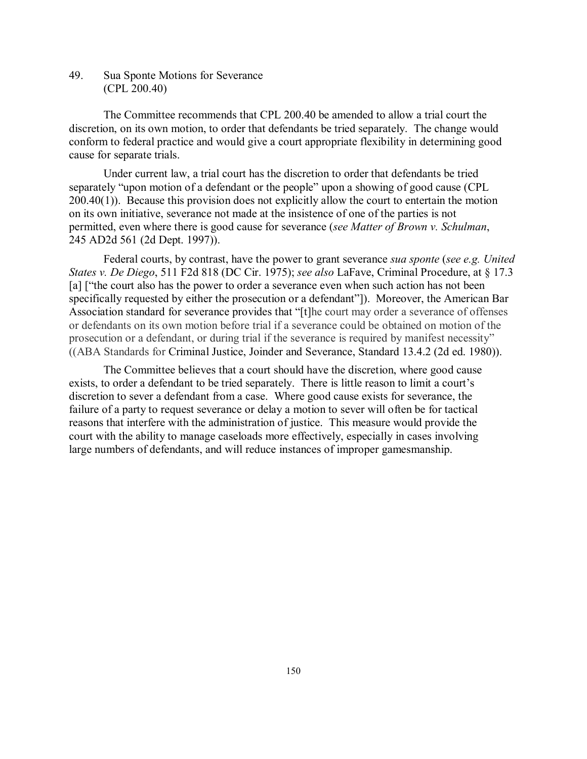## 49. Sua Sponte Motions for Severance (CPL 200.40)

The Committee recommends that CPL 200.40 be amended to allow a trial court the discretion, on its own motion, to order that defendants be tried separately. The change would conform to federal practice and would give a court appropriate flexibility in determining good cause for separate trials.

Under current law, a trial court has the discretion to order that defendants be tried separately "upon motion of a defendant or the people" upon a showing of good cause (CPL 200.40(1)). Because this provision does not explicitly allow the court to entertain the motion on its own initiative, severance not made at the insistence of one of the parties is not permitted, even where there is good cause for severance (*see Matter of Brown v. Schulman*, 245 AD2d 561 (2d Dept. 1997)).

Federal courts, by contrast, have the power to grant severance *sua sponte* (*see e.g. United States v. De Diego*, 511 F2d 818 (DC Cir. 1975); *see also* LaFave, Criminal Procedure, at § 17.3 [a] ["the court also has the power to order a severance even when such action has not been specifically requested by either the prosecution or a defendant"]). Moreover, the American Bar Association standard for severance provides that "[t]he court may order a severance of offenses or defendants on its own motion before trial if a severance could be obtained on motion of the prosecution or a defendant, or during trial if the severance is required by manifest necessity" ((ABA Standards for Criminal Justice, Joinder and Severance, Standard 13.4.2 (2d ed. 1980)).

The Committee believes that a court should have the discretion, where good cause exists, to order a defendant to be tried separately. There is little reason to limit a court's discretion to sever a defendant from a case. Where good cause exists for severance, the failure of a party to request severance or delay a motion to sever will often be for tactical reasons that interfere with the administration of justice. This measure would provide the court with the ability to manage caseloads more effectively, especially in cases involving large numbers of defendants, and will reduce instances of improper gamesmanship.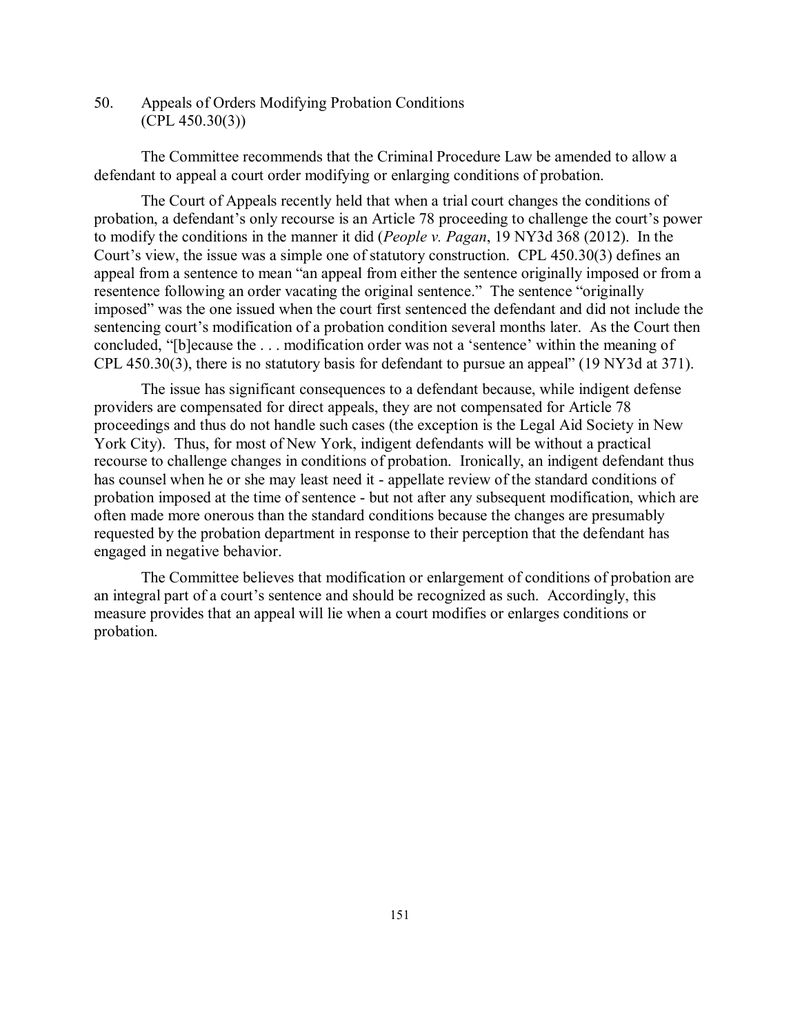## 50. Appeals of Orders Modifying Probation Conditions (CPL 450.30(3))

The Committee recommends that the Criminal Procedure Law be amended to allow a defendant to appeal a court order modifying or enlarging conditions of probation.

The Court of Appeals recently held that when a trial court changes the conditions of probation, a defendant's only recourse is an Article 78 proceeding to challenge the court's power to modify the conditions in the manner it did (*People v. Pagan*, 19 NY3d 368 (2012). In the Court's view, the issue was a simple one of statutory construction. CPL 450.30(3) defines an appeal from a sentence to mean "an appeal from either the sentence originally imposed or from a resentence following an order vacating the original sentence." The sentence "originally imposed" was the one issued when the court first sentenced the defendant and did not include the sentencing court's modification of a probation condition several months later. As the Court then concluded, "[b]ecause the . . . modification order was not a 'sentence' within the meaning of CPL 450.30(3), there is no statutory basis for defendant to pursue an appeal" (19 NY3d at 371).

The issue has significant consequences to a defendant because, while indigent defense providers are compensated for direct appeals, they are not compensated for Article 78 proceedings and thus do not handle such cases (the exception is the Legal Aid Society in New York City). Thus, for most of New York, indigent defendants will be without a practical recourse to challenge changes in conditions of probation. Ironically, an indigent defendant thus has counsel when he or she may least need it - appellate review of the standard conditions of probation imposed at the time of sentence - but not after any subsequent modification, which are often made more onerous than the standard conditions because the changes are presumably requested by the probation department in response to their perception that the defendant has engaged in negative behavior.

The Committee believes that modification or enlargement of conditions of probation are an integral part of a court's sentence and should be recognized as such. Accordingly, this measure provides that an appeal will lie when a court modifies or enlarges conditions or probation.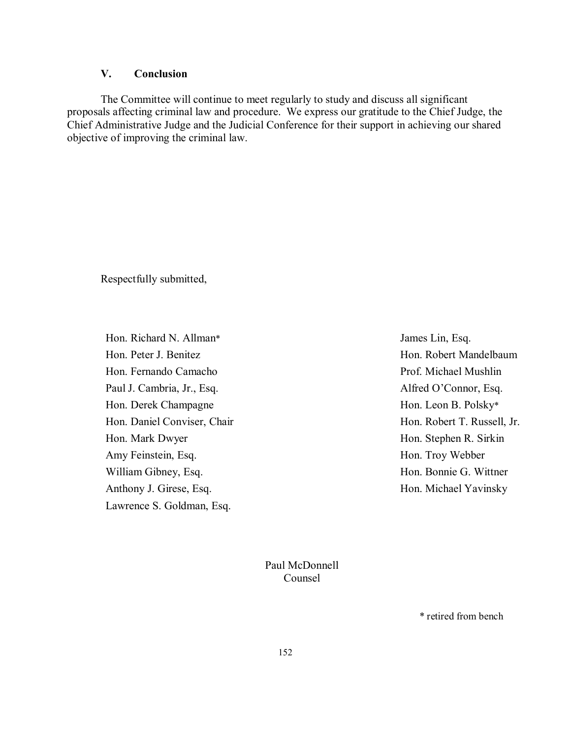## V. Conclusion

The Committee will continue to meet regularly to study and discuss all significant proposals affecting criminal law and procedure. We express our gratitude to the Chief Judge, the Chief Administrative Judge and the Judicial Conference for their support in achieving our shared objective of improving the criminal law.

Respectfully submitted,

Hon. Richard N. Allman*
Hon. Peter J. Benitez
Hon. Fernando Camacho
Paul J. Cambria, Jr., Esq.
Hon. Derek Champagne
Hon. Daniel Conviser, Chair
Hon. Mark Dwyer
Amy Feinstein, Esq.
William Gibney, Esq.
Anthony J. Girese, Esq.
Lawrence S. Goldman, Esq.
James Lin, Esq.
Hon. Robert Mandelbaum
Prof. Michael Mushlin
Alfred O'Connor, Esq.
Hon. Leon B. Polsky*
Hon. Robert T. Russell, Jr.
Hon. Stephen R. Sirkin
Hon. Troy Webber
Hon. Bonnie G. Wittner
Hon. Michael Yavinsky

Paul McDonnell
Counsel

* retired from bench